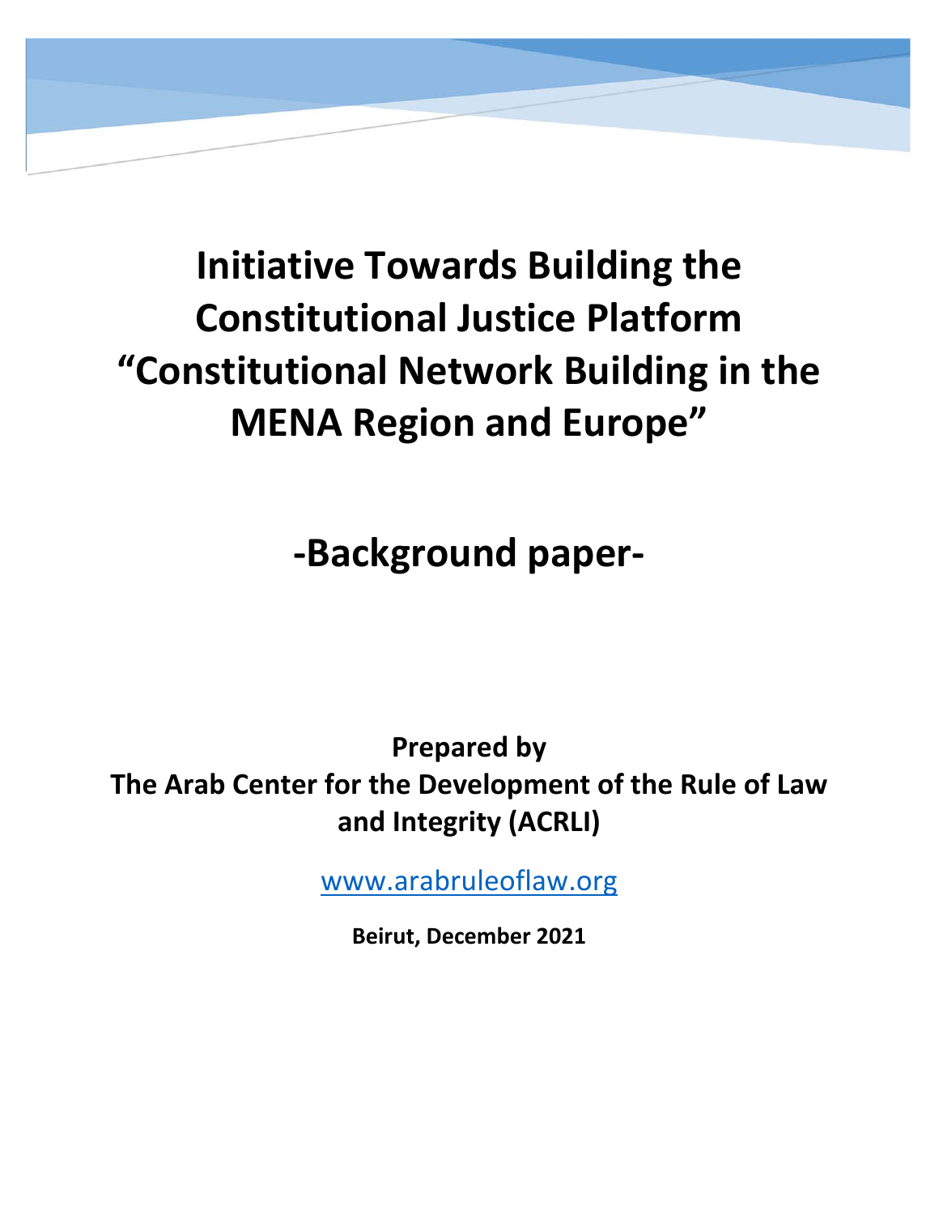# Initiative Towards Building the Constitutional Justice Platform "Constitutional Network Building in the MENA Region and Europe"

## -Background paper-

**Prepared by**
**The Arab Center for the Development of the Rule of Law and Integrity (ACRLI)**

www.arabruleoflaw.org

**Beirut, December 2021**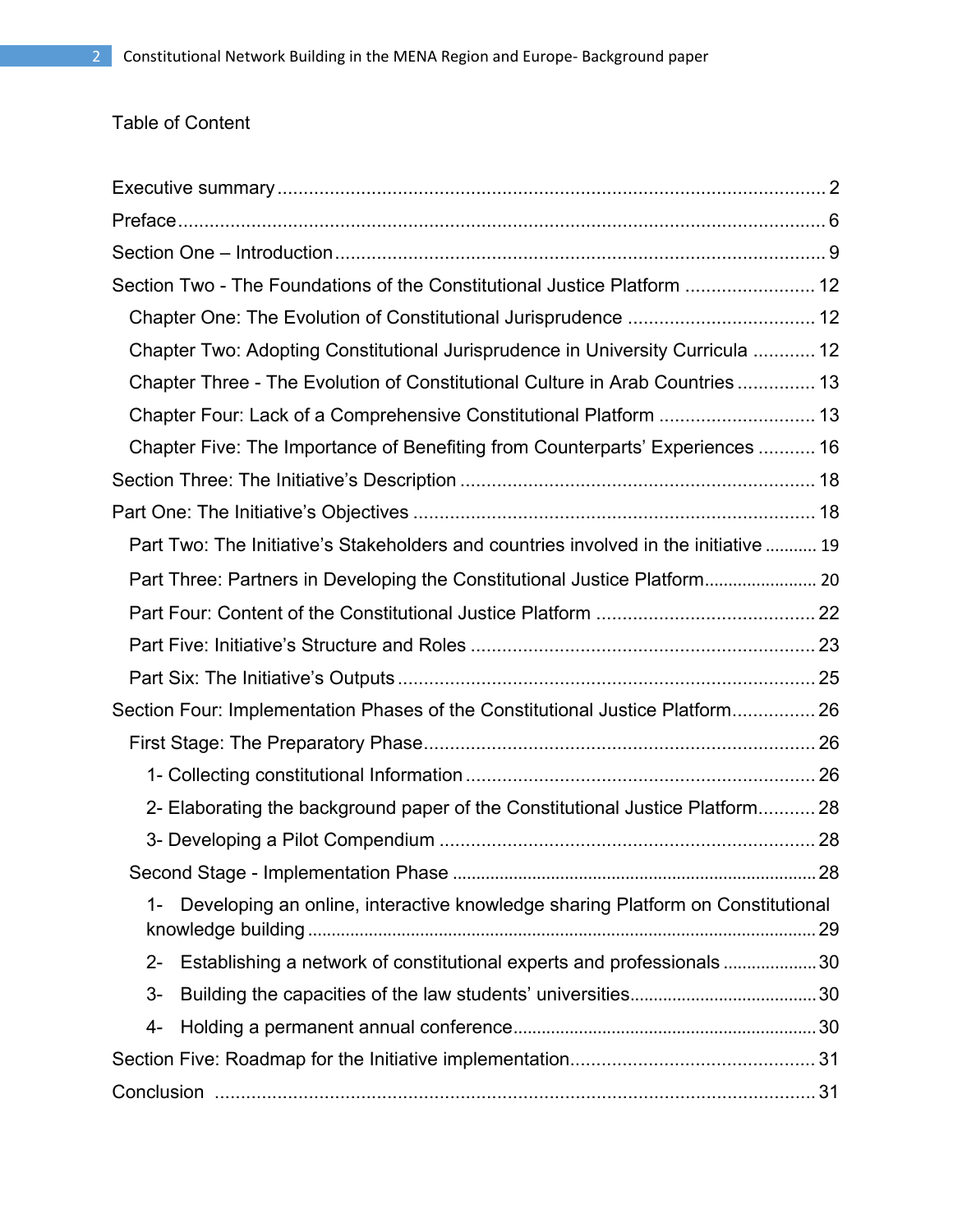# Table of Content

Executive summary ..... 2

Preface ..... 6

Section One – Introduction ..... 9

Section Two - The Foundations of the Constitutional Justice Platform ..... 12

- Chapter One: The Evolution of Constitutional Jurisprudence ..... 12
- Chapter Two: Adopting Constitutional Jurisprudence in University Curricula ..... 12
- Chapter Three - The Evolution of Constitutional Culture in Arab Countries ..... 13
- Chapter Four: Lack of a Comprehensive Constitutional Platform ..... 13
- Chapter Five: The Importance of Benefiting from Counterparts' Experiences ..... 16

Section Three: The Initiative's Description ..... 18

Part One: The Initiative's Objectives ..... 18

- Part Two: The Initiative's Stakeholders and countries involved in the initiative ..... 19
- Part Three: Partners in Developing the Constitutional Justice Platform ..... 20
- Part Four: Content of the Constitutional Justice Platform ..... 22
- Part Five: Initiative's Structure and Roles ..... 23
- Part Six: The Initiative's Outputs ..... 25

Section Four: Implementation Phases of the Constitutional Justice Platform ..... 26

- First Stage: The Preparatory Phase ..... 26
  - 1- Collecting constitutional Information ..... 26
  - 2- Elaborating the background paper of the Constitutional Justice Platform ..... 28
  - 3- Developing a Pilot Compendium ..... 28
- Second Stage - Implementation Phase ..... 28
  - 1- Developing an online, interactive knowledge sharing Platform on Constitutional knowledge building ..... 29
  - 2- Establishing a network of constitutional experts and professionals ..... 30
  - 3- Building the capacities of the law students' universities ..... 30
  - 4- Holding a permanent annual conference ..... 30

Section Five: Roadmap for the Initiative implementation ..... 31

Conclusion ..... 31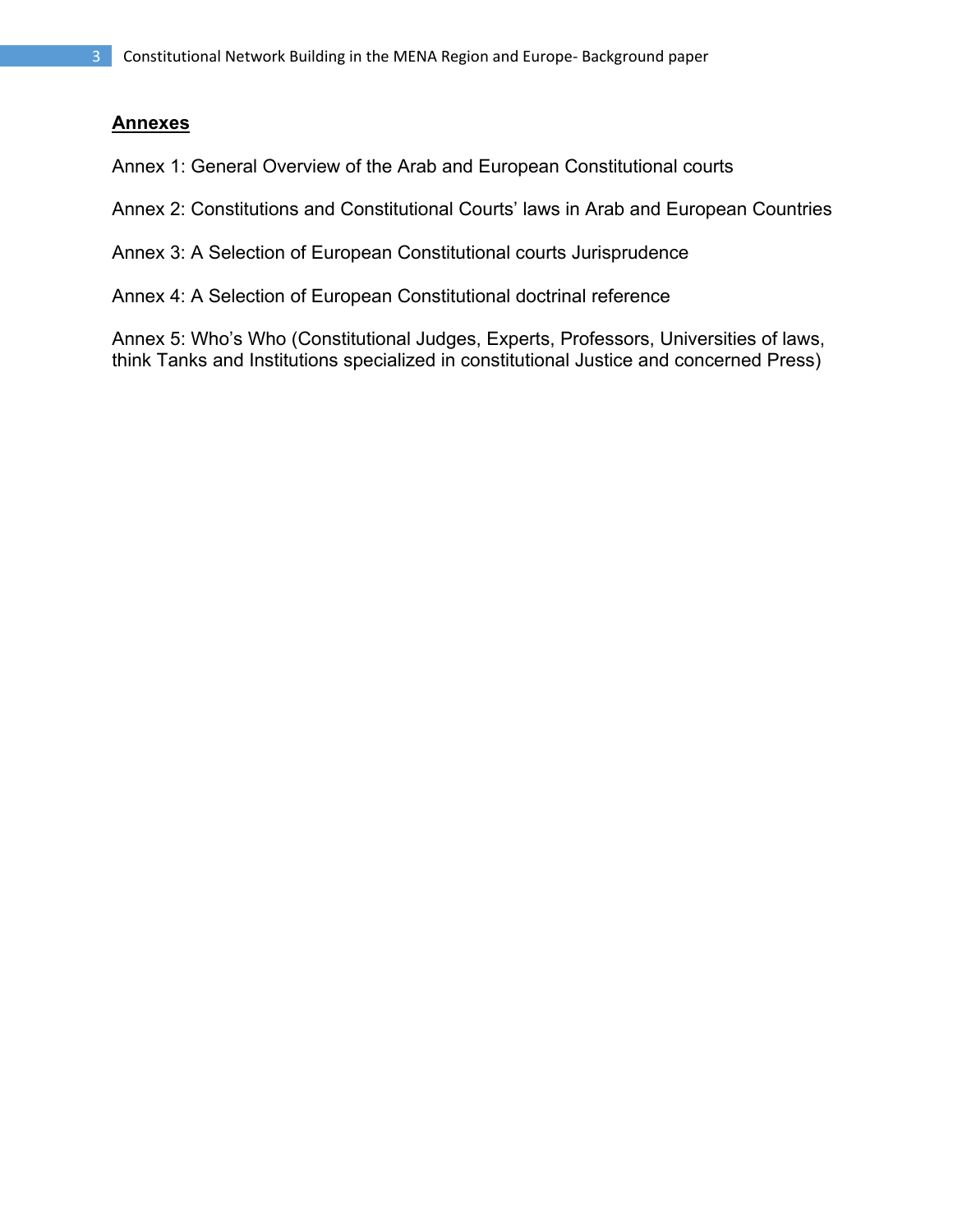## Annexes

Annex 1: General Overview of the Arab and European Constitutional courts

Annex 2: Constitutions and Constitutional Courts' laws in Arab and European Countries

Annex 3: A Selection of European Constitutional courts Jurisprudence

Annex 4: A Selection of European Constitutional doctrinal reference

Annex 5: Who's Who (Constitutional Judges, Experts, Professors, Universities of laws, think Tanks and Institutions specialized in constitutional Justice and concerned Press)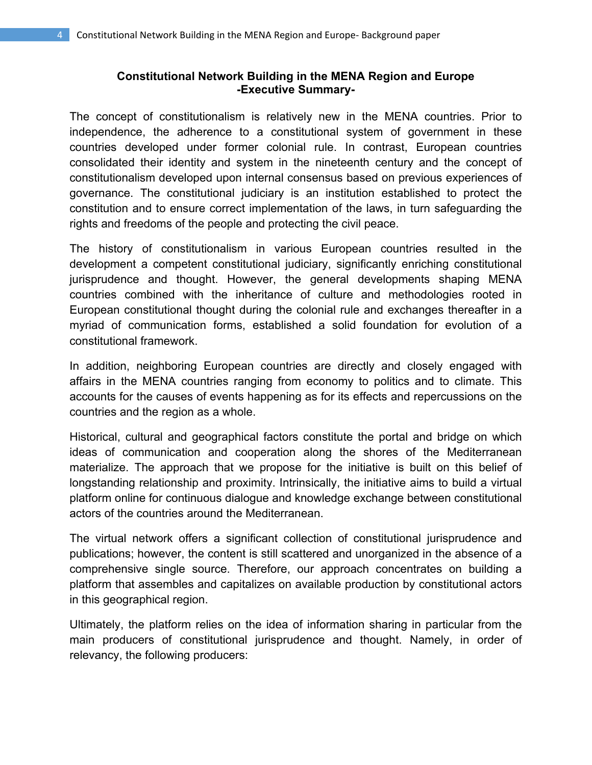**Constitutional Network Building in the MENA Region and Europe**
**-Executive Summary-**

The concept of constitutionalism is relatively new in the MENA countries. Prior to independence, the adherence to a constitutional system of government in these countries developed under former colonial rule. In contrast, European countries consolidated their identity and system in the nineteenth century and the concept of constitutionalism developed upon internal consensus based on previous experiences of governance. The constitutional judiciary is an institution established to protect the constitution and to ensure correct implementation of the laws, in turn safeguarding the rights and freedoms of the people and protecting the civil peace.

The history of constitutionalism in various European countries resulted in the development a competent constitutional judiciary, significantly enriching constitutional jurisprudence and thought. However, the general developments shaping MENA countries combined with the inheritance of culture and methodologies rooted in European constitutional thought during the colonial rule and exchanges thereafter in a myriad of communication forms, established a solid foundation for evolution of a constitutional framework.

In addition, neighboring European countries are directly and closely engaged with affairs in the MENA countries ranging from economy to politics and to climate. This accounts for the causes of events happening as for its effects and repercussions on the countries and the region as a whole.

Historical, cultural and geographical factors constitute the portal and bridge on which ideas of communication and cooperation along the shores of the Mediterranean materialize. The approach that we propose for the initiative is built on this belief of longstanding relationship and proximity. Intrinsically, the initiative aims to build a virtual platform online for continuous dialogue and knowledge exchange between constitutional actors of the countries around the Mediterranean.

The virtual network offers a significant collection of constitutional jurisprudence and publications; however, the content is still scattered and unorganized in the absence of a comprehensive single source. Therefore, our approach concentrates on building a platform that assembles and capitalizes on available production by constitutional actors in this geographical region.

Ultimately, the platform relies on the idea of information sharing in particular from the main producers of constitutional jurisprudence and thought. Namely, in order of relevancy, the following producers: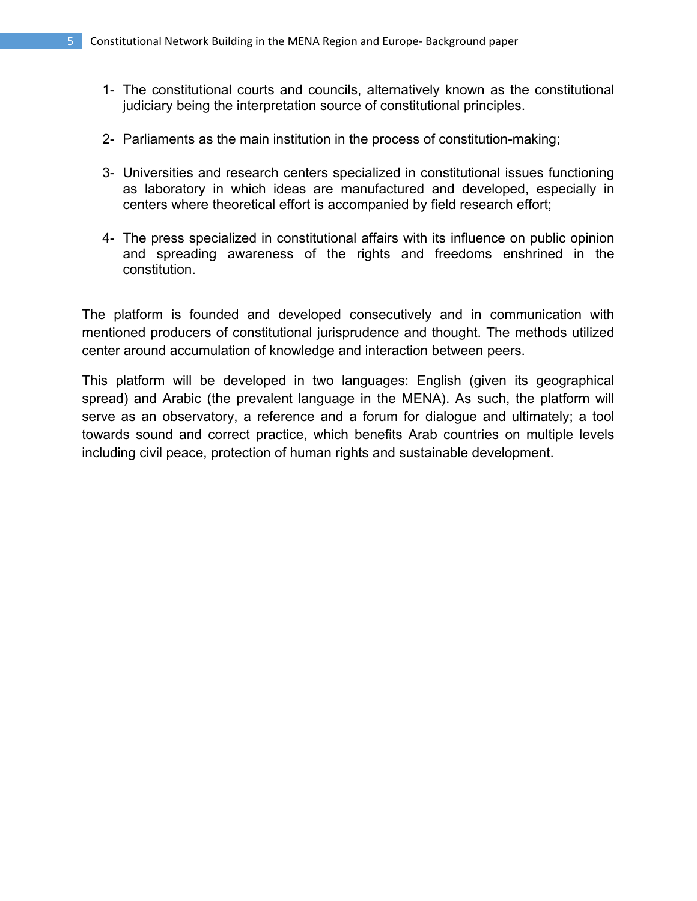1- The constitutional courts and councils, alternatively known as the constitutional judiciary being the interpretation source of constitutional principles.

2- Parliaments as the main institution in the process of constitution-making;

3- Universities and research centers specialized in constitutional issues functioning as laboratory in which ideas are manufactured and developed, especially in centers where theoretical effort is accompanied by field research effort;

4- The press specialized in constitutional affairs with its influence on public opinion and spreading awareness of the rights and freedoms enshrined in the constitution.

The platform is founded and developed consecutively and in communication with mentioned producers of constitutional jurisprudence and thought. The methods utilized center around accumulation of knowledge and interaction between peers.

This platform will be developed in two languages: English (given its geographical spread) and Arabic (the prevalent language in the MENA). As such, the platform will serve as an observatory, a reference and a forum for dialogue and ultimately; a tool towards sound and correct practice, which benefits Arab countries on multiple levels including civil peace, protection of human rights and sustainable development.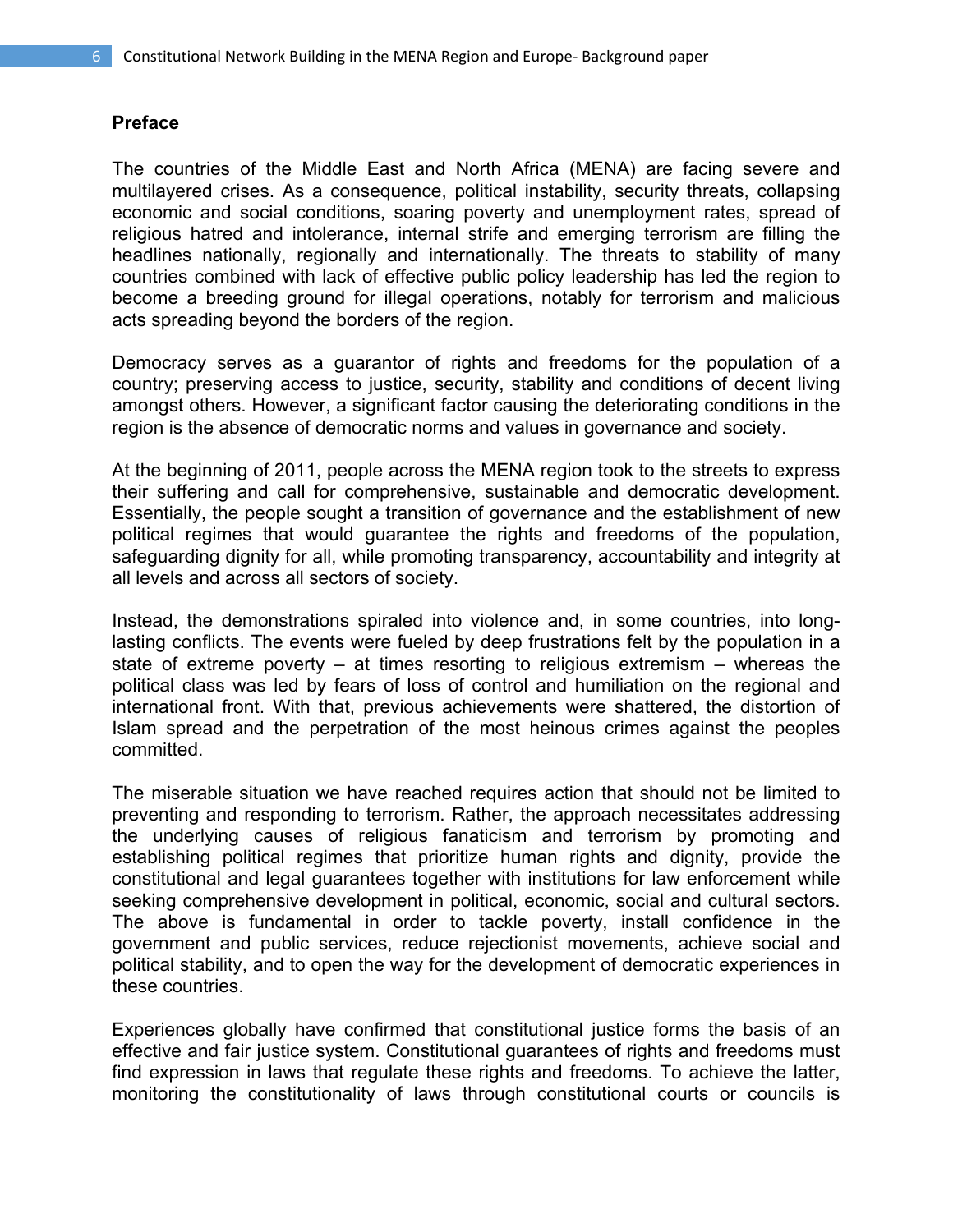## Preface

The countries of the Middle East and North Africa (MENA) are facing severe and multilayered crises. As a consequence, political instability, security threats, collapsing economic and social conditions, soaring poverty and unemployment rates, spread of religious hatred and intolerance, internal strife and emerging terrorism are filling the headlines nationally, regionally and internationally. The threats to stability of many countries combined with lack of effective public policy leadership has led the region to become a breeding ground for illegal operations, notably for terrorism and malicious acts spreading beyond the borders of the region.

Democracy serves as a guarantor of rights and freedoms for the population of a country; preserving access to justice, security, stability and conditions of decent living amongst others. However, a significant factor causing the deteriorating conditions in the region is the absence of democratic norms and values in governance and society.

At the beginning of 2011, people across the MENA region took to the streets to express their suffering and call for comprehensive, sustainable and democratic development. Essentially, the people sought a transition of governance and the establishment of new political regimes that would guarantee the rights and freedoms of the population, safeguarding dignity for all, while promoting transparency, accountability and integrity at all levels and across all sectors of society.

Instead, the demonstrations spiraled into violence and, in some countries, into long-lasting conflicts. The events were fueled by deep frustrations felt by the population in a state of extreme poverty – at times resorting to religious extremism – whereas the political class was led by fears of loss of control and humiliation on the regional and international front. With that, previous achievements were shattered, the distortion of Islam spread and the perpetration of the most heinous crimes against the peoples committed.

The miserable situation we have reached requires action that should not be limited to preventing and responding to terrorism. Rather, the approach necessitates addressing the underlying causes of religious fanaticism and terrorism by promoting and establishing political regimes that prioritize human rights and dignity, provide the constitutional and legal guarantees together with institutions for law enforcement while seeking comprehensive development in political, economic, social and cultural sectors. The above is fundamental in order to tackle poverty, install confidence in the government and public services, reduce rejectionist movements, achieve social and political stability, and to open the way for the development of democratic experiences in these countries.

Experiences globally have confirmed that constitutional justice forms the basis of an effective and fair justice system. Constitutional guarantees of rights and freedoms must find expression in laws that regulate these rights and freedoms. To achieve the latter, monitoring the constitutionality of laws through constitutional courts or councils is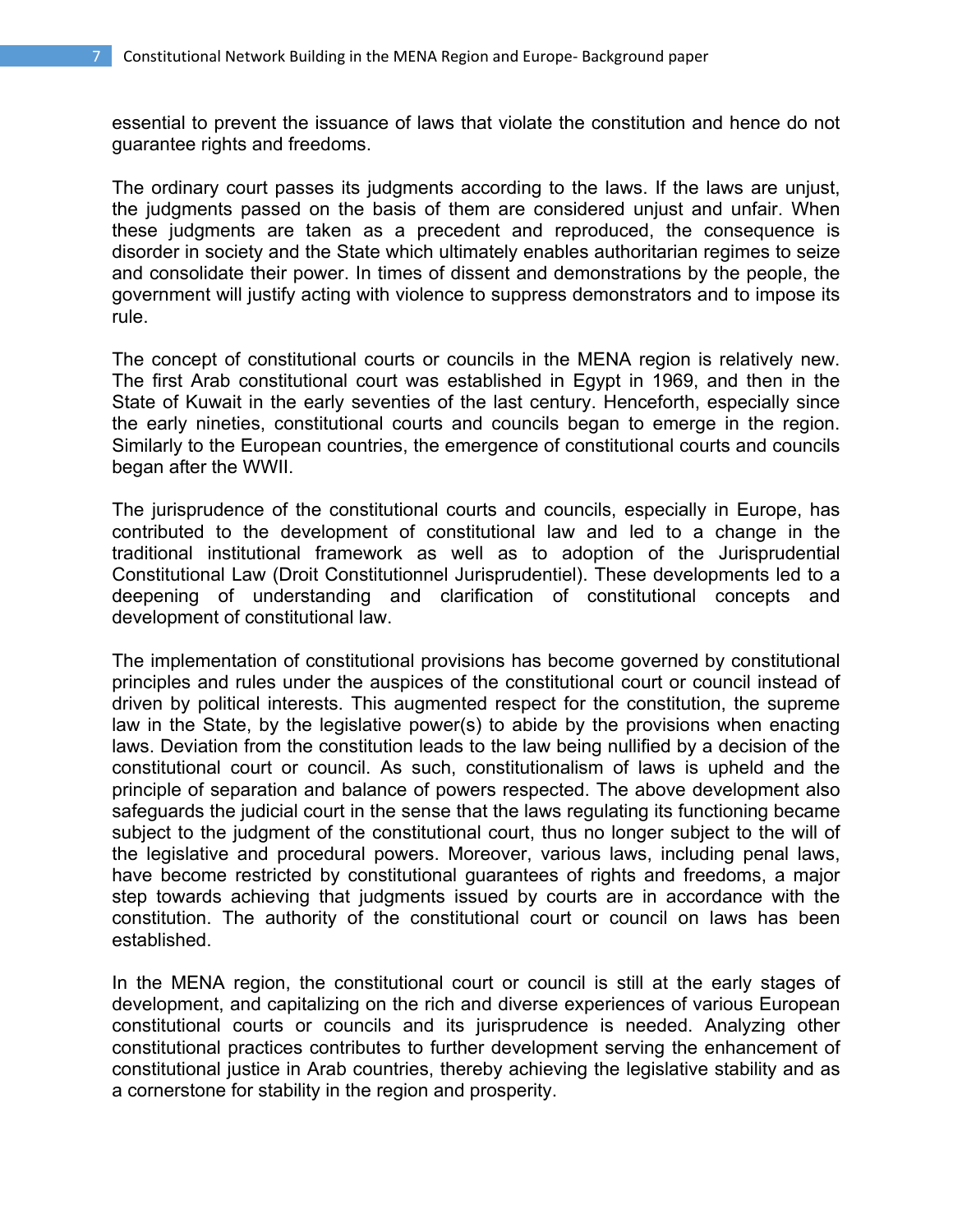essential to prevent the issuance of laws that violate the constitution and hence do not guarantee rights and freedoms.

The ordinary court passes its judgments according to the laws. If the laws are unjust, the judgments passed on the basis of them are considered unjust and unfair. When these judgments are taken as a precedent and reproduced, the consequence is disorder in society and the State which ultimately enables authoritarian regimes to seize and consolidate their power. In times of dissent and demonstrations by the people, the government will justify acting with violence to suppress demonstrators and to impose its rule.

The concept of constitutional courts or councils in the MENA region is relatively new. The first Arab constitutional court was established in Egypt in 1969, and then in the State of Kuwait in the early seventies of the last century. Henceforth, especially since the early nineties, constitutional courts and councils began to emerge in the region. Similarly to the European countries, the emergence of constitutional courts and councils began after the WWII.

The jurisprudence of the constitutional courts and councils, especially in Europe, has contributed to the development of constitutional law and led to a change in the traditional institutional framework as well as to adoption of the Jurisprudential Constitutional Law (Droit Constitutionnel Jurisprudentiel). These developments led to a deepening of understanding and clarification of constitutional concepts and development of constitutional law.

The implementation of constitutional provisions has become governed by constitutional principles and rules under the auspices of the constitutional court or council instead of driven by political interests. This augmented respect for the constitution, the supreme law in the State, by the legislative power(s) to abide by the provisions when enacting laws. Deviation from the constitution leads to the law being nullified by a decision of the constitutional court or council. As such, constitutionalism of laws is upheld and the principle of separation and balance of powers respected. The above development also safeguards the judicial court in the sense that the laws regulating its functioning became subject to the judgment of the constitutional court, thus no longer subject to the will of the legislative and procedural powers. Moreover, various laws, including penal laws, have become restricted by constitutional guarantees of rights and freedoms, a major step towards achieving that judgments issued by courts are in accordance with the constitution. The authority of the constitutional court or council on laws has been established.

In the MENA region, the constitutional court or council is still at the early stages of development, and capitalizing on the rich and diverse experiences of various European constitutional courts or councils and its jurisprudence is needed. Analyzing other constitutional practices contributes to further development serving the enhancement of constitutional justice in Arab countries, thereby achieving the legislative stability and as a cornerstone for stability in the region and prosperity.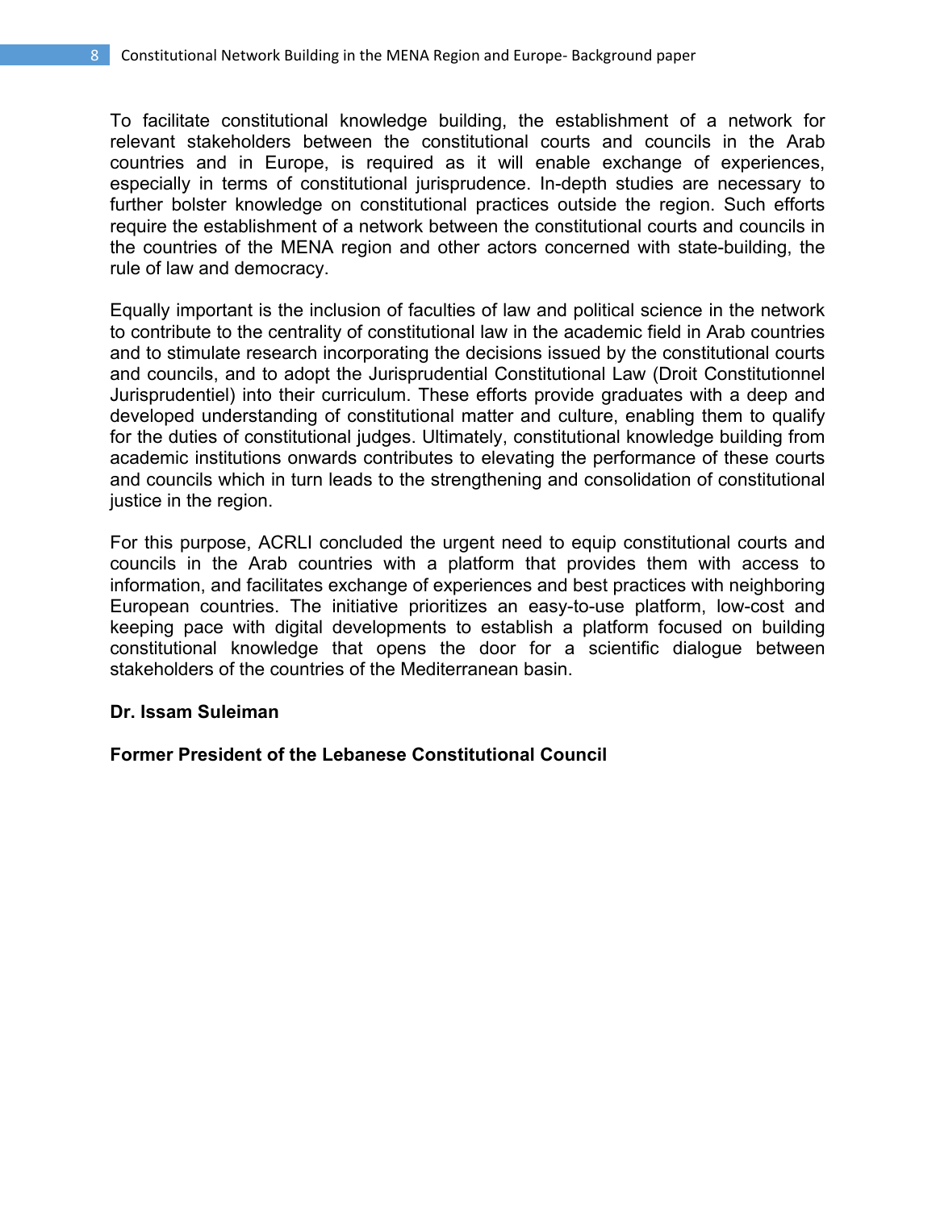To facilitate constitutional knowledge building, the establishment of a network for relevant stakeholders between the constitutional courts and councils in the Arab countries and in Europe, is required as it will enable exchange of experiences, especially in terms of constitutional jurisprudence. In-depth studies are necessary to further bolster knowledge on constitutional practices outside the region. Such efforts require the establishment of a network between the constitutional courts and councils in the countries of the MENA region and other actors concerned with state-building, the rule of law and democracy.

Equally important is the inclusion of faculties of law and political science in the network to contribute to the centrality of constitutional law in the academic field in Arab countries and to stimulate research incorporating the decisions issued by the constitutional courts and councils, and to adopt the Jurisprudential Constitutional Law (Droit Constitutionnel Jurisprudentiel) into their curriculum. These efforts provide graduates with a deep and developed understanding of constitutional matter and culture, enabling them to qualify for the duties of constitutional judges. Ultimately, constitutional knowledge building from academic institutions onwards contributes to elevating the performance of these courts and councils which in turn leads to the strengthening and consolidation of constitutional justice in the region.

For this purpose, ACRLI concluded the urgent need to equip constitutional courts and councils in the Arab countries with a platform that provides them with access to information, and facilitates exchange of experiences and best practices with neighboring European countries. The initiative prioritizes an easy-to-use platform, low-cost and keeping pace with digital developments to establish a platform focused on building constitutional knowledge that opens the door for a scientific dialogue between stakeholders of the countries of the Mediterranean basin.

**Dr. Issam Suleiman**

**Former President of the Lebanese Constitutional Council**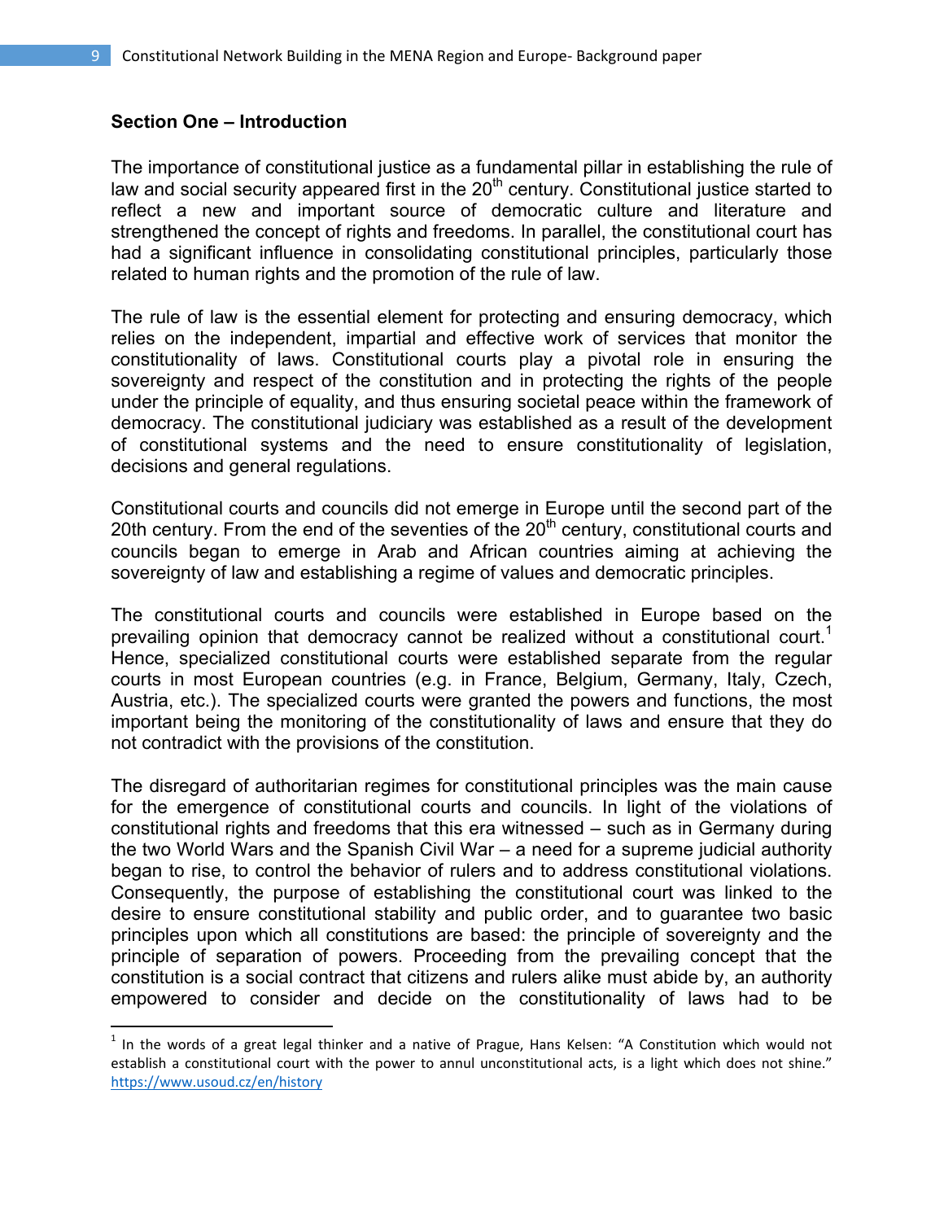## Section One – Introduction

The importance of constitutional justice as a fundamental pillar in establishing the rule of law and social security appeared first in the 20th century. Constitutional justice started to reflect a new and important source of democratic culture and literature and strengthened the concept of rights and freedoms. In parallel, the constitutional court has had a significant influence in consolidating constitutional principles, particularly those related to human rights and the promotion of the rule of law.

The rule of law is the essential element for protecting and ensuring democracy, which relies on the independent, impartial and effective work of services that monitor the constitutionality of laws. Constitutional courts play a pivotal role in ensuring the sovereignty and respect of the constitution and in protecting the rights of the people under the principle of equality, and thus ensuring societal peace within the framework of democracy. The constitutional judiciary was established as a result of the development of constitutional systems and the need to ensure constitutionality of legislation, decisions and general regulations.

Constitutional courts and councils did not emerge in Europe until the second part of the 20th century. From the end of the seventies of the 20th century, constitutional courts and councils began to emerge in Arab and African countries aiming at achieving the sovereignty of law and establishing a regime of values and democratic principles.

The constitutional courts and councils were established in Europe based on the prevailing opinion that democracy cannot be realized without a constitutional court.[1] Hence, specialized constitutional courts were established separate from the regular courts in most European countries (e.g. in France, Belgium, Germany, Italy, Czech, Austria, etc.). The specialized courts were granted the powers and functions, the most important being the monitoring of the constitutionality of laws and ensure that they do not contradict with the provisions of the constitution.

The disregard of authoritarian regimes for constitutional principles was the main cause for the emergence of constitutional courts and councils. In light of the violations of constitutional rights and freedoms that this era witnessed – such as in Germany during the two World Wars and the Spanish Civil War – a need for a supreme judicial authority began to rise, to control the behavior of rulers and to address constitutional violations. Consequently, the purpose of establishing the constitutional court was linked to the desire to ensure constitutional stability and public order, and to guarantee two basic principles upon which all constitutions are based: the principle of sovereignty and the principle of separation of powers. Proceeding from the prevailing concept that the constitution is a social contract that citizens and rulers alike must abide by, an authority empowered to consider and decide on the constitutionality of laws had to be

[1] In the words of a great legal thinker and a native of Prague, Hans Kelsen: "A Constitution which would not establish a constitutional court with the power to annul unconstitutional acts, is a light which does not shine." https://www.usoud.cz/en/history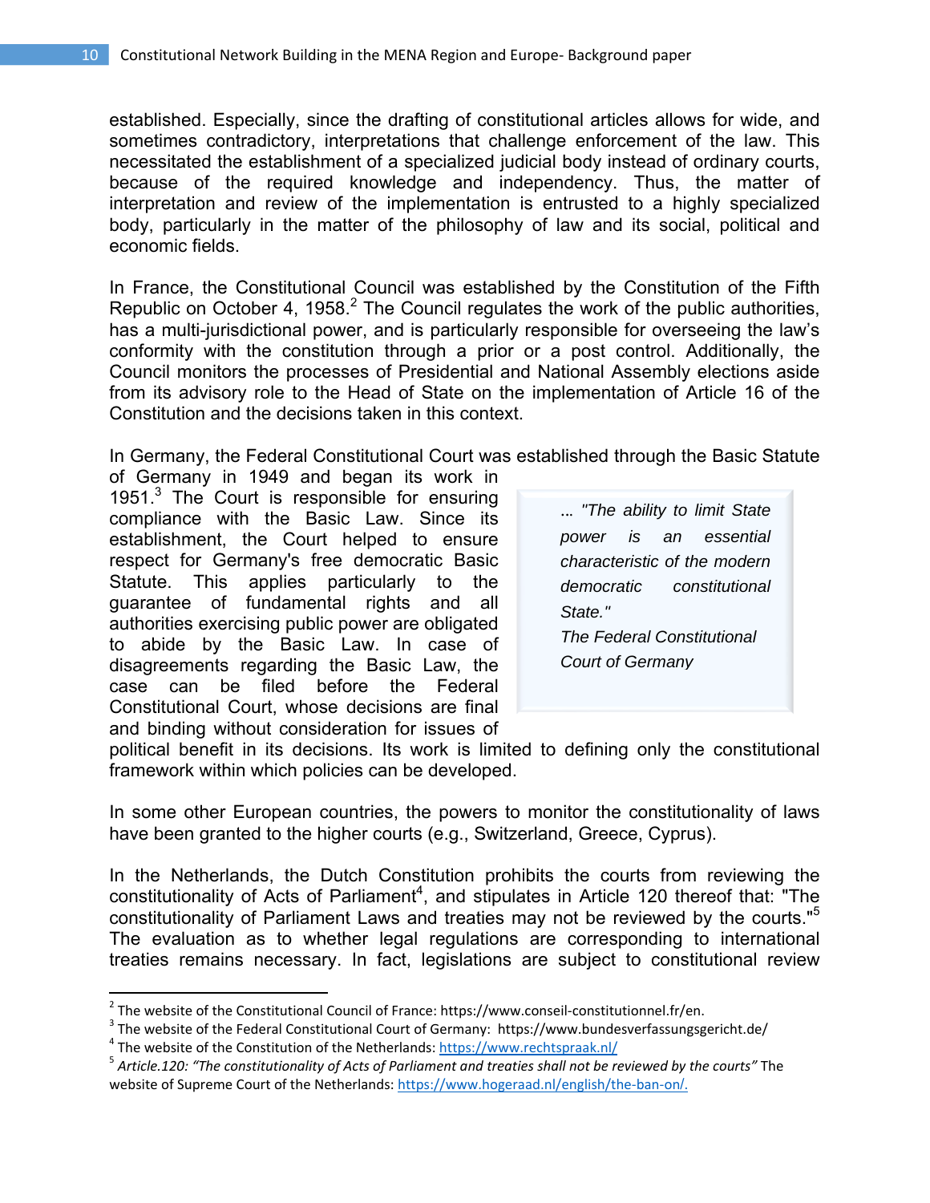established. Especially, since the drafting of constitutional articles allows for wide, and sometimes contradictory, interpretations that challenge enforcement of the law. This necessitated the establishment of a specialized judicial body instead of ordinary courts, because of the required knowledge and independency. Thus, the matter of interpretation and review of the implementation is entrusted to a highly specialized body, particularly in the matter of the philosophy of law and its social, political and economic fields.

In France, the Constitutional Council was established by the Constitution of the Fifth Republic on October 4, 1958.[2] The Council regulates the work of the public authorities, has a multi-jurisdictional power, and is particularly responsible for overseeing the law's conformity with the constitution through a prior or a post control. Additionally, the Council monitors the processes of Presidential and National Assembly elections aside from its advisory role to the Head of State on the implementation of Article 16 of the Constitution and the decisions taken in this context.

In Germany, the Federal Constitutional Court was established through the Basic Statute of Germany in 1949 and began its work in 1951.[3] The Court is responsible for ensuring compliance with the Basic Law. Since its establishment, the Court helped to ensure respect for Germany's free democratic Basic Statute. This applies particularly to the guarantee of fundamental rights and all authorities exercising public power are obligated to abide by the Basic Law. In case of disagreements regarding the Basic Law, the case can be filed before the Federal Constitutional Court, whose decisions are final and binding without consideration for issues of political benefit in its decisions. Its work is limited to defining only the constitutional framework within which policies can be developed.

> *... "The ability to limit State power is an essential characteristic of the modern democratic constitutional State."*
> *The Federal Constitutional Court of Germany*

In some other European countries, the powers to monitor the constitutionality of laws have been granted to the higher courts (e.g., Switzerland, Greece, Cyprus).

In the Netherlands, the Dutch Constitution prohibits the courts from reviewing the constitutionality of Acts of Parliament[4], and stipulates in Article 120 thereof that: "The constitutionality of Parliament Laws and treaties may not be reviewed by the courts."[5] The evaluation as to whether legal regulations are corresponding to international treaties remains necessary. In fact, legislations are subject to constitutional review

---

[2] The website of the Constitutional Council of France: https://www.conseil-constitutionnel.fr/en.

[3] The website of the Federal Constitutional Court of Germany: https://www.bundesverfassungsgericht.de/

[4] The website of the Constitution of the Netherlands: https://www.rechtspraak.nl/

[5] *Article.120: "The constitutionality of Acts of Parliament and treaties shall not be reviewed by the courts"* The website of Supreme Court of the Netherlands: https://www.hogeraad.nl/english/the-ban-on/.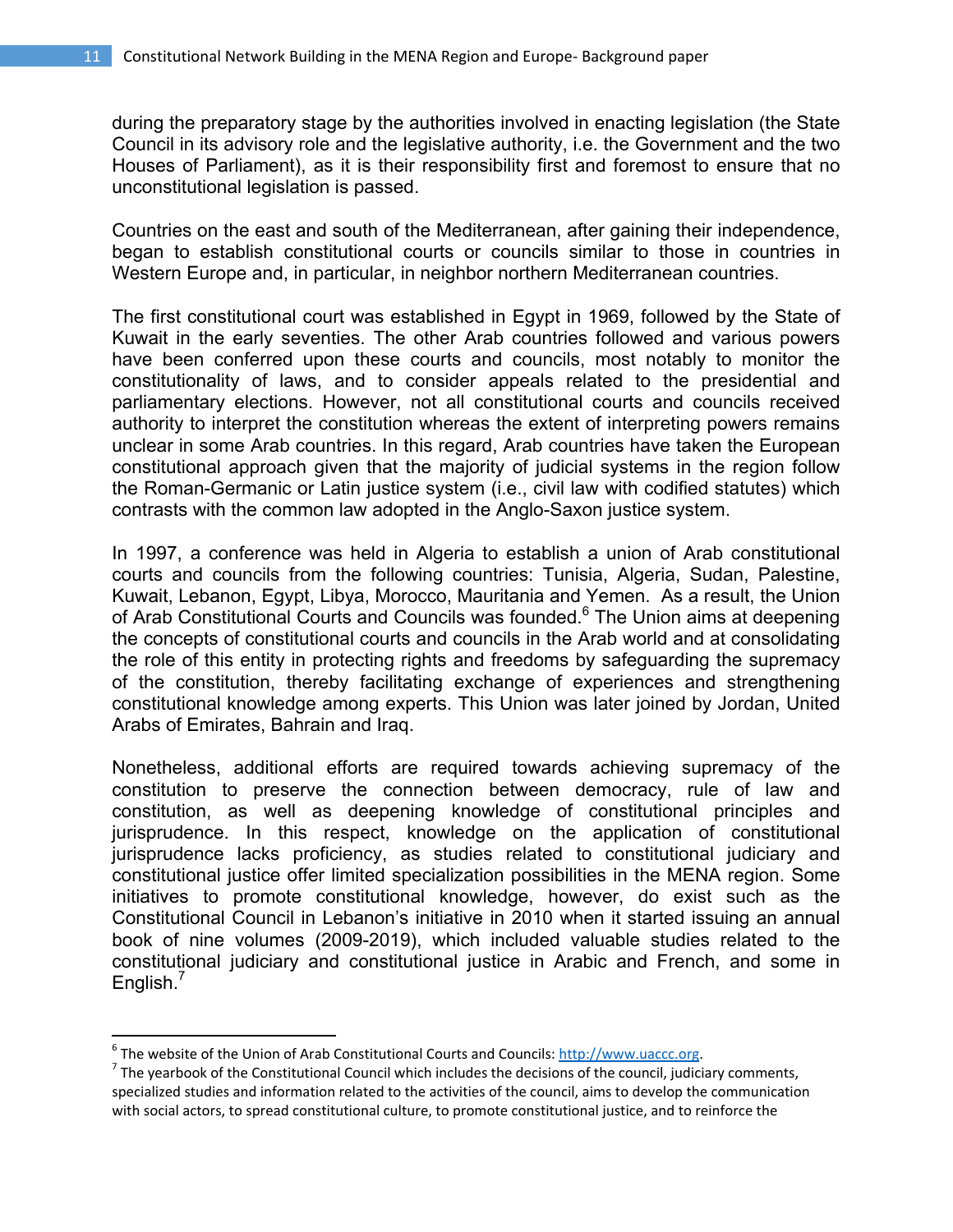during the preparatory stage by the authorities involved in enacting legislation (the State Council in its advisory role and the legislative authority, i.e. the Government and the two Houses of Parliament), as it is their responsibility first and foremost to ensure that no unconstitutional legislation is passed.

Countries on the east and south of the Mediterranean, after gaining their independence, began to establish constitutional courts or councils similar to those in countries in Western Europe and, in particular, in neighbor northern Mediterranean countries.

The first constitutional court was established in Egypt in 1969, followed by the State of Kuwait in the early seventies. The other Arab countries followed and various powers have been conferred upon these courts and councils, most notably to monitor the constitutionality of laws, and to consider appeals related to the presidential and parliamentary elections. However, not all constitutional courts and councils received authority to interpret the constitution whereas the extent of interpreting powers remains unclear in some Arab countries. In this regard, Arab countries have taken the European constitutional approach given that the majority of judicial systems in the region follow the Roman-Germanic or Latin justice system (i.e., civil law with codified statutes) which contrasts with the common law adopted in the Anglo-Saxon justice system.

In 1997, a conference was held in Algeria to establish a union of Arab constitutional courts and councils from the following countries: Tunisia, Algeria, Sudan, Palestine, Kuwait, Lebanon, Egypt, Libya, Morocco, Mauritania and Yemen. As a result, the Union of Arab Constitutional Courts and Councils was founded.[6] The Union aims at deepening the concepts of constitutional courts and councils in the Arab world and at consolidating the role of this entity in protecting rights and freedoms by safeguarding the supremacy of the constitution, thereby facilitating exchange of experiences and strengthening constitutional knowledge among experts. This Union was later joined by Jordan, United Arabs of Emirates, Bahrain and Iraq.

Nonetheless, additional efforts are required towards achieving supremacy of the constitution to preserve the connection between democracy, rule of law and constitution, as well as deepening knowledge of constitutional principles and jurisprudence. In this respect, knowledge on the application of constitutional jurisprudence lacks proficiency, as studies related to constitutional judiciary and constitutional justice offer limited specialization possibilities in the MENA region. Some initiatives to promote constitutional knowledge, however, do exist such as the Constitutional Council in Lebanon's initiative in 2010 when it started issuing an annual book of nine volumes (2009-2019), which included valuable studies related to the constitutional judiciary and constitutional justice in Arabic and French, and some in English.[7]

---

[6] The website of the Union of Arab Constitutional Courts and Councils: http://www.uaccc.org.

[7] The yearbook of the Constitutional Council which includes the decisions of the council, judiciary comments, specialized studies and information related to the activities of the council, aims to develop the communication with social actors, to spread constitutional culture, to promote constitutional justice, and to reinforce the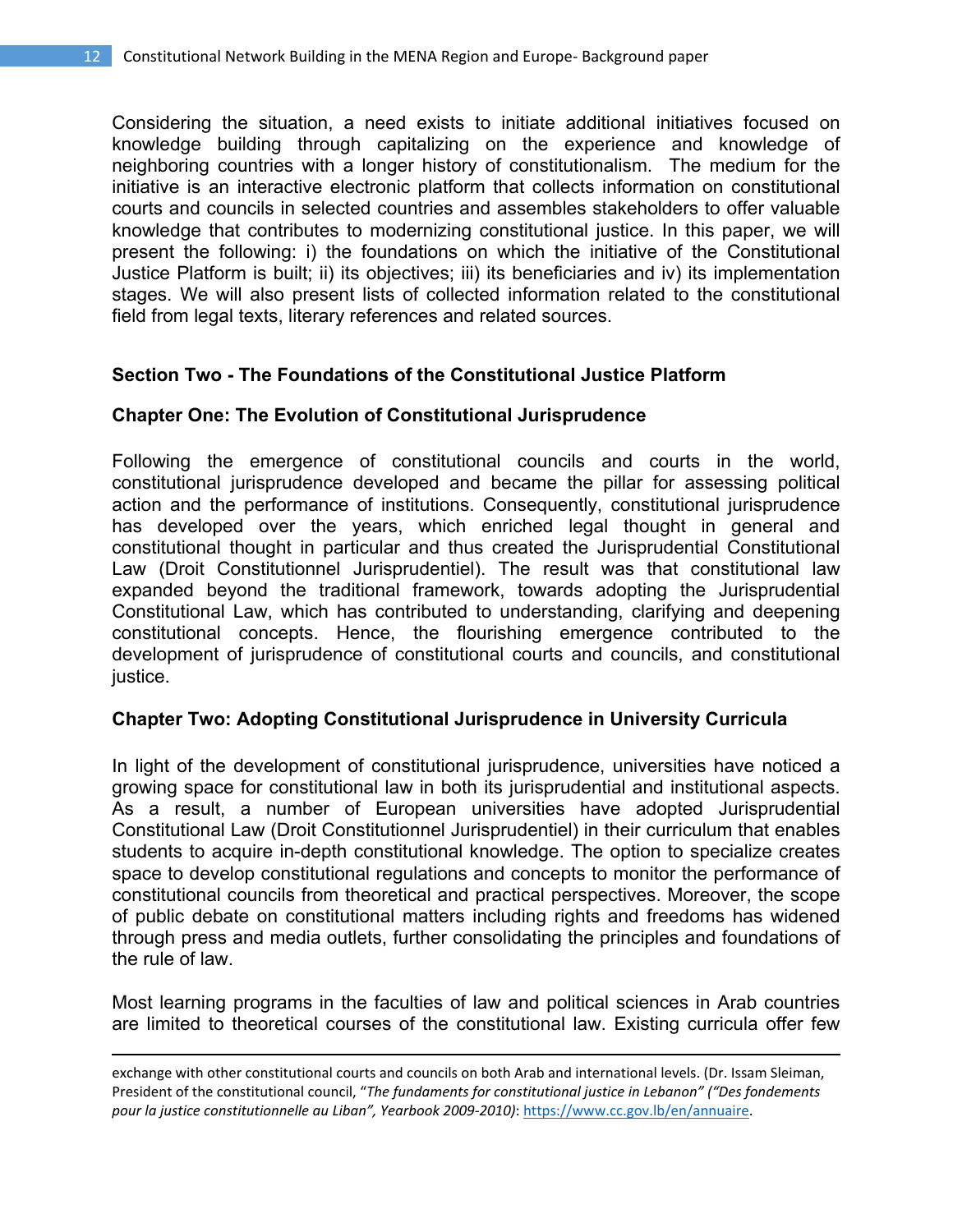Considering the situation, a need exists to initiate additional initiatives focused on knowledge building through capitalizing on the experience and knowledge of neighboring countries with a longer history of constitutionalism. The medium for the initiative is an interactive electronic platform that collects information on constitutional courts and councils in selected countries and assembles stakeholders to offer valuable knowledge that contributes to modernizing constitutional justice. In this paper, we will present the following: i) the foundations on which the initiative of the Constitutional Justice Platform is built; ii) its objectives; iii) its beneficiaries and iv) its implementation stages. We will also present lists of collected information related to the constitutional field from legal texts, literary references and related sources.

## Section Two - The Foundations of the Constitutional Justice Platform

### Chapter One: The Evolution of Constitutional Jurisprudence

Following the emergence of constitutional councils and courts in the world, constitutional jurisprudence developed and became the pillar for assessing political action and the performance of institutions. Consequently, constitutional jurisprudence has developed over the years, which enriched legal thought in general and constitutional thought in particular and thus created the Jurisprudential Constitutional Law (Droit Constitutionnel Jurisprudentiel). The result was that constitutional law expanded beyond the traditional framework, towards adopting the Jurisprudential Constitutional Law, which has contributed to understanding, clarifying and deepening constitutional concepts. Hence, the flourishing emergence contributed to the development of jurisprudence of constitutional courts and councils, and constitutional justice.

### Chapter Two: Adopting Constitutional Jurisprudence in University Curricula

In light of the development of constitutional jurisprudence, universities have noticed a growing space for constitutional law in both its jurisprudential and institutional aspects. As a result, a number of European universities have adopted Jurisprudential Constitutional Law (Droit Constitutionnel Jurisprudentiel) in their curriculum that enables students to acquire in-depth constitutional knowledge. The option to specialize creates space to develop constitutional regulations and concepts to monitor the performance of constitutional councils from theoretical and practical perspectives. Moreover, the scope of public debate on constitutional matters including rights and freedoms has widened through press and media outlets, further consolidating the principles and foundations of the rule of law.

Most learning programs in the faculties of law and political sciences in Arab countries are limited to theoretical courses of the constitutional law. Existing curricula offer few

---

exchange with other constitutional courts and councils on both Arab and international levels. (Dr. Issam Sleiman, President of the constitutional council, "*The fundaments for constitutional justice in Lebanon" ("Des fondements pour la justice constitutionnelle au Liban", Yearbook 2009-2010)*: https://www.cc.gov.lb/en/annuaire.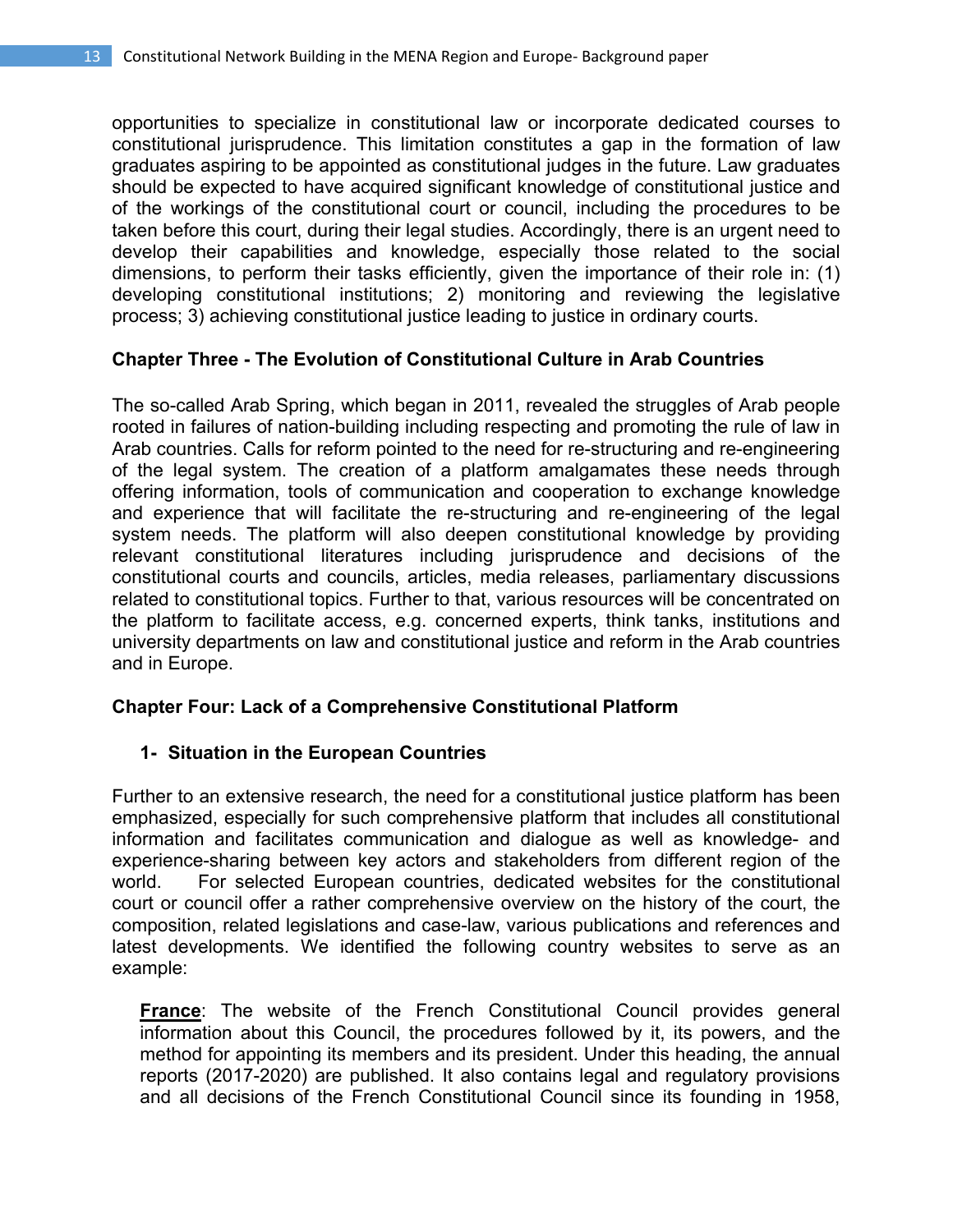opportunities to specialize in constitutional law or incorporate dedicated courses to constitutional jurisprudence. This limitation constitutes a gap in the formation of law graduates aspiring to be appointed as constitutional judges in the future. Law graduates should be expected to have acquired significant knowledge of constitutional justice and of the workings of the constitutional court or council, including the procedures to be taken before this court, during their legal studies. Accordingly, there is an urgent need to develop their capabilities and knowledge, especially those related to the social dimensions, to perform their tasks efficiently, given the importance of their role in: (1) developing constitutional institutions; 2) monitoring and reviewing the legislative process; 3) achieving constitutional justice leading to justice in ordinary courts.

## Chapter Three - The Evolution of Constitutional Culture in Arab Countries

The so-called Arab Spring, which began in 2011, revealed the struggles of Arab people rooted in failures of nation-building including respecting and promoting the rule of law in Arab countries. Calls for reform pointed to the need for re-structuring and re-engineering of the legal system. The creation of a platform amalgamates these needs through offering information, tools of communication and cooperation to exchange knowledge and experience that will facilitate the re-structuring and re-engineering of the legal system needs. The platform will also deepen constitutional knowledge by providing relevant constitutional literatures including jurisprudence and decisions of the constitutional courts and councils, articles, media releases, parliamentary discussions related to constitutional topics. Further to that, various resources will be concentrated on the platform to facilitate access, e.g. concerned experts, think tanks, institutions and university departments on law and constitutional justice and reform in the Arab countries and in Europe.

## Chapter Four: Lack of a Comprehensive Constitutional Platform

### 1- Situation in the European Countries

Further to an extensive research, the need for a constitutional justice platform has been emphasized, especially for such comprehensive platform that includes all constitutional information and facilitates communication and dialogue as well as knowledge- and experience-sharing between key actors and stakeholders from different region of the world. For selected European countries, dedicated websites for the constitutional court or council offer a rather comprehensive overview on the history of the court, the composition, related legislations and case-law, various publications and references and latest developments. We identified the following country websites to serve as an example:

**France**: The website of the French Constitutional Council provides general information about this Council, the procedures followed by it, its powers, and the method for appointing its members and its president. Under this heading, the annual reports (2017-2020) are published. It also contains legal and regulatory provisions and all decisions of the French Constitutional Council since its founding in 1958,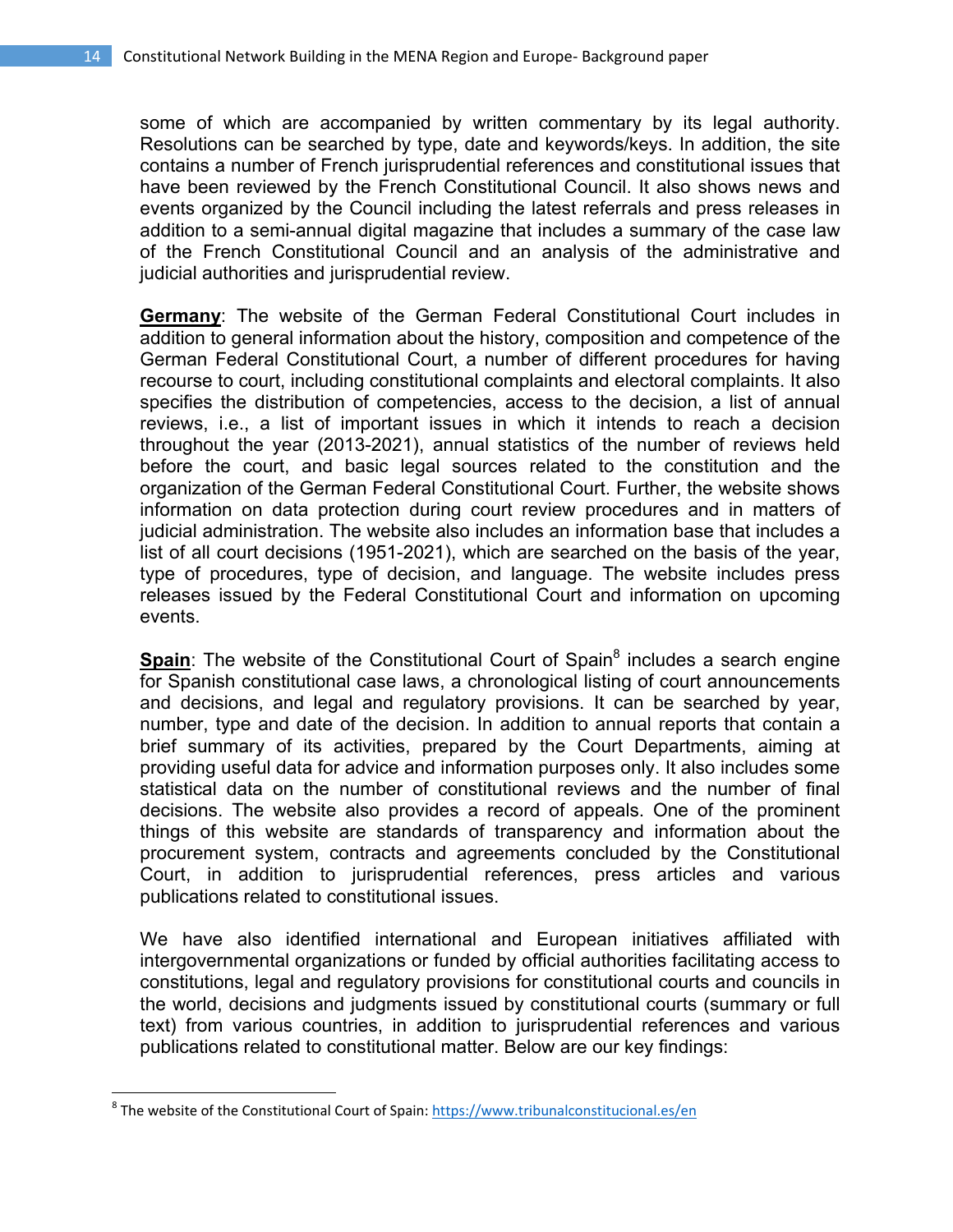some of which are accompanied by written commentary by its legal authority. Resolutions can be searched by type, date and keywords/keys. In addition, the site contains a number of French jurisprudential references and constitutional issues that have been reviewed by the French Constitutional Council. It also shows news and events organized by the Council including the latest referrals and press releases in addition to a semi-annual digital magazine that includes a summary of the case law of the French Constitutional Council and an analysis of the administrative and judicial authorities and jurisprudential review.

**Germany**: The website of the German Federal Constitutional Court includes in addition to general information about the history, composition and competence of the German Federal Constitutional Court, a number of different procedures for having recourse to court, including constitutional complaints and electoral complaints. It also specifies the distribution of competencies, access to the decision, a list of annual reviews, i.e., a list of important issues in which it intends to reach a decision throughout the year (2013-2021), annual statistics of the number of reviews held before the court, and basic legal sources related to the constitution and the organization of the German Federal Constitutional Court. Further, the website shows information on data protection during court review procedures and in matters of judicial administration. The website also includes an information base that includes a list of all court decisions (1951-2021), which are searched on the basis of the year, type of procedures, type of decision, and language. The website includes press releases issued by the Federal Constitutional Court and information on upcoming events.

**Spain**: The website of the Constitutional Court of Spain[8] includes a search engine for Spanish constitutional case laws, a chronological listing of court announcements and decisions, and legal and regulatory provisions. It can be searched by year, number, type and date of the decision. In addition to annual reports that contain a brief summary of its activities, prepared by the Court Departments, aiming at providing useful data for advice and information purposes only. It also includes some statistical data on the number of constitutional reviews and the number of final decisions. The website also provides a record of appeals. One of the prominent things of this website are standards of transparency and information about the procurement system, contracts and agreements concluded by the Constitutional Court, in addition to jurisprudential references, press articles and various publications related to constitutional issues.

We have also identified international and European initiatives affiliated with intergovernmental organizations or funded by official authorities facilitating access to constitutions, legal and regulatory provisions for constitutional courts and councils in the world, decisions and judgments issued by constitutional courts (summary or full text) from various countries, in addition to jurisprudential references and various publications related to constitutional matter. Below are our key findings:

---

[8] The website of the Constitutional Court of Spain: https://www.tribunalconstitucional.es/en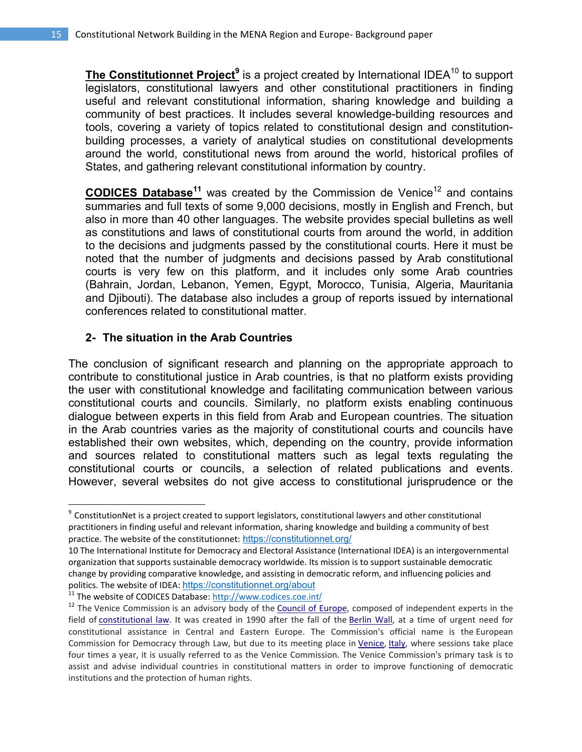**The Constitutionnet Project**[9] is a project created by International IDEA[10] to support legislators, constitutional lawyers and other constitutional practitioners in finding useful and relevant constitutional information, sharing knowledge and building a community of best practices. It includes several knowledge-building resources and tools, covering a variety of topics related to constitutional design and constitution-building processes, a variety of analytical studies on constitutional developments around the world, constitutional news from around the world, historical profiles of States, and gathering relevant constitutional information by country.

**CODICES Database**[11] was created by the Commission de Venice[12] and contains summaries and full texts of some 9,000 decisions, mostly in English and French, but also in more than 40 other languages. The website provides special bulletins as well as constitutions and laws of constitutional courts from around the world, in addition to the decisions and judgments passed by the constitutional courts. Here it must be noted that the number of judgments and decisions passed by Arab constitutional courts is very few on this platform, and it includes only some Arab countries (Bahrain, Jordan, Lebanon, Yemen, Egypt, Morocco, Tunisia, Algeria, Mauritania and Djibouti). The database also includes a group of reports issued by international conferences related to constitutional matter.

### 2- The situation in the Arab Countries

The conclusion of significant research and planning on the appropriate approach to contribute to constitutional justice in Arab countries, is that no platform exists providing the user with constitutional knowledge and facilitating communication between various constitutional courts and councils. Similarly, no platform exists enabling continuous dialogue between experts in this field from Arab and European countries. The situation in the Arab countries varies as the majority of constitutional courts and councils have established their own websites, which, depending on the country, provide information and sources related to constitutional matters such as legal texts regulating the constitutional courts or councils, a selection of related publications and events. However, several websites do not give access to constitutional jurisprudence or the

---

[9] ConstitutionNet is a project created to support legislators, constitutional lawyers and other constitutional practitioners in finding useful and relevant information, sharing knowledge and building a community of best practice. The website of the constitutionnet: https://constitutionnet.org/

10 The International Institute for Democracy and Electoral Assistance (International IDEA) is an intergovernmental organization that supports sustainable democracy worldwide. Its mission is to support sustainable democratic change by providing comparative knowledge, and assisting in democratic reform, and influencing policies and politics. The website of IDEA: https://constitutionnet.org/about

[11] The website of CODICES Database: http://www.codices.coe.int/

[12] The Venice Commission is an advisory body of the Council of Europe, composed of independent experts in the field of constitutional law. It was created in 1990 after the fall of the Berlin Wall, at a time of urgent need for constitutional assistance in Central and Eastern Europe. The Commission's official name is the European Commission for Democracy through Law, but due to its meeting place in Venice, Italy, where sessions take place four times a year, it is usually referred to as the Venice Commission. The Venice Commission's primary task is to assist and advise individual countries in constitutional matters in order to improve functioning of democratic institutions and the protection of human rights.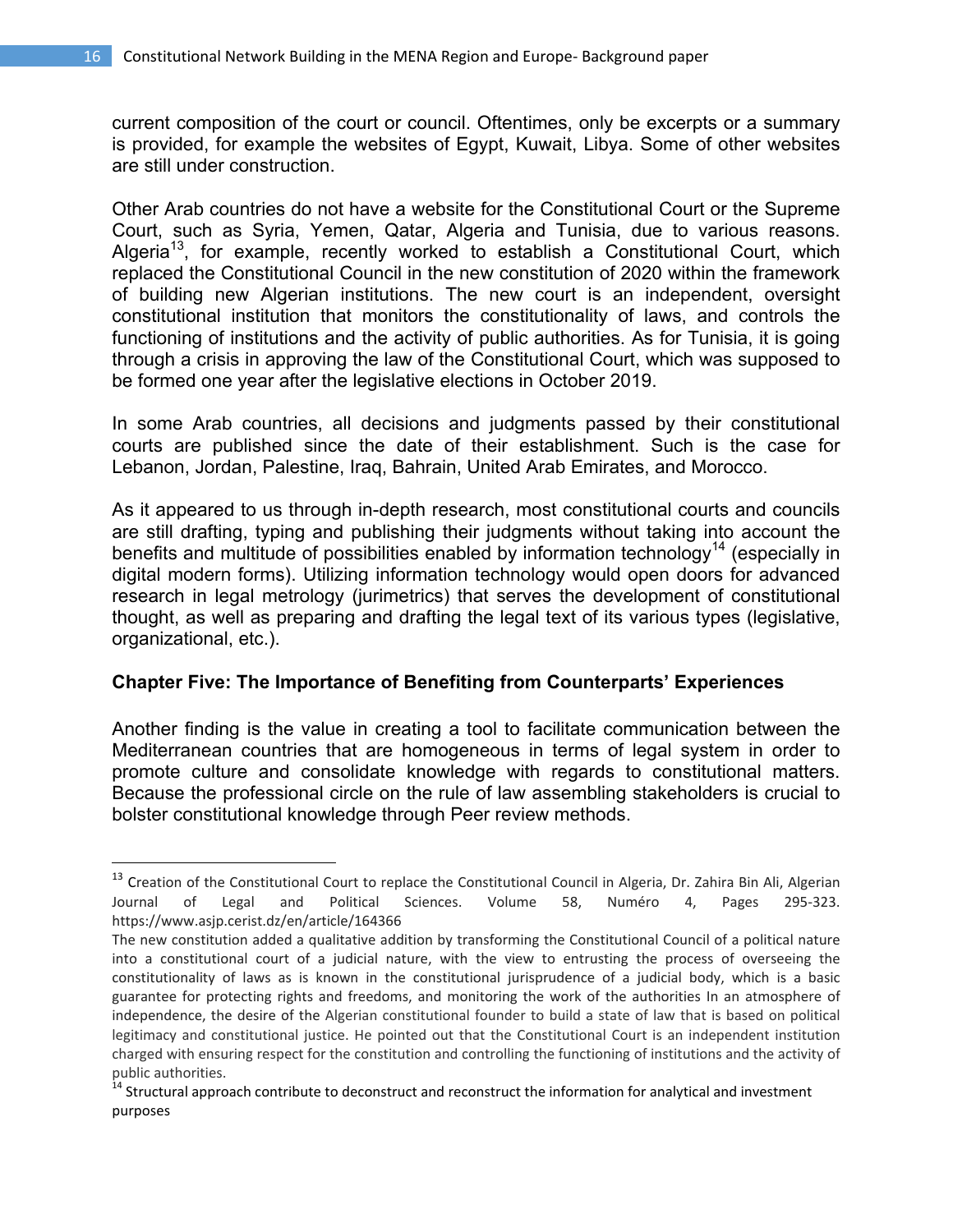current composition of the court or council. Oftentimes, only be excerpts or a summary is provided, for example the websites of Egypt, Kuwait, Libya. Some of other websites are still under construction.

Other Arab countries do not have a website for the Constitutional Court or the Supreme Court, such as Syria, Yemen, Qatar, Algeria and Tunisia, due to various reasons. Algeria[13], for example, recently worked to establish a Constitutional Court, which replaced the Constitutional Council in the new constitution of 2020 within the framework of building new Algerian institutions. The new court is an independent, oversight constitutional institution that monitors the constitutionality of laws, and controls the functioning of institutions and the activity of public authorities. As for Tunisia, it is going through a crisis in approving the law of the Constitutional Court, which was supposed to be formed one year after the legislative elections in October 2019.

In some Arab countries, all decisions and judgments passed by their constitutional courts are published since the date of their establishment. Such is the case for Lebanon, Jordan, Palestine, Iraq, Bahrain, United Arab Emirates, and Morocco.

As it appeared to us through in-depth research, most constitutional courts and councils are still drafting, typing and publishing their judgments without taking into account the benefits and multitude of possibilities enabled by information technology[14] (especially in digital modern forms). Utilizing information technology would open doors for advanced research in legal metrology (jurimetrics) that serves the development of constitutional thought, as well as preparing and drafting the legal text of its various types (legislative, organizational, etc.).

**Chapter Five: The Importance of Benefiting from Counterparts' Experiences**

Another finding is the value in creating a tool to facilitate communication between the Mediterranean countries that are homogeneous in terms of legal system in order to promote culture and consolidate knowledge with regards to constitutional matters. Because the professional circle on the rule of law assembling stakeholders is crucial to bolster constitutional knowledge through Peer review methods.

---

[13] Creation of the Constitutional Court to replace the Constitutional Council in Algeria, Dr. Zahira Bin Ali, Algerian Journal of Legal and Political Sciences. Volume 58, Numéro 4, Pages 295-323. https://www.asjp.cerist.dz/en/article/164366
The new constitution added a qualitative addition by transforming the Constitutional Council of a political nature into a constitutional court of a judicial nature, with the view to entrusting the process of overseeing the constitutionality of laws as is known in the constitutional jurisprudence of a judicial body, which is a basic guarantee for protecting rights and freedoms, and monitoring the work of the authorities In an atmosphere of independence, the desire of the Algerian constitutional founder to build a state of law that is based on political legitimacy and constitutional justice. He pointed out that the Constitutional Court is an independent institution charged with ensuring respect for the constitution and controlling the functioning of institutions and the activity of public authorities.

[14] Structural approach contribute to deconstruct and reconstruct the information for analytical and investment purposes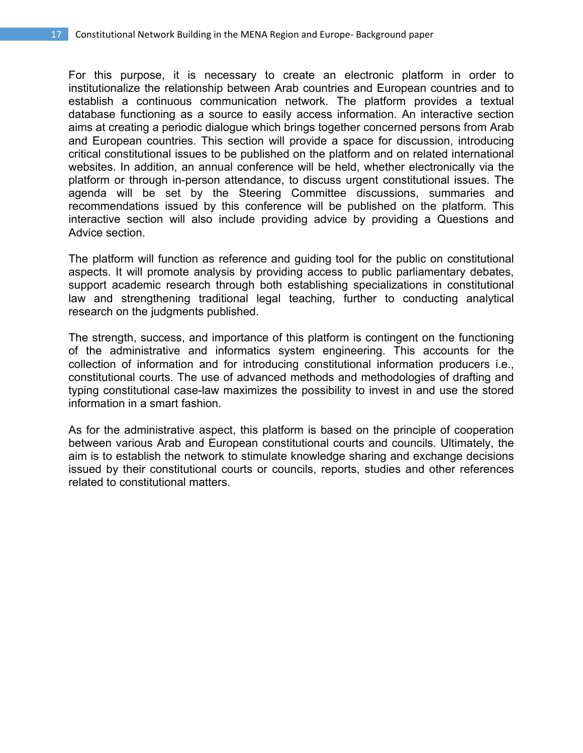For this purpose, it is necessary to create an electronic platform in order to institutionalize the relationship between Arab countries and European countries and to establish a continuous communication network. The platform provides a textual database functioning as a source to easily access information. An interactive section aims at creating a periodic dialogue which brings together concerned persons from Arab and European countries. This section will provide a space for discussion, introducing critical constitutional issues to be published on the platform and on related international websites. In addition, an annual conference will be held, whether electronically via the platform or through in-person attendance, to discuss urgent constitutional issues. The agenda will be set by the Steering Committee discussions, summaries and recommendations issued by this conference will be published on the platform. This interactive section will also include providing advice by providing a Questions and Advice section.

The platform will function as reference and guiding tool for the public on constitutional aspects. It will promote analysis by providing access to public parliamentary debates, support academic research through both establishing specializations in constitutional law and strengthening traditional legal teaching, further to conducting analytical research on the judgments published.

The strength, success, and importance of this platform is contingent on the functioning of the administrative and informatics system engineering. This accounts for the collection of information and for introducing constitutional information producers i.e., constitutional courts. The use of advanced methods and methodologies of drafting and typing constitutional case-law maximizes the possibility to invest in and use the stored information in a smart fashion.

As for the administrative aspect, this platform is based on the principle of cooperation between various Arab and European constitutional courts and councils. Ultimately, the aim is to establish the network to stimulate knowledge sharing and exchange decisions issued by their constitutional courts or councils, reports, studies and other references related to constitutional matters.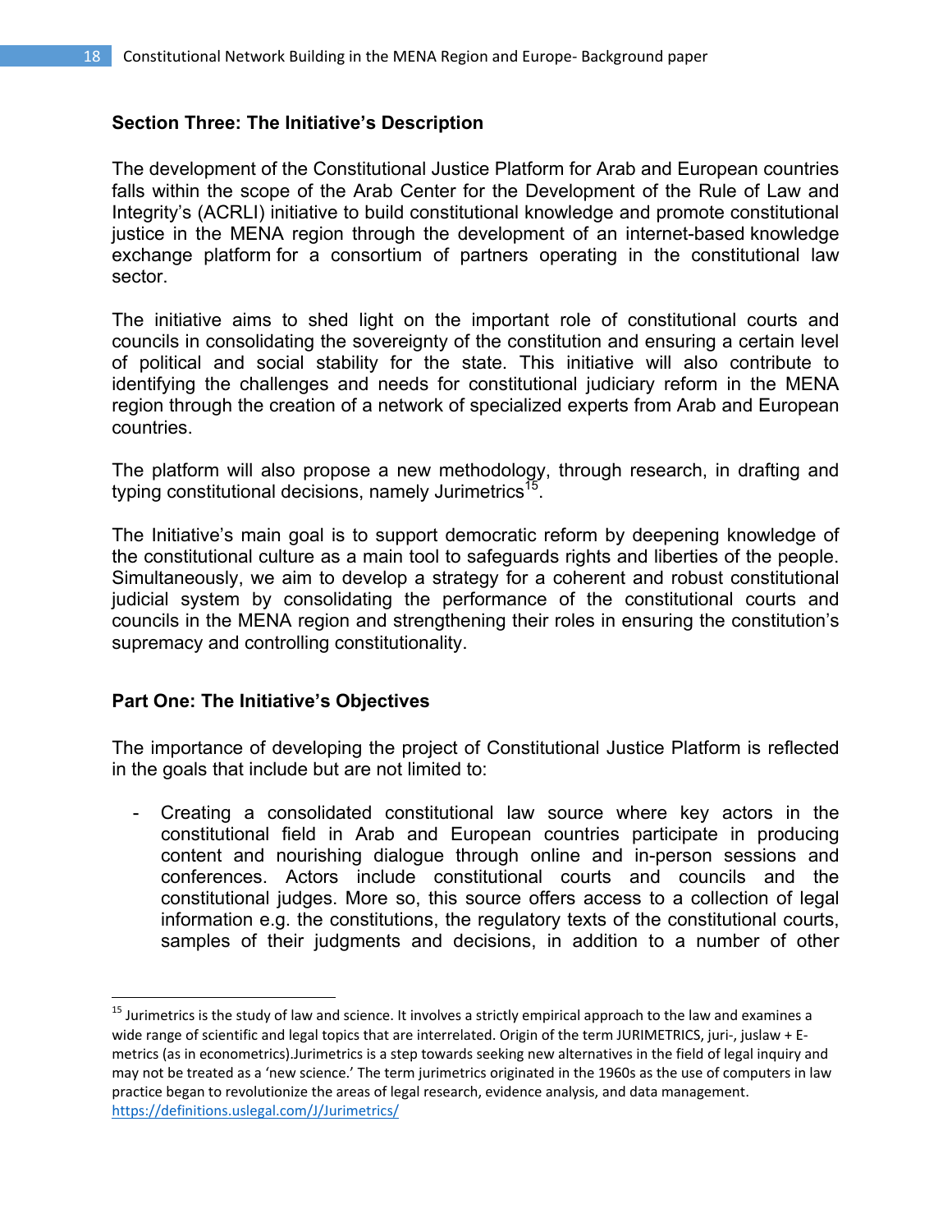## Section Three: The Initiative's Description

The development of the Constitutional Justice Platform for Arab and European countries falls within the scope of the Arab Center for the Development of the Rule of Law and Integrity's (ACRLI) initiative to build constitutional knowledge and promote constitutional justice in the MENA region through the development of an internet-based knowledge exchange platform for a consortium of partners operating in the constitutional law sector.

The initiative aims to shed light on the important role of constitutional courts and councils in consolidating the sovereignty of the constitution and ensuring a certain level of political and social stability for the state. This initiative will also contribute to identifying the challenges and needs for constitutional judiciary reform in the MENA region through the creation of a network of specialized experts from Arab and European countries.

The platform will also propose a new methodology, through research, in drafting and typing constitutional decisions, namely Jurimetrics[15].

The Initiative's main goal is to support democratic reform by deepening knowledge of the constitutional culture as a main tool to safeguards rights and liberties of the people. Simultaneously, we aim to develop a strategy for a coherent and robust constitutional judicial system by consolidating the performance of the constitutional courts and councils in the MENA region and strengthening their roles in ensuring the constitution's supremacy and controlling constitutionality.

### Part One: The Initiative's Objectives

The importance of developing the project of Constitutional Justice Platform is reflected in the goals that include but are not limited to:

- Creating a consolidated constitutional law source where key actors in the constitutional field in Arab and European countries participate in producing content and nourishing dialogue through online and in-person sessions and conferences. Actors include constitutional courts and councils and the constitutional judges. More so, this source offers access to a collection of legal information e.g. the constitutions, the regulatory texts of the constitutional courts, samples of their judgments and decisions, in addition to a number of other

---

[15] Jurimetrics is the study of law and science. It involves a strictly empirical approach to the law and examines a wide range of scientific and legal topics that are interrelated. Origin of the term JURIMETRICS, juri-, juslaw + E-metrics (as in econometrics).Jurimetrics is a step towards seeking new alternatives in the field of legal inquiry and may not be treated as a 'new science.' The term jurimetrics originated in the 1960s as the use of computers in law practice began to revolutionize the areas of legal research, evidence analysis, and data management. https://definitions.uslegal.com/J/Jurimetrics/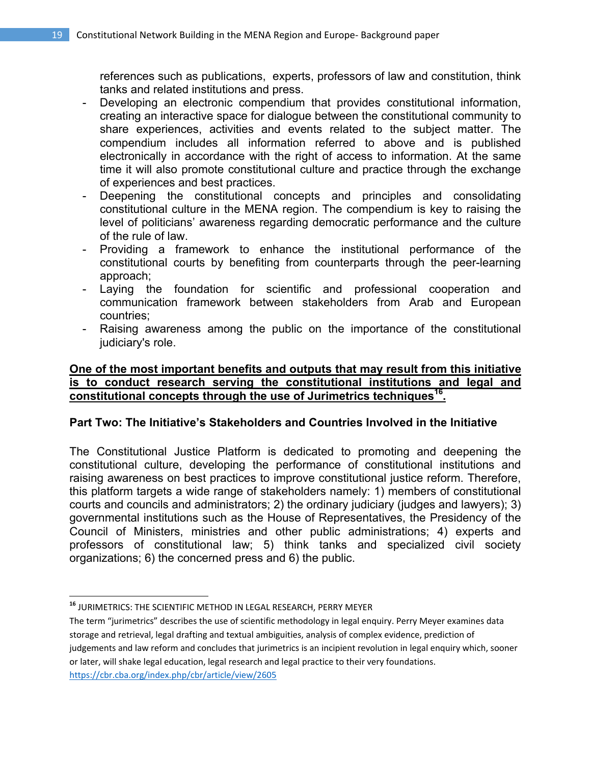references such as publications, experts, professors of law and constitution, think tanks and related institutions and press.

- Developing an electronic compendium that provides constitutional information, creating an interactive space for dialogue between the constitutional community to share experiences, activities and events related to the subject matter. The compendium includes all information referred to above and is published electronically in accordance with the right of access to information. At the same time it will also promote constitutional culture and practice through the exchange of experiences and best practices.
- Deepening the constitutional concepts and principles and consolidating constitutional culture in the MENA region. The compendium is key to raising the level of politicians' awareness regarding democratic performance and the culture of the rule of law.
- Providing a framework to enhance the institutional performance of the constitutional courts by benefiting from counterparts through the peer-learning approach;
- Laying the foundation for scientific and professional cooperation and communication framework between stakeholders from Arab and European countries;
- Raising awareness among the public on the importance of the constitutional judiciary's role.

**<u>One of the most important benefits and outputs that may result from this initiative is to conduct research serving the constitutional institutions and legal and constitutional concepts through the use of Jurimetrics techniques[16].</u>**

**Part Two: The Initiative's Stakeholders and Countries Involved in the Initiative**

The Constitutional Justice Platform is dedicated to promoting and deepening the constitutional culture, developing the performance of constitutional institutions and raising awareness on best practices to improve constitutional justice reform. Therefore, this platform targets a wide range of stakeholders namely: 1) members of constitutional courts and councils and administrators; 2) the ordinary judiciary (judges and lawyers); 3) governmental institutions such as the House of Representatives, the Presidency of the Council of Ministers, ministries and other public administrations; 4) experts and professors of constitutional law; 5) think tanks and specialized civil society organizations; 6) the concerned press and 6) the public.

---

[16] JURIMETRICS: THE SCIENTIFIC METHOD IN LEGAL RESEARCH, PERRY MEYER

The term "jurimetrics" describes the use of scientific methodology in legal enquiry. Perry Meyer examines data storage and retrieval, legal drafting and textual ambiguities, analysis of complex evidence, prediction of judgements and law reform and concludes that jurimetrics is an incipient revolution in legal enquiry which, sooner or later, will shake legal education, legal research and legal practice to their very foundations.
https://cbr.cba.org/index.php/cbr/article/view/2605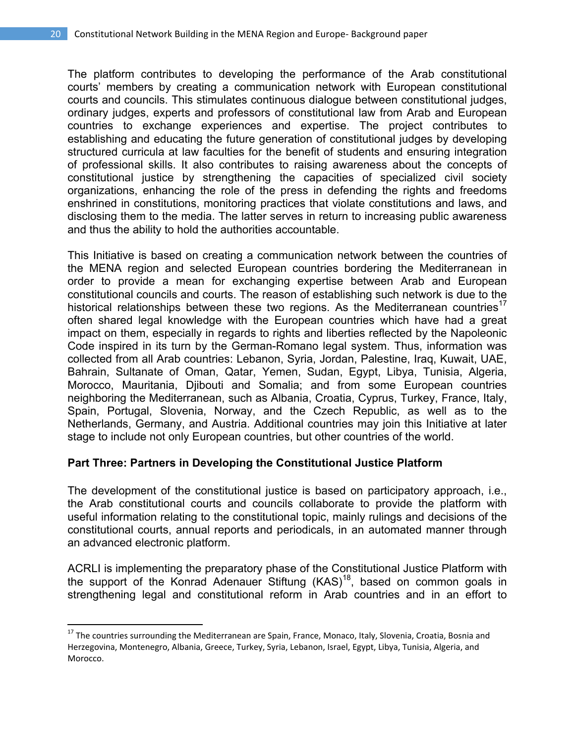The platform contributes to developing the performance of the Arab constitutional courts' members by creating a communication network with European constitutional courts and councils. This stimulates continuous dialogue between constitutional judges, ordinary judges, experts and professors of constitutional law from Arab and European countries to exchange experiences and expertise. The project contributes to establishing and educating the future generation of constitutional judges by developing structured curricula at law faculties for the benefit of students and ensuring integration of professional skills. It also contributes to raising awareness about the concepts of constitutional justice by strengthening the capacities of specialized civil society organizations, enhancing the role of the press in defending the rights and freedoms enshrined in constitutions, monitoring practices that violate constitutions and laws, and disclosing them to the media. The latter serves in return to increasing public awareness and thus the ability to hold the authorities accountable.

This Initiative is based on creating a communication network between the countries of the MENA region and selected European countries bordering the Mediterranean in order to provide a mean for exchanging expertise between Arab and European constitutional councils and courts. The reason of establishing such network is due to the historical relationships between these two regions. As the Mediterranean countries[17] often shared legal knowledge with the European countries which have had a great impact on them, especially in regards to rights and liberties reflected by the Napoleonic Code inspired in its turn by the German-Romano legal system. Thus, information was collected from all Arab countries: Lebanon, Syria, Jordan, Palestine, Iraq, Kuwait, UAE, Bahrain, Sultanate of Oman, Qatar, Yemen, Sudan, Egypt, Libya, Tunisia, Algeria, Morocco, Mauritania, Djibouti and Somalia; and from some European countries neighboring the Mediterranean, such as Albania, Croatia, Cyprus, Turkey, France, Italy, Spain, Portugal, Slovenia, Norway, and the Czech Republic, as well as to the Netherlands, Germany, and Austria. Additional countries may join this Initiative at later stage to include not only European countries, but other countries of the world.

**Part Three: Partners in Developing the Constitutional Justice Platform**

The development of the constitutional justice is based on participatory approach, i.e., the Arab constitutional courts and councils collaborate to provide the platform with useful information relating to the constitutional topic, mainly rulings and decisions of the constitutional courts, annual reports and periodicals, in an automated manner through an advanced electronic platform.

ACRLI is implementing the preparatory phase of the Constitutional Justice Platform with the support of the Konrad Adenauer Stiftung (KAS)[18], based on common goals in strengthening legal and constitutional reform in Arab countries and in an effort to

---

[17] The countries surrounding the Mediterranean are Spain, France, Monaco, Italy, Slovenia, Croatia, Bosnia and Herzegovina, Montenegro, Albania, Greece, Turkey, Syria, Lebanon, Israel, Egypt, Libya, Tunisia, Algeria, and Morocco.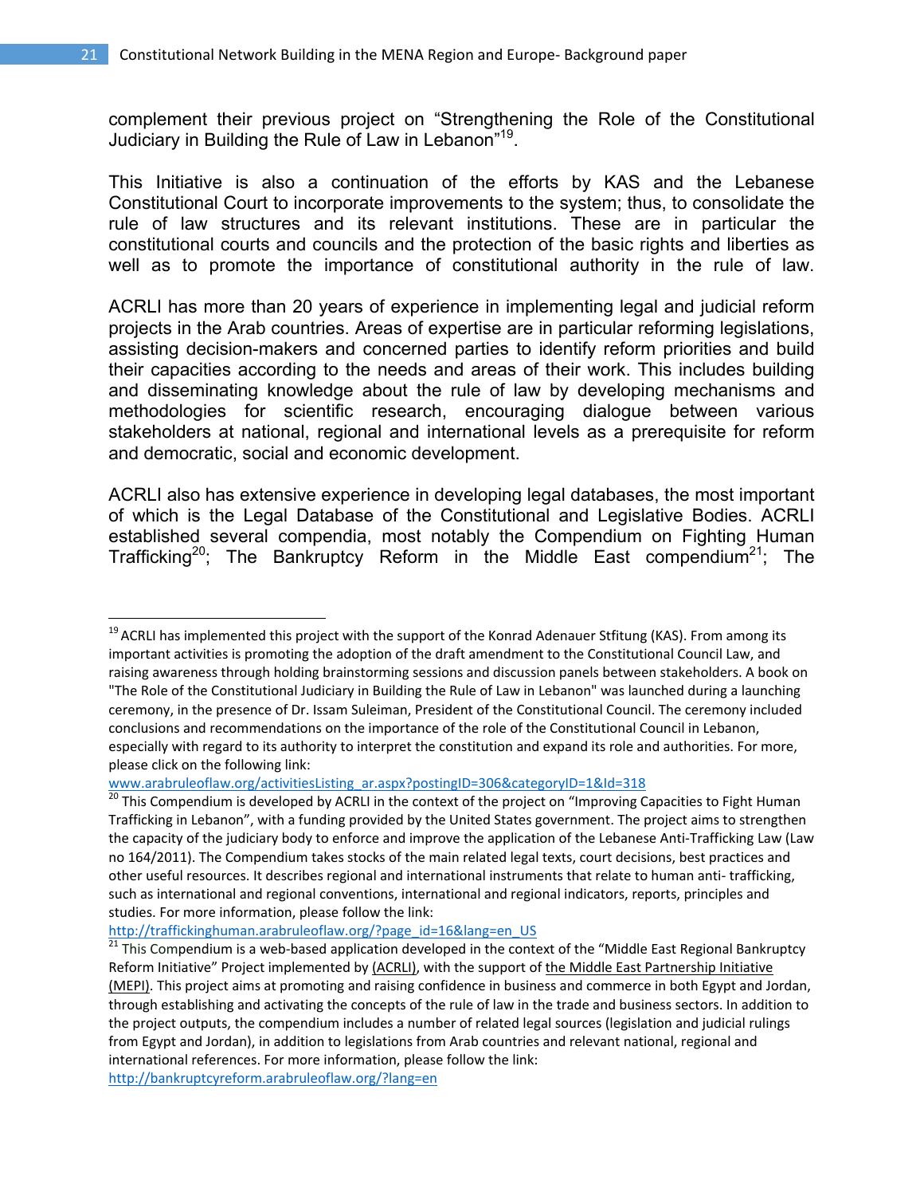complement their previous project on "Strengthening the Role of the Constitutional Judiciary in Building the Rule of Law in Lebanon"[19].

This Initiative is also a continuation of the efforts by KAS and the Lebanese Constitutional Court to incorporate improvements to the system; thus, to consolidate the rule of law structures and its relevant institutions. These are in particular the constitutional courts and councils and the protection of the basic rights and liberties as well as to promote the importance of constitutional authority in the rule of law.

ACRLI has more than 20 years of experience in implementing legal and judicial reform projects in the Arab countries. Areas of expertise are in particular reforming legislations, assisting decision-makers and concerned parties to identify reform priorities and build their capacities according to the needs and areas of their work. This includes building and disseminating knowledge about the rule of law by developing mechanisms and methodologies for scientific research, encouraging dialogue between various stakeholders at national, regional and international levels as a prerequisite for reform and democratic, social and economic development.

ACRLI also has extensive experience in developing legal databases, the most important of which is the Legal Database of the Constitutional and Legislative Bodies. ACRLI established several compendia, most notably the Compendium on Fighting Human Trafficking[20]; The Bankruptcy Reform in the Middle East compendium[21]; The

---

[19] ACRLI has implemented this project with the support of the Konrad Adenauer Stfitung (KAS). From among its important activities is promoting the adoption of the draft amendment to the Constitutional Council Law, and raising awareness through holding brainstorming sessions and discussion panels between stakeholders. A book on "The Role of the Constitutional Judiciary in Building the Rule of Law in Lebanon" was launched during a launching ceremony, in the presence of Dr. Issam Suleiman, President of the Constitutional Council. The ceremony included conclusions and recommendations on the importance of the role of the Constitutional Council in Lebanon, especially with regard to its authority to interpret the constitution and expand its role and authorities. For more, please click on the following link:
www.arabruleoflaw.org/activitiesListing_ar.aspx?postingID=306&categoryID=1&Id=318

[20] This Compendium is developed by ACRLI in the context of the project on "Improving Capacities to Fight Human Trafficking in Lebanon", with a funding provided by the United States government. The project aims to strengthen the capacity of the judiciary body to enforce and improve the application of the Lebanese Anti-Trafficking Law (Law no 164/2011). The Compendium takes stocks of the main related legal texts, court decisions, best practices and other useful resources. It describes regional and international instruments that relate to human anti- trafficking, such as international and regional conventions, international and regional indicators, reports, principles and studies. For more information, please follow the link:
http://traffickinghuman.arabruleoflaw.org/?page_id=16&lang=en_US

[21] This Compendium is a web-based application developed in the context of the "Middle East Regional Bankruptcy Reform Initiative" Project implemented by (ACRLI), with the support of the Middle East Partnership Initiative (MEPI). This project aims at promoting and raising confidence in business and commerce in both Egypt and Jordan, through establishing and activating the concepts of the rule of law in the trade and business sectors. In addition to the project outputs, the compendium includes a number of related legal sources (legislation and judicial rulings from Egypt and Jordan), in addition to legislations from Arab countries and relevant national, regional and international references. For more information, please follow the link:
http://bankruptcyreform.arabruleoflaw.org/?lang=en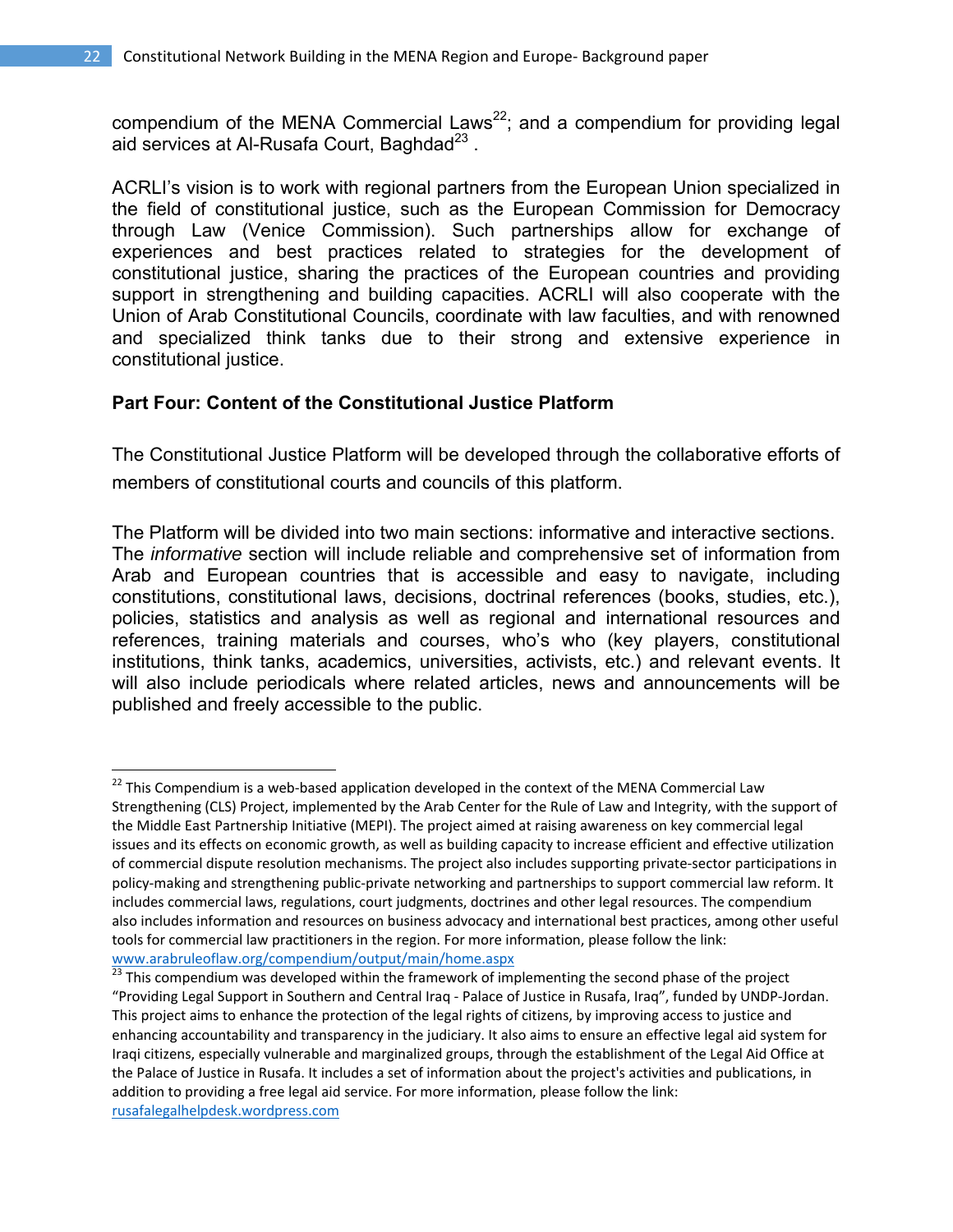compendium of the MENA Commercial Laws[22]; and a compendium for providing legal aid services at Al-Rusafa Court, Baghdad[23] .

ACRLI's vision is to work with regional partners from the European Union specialized in the field of constitutional justice, such as the European Commission for Democracy through Law (Venice Commission). Such partnerships allow for exchange of experiences and best practices related to strategies for the development of constitutional justice, sharing the practices of the European countries and providing support in strengthening and building capacities. ACRLI will also cooperate with the Union of Arab Constitutional Councils, coordinate with law faculties, and with renowned and specialized think tanks due to their strong and extensive experience in constitutional justice.

### Part Four: Content of the Constitutional Justice Platform

The Constitutional Justice Platform will be developed through the collaborative efforts of members of constitutional courts and councils of this platform.

The Platform will be divided into two main sections: informative and interactive sections. The *informative* section will include reliable and comprehensive set of information from Arab and European countries that is accessible and easy to navigate, including constitutions, constitutional laws, decisions, doctrinal references (books, studies, etc.), policies, statistics and analysis as well as regional and international resources and references, training materials and courses, who's who (key players, constitutional institutions, think tanks, academics, universities, activists, etc.) and relevant events. It will also include periodicals where related articles, news and announcements will be published and freely accessible to the public.

---

[22] This Compendium is a web-based application developed in the context of the MENA Commercial Law Strengthening (CLS) Project, implemented by the Arab Center for the Rule of Law and Integrity, with the support of the Middle East Partnership Initiative (MEPI). The project aimed at raising awareness on key commercial legal issues and its effects on economic growth, as well as building capacity to increase efficient and effective utilization of commercial dispute resolution mechanisms. The project also includes supporting private-sector participations in policy-making and strengthening public-private networking and partnerships to support commercial law reform. It includes commercial laws, regulations, court judgments, doctrines and other legal resources. The compendium also includes information and resources on business advocacy and international best practices, among other useful tools for commercial law practitioners in the region. For more information, please follow the link: www.arabruleoflaw.org/compendium/output/main/home.aspx

[23] This compendium was developed within the framework of implementing the second phase of the project "Providing Legal Support in Southern and Central Iraq - Palace of Justice in Rusafa, Iraq", funded by UNDP-Jordan. This project aims to enhance the protection of the legal rights of citizens, by improving access to justice and enhancing accountability and transparency in the judiciary. It also aims to ensure an effective legal aid system for Iraqi citizens, especially vulnerable and marginalized groups, through the establishment of the Legal Aid Office at the Palace of Justice in Rusafa. It includes a set of information about the project's activities and publications, in addition to providing a free legal aid service. For more information, please follow the link: rusafalegalhelpdesk.wordpress.com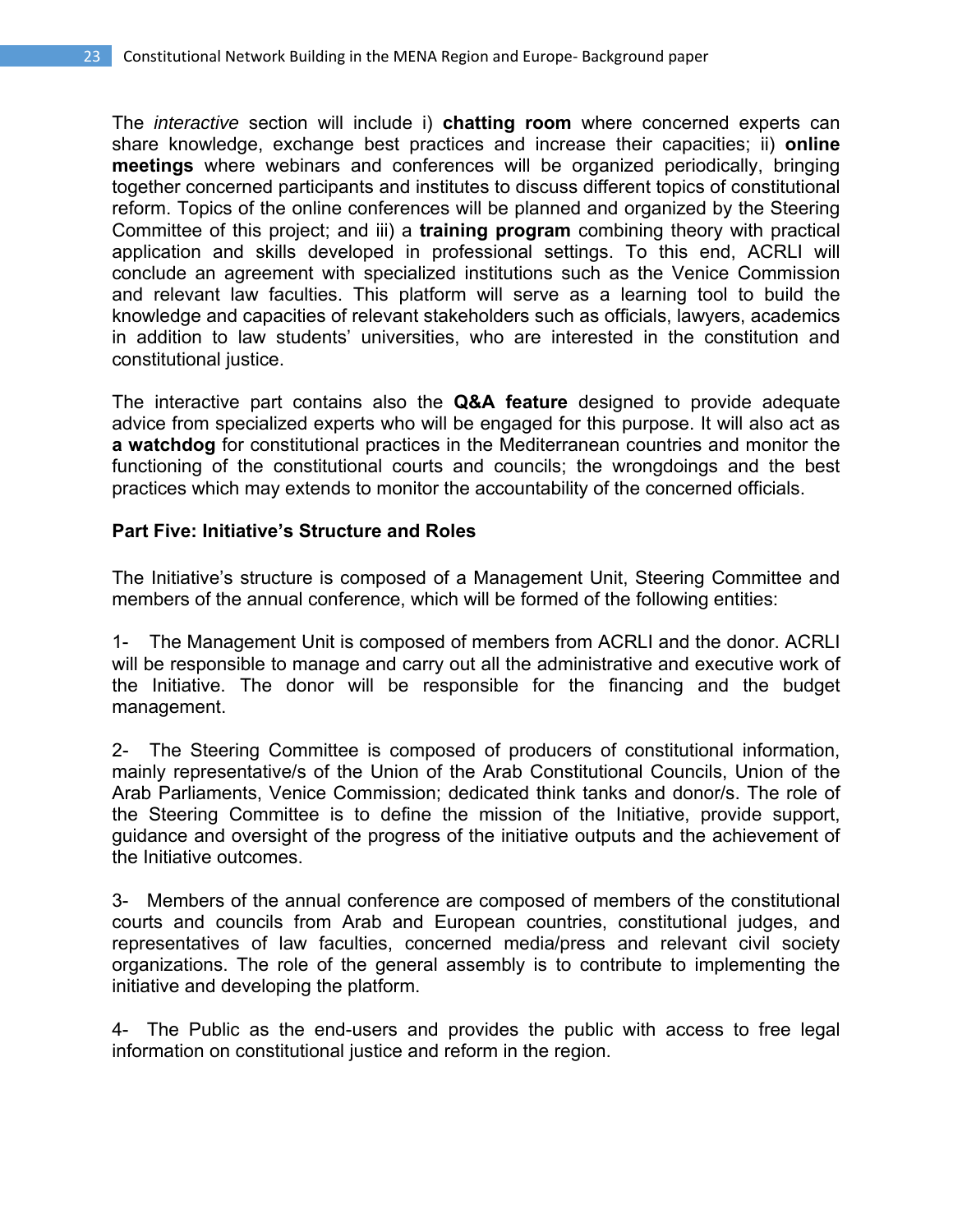The *interactive* section will include i) **chatting room** where concerned experts can share knowledge, exchange best practices and increase their capacities; ii) **online meetings** where webinars and conferences will be organized periodically, bringing together concerned participants and institutes to discuss different topics of constitutional reform. Topics of the online conferences will be planned and organized by the Steering Committee of this project; and iii) a **training program** combining theory with practical application and skills developed in professional settings. To this end, ACRLI will conclude an agreement with specialized institutions such as the Venice Commission and relevant law faculties. This platform will serve as a learning tool to build the knowledge and capacities of relevant stakeholders such as officials, lawyers, academics in addition to law students' universities, who are interested in the constitution and constitutional justice.

The interactive part contains also the **Q&A feature** designed to provide adequate advice from specialized experts who will be engaged for this purpose. It will also act as **a watchdog** for constitutional practices in the Mediterranean countries and monitor the functioning of the constitutional courts and councils; the wrongdoings and the best practices which may extends to monitor the accountability of the concerned officials.

**Part Five: Initiative's Structure and Roles**

The Initiative's structure is composed of a Management Unit, Steering Committee and members of the annual conference, which will be formed of the following entities:

1- The Management Unit is composed of members from ACRLI and the donor. ACRLI will be responsible to manage and carry out all the administrative and executive work of the Initiative. The donor will be responsible for the financing and the budget management.

2- The Steering Committee is composed of producers of constitutional information, mainly representative/s of the Union of the Arab Constitutional Councils, Union of the Arab Parliaments, Venice Commission; dedicated think tanks and donor/s. The role of the Steering Committee is to define the mission of the Initiative, provide support, guidance and oversight of the progress of the initiative outputs and the achievement of the Initiative outcomes.

3- Members of the annual conference are composed of members of the constitutional courts and councils from Arab and European countries, constitutional judges, and representatives of law faculties, concerned media/press and relevant civil society organizations. The role of the general assembly is to contribute to implementing the initiative and developing the platform.

4- The Public as the end-users and provides the public with access to free legal information on constitutional justice and reform in the region.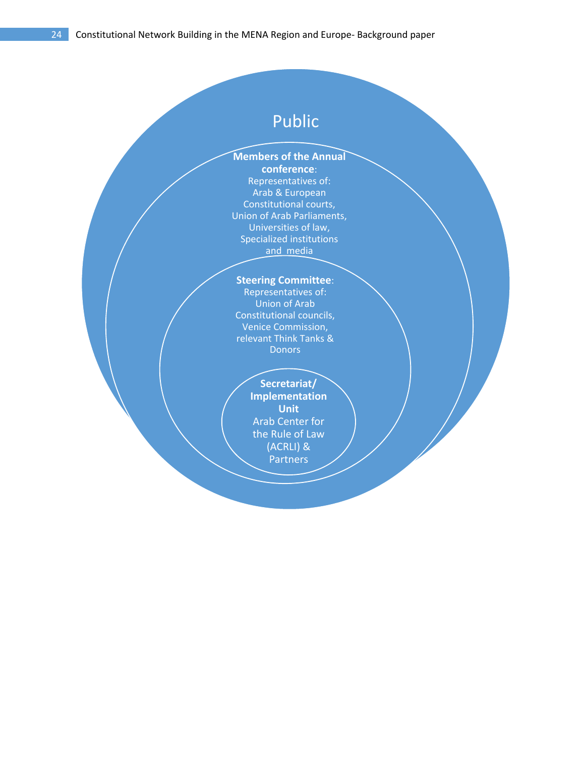Public

**Members of the Annual conference**:
Representatives of:
Arab & European Constitutional courts,
Union of Arab Parliaments,
Universities of law,
Specialized institutions and media

**Steering Committee**:
Representatives of:
Union of Arab Constitutional councils,
Venice Commission,
relevant Think Tanks & Donors

**Secretariat/ Implementation Unit**
Arab Center for the Rule of Law (ACRLI) & Partners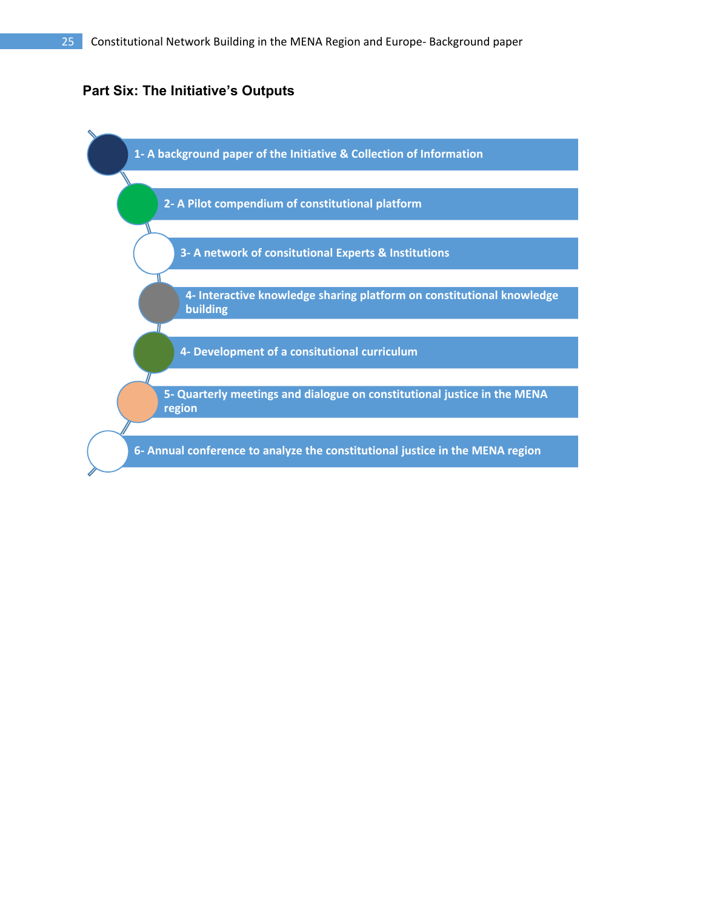## Part Six: The Initiative's Outputs

- 1- A background paper of the Initiative & Collection of Information
- 2- A Pilot compendium of constitutional platform
- 3- A network of consitutional Experts & Institutions
- 4- Interactive knowledge sharing platform on constitutional knowledge building
- 4- Development of a consitutional curriculum
- 5- Quarterly meetings and dialogue on constitutional justice in the MENA region
- 6- Annual conference to analyze the constitutional justice in the MENA region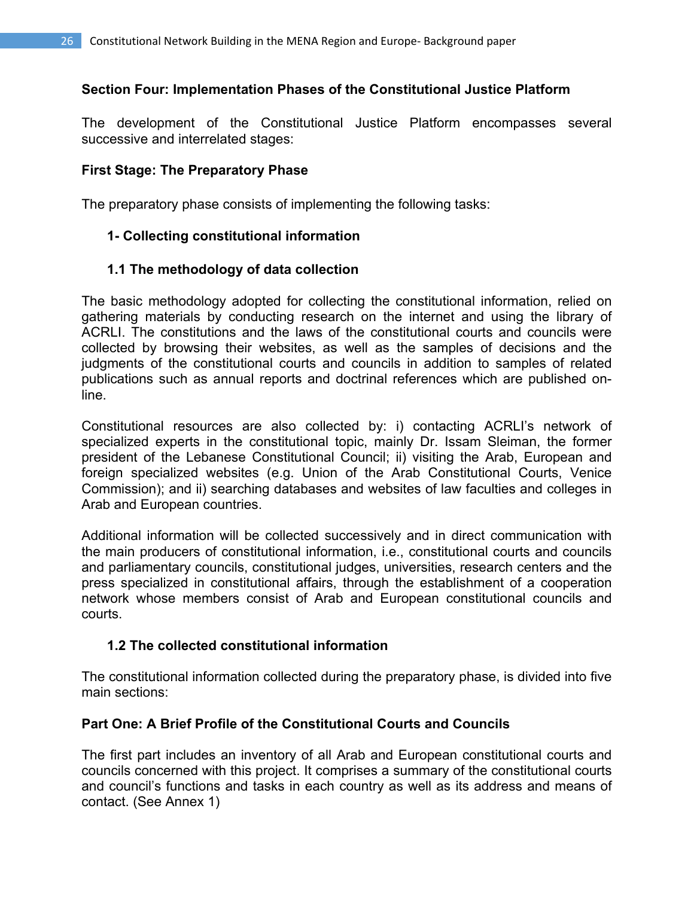## Section Four: Implementation Phases of the Constitutional Justice Platform

The development of the Constitutional Justice Platform encompasses several successive and interrelated stages:

### First Stage: The Preparatory Phase

The preparatory phase consists of implementing the following tasks:

#### 1- Collecting constitutional information

#### 1.1 The methodology of data collection

The basic methodology adopted for collecting the constitutional information, relied on gathering materials by conducting research on the internet and using the library of ACRLI. The constitutions and the laws of the constitutional courts and councils were collected by browsing their websites, as well as the samples of decisions and the judgments of the constitutional courts and councils in addition to samples of related publications such as annual reports and doctrinal references which are published on-line.

Constitutional resources are also collected by: i) contacting ACRLI's network of specialized experts in the constitutional topic, mainly Dr. Issam Sleiman, the former president of the Lebanese Constitutional Council; ii) visiting the Arab, European and foreign specialized websites (e.g. Union of the Arab Constitutional Courts, Venice Commission); and ii) searching databases and websites of law faculties and colleges in Arab and European countries.

Additional information will be collected successively and in direct communication with the main producers of constitutional information, i.e., constitutional courts and councils and parliamentary councils, constitutional judges, universities, research centers and the press specialized in constitutional affairs, through the establishment of a cooperation network whose members consist of Arab and European constitutional councils and courts.

#### 1.2 The collected constitutional information

The constitutional information collected during the preparatory phase, is divided into five main sections:

**Part One: A Brief Profile of the Constitutional Courts and Councils**

The first part includes an inventory of all Arab and European constitutional courts and councils concerned with this project. It comprises a summary of the constitutional courts and council's functions and tasks in each country as well as its address and means of contact. (See Annex 1)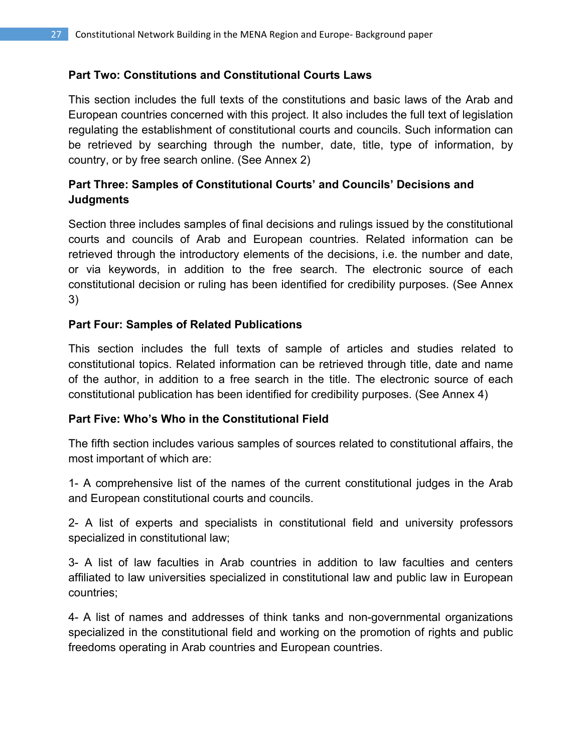**Part Two: Constitutions and Constitutional Courts Laws**

This section includes the full texts of the constitutions and basic laws of the Arab and European countries concerned with this project. It also includes the full text of legislation regulating the establishment of constitutional courts and councils. Such information can be retrieved by searching through the number, date, title, type of information, by country, or by free search online. (See Annex 2)

**Part Three: Samples of Constitutional Courts' and Councils' Decisions and Judgments**

Section three includes samples of final decisions and rulings issued by the constitutional courts and councils of Arab and European countries. Related information can be retrieved through the introductory elements of the decisions, i.e. the number and date, or via keywords, in addition to the free search. The electronic source of each constitutional decision or ruling has been identified for credibility purposes. (See Annex 3)

**Part Four: Samples of Related Publications**

This section includes the full texts of sample of articles and studies related to constitutional topics. Related information can be retrieved through title, date and name of the author, in addition to a free search in the title. The electronic source of each constitutional publication has been identified for credibility purposes. (See Annex 4)

**Part Five: Who's Who in the Constitutional Field**

The fifth section includes various samples of sources related to constitutional affairs, the most important of which are:

1- A comprehensive list of the names of the current constitutional judges in the Arab and European constitutional courts and councils.

2- A list of experts and specialists in constitutional field and university professors specialized in constitutional law;

3- A list of law faculties in Arab countries in addition to law faculties and centers affiliated to law universities specialized in constitutional law and public law in European countries;

4- A list of names and addresses of think tanks and non-governmental organizations specialized in the constitutional field and working on the promotion of rights and public freedoms operating in Arab countries and European countries.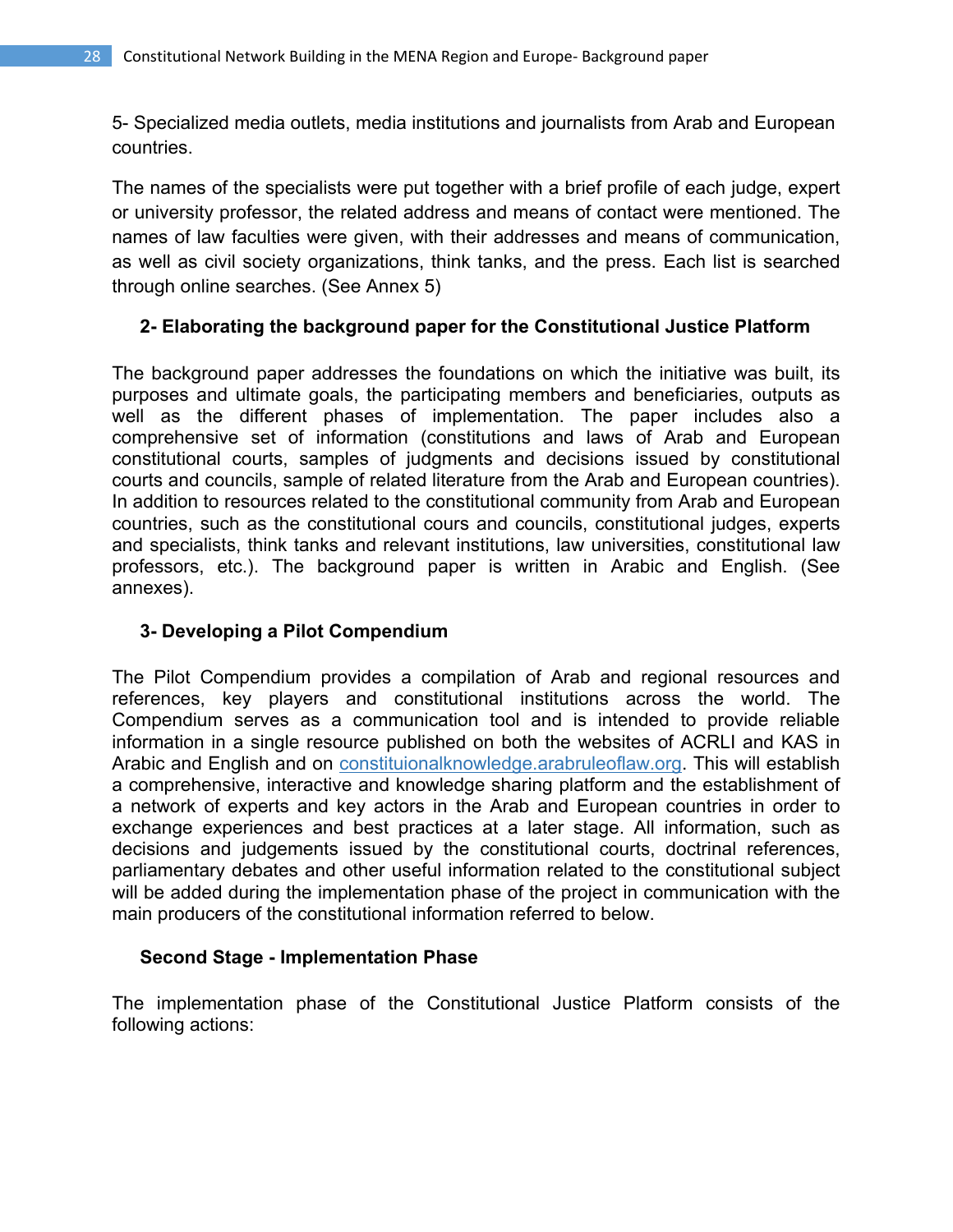5- Specialized media outlets, media institutions and journalists from Arab and European countries.

The names of the specialists were put together with a brief profile of each judge, expert or university professor, the related address and means of contact were mentioned. The names of law faculties were given, with their addresses and means of communication, as well as civil society organizations, think tanks, and the press. Each list is searched through online searches. (See Annex 5)

### 2- Elaborating the background paper for the Constitutional Justice Platform

The background paper addresses the foundations on which the initiative was built, its purposes and ultimate goals, the participating members and beneficiaries, outputs as well as the different phases of implementation. The paper includes also a comprehensive set of information (constitutions and laws of Arab and European constitutional courts, samples of judgments and decisions issued by constitutional courts and councils, sample of related literature from the Arab and European countries). In addition to resources related to the constitutional community from Arab and European countries, such as the constitutional cours and councils, constitutional judges, experts and specialists, think tanks and relevant institutions, law universities, constitutional law professors, etc.). The background paper is written in Arabic and English. (See annexes).

### 3- Developing a Pilot Compendium

The Pilot Compendium provides a compilation of Arab and regional resources and references, key players and constitutional institutions across the world. The Compendium serves as a communication tool and is intended to provide reliable information in a single resource published on both the websites of ACRLI and KAS in Arabic and English and on constituionalknowledge.arabruleoflaw.org. This will establish a comprehensive, interactive and knowledge sharing platform and the establishment of a network of experts and key actors in the Arab and European countries in order to exchange experiences and best practices at a later stage. All information, such as decisions and judgements issued by the constitutional courts, doctrinal references, parliamentary debates and other useful information related to the constitutional subject will be added during the implementation phase of the project in communication with the main producers of the constitutional information referred to below.

### Second Stage - Implementation Phase

The implementation phase of the Constitutional Justice Platform consists of the following actions: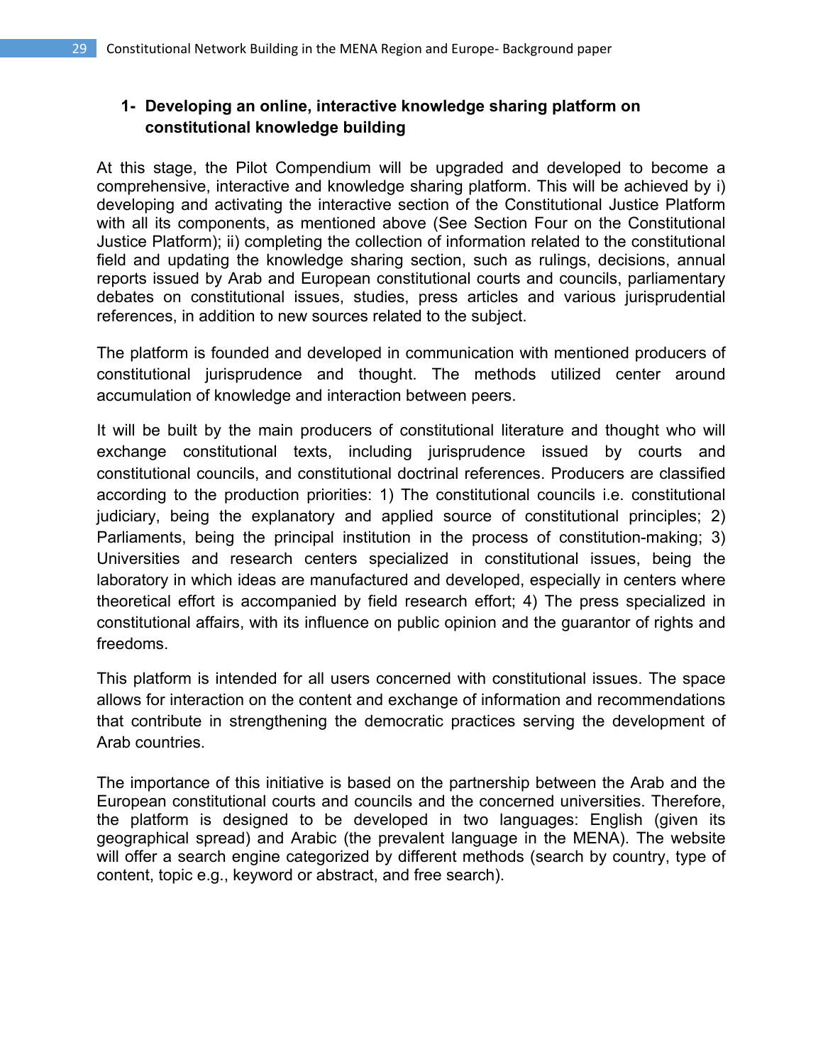### 1- Developing an online, interactive knowledge sharing platform on constitutional knowledge building

At this stage, the Pilot Compendium will be upgraded and developed to become a comprehensive, interactive and knowledge sharing platform. This will be achieved by i) developing and activating the interactive section of the Constitutional Justice Platform with all its components, as mentioned above (See Section Four on the Constitutional Justice Platform); ii) completing the collection of information related to the constitutional field and updating the knowledge sharing section, such as rulings, decisions, annual reports issued by Arab and European constitutional courts and councils, parliamentary debates on constitutional issues, studies, press articles and various jurisprudential references, in addition to new sources related to the subject.

The platform is founded and developed in communication with mentioned producers of constitutional jurisprudence and thought. The methods utilized center around accumulation of knowledge and interaction between peers.

It will be built by the main producers of constitutional literature and thought who will exchange constitutional texts, including jurisprudence issued by courts and constitutional councils, and constitutional doctrinal references. Producers are classified according to the production priorities: 1) The constitutional councils i.e. constitutional judiciary, being the explanatory and applied source of constitutional principles; 2) Parliaments, being the principal institution in the process of constitution-making; 3) Universities and research centers specialized in constitutional issues, being the laboratory in which ideas are manufactured and developed, especially in centers where theoretical effort is accompanied by field research effort; 4) The press specialized in constitutional affairs, with its influence on public opinion and the guarantor of rights and freedoms.

This platform is intended for all users concerned with constitutional issues. The space allows for interaction on the content and exchange of information and recommendations that contribute in strengthening the democratic practices serving the development of Arab countries.

The importance of this initiative is based on the partnership between the Arab and the European constitutional courts and councils and the concerned universities. Therefore, the platform is designed to be developed in two languages: English (given its geographical spread) and Arabic (the prevalent language in the MENA). The website will offer a search engine categorized by different methods (search by country, type of content, topic e.g., keyword or abstract, and free search).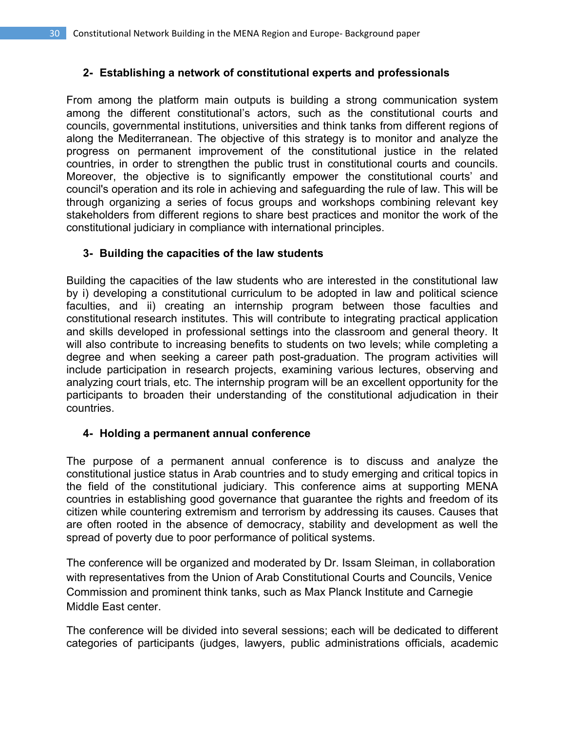### 2- Establishing a network of constitutional experts and professionals

From among the platform main outputs is building a strong communication system among the different constitutional's actors, such as the constitutional courts and councils, governmental institutions, universities and think tanks from different regions of along the Mediterranean. The objective of this strategy is to monitor and analyze the progress on permanent improvement of the constitutional justice in the related countries, in order to strengthen the public trust in constitutional courts and councils. Moreover, the objective is to significantly empower the constitutional courts' and council's operation and its role in achieving and safeguarding the rule of law. This will be through organizing a series of focus groups and workshops combining relevant key stakeholders from different regions to share best practices and monitor the work of the constitutional judiciary in compliance with international principles.

### 3- Building the capacities of the law students

Building the capacities of the law students who are interested in the constitutional law by i) developing a constitutional curriculum to be adopted in law and political science faculties, and ii) creating an internship program between those faculties and constitutional research institutes. This will contribute to integrating practical application and skills developed in professional settings into the classroom and general theory. It will also contribute to increasing benefits to students on two levels; while completing a degree and when seeking a career path post-graduation. The program activities will include participation in research projects, examining various lectures, observing and analyzing court trials, etc. The internship program will be an excellent opportunity for the participants to broaden their understanding of the constitutional adjudication in their countries.

### 4- Holding a permanent annual conference

The purpose of a permanent annual conference is to discuss and analyze the constitutional justice status in Arab countries and to study emerging and critical topics in the field of the constitutional judiciary. This conference aims at supporting MENA countries in establishing good governance that guarantee the rights and freedom of its citizen while countering extremism and terrorism by addressing its causes. Causes that are often rooted in the absence of democracy, stability and development as well the spread of poverty due to poor performance of political systems.

The conference will be organized and moderated by Dr. Issam Sleiman, in collaboration with representatives from the Union of Arab Constitutional Courts and Councils, Venice Commission and prominent think tanks, such as Max Planck Institute and Carnegie Middle East center.

The conference will be divided into several sessions; each will be dedicated to different categories of participants (judges, lawyers, public administrations officials, academic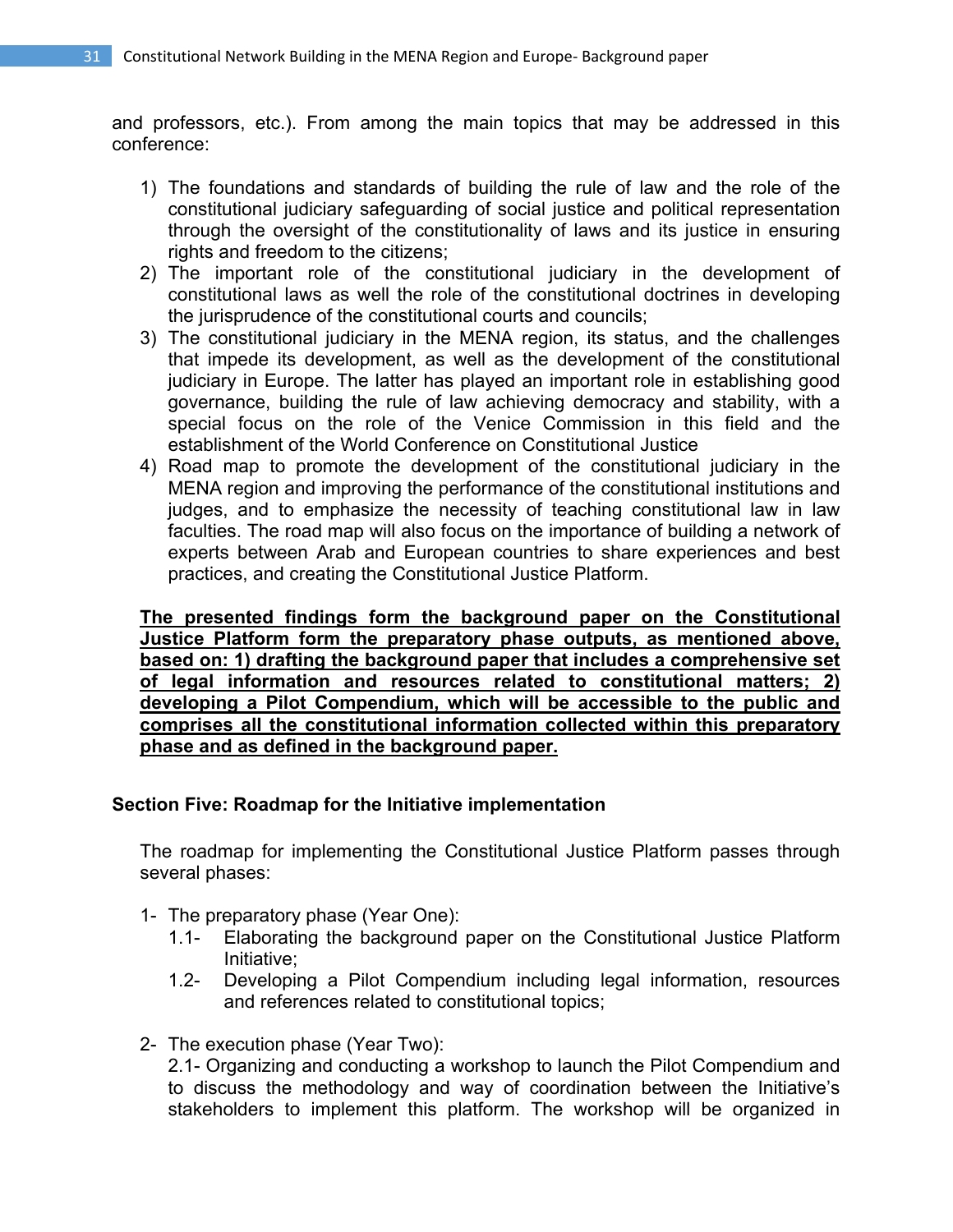and professors, etc.). From among the main topics that may be addressed in this conference:

1) The foundations and standards of building the rule of law and the role of the constitutional judiciary safeguarding of social justice and political representation through the oversight of the constitutionality of laws and its justice in ensuring rights and freedom to the citizens;
2) The important role of the constitutional judiciary in the development of constitutional laws as well the role of the constitutional doctrines in developing the jurisprudence of the constitutional courts and councils;
3) The constitutional judiciary in the MENA region, its status, and the challenges that impede its development, as well as the development of the constitutional judiciary in Europe. The latter has played an important role in establishing good governance, building the rule of law achieving democracy and stability, with a special focus on the role of the Venice Commission in this field and the establishment of the World Conference on Constitutional Justice
4) Road map to promote the development of the constitutional judiciary in the MENA region and improving the performance of the constitutional institutions and judges, and to emphasize the necessity of teaching constitutional law in law faculties. The road map will also focus on the importance of building a network of experts between Arab and European countries to share experiences and best practices, and creating the Constitutional Justice Platform.

<u>**The presented findings form the background paper on the Constitutional Justice Platform form the preparatory phase outputs, as mentioned above, based on: 1) drafting the background paper that includes a comprehensive set of legal information and resources related to constitutional matters; 2) developing a Pilot Compendium, which will be accessible to the public and comprises all the constitutional information collected within this preparatory phase and as defined in the background paper.**</u>

**Section Five: Roadmap for the Initiative implementation**

The roadmap for implementing the Constitutional Justice Platform passes through several phases:

1- The preparatory phase (Year One):
   - 1.1- Elaborating the background paper on the Constitutional Justice Platform Initiative;
   - 1.2- Developing a Pilot Compendium including legal information, resources and references related to constitutional topics;

2- The execution phase (Year Two):
   2.1- Organizing and conducting a workshop to launch the Pilot Compendium and to discuss the methodology and way of coordination between the Initiative's stakeholders to implement this platform. The workshop will be organized in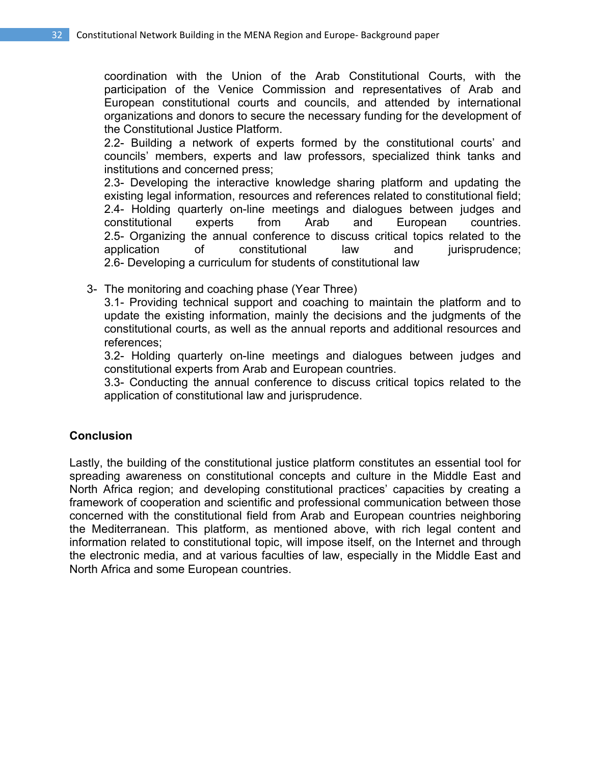coordination with the Union of the Arab Constitutional Courts, with the participation of the Venice Commission and representatives of Arab and European constitutional courts and councils, and attended by international organizations and donors to secure the necessary funding for the development of the Constitutional Justice Platform.

2.2- Building a network of experts formed by the constitutional courts' and councils' members, experts and law professors, specialized think tanks and institutions and concerned press;

2.3- Developing the interactive knowledge sharing platform and updating the existing legal information, resources and references related to constitutional field;

2.4- Holding quarterly on-line meetings and dialogues between judges and constitutional experts from Arab and European countries.

2.5- Organizing the annual conference to discuss critical topics related to the application of constitutional law and jurisprudence;

2.6- Developing a curriculum for students of constitutional law

3- The monitoring and coaching phase (Year Three)

3.1- Providing technical support and coaching to maintain the platform and to update the existing information, mainly the decisions and the judgments of the constitutional courts, as well as the annual reports and additional resources and references;

3.2- Holding quarterly on-line meetings and dialogues between judges and constitutional experts from Arab and European countries.

3.3- Conducting the annual conference to discuss critical topics related to the application of constitutional law and jurisprudence.

**Conclusion**

Lastly, the building of the constitutional justice platform constitutes an essential tool for spreading awareness on constitutional concepts and culture in the Middle East and North Africa region; and developing constitutional practices' capacities by creating a framework of cooperation and scientific and professional communication between those concerned with the constitutional field from Arab and European countries neighboring the Mediterranean. This platform, as mentioned above, with rich legal content and information related to constitutional topic, will impose itself, on the Internet and through the electronic media, and at various faculties of law, especially in the Middle East and North Africa and some European countries.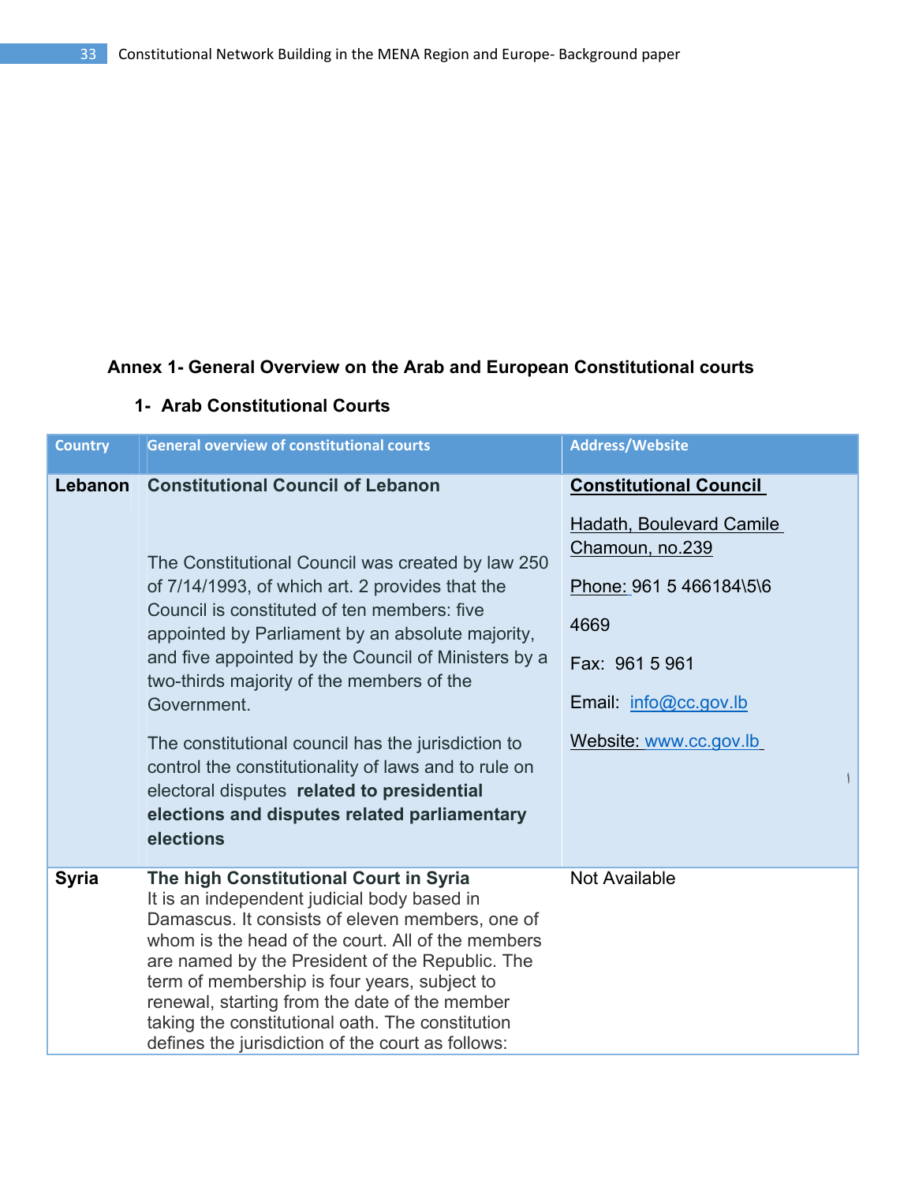**Annex 1- General Overview on the Arab and European Constitutional courts**

**1- Arab Constitutional Courts**

| Country | General overview of constitutional courts | Address/Website |
|---|---|---|
| **Lebanon** | **Constitutional Council of Lebanon**<br><br>The Constitutional Council was created by law 250 of 7/14/1993, of which art. 2 provides that the Council is constituted of ten members: five appointed by Parliament by an absolute majority, and five appointed by the Council of Ministers by a two-thirds majority of the members of the Government.<br><br>The constitutional council has the jurisdiction to control the constitutionality of laws and to rule on electoral disputes **related to presidential elections and disputes related parliamentary elections** | **Constitutional Council**<br><br>Hadath, Boulevard Camile Chamoun, no.239<br><br>Phone: 961 5 466184\5\6<br><br>4669<br><br>Fax: 961 5 961<br><br>Email: info@cc.gov.lb<br><br>Website: www.cc.gov.lb |
| **Syria** | **The high Constitutional Court in Syria**<br>It is an independent judicial body based in Damascus. It consists of eleven members, one of whom is the head of the court. All of the members are named by the President of the Republic. The term of membership is four years, subject to renewal, starting from the date of the member taking the constitutional oath. The constitution defines the jurisdiction of the court as follows: | Not Available |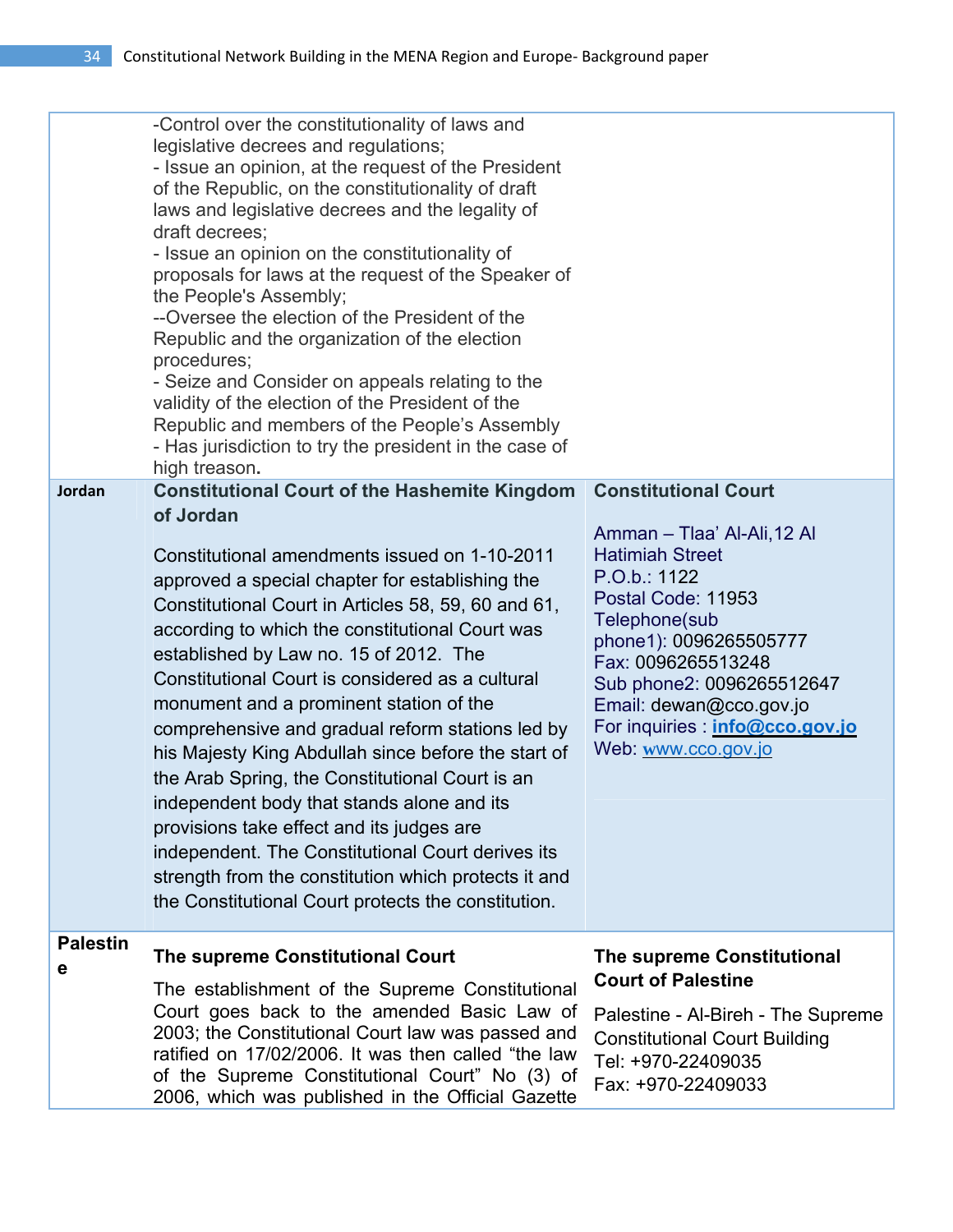| | | |
|---|---|---|
| | -Control over the constitutionality of laws and legislative decrees and regulations;<br>- Issue an opinion, at the request of the President of the Republic, on the constitutionality of draft laws and legislative decrees and the legality of draft decrees;<br>- Issue an opinion on the constitutionality of proposals for laws at the request of the Speaker of the People's Assembly;<br>--Oversee the election of the President of the Republic and the organization of the election procedures;<br>- Seize and Consider on appeals relating to the validity of the election of the President of the Republic and members of the People's Assembly<br>- Has jurisdiction to try the president in the case of high treason**.** | |
| **Jordan** | **Constitutional Court of the Hashemite Kingdom of Jordan**<br><br>Constitutional amendments issued on 1-10-2011 approved a special chapter for establishing the Constitutional Court in Articles 58, 59, 60 and 61, according to which the constitutional Court was established by Law no. 15 of 2012. The Constitutional Court is considered as a cultural monument and a prominent station of the comprehensive and gradual reform stations led by his Majesty King Abdullah since before the start of the Arab Spring, the Constitutional Court is an independent body that stands alone and its provisions take effect and its judges are independent. The Constitutional Court derives its strength from the constitution which protects it and the Constitutional Court protects the constitution. | **Constitutional Court**<br><br>Amman – Tlaa' Al-Ali,12 Al Hatimiah Street<br>P.O.b.: 1122<br>Postal Code: 11953<br>Telephone(sub phone1): 0096265505777<br>Fax: 0096265513248<br>Sub phone2: 0096265512647<br>Email: dewan@cco.gov.jo<br>For inquiries : **info@cco.gov.jo**<br>Web: www.cco.gov.jo |
| **Palestine** | **The supreme Constitutional Court**<br><br>The establishment of the Supreme Constitutional Court goes back to the amended Basic Law of 2003; the Constitutional Court law was passed and ratified on 17/02/2006. It was then called "the law of the Supreme Constitutional Court" No (3) of 2006, which was published in the Official Gazette | **The supreme Constitutional Court of Palestine**<br><br>Palestine - Al-Bireh - The Supreme Constitutional Court Building<br>Tel: +970-22409035<br>Fax: +970-22409033 |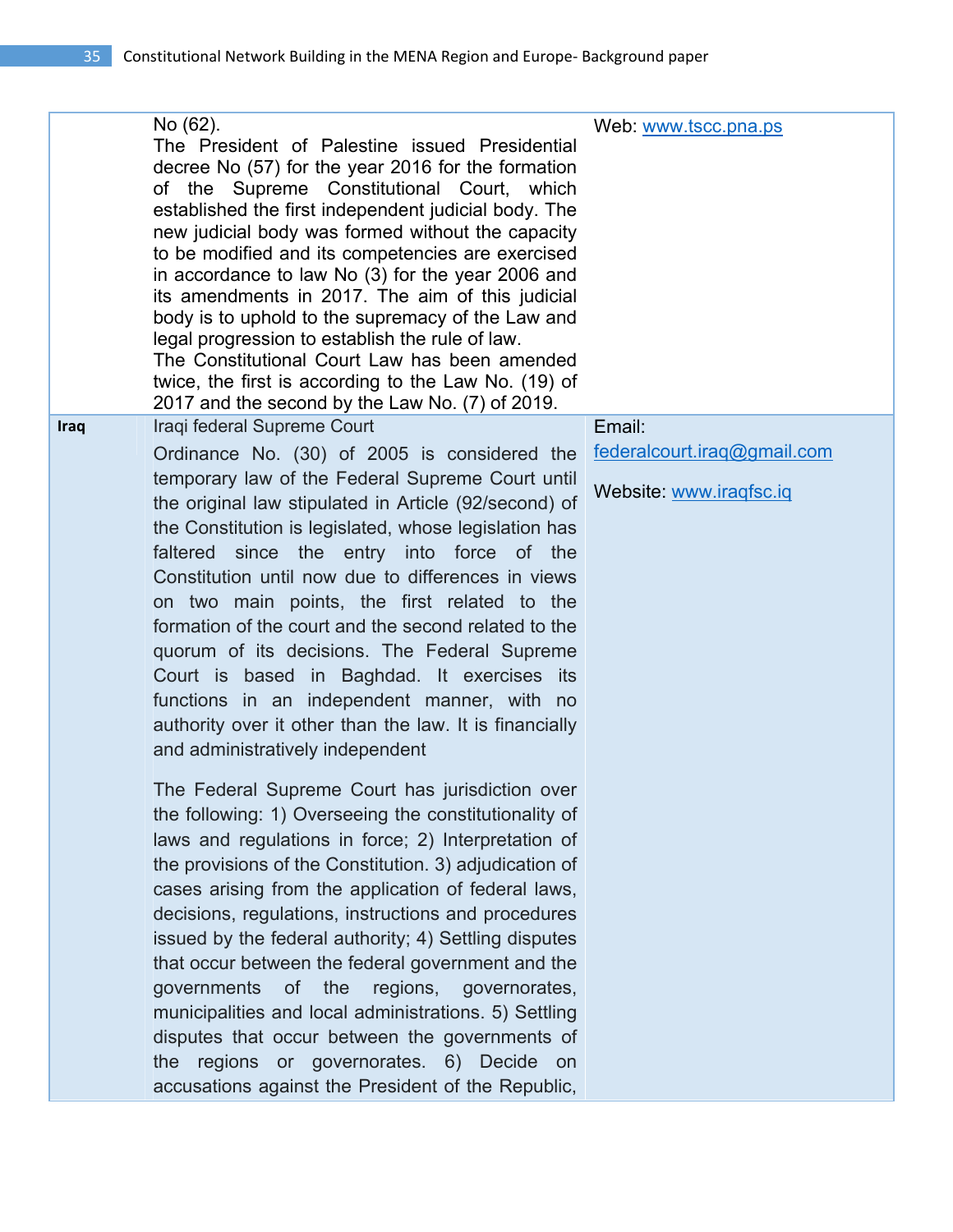| | | |
|---|---|---|
| | No (62).<br>The President of Palestine issued Presidential decree No (57) for the year 2016 for the formation of the Supreme Constitutional Court, which established the first independent judicial body. The new judicial body was formed without the capacity to be modified and its competencies are exercised in accordance to law No (3) for the year 2006 and its amendments in 2017. The aim of this judicial body is to uphold to the supremacy of the Law and legal progression to establish the rule of law.<br>The Constitutional Court Law has been amended twice, the first is according to the Law No. (19) of 2017 and the second by the Law No. (7) of 2019. | Web: [www.tscc.pna.ps](http://www.tscc.pna.ps) |
| **Iraq** | Iraqi federal Supreme Court<br>Ordinance No. (30) of 2005 is considered the temporary law of the Federal Supreme Court until the original law stipulated in Article (92/second) of the Constitution is legislated, whose legislation has faltered since the entry into force of the Constitution until now due to differences in views on two main points, the first related to the formation of the court and the second related to the quorum of its decisions. The Federal Supreme Court is based in Baghdad. It exercises its functions in an independent manner, with no authority over it other than the law. It is financially and administratively independent<br><br>The Federal Supreme Court has jurisdiction over the following: 1) Overseeing the constitutionality of laws and regulations in force; 2) Interpretation of the provisions of the Constitution. 3) adjudication of cases arising from the application of federal laws, decisions, regulations, instructions and procedures issued by the federal authority; 4) Settling disputes that occur between the federal government and the governments of the regions, governorates, municipalities and local administrations. 5) Settling disputes that occur between the governments of the regions or governorates. 6) Decide on accusations against the President of the Republic, | Email:<br>[federalcourt.iraq@gmail.com](mailto:federalcourt.iraq@gmail.com)<br><br>Website: [www.iraqfsc.iq](http://www.iraqfsc.iq) |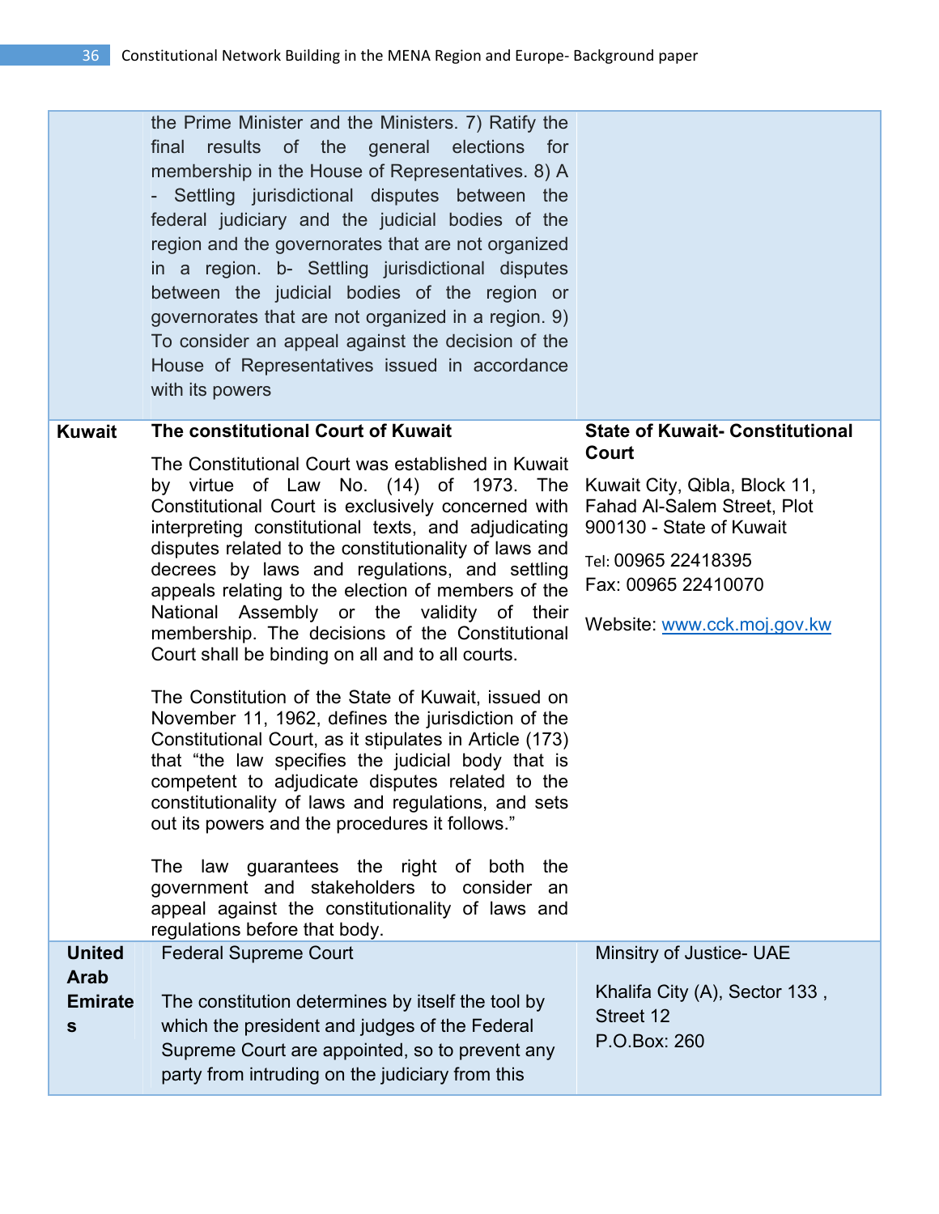| | | |
|---|---|---|
| | the Prime Minister and the Ministers. 7) Ratify the final results of the general elections for membership in the House of Representatives. 8) A - Settling jurisdictional disputes between the federal judiciary and the judicial bodies of the region and the governorates that are not organized in a region. b- Settling jurisdictional disputes between the judicial bodies of the region or governorates that are not organized in a region. 9) To consider an appeal against the decision of the House of Representatives issued in accordance with its powers | |
| **Kuwait** | **The constitutional Court of Kuwait**<br><br>The Constitutional Court was established in Kuwait by virtue of Law No. (14) of 1973. The Constitutional Court is exclusively concerned with interpreting constitutional texts, and adjudicating disputes related to the constitutionality of laws and decrees by laws and regulations, and settling appeals relating to the election of members of the National Assembly or the validity of their membership. The decisions of the Constitutional Court shall be binding on all and to all courts.<br><br>The Constitution of the State of Kuwait, issued on November 11, 1962, defines the jurisdiction of the Constitutional Court, as it stipulates in Article (173) that "the law specifies the judicial body that is competent to adjudicate disputes related to the constitutionality of laws and regulations, and sets out its powers and the procedures it follows."<br><br>The law guarantees the right of both the government and stakeholders to consider an appeal against the constitutionality of laws and regulations before that body. | **State of Kuwait- Constitutional Court**<br><br>Kuwait City, Qibla, Block 11, Fahad Al-Salem Street, Plot 900130 - State of Kuwait<br><br>Tel: 00965 22418395<br>Fax: 00965 22410070<br><br>Website: www.cck.moj.gov.kw |
| **United Arab Emirates** | Federal Supreme Court<br><br>The constitution determines by itself the tool by which the president and judges of the Federal Supreme Court are appointed, so to prevent any party from intruding on the judiciary from this | Minsitry of Justice- UAE<br><br>Khalifa City (A), Sector 133 , Street 12<br>P.O.Box: 260 |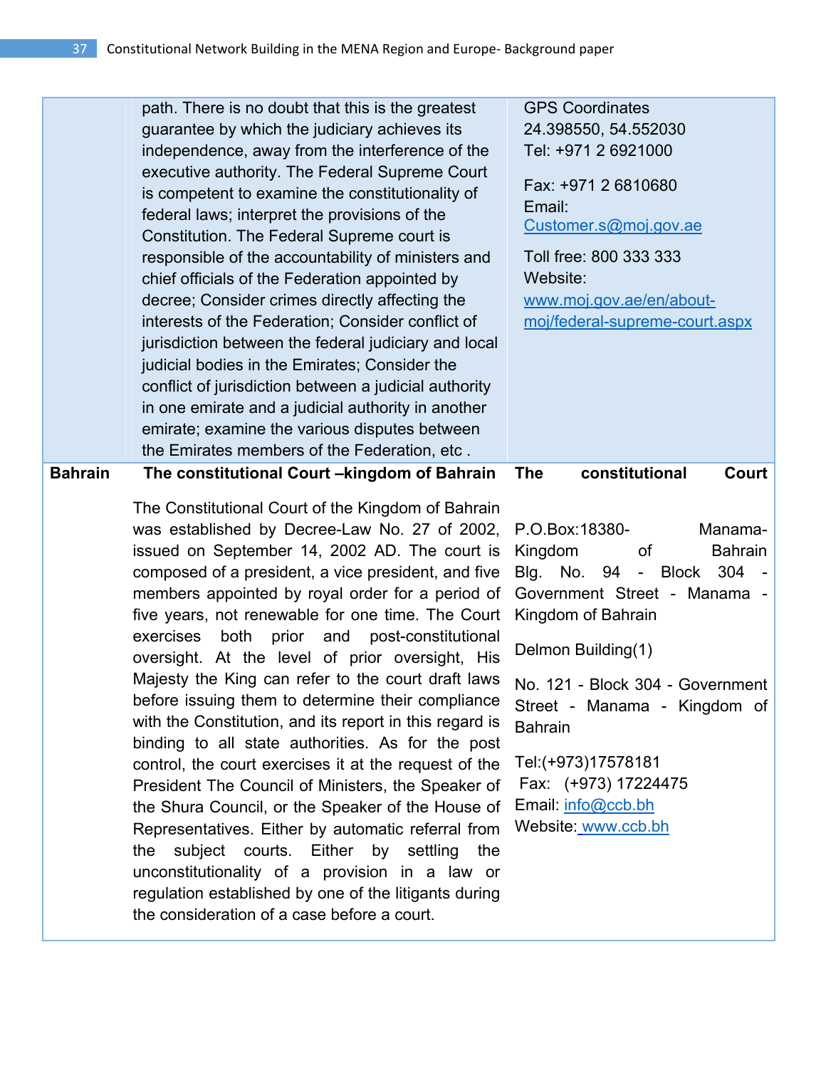| | | |
|---|---|---|
| | path. There is no doubt that this is the greatest guarantee by which the judiciary achieves its independence, away from the interference of the executive authority. The Federal Supreme Court is competent to examine the constitutionality of federal laws; interpret the provisions of the Constitution. The Federal Supreme court is responsible of the accountability of ministers and chief officials of the Federation appointed by decree; Consider crimes directly affecting the interests of the Federation; Consider conflict of jurisdiction between the federal judiciary and local judicial bodies in the Emirates; Consider the conflict of jurisdiction between a judicial authority in one emirate and a judicial authority in another emirate; examine the various disputes between the Emirates members of the Federation, etc . | GPS Coordinates 24.398550, 54.552030 Tel: +971 2 6921000<br><br>Fax: +971 2 6810680 Email: Customer.s@moj.gov.ae<br><br>Toll free: 800 333 333 Website: www.moj.gov.ae/en/about-moj/federal-supreme-court.aspx |
| **Bahrain** | **The constitutional Court –kingdom of Bahrain**<br><br>The Constitutional Court of the Kingdom of Bahrain was established by Decree-Law No. 27 of 2002, issued on September 14, 2002 AD. The court is composed of a president, a vice president, and five members appointed by royal order for a period of five years, not renewable for one time. The Court exercises both prior and post-constitutional oversight. At the level of prior oversight, His Majesty the King can refer to the court draft laws before issuing them to determine their compliance with the Constitution, and its report in this regard is binding to all state authorities. As for the post control, the court exercises it at the request of the President The Council of Ministers, the Speaker of the Shura Council, or the Speaker of the House of Representatives. Either by automatic referral from the subject courts. Either by settling the unconstitutionality of a provision in a law or regulation established by one of the litigants during the consideration of a case before a court. | **The constitutional Court**<br><br>P.O.Box:18380- Manama-Kingdom of Bahrain Blg. No. 94 - Block 304 - Government Street - Manama - Kingdom of Bahrain<br><br>Delmon Building(1)<br><br>No. 121 - Block 304 - Government Street - Manama - Kingdom of Bahrain<br><br>Tel:(+973)17578181<br>Fax: (+973) 17224475<br>Email: info@ccb.bh<br>Website: www.ccb.bh |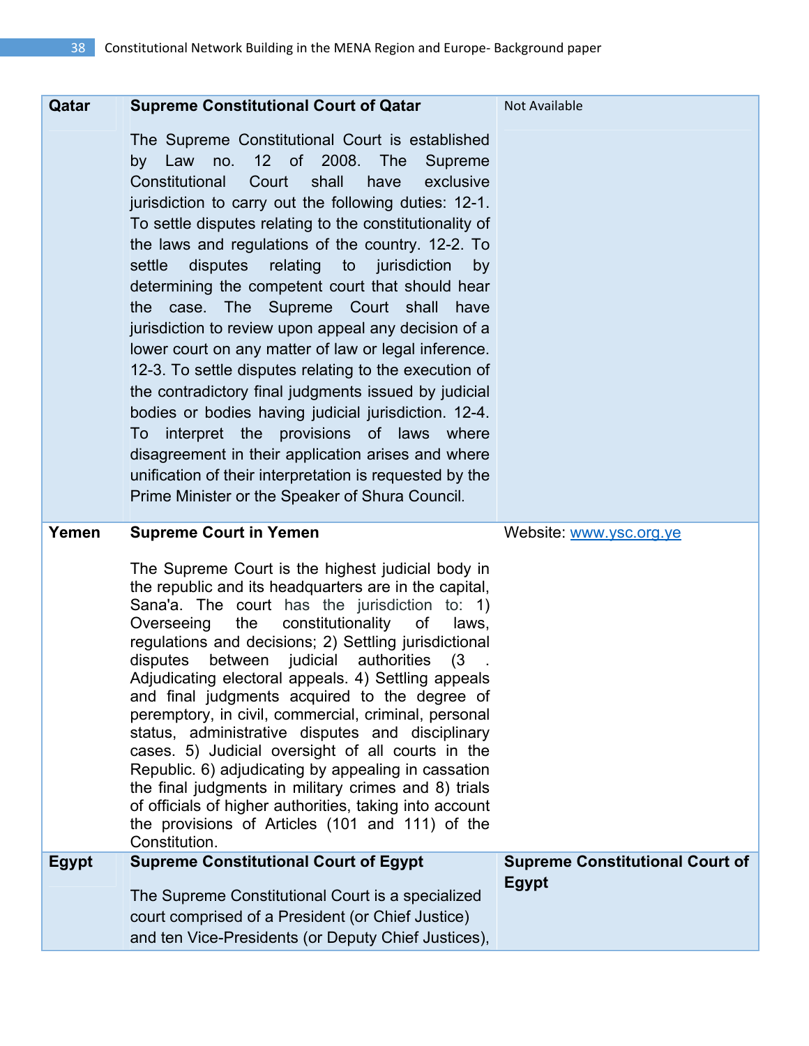| | | |
|---|---|---|
| **Qatar** | **Supreme Constitutional Court of Qatar**<br><br>The Supreme Constitutional Court is established by Law no. 12 of 2008. The Supreme Constitutional Court shall have exclusive jurisdiction to carry out the following duties: 12-1. To settle disputes relating to the constitutionality of the laws and regulations of the country. 12-2. To settle disputes relating to jurisdiction by determining the competent court that should hear the case. The Supreme Court shall have jurisdiction to review upon appeal any decision of a lower court on any matter of law or legal inference. 12-3. To settle disputes relating to the execution of the contradictory final judgments issued by judicial bodies or bodies having judicial jurisdiction. 12-4. To interpret the provisions of laws where disagreement in their application arises and where unification of their interpretation is requested by the Prime Minister or the Speaker of Shura Council. | Not Available |
| **Yemen** | **Supreme Court in Yemen**<br><br>The Supreme Court is the highest judicial body in the republic and its headquarters are in the capital, Sana'a. The court has the jurisdiction to: 1) Overseeing the constitutionality of laws, regulations and decisions; 2) Settling jurisdictional disputes between judicial authorities (3 . Adjudicating electoral appeals. 4) Settling appeals and final judgments acquired to the degree of peremptory, in civil, commercial, criminal, personal status, administrative disputes and disciplinary cases. 5) Judicial oversight of all courts in the Republic. 6) adjudicating by appealing in cassation the final judgments in military crimes and 8) trials of officials of higher authorities, taking into account the provisions of Articles (101 and 111) of the Constitution. | Website: [www.ysc.org.ye](www.ysc.org.ye) |
| **Egypt** | **Supreme Constitutional Court of Egypt**<br><br>The Supreme Constitutional Court is a specialized court comprised of a President (or Chief Justice) and ten Vice-Presidents (or Deputy Chief Justices), | **Supreme Constitutional Court of Egypt** |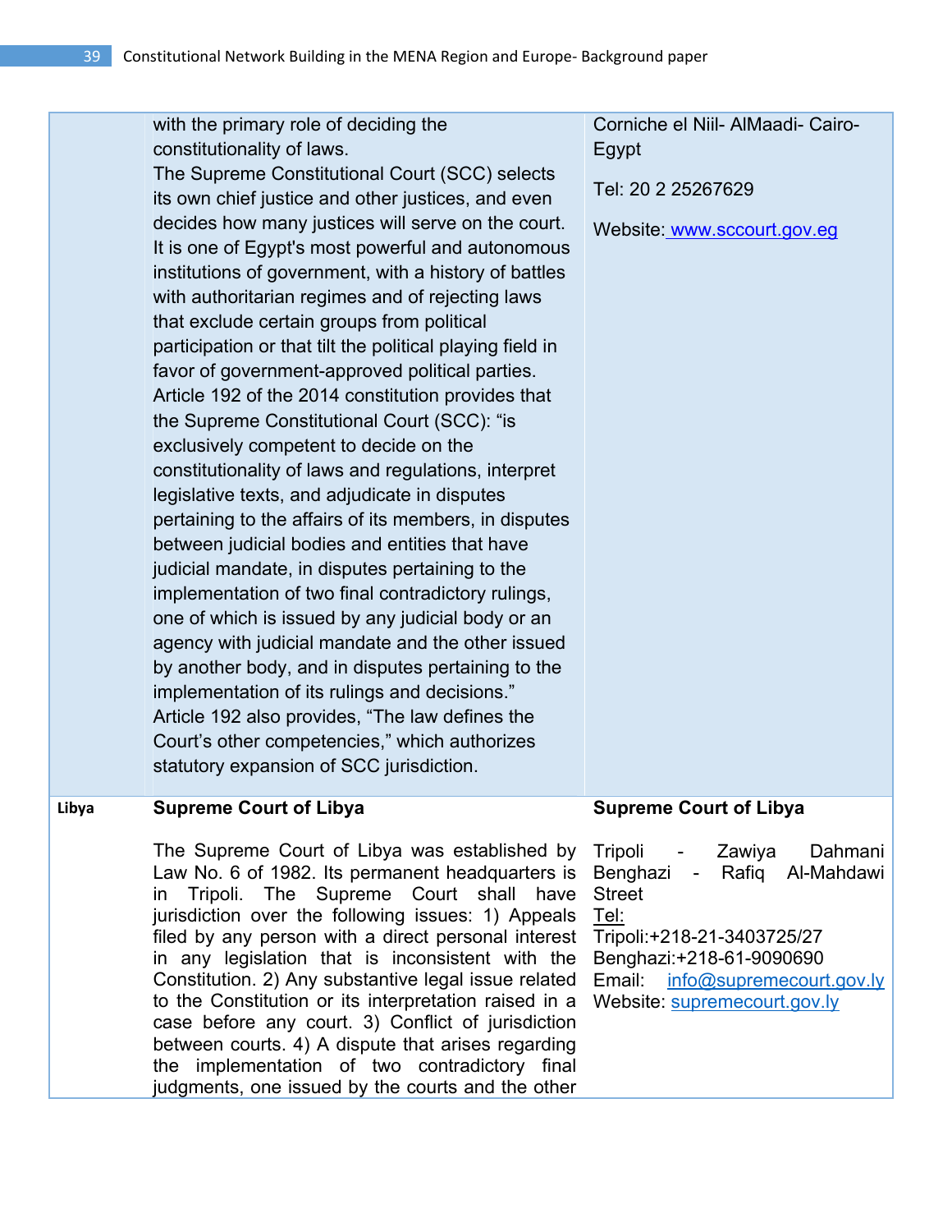| | | |
|---|---|---|
| | with the primary role of deciding the constitutionality of laws.<br>The Supreme Constitutional Court (SCC) selects its own chief justice and other justices, and even decides how many justices will serve on the court. It is one of Egypt's most powerful and autonomous institutions of government, with a history of battles with authoritarian regimes and of rejecting laws that exclude certain groups from political participation or that tilt the political playing field in favor of government-approved political parties.<br>Article 192 of the 2014 constitution provides that the Supreme Constitutional Court (SCC): "is exclusively competent to decide on the constitutionality of laws and regulations, interpret legislative texts, and adjudicate in disputes pertaining to the affairs of its members, in disputes between judicial bodies and entities that have judicial mandate, in disputes pertaining to the implementation of two final contradictory rulings, one of which is issued by any judicial body or an agency with judicial mandate and the other issued by another body, and in disputes pertaining to the implementation of its rulings and decisions."<br>Article 192 also provides, "The law defines the Court's other competencies," which authorizes statutory expansion of SCC jurisdiction. | Corniche el Niil- AlMaadi- Cairo-Egypt<br><br>Tel: 20 2 25267629<br><br>Website: www.sccourt.gov.eg |
| **Libya** | **Supreme Court of Libya**<br><br>The Supreme Court of Libya was established by Law No. 6 of 1982. Its permanent headquarters is in Tripoli. The Supreme Court shall have jurisdiction over the following issues: 1) Appeals filed by any person with a direct personal interest in any legislation that is inconsistent with the Constitution. 2) Any substantive legal issue related to the Constitution or its interpretation raised in a case before any court. 3) Conflict of jurisdiction between courts. 4) A dispute that arises regarding the implementation of two contradictory final judgments, one issued by the courts and the other | **Supreme Court of Libya**<br><br>Tripoli - Zawiya Dahmani<br>Benghazi - Rafiq Al-Mahdawi Street<br>Tel:<br>Tripoli:+218-21-3403725/27<br>Benghazi:+218-61-9090690<br>Email: info@supremecourt.gov.ly<br>Website: supremecourt.gov.ly |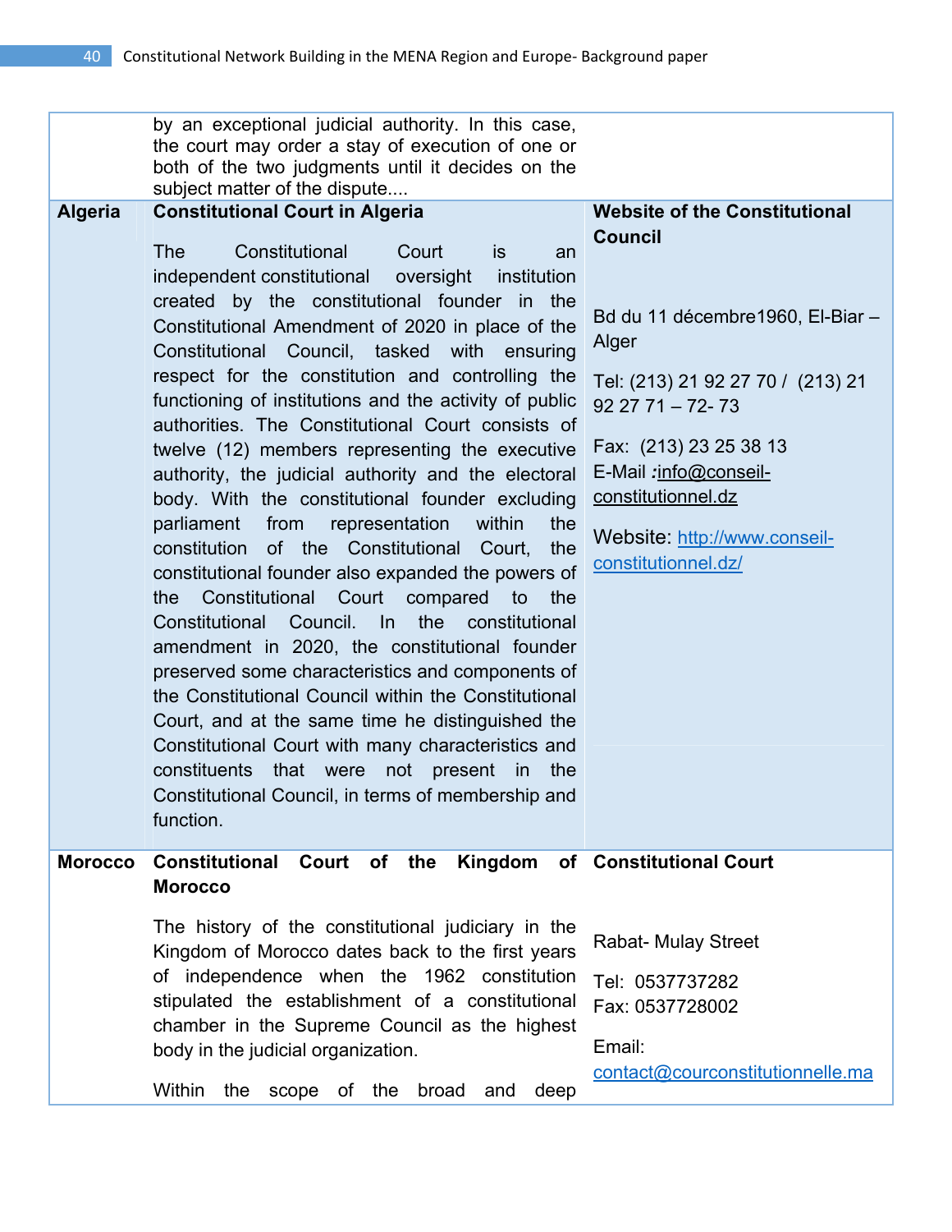| | | |
|---|---|---|
| | by an exceptional judicial authority. In this case, the court may order a stay of execution of one or both of the two judgments until it decides on the subject matter of the dispute.... | |
| **Algeria** | **Constitutional Court in Algeria**<br><br>The Constitutional Court is an independent constitutional oversight institution created by the constitutional founder in the Constitutional Amendment of 2020 in place of the Constitutional Council, tasked with ensuring respect for the constitution and controlling the functioning of institutions and the activity of public authorities. The Constitutional Court consists of twelve (12) members representing the executive authority, the judicial authority and the electoral body. With the constitutional founder excluding parliament from representation within the constitution of the Constitutional Court, the constitutional founder also expanded the powers of the Constitutional Court compared to the Constitutional Council. In the constitutional amendment in 2020, the constitutional founder preserved some characteristics and components of the Constitutional Council within the Constitutional Court, and at the same time he distinguished the Constitutional Court with many characteristics and constituents that were not present in the Constitutional Council, in terms of membership and function. | **Website of the Constitutional Council**<br><br>Bd du 11 décembre1960, El-Biar – Alger<br><br>Tel: (213) 21 92 27 70 / (213) 21 92 27 71 – 72- 73<br><br>Fax: (213) 23 25 38 13<br>E-Mail *:*info@conseil-constitutionnel.dz<br><br>Website: http://www.conseil-constitutionnel.dz/ |
| **Morocco** | **Constitutional Court of the Kingdom of Morocco**<br><br>The history of the constitutional judiciary in the Kingdom of Morocco dates back to the first years of independence when the 1962 constitution stipulated the establishment of a constitutional chamber in the Supreme Council as the highest body in the judicial organization.<br><br>Within the scope of the broad and deep | **Constitutional Court**<br><br>Rabat- Mulay Street<br><br>Tel: 0537737282<br>Fax: 0537728002<br><br>Email:<br>contact@courconstitutionnelle.ma |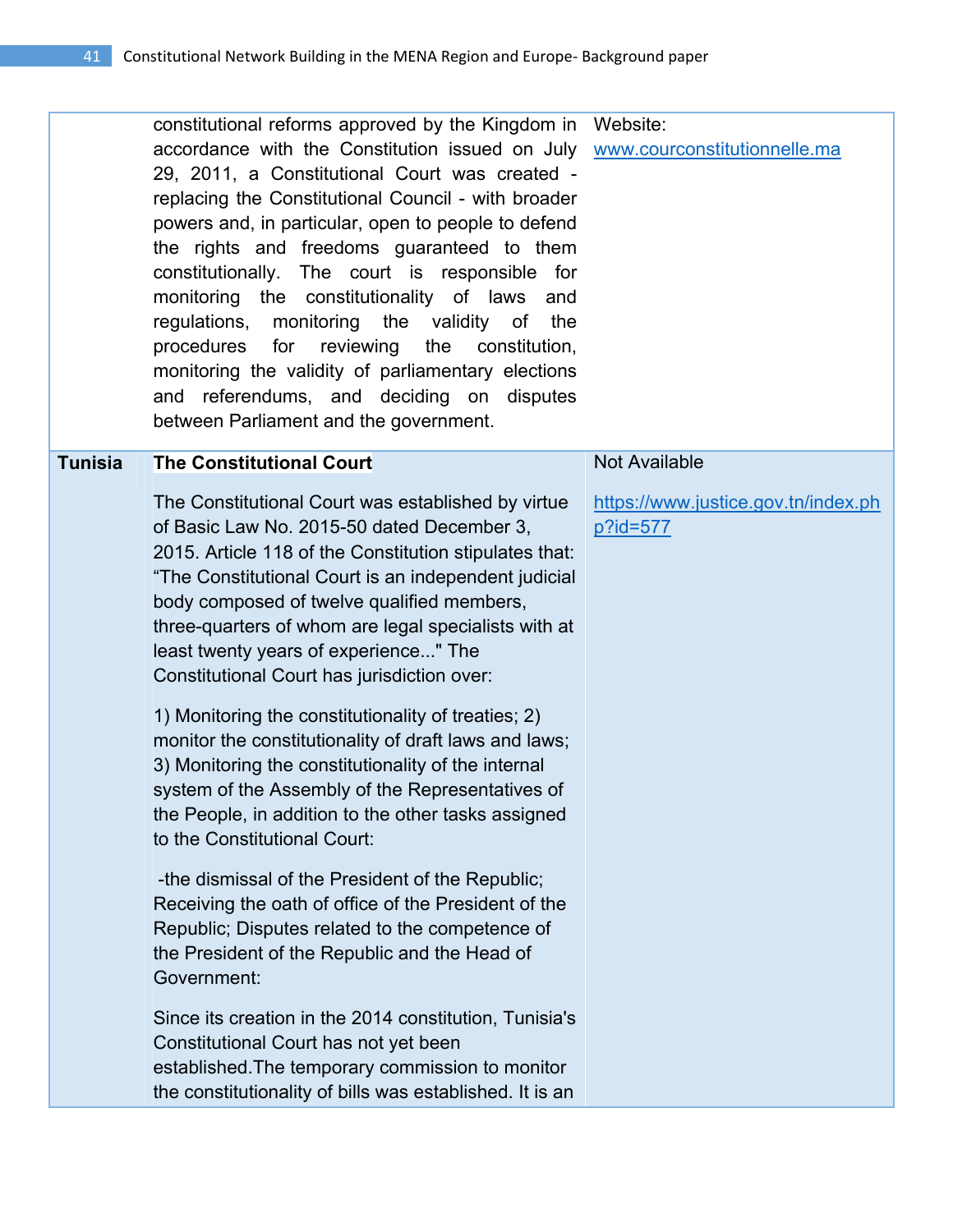| | | |
|---|---|---|
| | constitutional reforms approved by the Kingdom in accordance with the Constitution issued on July 29, 2011, a Constitutional Court was created - replacing the Constitutional Council - with broader powers and, in particular, open to people to defend the rights and freedoms guaranteed to them constitutionally. The court is responsible for monitoring the constitutionality of laws and regulations, monitoring the validity of the procedures for reviewing the constitution, monitoring the validity of parliamentary elections and referendums, and deciding on disputes between Parliament and the government. | Website: www.courconstitutionnelle.ma |
| **Tunisia** | **The Constitutional Court**<br><br>The Constitutional Court was established by virtue of Basic Law No. 2015-50 dated December 3, 2015. Article 118 of the Constitution stipulates that: "The Constitutional Court is an independent judicial body composed of twelve qualified members, three-quarters of whom are legal specialists with at least twenty years of experience..." The Constitutional Court has jurisdiction over:<br><br>1) Monitoring the constitutionality of treaties; 2) monitor the constitutionality of draft laws and laws; 3) Monitoring the constitutionality of the internal system of the Assembly of the Representatives of the People, in addition to the other tasks assigned to the Constitutional Court:<br><br>-the dismissal of the President of the Republic; Receiving the oath of office of the President of the Republic; Disputes related to the competence of the President of the Republic and the Head of Government:<br><br>Since its creation in the 2014 constitution, Tunisia's Constitutional Court has not yet been established.The temporary commission to monitor the constitutionality of bills was established. It is an | Not Available<br><br>https://www.justice.gov.tn/index.php?id=577 |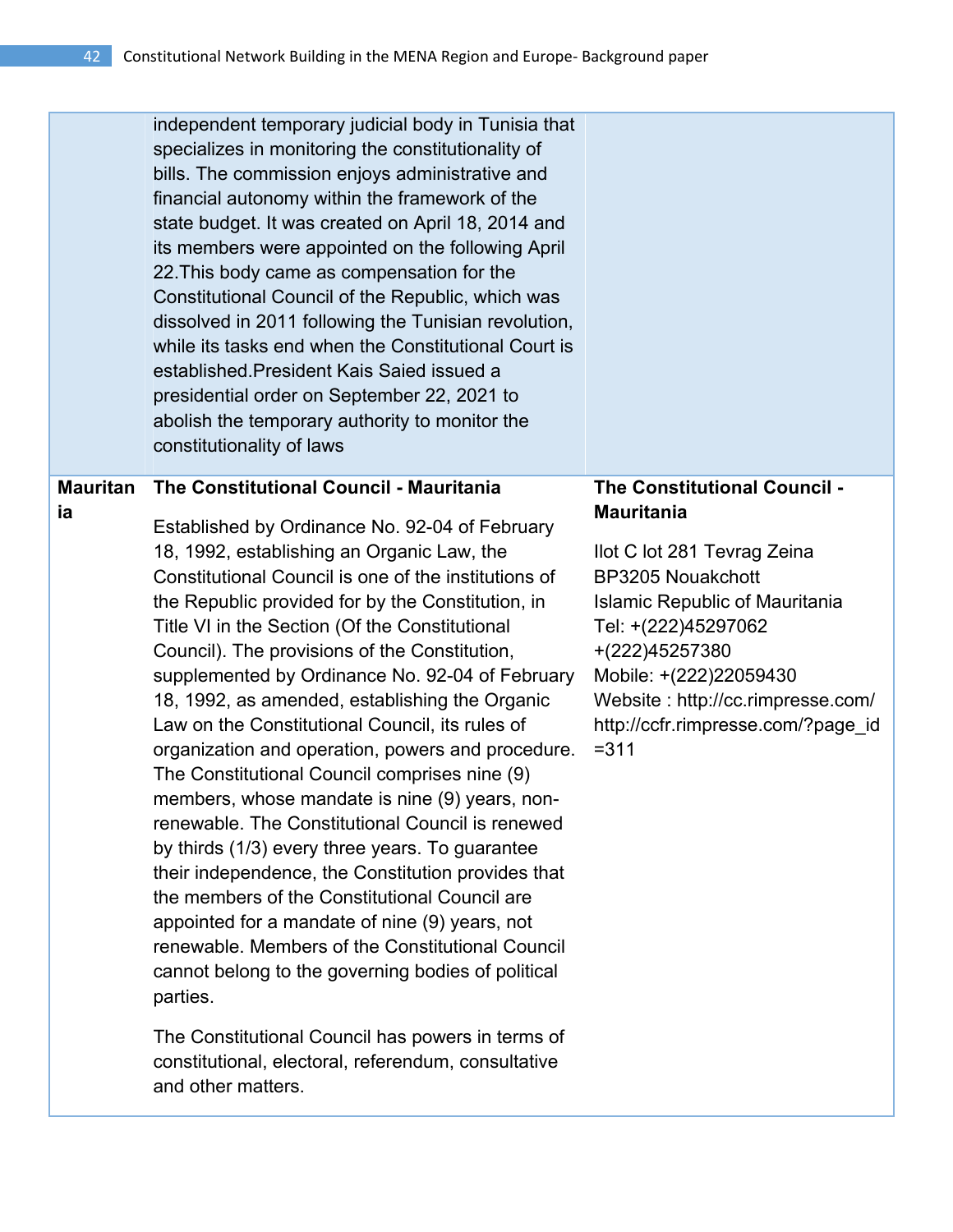| | | |
|---|---|---|
| | independent temporary judicial body in Tunisia that specializes in monitoring the constitutionality of bills. The commission enjoys administrative and financial autonomy within the framework of the state budget. It was created on April 18, 2014 and its members were appointed on the following April 22.This body came as compensation for the Constitutional Council of the Republic, which was dissolved in 2011 following the Tunisian revolution, while its tasks end when the Constitutional Court is established.President Kais Saied issued a presidential order on September 22, 2021 to abolish the temporary authority to monitor the constitutionality of laws | |
| **Mauritania** | **The Constitutional Council - Mauritania**<br><br>Established by Ordinance No. 92-04 of February 18, 1992, establishing an Organic Law, the Constitutional Council is one of the institutions of the Republic provided for by the Constitution, in Title VI in the Section (Of the Constitutional Council). The provisions of the Constitution, supplemented by Ordinance No. 92-04 of February 18, 1992, as amended, establishing the Organic Law on the Constitutional Council, its rules of organization and operation, powers and procedure. The Constitutional Council comprises nine (9) members, whose mandate is nine (9) years, non-renewable. The Constitutional Council is renewed by thirds (1/3) every three years. To guarantee their independence, the Constitution provides that the members of the Constitutional Council are appointed for a mandate of nine (9) years, not renewable. Members of the Constitutional Council cannot belong to the governing bodies of political parties.<br><br>The Constitutional Council has powers in terms of constitutional, electoral, referendum, consultative and other matters. | **The Constitutional Council - Mauritania**<br><br>Ilot C lot 281 Tevrag Zeina<br>BP3205 Nouakchott<br>Islamic Republic of Mauritania<br>Tel: +(222)45297062<br>+(222)45257380<br>Mobile: +(222)22059430<br>Website : http://cc.rimpresse.com/<br>http://ccfr.rimpresse.com/?page_id=311 |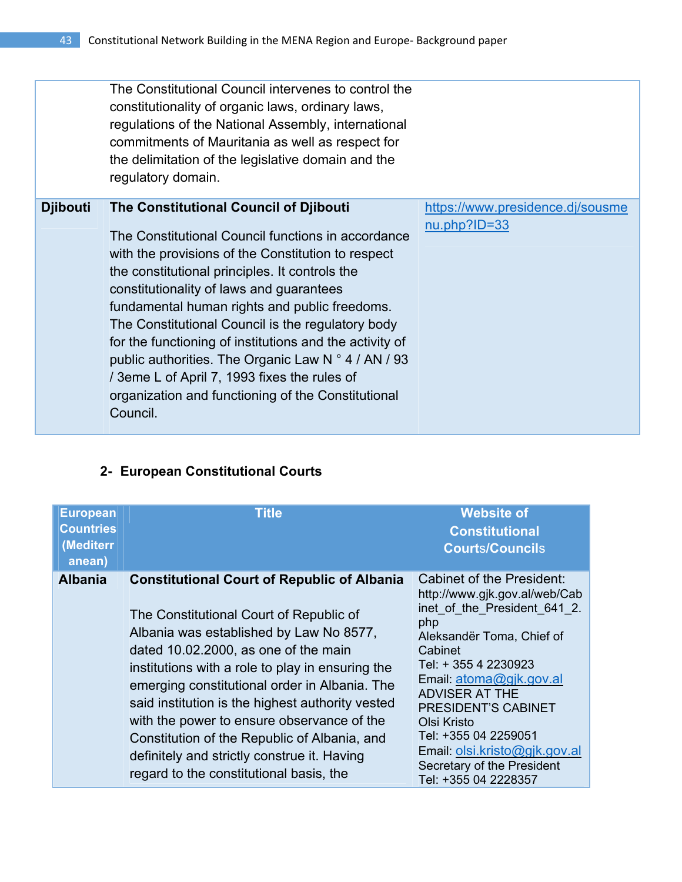| | | |
|---|---|---|
| | The Constitutional Council intervenes to control the constitutionality of organic laws, ordinary laws, regulations of the National Assembly, international commitments of Mauritania as well as respect for the delimitation of the legislative domain and the regulatory domain. | |
| **Djibouti** | **The Constitutional Council of Djibouti**<br><br>The Constitutional Council functions in accordance with the provisions of the Constitution to respect the constitutional principles. It controls the constitutionality of laws and guarantees fundamental human rights and public freedoms. The Constitutional Council is the regulatory body for the functioning of institutions and the activity of public authorities. The Organic Law N ° 4 / AN / 93 / 3eme L of April 7, 1993 fixes the rules of organization and functioning of the Constitutional Council. | https://www.presidence.dj/sousmenu.php?ID=33 |

### 2- European Constitutional Courts

| European Countries (Mediterranean) | Title | Website of Constitutional Courts/Councils |
|---|---|---|
| **Albania** | **Constitutional Court of Republic of Albania**<br><br>The Constitutional Court of Republic of Albania was established by Law No 8577, dated 10.02.2000, as one of the main institutions with a role to play in ensuring the emerging constitutional order in Albania. The said institution is the highest authority vested with the power to ensure observance of the Constitution of the Republic of Albania, and definitely and strictly construe it. Having regard to the constitutional basis, the | Cabinet of the President:<br>http://www.gjk.gov.al/web/Cabinet_of_the_President_641_2.php<br>Aleksandër Toma, Chief of Cabinet<br>Tel: + 355 4 2230923<br>Email: atoma@gjk.gov.al<br>ADVISER AT THE PRESIDENT'S CABINET<br>Olsi Kristo<br>Tel: +355 04 2259051<br>Email: olsi.kristo@gjk.gov.al<br>Secretary of the President<br>Tel: +355 04 2228357 |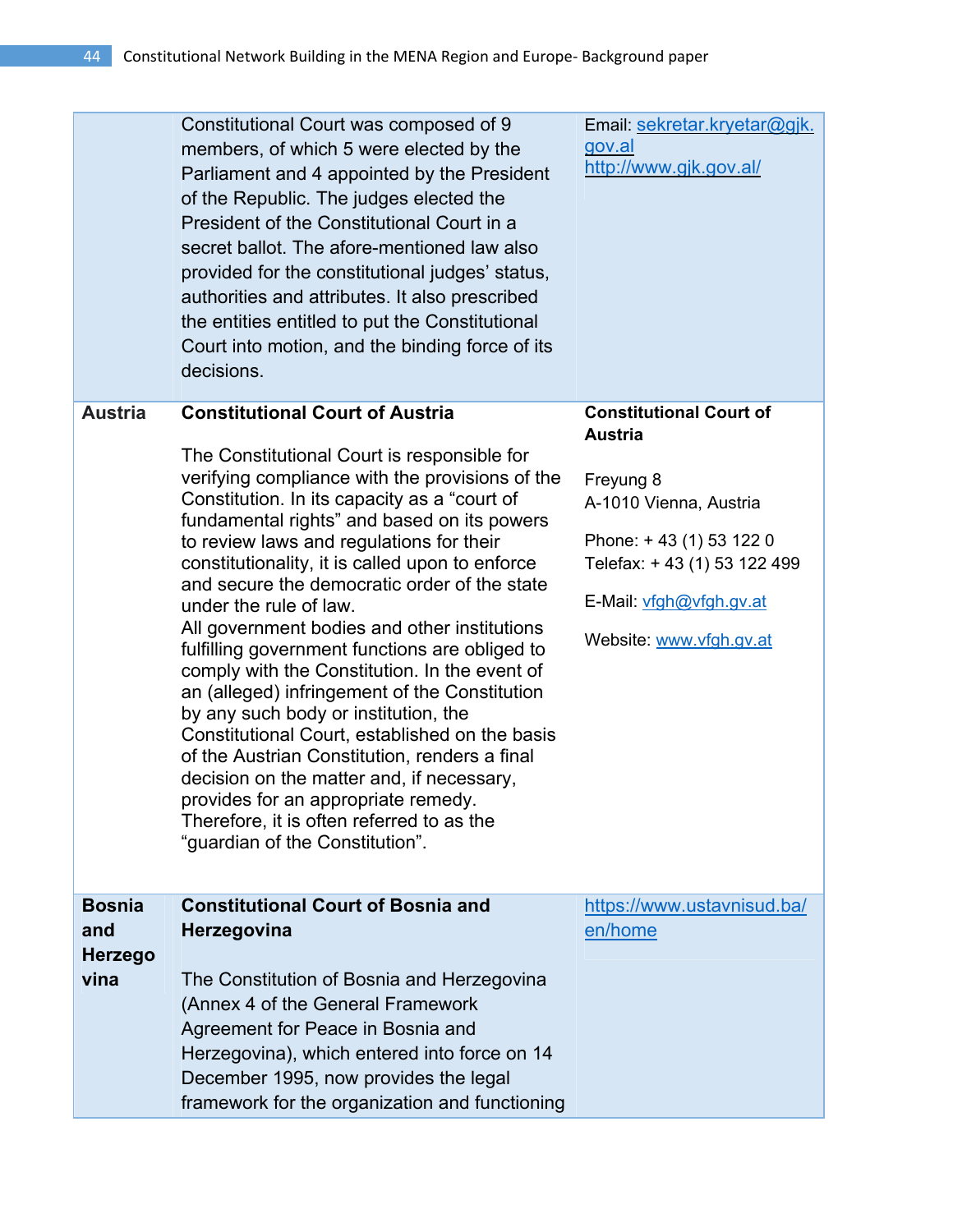| | | |
|---|---|---|
| | Constitutional Court was composed of 9 members, of which 5 were elected by the Parliament and 4 appointed by the President of the Republic. The judges elected the President of the Constitutional Court in a secret ballot. The afore-mentioned law also provided for the constitutional judges' status, authorities and attributes. It also prescribed the entities entitled to put the Constitutional Court into motion, and the binding force of its decisions. | Email: sekretar.kryetar@gjk.gov.al http://www.gjk.gov.al/ |
| **Austria** | **Constitutional Court of Austria**<br><br>The Constitutional Court is responsible for verifying compliance with the provisions of the Constitution. In its capacity as a "court of fundamental rights" and based on its powers to review laws and regulations for their constitutionality, it is called upon to enforce and secure the democratic order of the state under the rule of law.<br>All government bodies and other institutions fulfilling government functions are obliged to comply with the Constitution. In the event of an (alleged) infringement of the Constitution by any such body or institution, the Constitutional Court, established on the basis of the Austrian Constitution, renders a final decision on the matter and, if necessary, provides for an appropriate remedy. Therefore, it is often referred to as the "guardian of the Constitution". | **Constitutional Court of Austria**<br><br>Freyung 8<br>A-1010 Vienna, Austria<br><br>Phone: + 43 (1) 53 122 0<br>Telefax: + 43 (1) 53 122 499<br><br>E-Mail: vfgh@vfgh.gv.at<br><br>Website: www.vfgh.gv.at |
| **Bosnia and Herzegovina** | **Constitutional Court of Bosnia and Herzegovina**<br><br>The Constitution of Bosnia and Herzegovina (Annex 4 of the General Framework Agreement for Peace in Bosnia and Herzegovina), which entered into force on 14 December 1995, now provides the legal framework for the organization and functioning | https://www.ustavnisud.ba/en/home |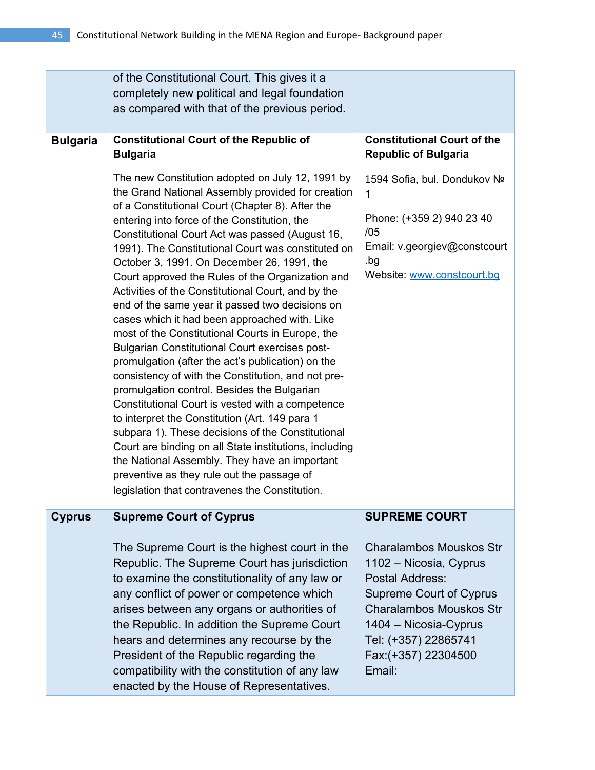| | | |
|---|---|---|
| | of the Constitutional Court. This gives it a completely new political and legal foundation as compared with that of the previous period. | |
| **Bulgaria** | **Constitutional Court of the Republic of Bulgaria**<br><br>The new Constitution adopted on July 12, 1991 by the Grand National Assembly provided for creation of a Constitutional Court (Chapter 8). After the entering into force of the Constitution, the Constitutional Court Act was passed (August 16, 1991). The Constitutional Court was constituted on October 3, 1991. On December 26, 1991, the Court approved the Rules of the Organization and Activities of the Constitutional Court, and by the end of the same year it passed two decisions on cases which it had been approached with. Like most of the Constitutional Courts in Europe, the Bulgarian Constitutional Court exercises post-promulgation (after the act's publication) on the consistency of with the Constitution, and not pre-promulgation control. Besides the Bulgarian Constitutional Court is vested with a competence to interpret the Constitution (Art. 149 para 1 subpara 1). These decisions of the Constitutional Court are binding on all State institutions, including the National Assembly. They have an important preventive as they rule out the passage of legislation that contravenes the Constitution. | **Constitutional Court of the Republic of Bulgaria**<br><br>1594 Sofia, bul. Dondukov № 1<br><br>Phone: (+359 2) 940 23 40 /05<br>Email: v.georgiev@constcourt.bg<br>Website: [www.constcourt.bg](http://www.constcourt.bg) |
| **Cyprus** | **Supreme Court of Cyprus**<br><br>The Supreme Court is the highest court in the Republic. The Supreme Court has jurisdiction to examine the constitutionality of any law or any conflict of power or competence which arises between any organs or authorities of the Republic. In addition the Supreme Court hears and determines any recourse by the President of the Republic regarding the compatibility with the constitution of any law enacted by the House of Representatives. | **SUPREME COURT**<br><br>Charalambos Mouskos Str<br>1102 – Nicosia, Cyprus<br>Postal Address:<br>Supreme Court of Cyprus<br>Charalambos Mouskos Str<br>1404 – Nicosia-Cyprus<br>Tel: (+357) 22865741<br>Fax:(+357) 22304500<br>Email: |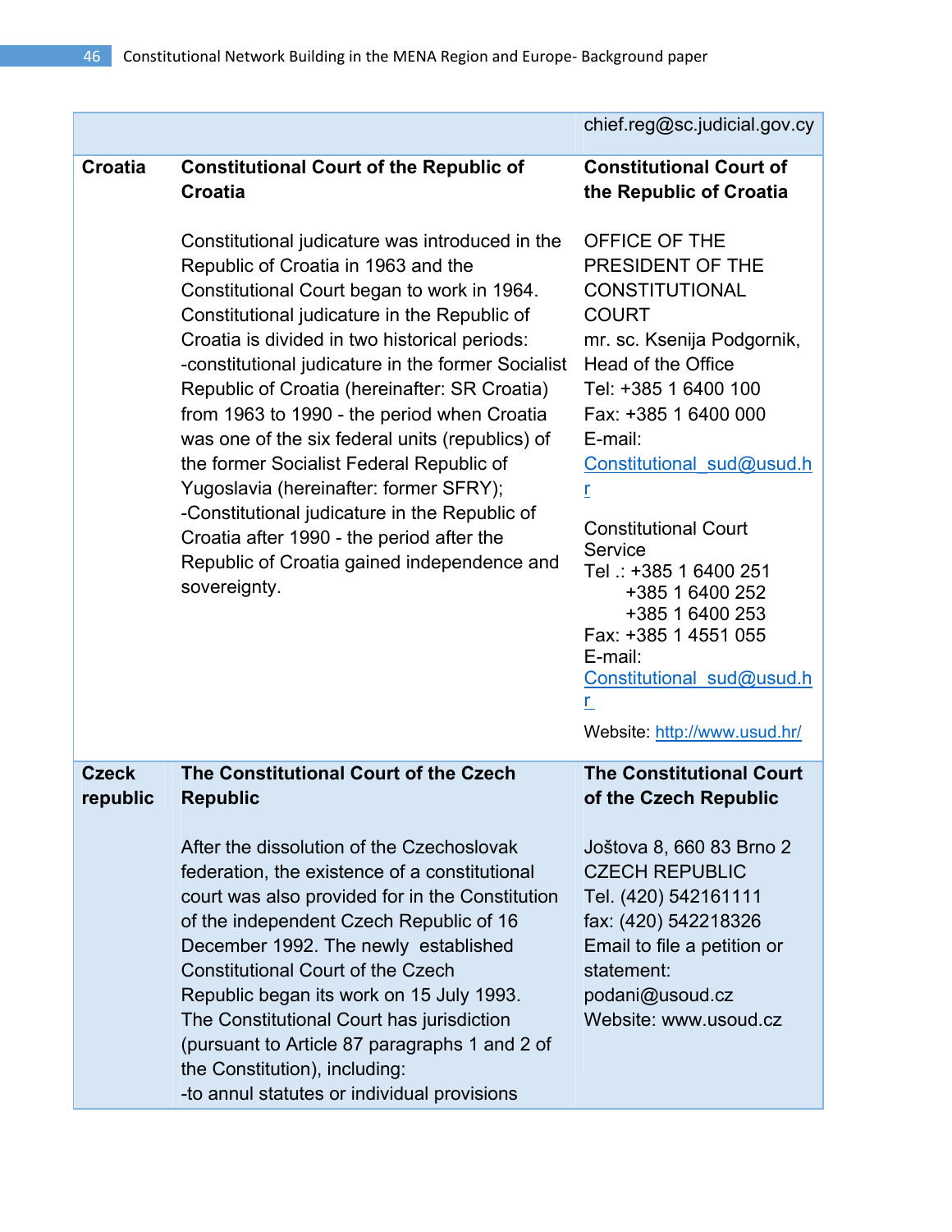| | | |
|---|---|---|
| | | chief.reg@sc.judicial.gov.cy |
| **Croatia** | **Constitutional Court of the Republic of Croatia**<br><br>Constitutional judicature was introduced in the Republic of Croatia in 1963 and the Constitutional Court began to work in 1964. Constitutional judicature in the Republic of Croatia is divided in two historical periods:<br>-constitutional judicature in the former Socialist Republic of Croatia (hereinafter: SR Croatia) from 1963 to 1990 - the period when Croatia was one of the six federal units (republics) of the former Socialist Federal Republic of Yugoslavia (hereinafter: former SFRY);<br>-Constitutional judicature in the Republic of Croatia after 1990 - the period after the Republic of Croatia gained independence and sovereignty. | **Constitutional Court of the Republic of Croatia**<br><br>OFFICE OF THE PRESIDENT OF THE CONSTITUTIONAL COURT<br>mr. sc. Ksenija Podgornik, Head of the Office<br>Tel: +385 1 6400 100<br>Fax: +385 1 6400 000<br>E-mail: Constitutional_sud@usud.hr<br><br>Constitutional Court Service<br>Tel .: +385 1 6400 251<br>+385 1 6400 252<br>+385 1 6400 253<br>Fax: +385 1 4551 055<br>E-mail: Constitutional_sud@usud.hr<br><br>Website: http://www.usud.hr/ |
| **Czeck republic** | **The Constitutional Court of the Czech Republic**<br><br>After the dissolution of the Czechoslovak federation, the existence of a constitutional court was also provided for in the Constitution of the independent Czech Republic of 16 December 1992. The newly established Constitutional Court of the Czech Republic began its work on 15 July 1993. The Constitutional Court has jurisdiction (pursuant to Article 87 paragraphs 1 and 2 of the Constitution), including:<br>-to annul statutes or individual provisions | **The Constitutional Court of the Czech Republic**<br><br>Joštova 8, 660 83 Brno 2<br>CZECH REPUBLIC<br>Tel. (420) 542161111<br>fax: (420) 542218326<br>Email to file a petition or statement:<br>podani@usoud.cz<br>Website: www.usoud.cz |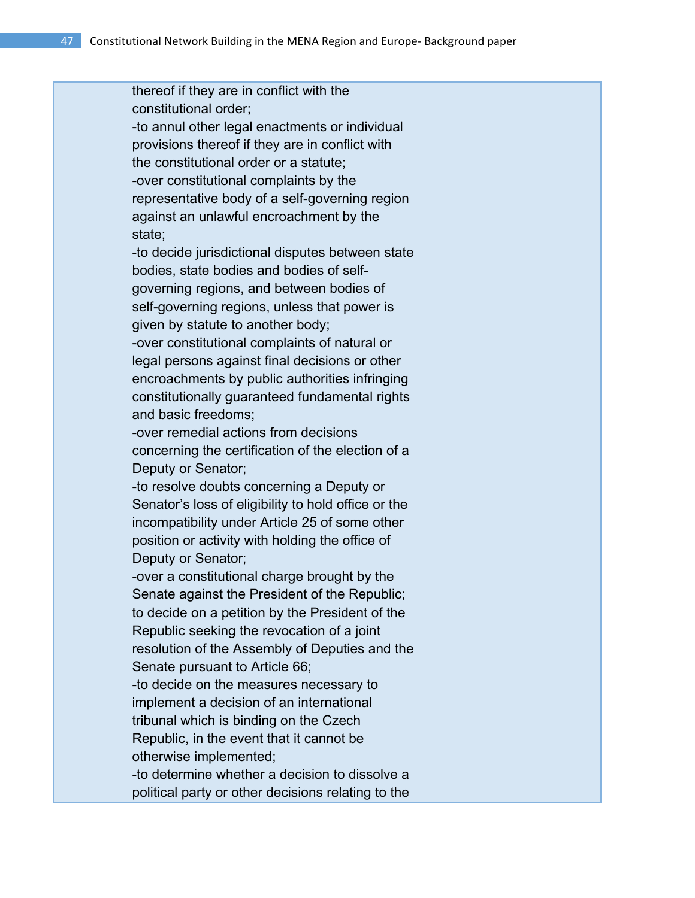| | | |
|---|---|---|
| | thereof if they are in conflict with the constitutional order;<br>-to annul other legal enactments or individual provisions thereof if they are in conflict with the constitutional order or a statute;<br>-over constitutional complaints by the representative body of a self-governing region against an unlawful encroachment by the state;<br>-to decide jurisdictional disputes between state bodies, state bodies and bodies of self-governing regions, and between bodies of self-governing regions, unless that power is given by statute to another body;<br>-over constitutional complaints of natural or legal persons against final decisions or other encroachments by public authorities infringing constitutionally guaranteed fundamental rights and basic freedoms;<br>-over remedial actions from decisions concerning the certification of the election of a Deputy or Senator;<br>-to resolve doubts concerning a Deputy or Senator's loss of eligibility to hold office or the incompatibility under Article 25 of some other position or activity with holding the office of Deputy or Senator;<br>-over a constitutional charge brought by the Senate against the President of the Republic; to decide on a petition by the President of the Republic seeking the revocation of a joint resolution of the Assembly of Deputies and the Senate pursuant to Article 66;<br>-to decide on the measures necessary to implement a decision of an international tribunal which is binding on the Czech Republic, in the event that it cannot be otherwise implemented;<br>-to determine whether a decision to dissolve a political party or other decisions relating to the | |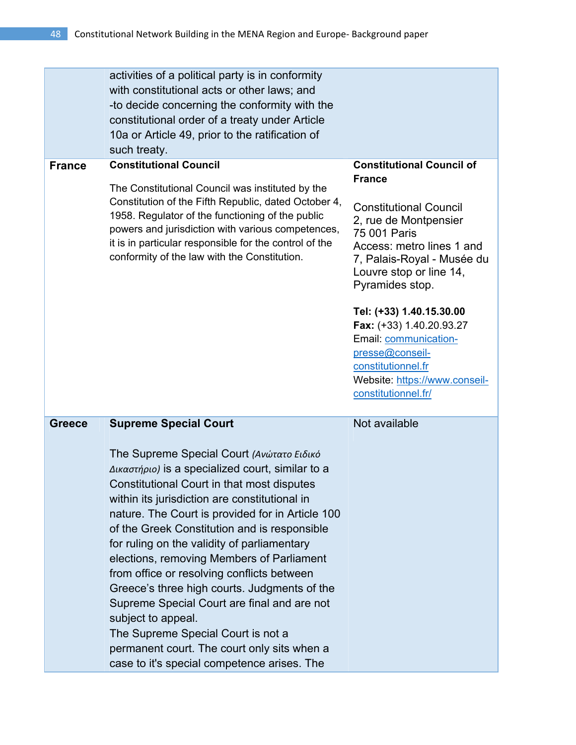| | | |
|---|---|---|
| | activities of a political party is in conformity with constitutional acts or other laws; and<br>-to decide concerning the conformity with the constitutional order of a treaty under Article 10a or Article 49, prior to the ratification of such treaty. | |
| **France** | **Constitutional Council**<br><br>The Constitutional Council was instituted by the Constitution of the Fifth Republic, dated October 4, 1958. Regulator of the functioning of the public powers and jurisdiction with various competences, it is in particular responsible for the control of the conformity of the law with the Constitution. | **Constitutional Council of France**<br><br>Constitutional Council<br>2, rue de Montpensier<br>75 001 Paris<br>Access: metro lines 1 and 7, Palais-Royal - Musée du Louvre stop or line 14, Pyramides stop.<br><br>**Tel: (+33) 1.40.15.30.00**<br>**Fax:** (+33) 1.40.20.93.27<br>Email: communication-presse@conseil-constitutionnel.fr<br>Website: https://www.conseil-constitutionnel.fr/ |
| **Greece** | **Supreme Special Court**<br><br>The Supreme Special Court *(Ανώτατο Ειδικό Δικαστήριο)* is a specialized court, similar to a Constitutional Court in that most disputes within its jurisdiction are constitutional in nature. The Court is provided for in Article 100 of the Greek Constitution and is responsible for ruling on the validity of parliamentary elections, removing Members of Parliament from office or resolving conflicts between Greece's three high courts. Judgments of the Supreme Special Court are final and are not subject to appeal.<br>The Supreme Special Court is not a permanent court. The court only sits when a case to it's special competence arises. The | Not available |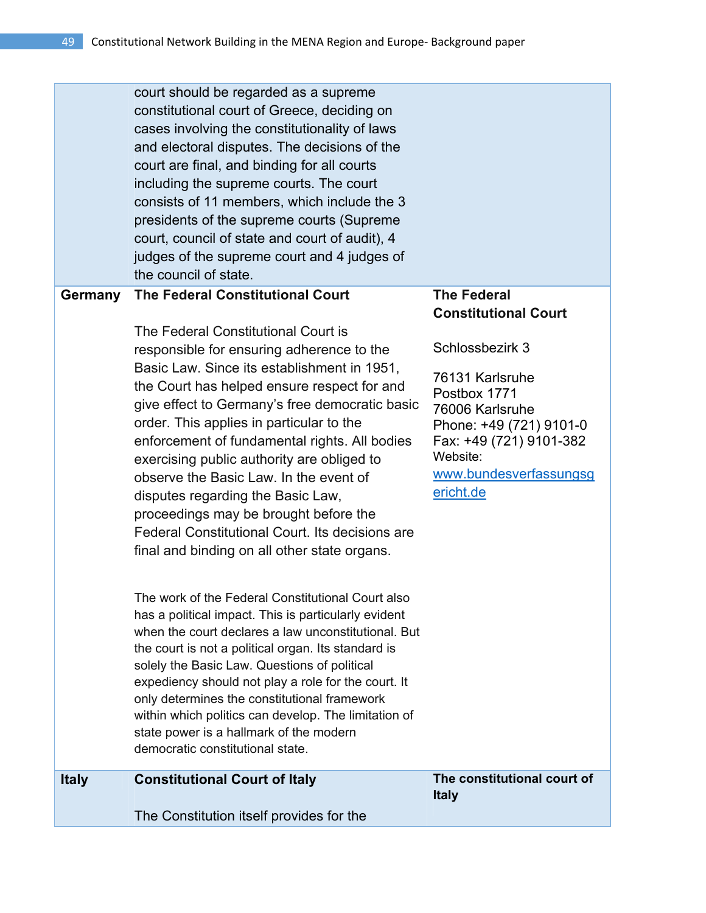| | | |
|---|---|---|
| | court should be regarded as a supreme constitutional court of Greece, deciding on cases involving the constitutionality of laws and electoral disputes. The decisions of the court are final, and binding for all courts including the supreme courts. The court consists of 11 members, which include the 3 presidents of the supreme courts (Supreme court, council of state and court of audit), 4 judges of the supreme court and 4 judges of the council of state. | |
| **Germany** | **The Federal Constitutional Court**<br><br>The Federal Constitutional Court is responsible for ensuring adherence to the Basic Law. Since its establishment in 1951, the Court has helped ensure respect for and give effect to Germany's free democratic basic order. This applies in particular to the enforcement of fundamental rights. All bodies exercising public authority are obliged to observe the Basic Law. In the event of disputes regarding the Basic Law, proceedings may be brought before the Federal Constitutional Court. Its decisions are final and binding on all other state organs.<br><br>The work of the Federal Constitutional Court also has a political impact. This is particularly evident when the court declares a law unconstitutional. But the court is not a political organ. Its standard is solely the Basic Law. Questions of political expediency should not play a role for the court. It only determines the constitutional framework within which politics can develop. The limitation of state power is a hallmark of the modern democratic constitutional state. | **The Federal Constitutional Court**<br><br>Schlossbezirk 3<br><br>76131 Karlsruhe<br>Postbox 1771<br>76006 Karlsruhe<br>Phone: +49 (721) 9101-0<br>Fax: +49 (721) 9101-382<br>Website:<br>www.bundesverfassungsgericht.de |
| **Italy** | **Constitutional Court of Italy**<br><br>The Constitution itself provides for the | **The constitutional court of Italy** |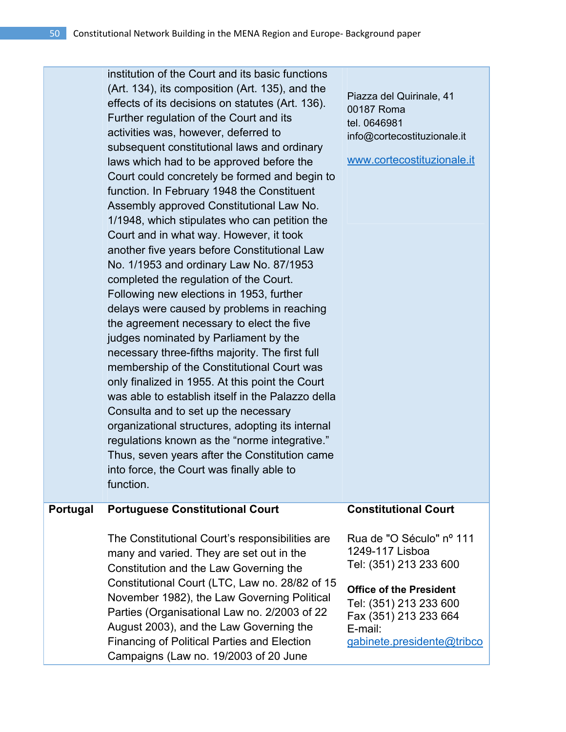| | | |
|---|---|---|
| | institution of the Court and its basic functions (Art. 134), its composition (Art. 135), and the effects of its decisions on statutes (Art. 136). Further regulation of the Court and its activities was, however, deferred to subsequent constitutional laws and ordinary laws which had to be approved before the Court could concretely be formed and begin to function. In February 1948 the Constituent Assembly approved Constitutional Law No. 1/1948, which stipulates who can petition the Court and in what way. However, it took another five years before Constitutional Law No. 1/1953 and ordinary Law No. 87/1953 completed the regulation of the Court. Following new elections in 1953, further delays were caused by problems in reaching the agreement necessary to elect the five judges nominated by Parliament by the necessary three-fifths majority. The first full membership of the Constitutional Court was only finalized in 1955. At this point the Court was able to establish itself in the Palazzo della Consulta and to set up the necessary organizational structures, adopting its internal regulations known as the "norme integrative." Thus, seven years after the Constitution came into force, the Court was finally able to function. | Piazza del Quirinale, 41<br>00187 Roma<br>tel. 0646981<br>info@cortecostituzionale.it<br><br>www.cortecostituzionale.it |
| **Portugal** | **Portuguese Constitutional Court**<br><br>The Constitutional Court's responsibilities are many and varied. They are set out in the Constitution and the Law Governing the Constitutional Court (LTC, Law no. 28/82 of 15 November 1982), the Law Governing Political Parties (Organisational Law no. 2/2003 of 22 August 2003), and the Law Governing the Financing of Political Parties and Election Campaigns (Law no. 19/2003 of 20 June | **Constitutional Court**<br><br>Rua de "O Século" nº 111<br>1249-117 Lisboa<br>Tel: (351) 213 233 600<br><br>**Office of the President**<br>Tel: (351) 213 233 600<br>Fax (351) 213 233 664<br>E-mail:<br>gabinete.presidente@tribco |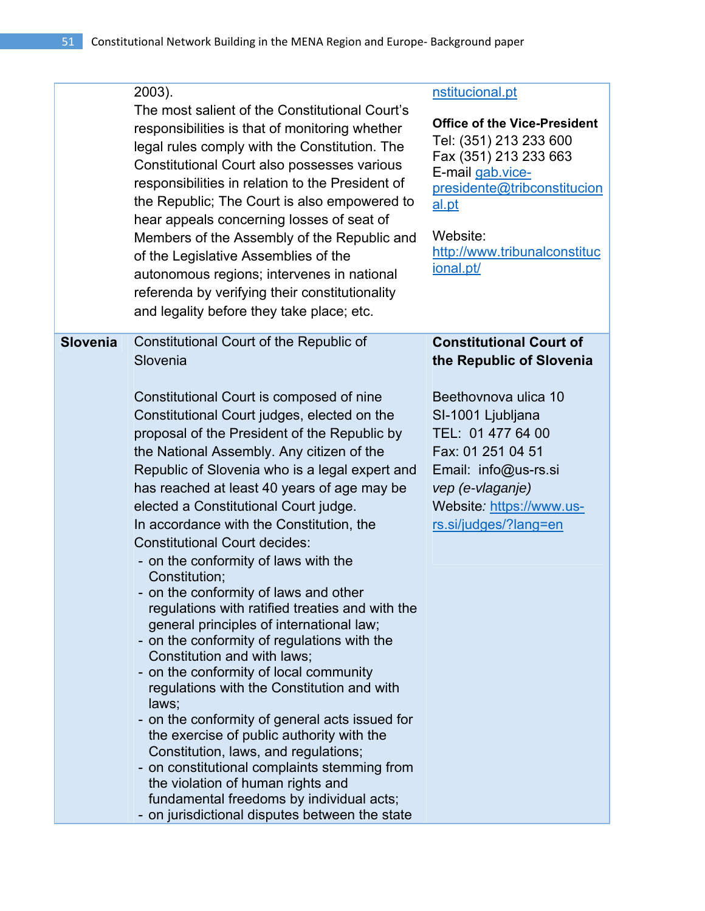| | | |
|---|---|---|
| | 2003).<br>The most salient of the Constitutional Court's responsibilities is that of monitoring whether legal rules comply with the Constitution. The Constitutional Court also possesses various responsibilities in relation to the President of the Republic; The Court is also empowered to hear appeals concerning losses of seat of Members of the Assembly of the Republic and of the Legislative Assemblies of the autonomous regions; intervenes in national referenda by verifying their constitutionality and legality before they take place; etc. | nstitucional.pt<br><br>**Office of the Vice-President**<br>Tel: (351) 213 233 600<br>Fax (351) 213 233 663<br>E-mail gab.vice-presidente@tribconstitucional.pt<br><br>Website: http://www.tribunalconstitucional.pt/ |
| **Slovenia** | Constitutional Court of the Republic of Slovenia<br><br>Constitutional Court is composed of nine Constitutional Court judges, elected on the proposal of the President of the Republic by the National Assembly. Any citizen of the Republic of Slovenia who is a legal expert and has reached at least 40 years of age may be elected a Constitutional Court judge.<br>In accordance with the Constitution, the Constitutional Court decides:<br>- on the conformity of laws with the Constitution;<br>- on the conformity of laws and other regulations with ratified treaties and with the general principles of international law;<br>- on the conformity of regulations with the Constitution and with laws;<br>- on the conformity of local community regulations with the Constitution and with laws;<br>- on the conformity of general acts issued for the exercise of public authority with the Constitution, laws, and regulations;<br>- on constitutional complaints stemming from the violation of human rights and fundamental freedoms by individual acts;<br>- on jurisdictional disputes between the state | **Constitutional Court of the Republic of Slovenia**<br><br>Beethovnova ulica 10<br>SI-1001 Ljubljana<br>TEL: 01 477 64 00<br>Fax: 01 251 04 51<br>Email: info@us-rs.si<br>*vep (e-vlaganje)*<br>Website*:* https://www.us-rs.si/judges/?lang=en |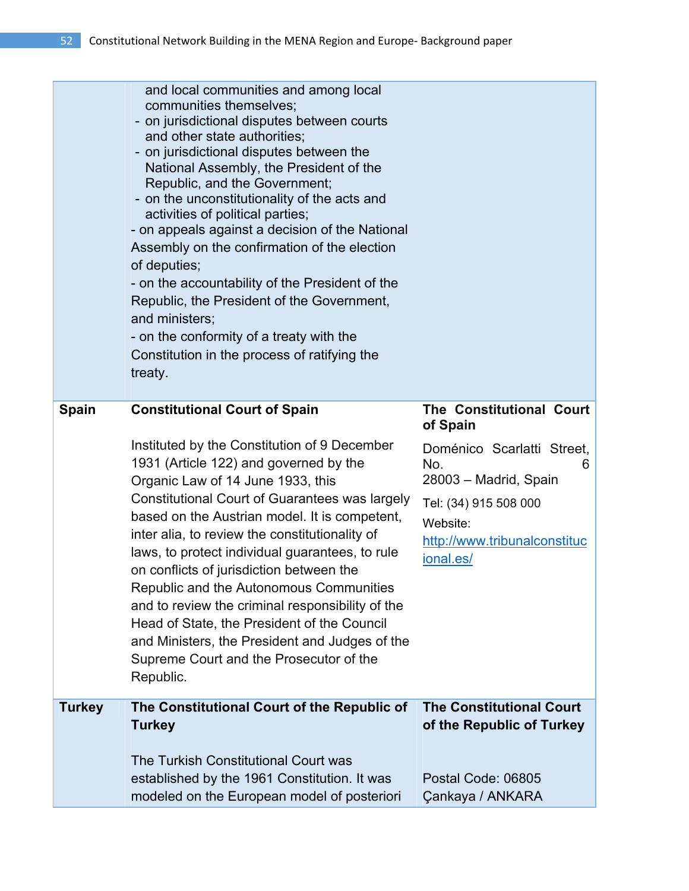| | | |
|---|---|---|
| | and local communities and among local communities themselves;<br>- on jurisdictional disputes between courts and other state authorities;<br>- on jurisdictional disputes between the National Assembly, the President of the Republic, and the Government;<br>- on the unconstitutionality of the acts and activities of political parties;<br>- on appeals against a decision of the National Assembly on the confirmation of the election of deputies;<br>- on the accountability of the President of the Republic, the President of the Government, and ministers;<br>- on the conformity of a treaty with the Constitution in the process of ratifying the treaty. | |
| **Spain** | **Constitutional Court of Spain**<br><br>Instituted by the Constitution of 9 December 1931 (Article 122) and governed by the Organic Law of 14 June 1933, this Constitutional Court of Guarantees was largely based on the Austrian model. It is competent, inter alia, to review the constitutionality of laws, to protect individual guarantees, to rule on conflicts of jurisdiction between the Republic and the Autonomous Communities and to review the criminal responsibility of the Head of State, the President of the Council and Ministers, the President and Judges of the Supreme Court and the Prosecutor of the Republic. | **The Constitutional Court of Spain**<br><br>Doménico Scarlatti Street, No. 6<br>28003 – Madrid, Spain<br><br>Tel: (34) 915 508 000<br><br>Website: http://www.tribunalconstitucional.es/ |
| **Turkey** | **The Constitutional Court of the Republic of Turkey**<br><br>The Turkish Constitutional Court was established by the 1961 Constitution. It was modeled on the European model of posteriori | **The Constitutional Court of the Republic of Turkey**<br><br>Postal Code: 06805<br>Çankaya / ANKARA |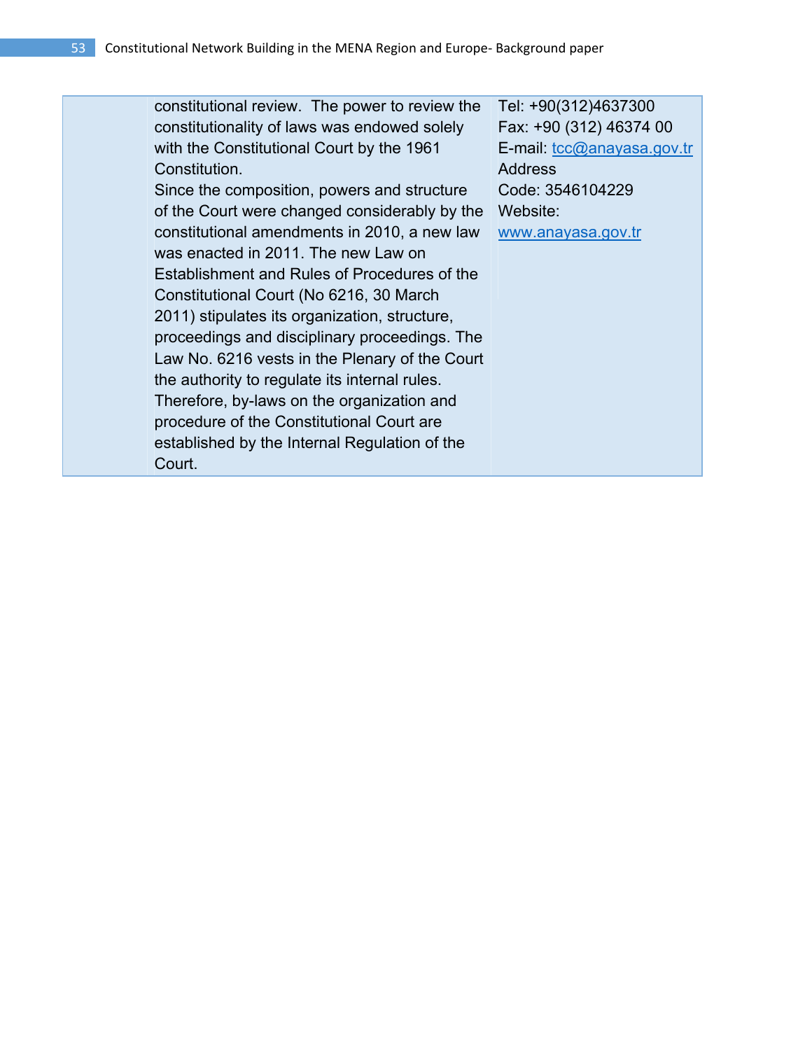| | | |
|---|---|---|
| | constitutional review. The power to review the constitutionality of laws was endowed solely with the Constitutional Court by the 1961 Constitution.<br>Since the composition, powers and structure of the Court were changed considerably by the constitutional amendments in 2010, a new law was enacted in 2011. The new Law on Establishment and Rules of Procedures of the Constitutional Court (No 6216, 30 March 2011) stipulates its organization, structure, proceedings and disciplinary proceedings. The Law No. 6216 vests in the Plenary of the Court the authority to regulate its internal rules. Therefore, by-laws on the organization and procedure of the Constitutional Court are established by the Internal Regulation of the Court. | Tel: +90(312)4637300<br>Fax: +90 (312) 46374 00<br>E-mail: tcc@anayasa.gov.tr<br>Address<br>Code: 3546104229<br>Website:<br>www.anayasa.gov.tr |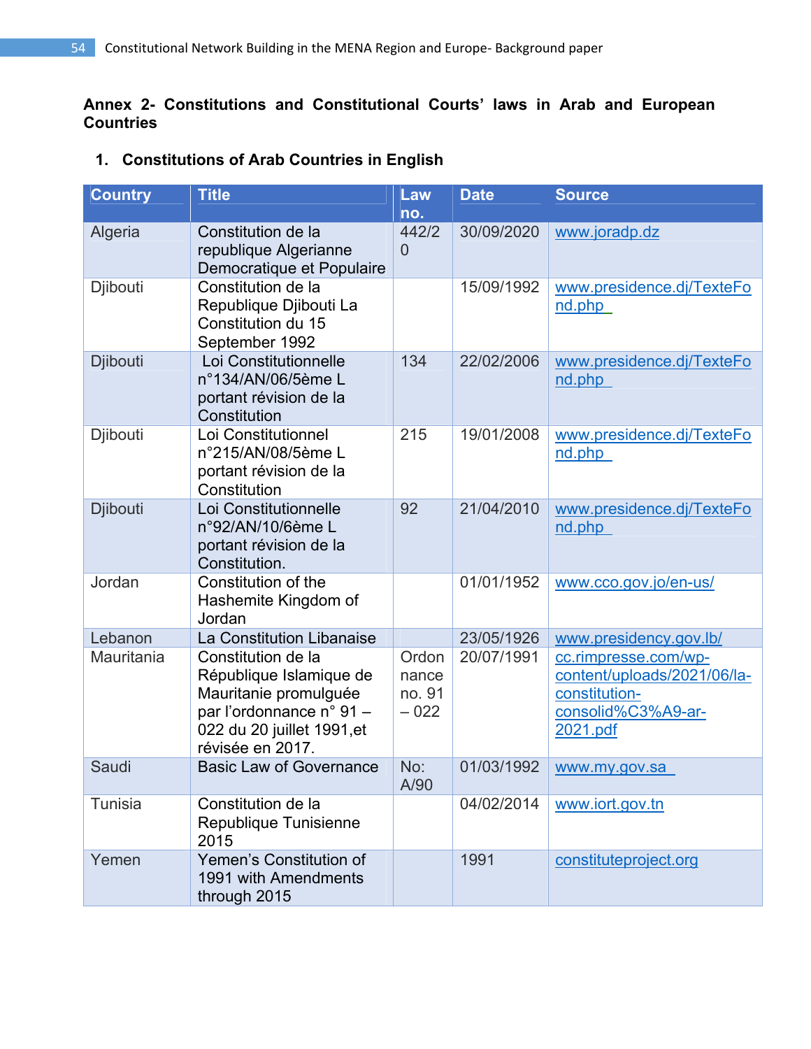**Annex 2- Constitutions and Constitutional Courts' laws in Arab and European Countries**

1. **Constitutions of Arab Countries in English**

| Country | Title | Law no. | Date | Source |
|---|---|---|---|---|
| Algeria | Constitution de la republique Algerianne Democratique et Populaire | 442/20 | 30/09/2020 | www.joradp.dz |
| Djibouti | Constitution de la Republique Djibouti La Constitution du 15 September 1992 | | 15/09/1992 | www.presidence.dj/TexteFond.php |
| Djibouti | Loi Constitutionnelle n°134/AN/06/5ème L portant révision de la Constitution | 134 | 22/02/2006 | www.presidence.dj/TexteFond.php |
| Djibouti | Loi Constitutionnel n°215/AN/08/5ème L portant révision de la Constitution | 215 | 19/01/2008 | www.presidence.dj/TexteFond.php |
| Djibouti | Loi Constitutionnelle n°92/AN/10/6ème L portant révision de la Constitution. | 92 | 21/04/2010 | www.presidence.dj/TexteFond.php |
| Jordan | Constitution of the Hashemite Kingdom of Jordan | | 01/01/1952 | www.cco.gov.jo/en-us/ |
| Lebanon | La Constitution Libanaise | | 23/05/1926 | www.presidency.gov.lb/ |
| Mauritania | Constitution de la République Islamique de Mauritanie promulguée par l'ordonnance n° 91 – 022 du 20 juillet 1991,et révisée en 2017. | Ordonnance no. 91 – 022 | 20/07/1991 | cc.rimpresse.com/wp-content/uploads/2021/06/la-constitution-consolid%C3%A9-ar-2021.pdf |
| Saudi | Basic Law of Governance | No: A/90 | 01/03/1992 | www.my.gov.sa |
| Tunisia | Constitution de la Republique Tunisienne 2015 | | 04/02/2014 | www.iort.gov.tn |
| Yemen | Yemen's Constitution of 1991 with Amendments through 2015 | | 1991 | constituteproject.org |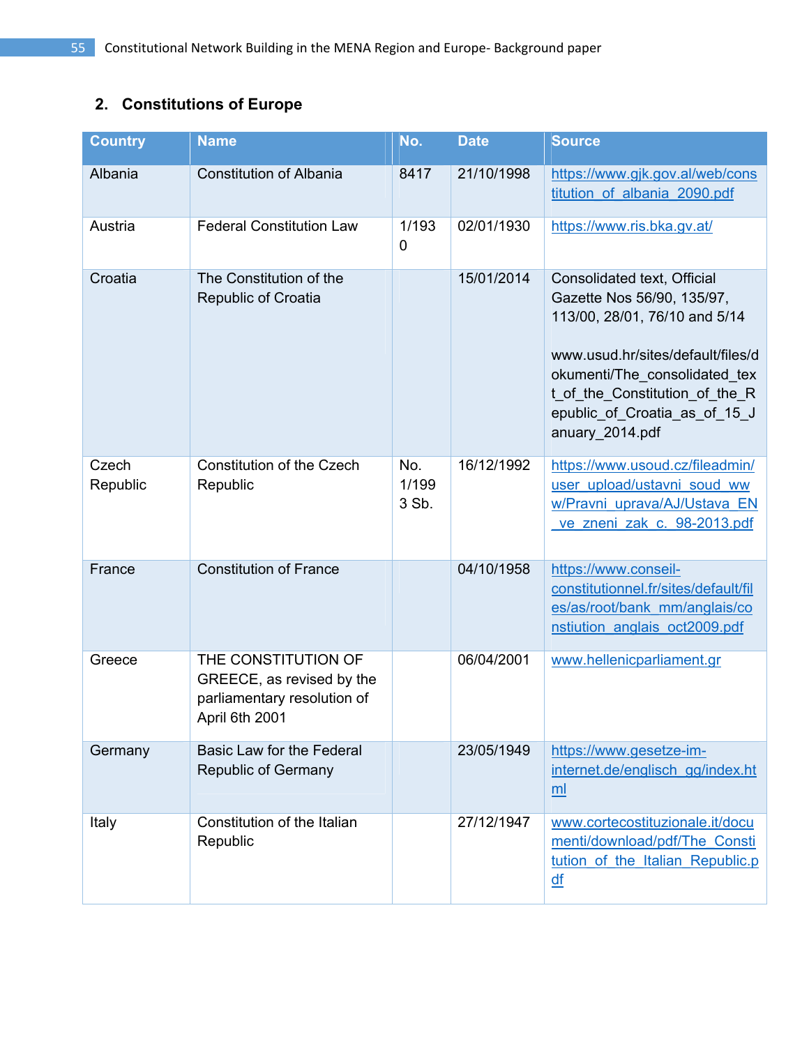## 2. Constitutions of Europe

| Country | Name | No. | Date | Source |
| --- | --- | --- | --- | --- |
| Albania | Constitution of Albania | 8417 | 21/10/1998 | https://www.gjk.gov.al/web/constitution_of_albania_2090.pdf |
| Austria | Federal Constitution Law | 1/1930 | 02/01/1930 | https://www.ris.bka.gv.at/ |
| Croatia | The Constitution of the Republic of Croatia | | 15/01/2014 | Consolidated text, Official Gazette Nos 56/90, 135/97, 113/00, 28/01, 76/10 and 5/14<br><br>www.usud.hr/sites/default/files/dokumenti/The_consolidated_text_of_the_Constitution_of_the_Republic_of_Croatia_as_of_15_January_2014.pdf |
| Czech Republic | Constitution of the Czech Republic | No. 1/1993 Sb. | 16/12/1992 | https://www.usoud.cz/fileadmin/user_upload/ustavni_soud_www/Pravni_uprava/AJ/Ustava_EN_ve_zneni_zak_c._98-2013.pdf |
| France | Constitution of France | | 04/10/1958 | https://www.conseil-constitutionnel.fr/sites/default/files/as/root/bank_mm/anglais/constiution_anglais_oct2009.pdf |
| Greece | THE CONSTITUTION OF GREECE, as revised by the parliamentary resolution of April 6th 2001 | | 06/04/2001 | www.hellenicparliament.gr |
| Germany | Basic Law for the Federal Republic of Germany | | 23/05/1949 | https://www.gesetze-im-internet.de/englisch_gg/index.html |
| Italy | Constitution of the Italian Republic | | 27/12/1947 | www.cortecostituzionale.it/documenti/download/pdf/The_Constitution_of_the_Italian_Republic.pdf |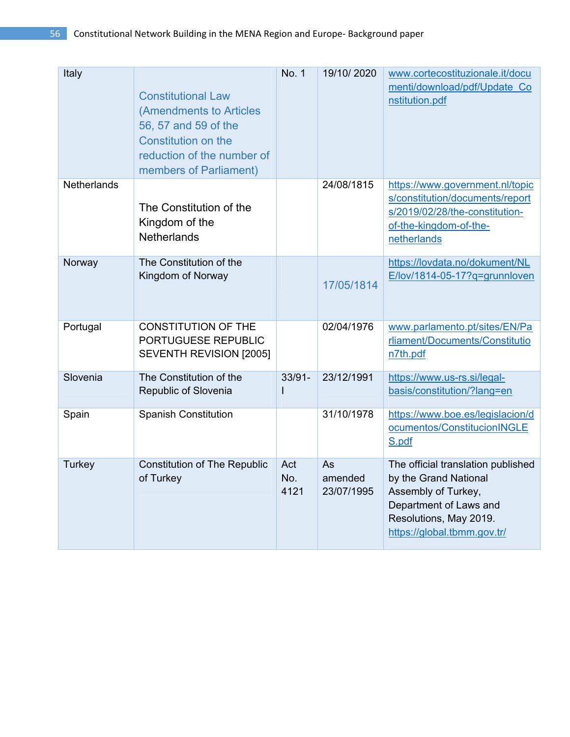| Italy | Constitutional Law (Amendments to Articles 56, 57 and 59 of the Constitution on the reduction of the number of members of Parliament) | No. 1 | 19/10/ 2020 | www.cortecostituzionale.it/documenti/download/pdf/Update_Constitution.pdf |
|---|---|---|---|---|
| Netherlands | The Constitution of the Kingdom of the Netherlands | | 24/08/1815 | https://www.government.nl/topics/constitution/documents/reports/2019/02/28/the-constitution-of-the-kingdom-of-the-netherlands |
| Norway | The Constitution of the Kingdom of Norway | | 17/05/1814 | https://lovdata.no/dokument/NLE/lov/1814-05-17?q=grunnloven |
| Portugal | CONSTITUTION OF THE PORTUGUESE REPUBLIC SEVENTH REVISION [2005] | | 02/04/1976 | www.parlamento.pt/sites/EN/Parliament/Documents/Constitution7th.pdf |
| Slovenia | The Constitution of the Republic of Slovenia | 33/91-I | 23/12/1991 | https://www.us-rs.si/legal-basis/constitution/?lang=en |
| Spain | Spanish Constitution | | 31/10/1978 | https://www.boe.es/legislacion/documentos/ConstitucionINGLES.pdf |
| Turkey | Constitution of The Republic of Turkey | Act No. 4121 | As amended 23/07/1995 | The official translation published by the Grand National Assembly of Turkey, Department of Laws and Resolutions, May 2019. https://global.tbmm.gov.tr/ |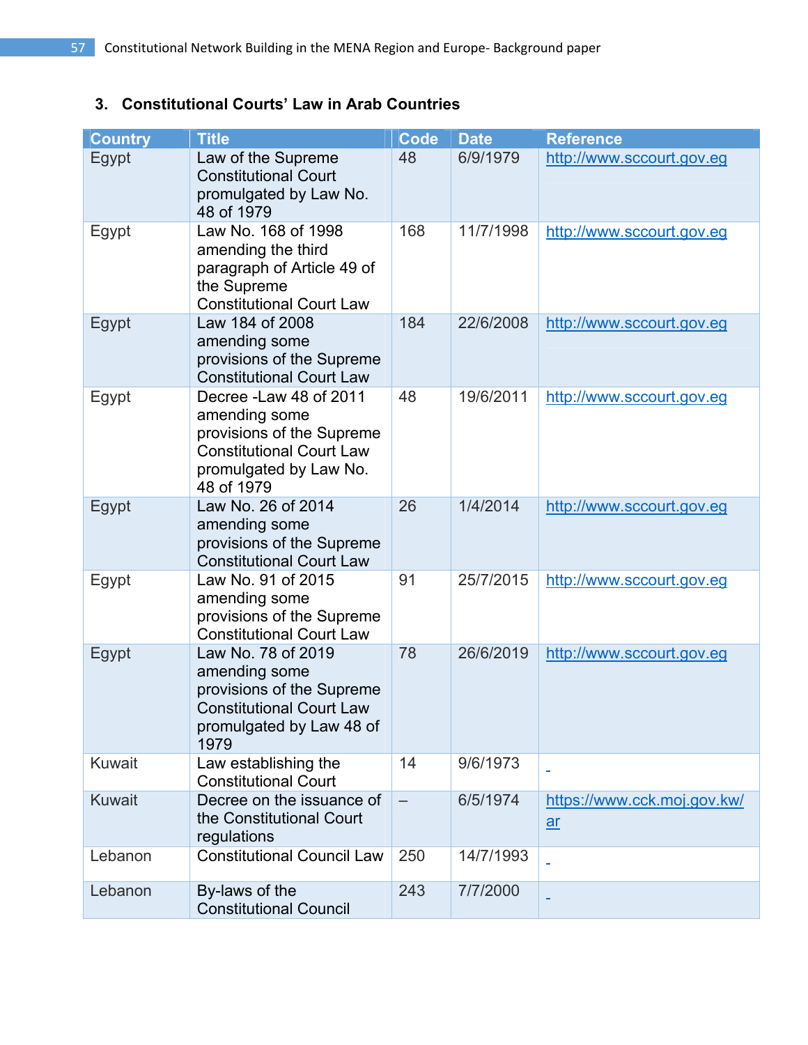### 3. Constitutional Courts' Law in Arab Countries

| Country | Title | Code | Date | Reference |
|---|---|---|---|---|
| Egypt | Law of the Supreme Constitutional Court promulgated by Law No. 48 of 1979 | 48 | 6/9/1979 | http://www.sccourt.gov.eg |
| Egypt | Law No. 168 of 1998 amending the third paragraph of Article 49 of the Supreme Constitutional Court Law | 168 | 11/7/1998 | http://www.sccourt.gov.eg |
| Egypt | Law 184 of 2008 amending some provisions of the Supreme Constitutional Court Law | 184 | 22/6/2008 | http://www.sccourt.gov.eg |
| Egypt | Decree -Law 48 of 2011 amending some provisions of the Supreme Constitutional Court Law promulgated by Law No. 48 of 1979 | 48 | 19/6/2011 | http://www.sccourt.gov.eg |
| Egypt | Law No. 26 of 2014 amending some provisions of the Supreme Constitutional Court Law | 26 | 1/4/2014 | http://www.sccourt.gov.eg |
| Egypt | Law No. 91 of 2015 amending some provisions of the Supreme Constitutional Court Law | 91 | 25/7/2015 | http://www.sccourt.gov.eg |
| Egypt | Law No. 78 of 2019 amending some provisions of the Supreme Constitutional Court Law promulgated by Law 48 of 1979 | 78 | 26/6/2019 | http://www.sccourt.gov.eg |
| Kuwait | Law establishing the Constitutional Court | 14 | 9/6/1973 | - |
| Kuwait | Decree on the issuance of the Constitutional Court regulations | – | 6/5/1974 | https://www.cck.moj.gov.kw/ar |
| Lebanon | Constitutional Council Law | 250 | 14/7/1993 | - |
| Lebanon | By-laws of the Constitutional Council | 243 | 7/7/2000 | - |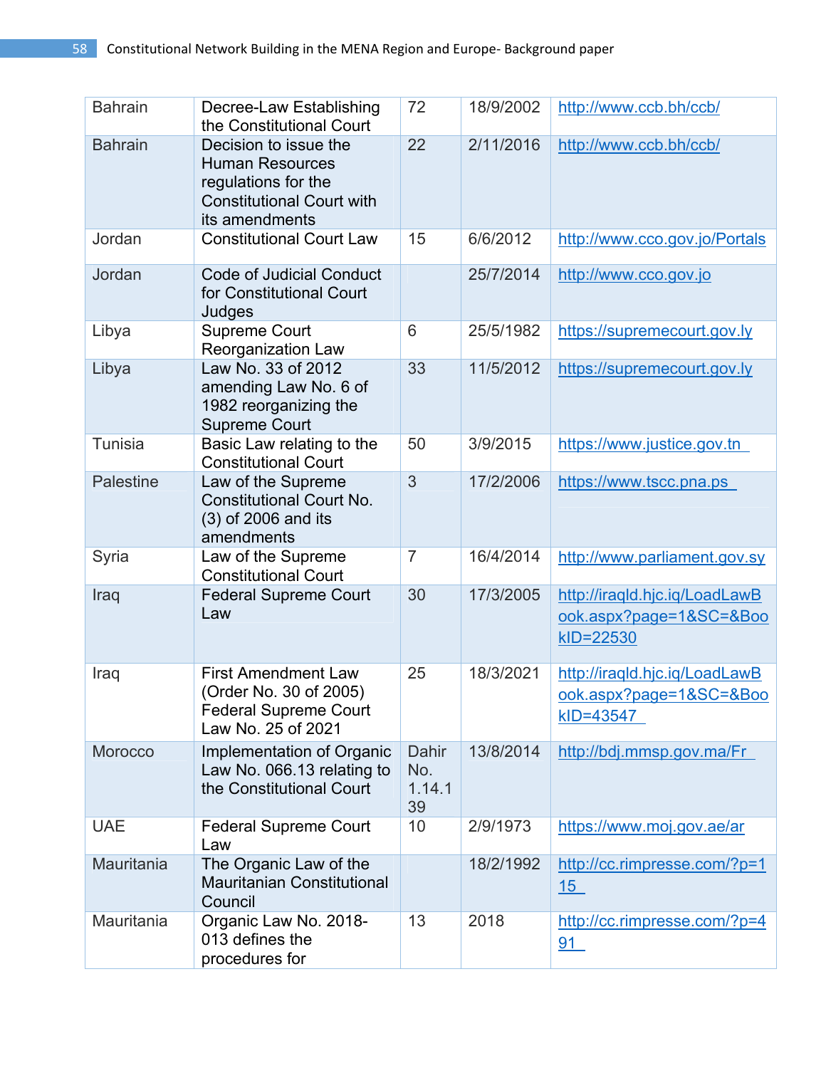| Bahrain | Decree-Law Establishing the Constitutional Court | 72 | 18/9/2002 | http://www.ccb.bh/ccb/ |
|---|---|---|---|---|
| Bahrain | Decision to issue the Human Resources regulations for the Constitutional Court with its amendments | 22 | 2/11/2016 | http://www.ccb.bh/ccb/ |
| Jordan | Constitutional Court Law | 15 | 6/6/2012 | http://www.cco.gov.jo/Portals |
| Jordan | Code of Judicial Conduct for Constitutional Court Judges | | 25/7/2014 | http://www.cco.gov.jo |
| Libya | Supreme Court Reorganization Law | 6 | 25/5/1982 | https://supremecourt.gov.ly |
| Libya | Law No. 33 of 2012 amending Law No. 6 of 1982 reorganizing the Supreme Court | 33 | 11/5/2012 | https://supremecourt.gov.ly |
| Tunisia | Basic Law relating to the Constitutional Court | 50 | 3/9/2015 | https://www.justice.gov.tn |
| Palestine | Law of the Supreme Constitutional Court No. (3) of 2006 and its amendments | 3 | 17/2/2006 | https://www.tscc.pna.ps |
| Syria | Law of the Supreme Constitutional Court | 7 | 16/4/2014 | http://www.parliament.gov.sy |
| Iraq | Federal Supreme Court Law | 30 | 17/3/2005 | http://iraqld.hjc.iq/LoadLawBook.aspx?page=1&SC=&BookID=22530 |
| Iraq | First Amendment Law (Order No. 30 of 2005) Federal Supreme Court Law No. 25 of 2021 | 25 | 18/3/2021 | http://iraqld.hjc.iq/LoadLawBook.aspx?page=1&SC=&BookID=43547 |
| Morocco | Implementation of Organic Law No. 066.13 relating to the Constitutional Court | Dahir No. 1.14.139 | 13/8/2014 | http://bdj.mmsp.gov.ma/Fr |
| UAE | Federal Supreme Court Law | 10 | 2/9/1973 | https://www.moj.gov.ae/ar |
| Mauritania | The Organic Law of the Mauritanian Constitutional Council | | 18/2/1992 | http://cc.rimpresse.com/?p=115 |
| Mauritania | Organic Law No. 2018-013 defines the procedures for | 13 | 2018 | http://cc.rimpresse.com/?p=491 |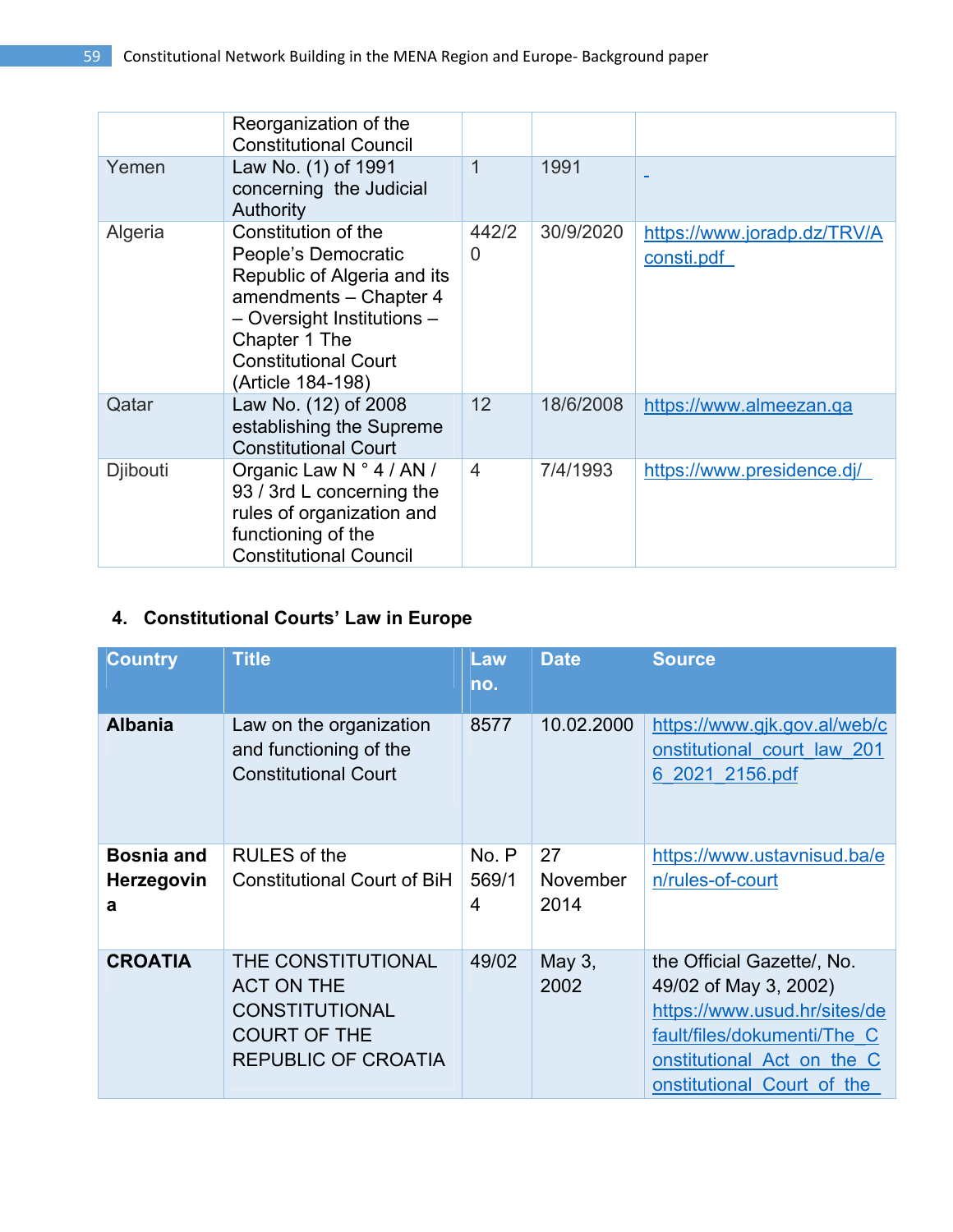| | Reorganization of the Constitutional Council | | | |
|---|---|---|---|---|
| Yemen | Law No. (1) of 1991 concerning the Judicial Authority | 1 | 1991 | - |
| Algeria | Constitution of the People's Democratic Republic of Algeria and its amendments – Chapter 4 – Oversight Institutions – Chapter 1 The Constitutional Court (Article 184-198) | 442/20 | 30/9/2020 | https://www.joradp.dz/TRV/Aconsti.pdf |
| Qatar | Law No. (12) of 2008 establishing the Supreme Constitutional Court | 12 | 18/6/2008 | https://www.almeezan.qa |
| Djibouti | Organic Law N ° 4 / AN / 93 / 3rd L concerning the rules of organization and functioning of the Constitutional Council | 4 | 7/4/1993 | https://www.presidence.dj/ |

## 4. Constitutional Courts' Law in Europe

| Country | Title | Law no. | Date | Source |
|---|---|---|---|---|
| **Albania** | Law on the organization and functioning of the Constitutional Court | 8577 | 10.02.2000 | https://www.gjk.gov.al/web/constitutional_court_law_2016_2021_2156.pdf |
| **Bosnia and Herzegovina** | RULES of the Constitutional Court of BiH | No. P 569/14 | 27 November 2014 | https://www.ustavnisud.ba/en/rules-of-court |
| **CROATIA** | THE CONSTITUTIONAL ACT ON THE CONSTITUTIONAL COURT OF THE REPUBLIC OF CROATIA | 49/02 | May 3, 2002 | the Official Gazette/, No. 49/02 of May 3, 2002) https://www.usud.hr/sites/default/files/dokumenti/The_Constitutional_Act_on_the_Constitutional_Court_of_the_ |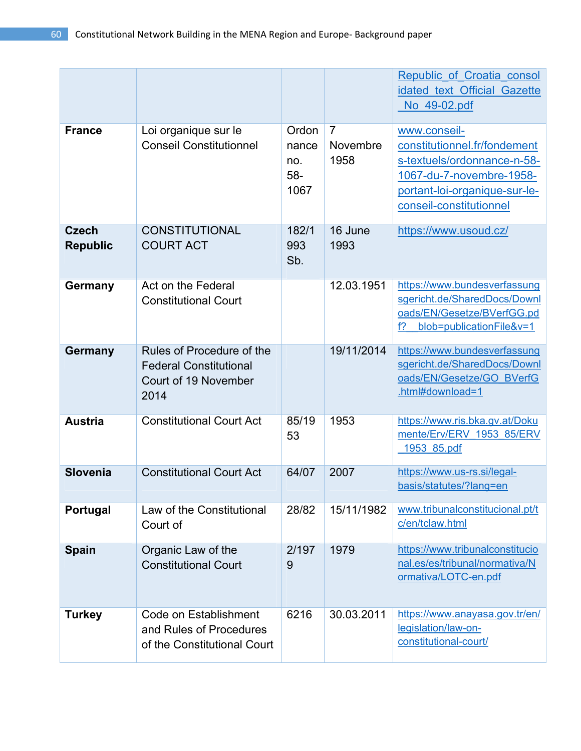| | | | | |
|---|---|---|---|---|
| | | | | Republic_of_Croatia_consolidated_text_Official_Gazette_No_49-02.pdf |
| **France** | Loi organique sur le Conseil Constitutionnel | Ordonnance no. 58-1067 | 7 Novembre 1958 | www.conseil-constitutionnel.fr/fondements-textuels/ordonnance-n-58-1067-du-7-novembre-1958-portant-loi-organique-sur-le-conseil-constitutionnel |
| **Czech Republic** | CONSTITUTIONAL COURT ACT | 182/1993 Sb. | 16 June 1993 | https://www.usoud.cz/ |
| **Germany** | Act on the Federal Constitutional Court | | 12.03.1951 | https://www.bundesverfassungsgericht.de/SharedDocs/Downloads/EN/Gesetze/BVerfGG.pdf?__blob=publicationFile&v=1 |
| **Germany** | Rules of Procedure of the Federal Constitutional Court of 19 November 2014 | | 19/11/2014 | https://www.bundesverfassungsgericht.de/SharedDocs/Downloads/EN/Gesetze/GO_BVerfG.html#download=1 |
| **Austria** | Constitutional Court Act | 85/1953 | 1953 | https://www.ris.bka.gv.at/Dokumente/Erv/ERV_1953_85/ERV_1953_85.pdf |
| **Slovenia** | Constitutional Court Act | 64/07 | 2007 | https://www.us-rs.si/legal-basis/statutes/?lang=en |
| **Portugal** | Law of the Constitutional Court of | 28/82 | 15/11/1982 | www.tribunalconstitucional.pt/tc/en/tclaw.html |
| **Spain** | Organic Law of the Constitutional Court | 2/1979 | 1979 | https://www.tribunalconstitucional.es/es/tribunal/normativa/Normativa/LOTC-en.pdf |
| **Turkey** | Code on Establishment and Rules of Procedures of the Constitutional Court | 6216 | 30.03.2011 | https://www.anayasa.gov.tr/en/legislation/law-on-constitutional-court/ |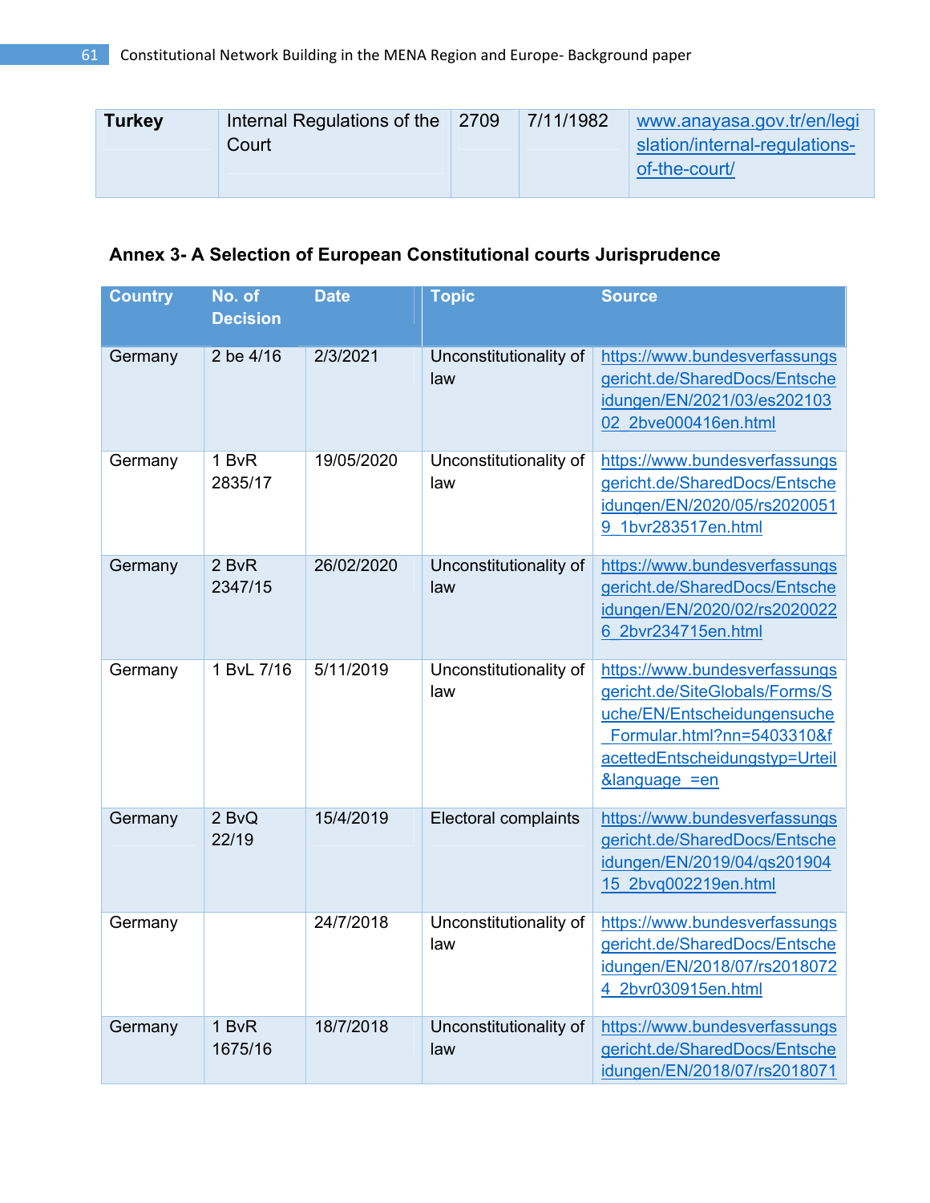| Turkey | Internal Regulations of the Court | 2709 | 7/11/1982 | www.anayasa.gov.tr/en/legislation/internal-regulations-of-the-court/ |
|---|---|---|---|---|

**Annex 3- A Selection of European Constitutional courts Jurisprudence**

| Country | No. of Decision | Date | Topic | Source |
|---|---|---|---|---|
| Germany | 2 be 4/16 | 2/3/2021 | Unconstitutionality of law | https://www.bundesverfassungsgericht.de/SharedDocs/Entscheidungen/EN/2021/03/es20210302_2bve000416en.html |
| Germany | 1 BvR 2835/17 | 19/05/2020 | Unconstitutionality of law | https://www.bundesverfassungsgericht.de/SharedDocs/Entscheidungen/EN/2020/05/rs20200519_1bvr283517en.html |
| Germany | 2 BvR 2347/15 | 26/02/2020 | Unconstitutionality of law | https://www.bundesverfassungsgericht.de/SharedDocs/Entscheidungen/EN/2020/02/rs20200226_2bvr234715en.html |
| Germany | 1 BvL 7/16 | 5/11/2019 | Unconstitutionality of law | https://www.bundesverfassungsgericht.de/SiteGlobals/Forms/Suche/EN/Entscheidungensuche_Formular.html?nn=5403310&facettedEntscheidungstyp=Urteil&language_=en |
| Germany | 2 BvQ 22/19 | 15/4/2019 | Electoral complaints | https://www.bundesverfassungsgericht.de/SharedDocs/Entscheidungen/EN/2019/04/qs20190415_2bvq002219en.html |
| Germany | | 24/7/2018 | Unconstitutionality of law | https://www.bundesverfassungsgericht.de/SharedDocs/Entscheidungen/EN/2018/07/rs20180724_2bvr030915en.html |
| Germany | 1 BvR 1675/16 | 18/7/2018 | Unconstitutionality of law | https://www.bundesverfassungsgericht.de/SharedDocs/Entscheidungen/EN/2018/07/rs2018071 |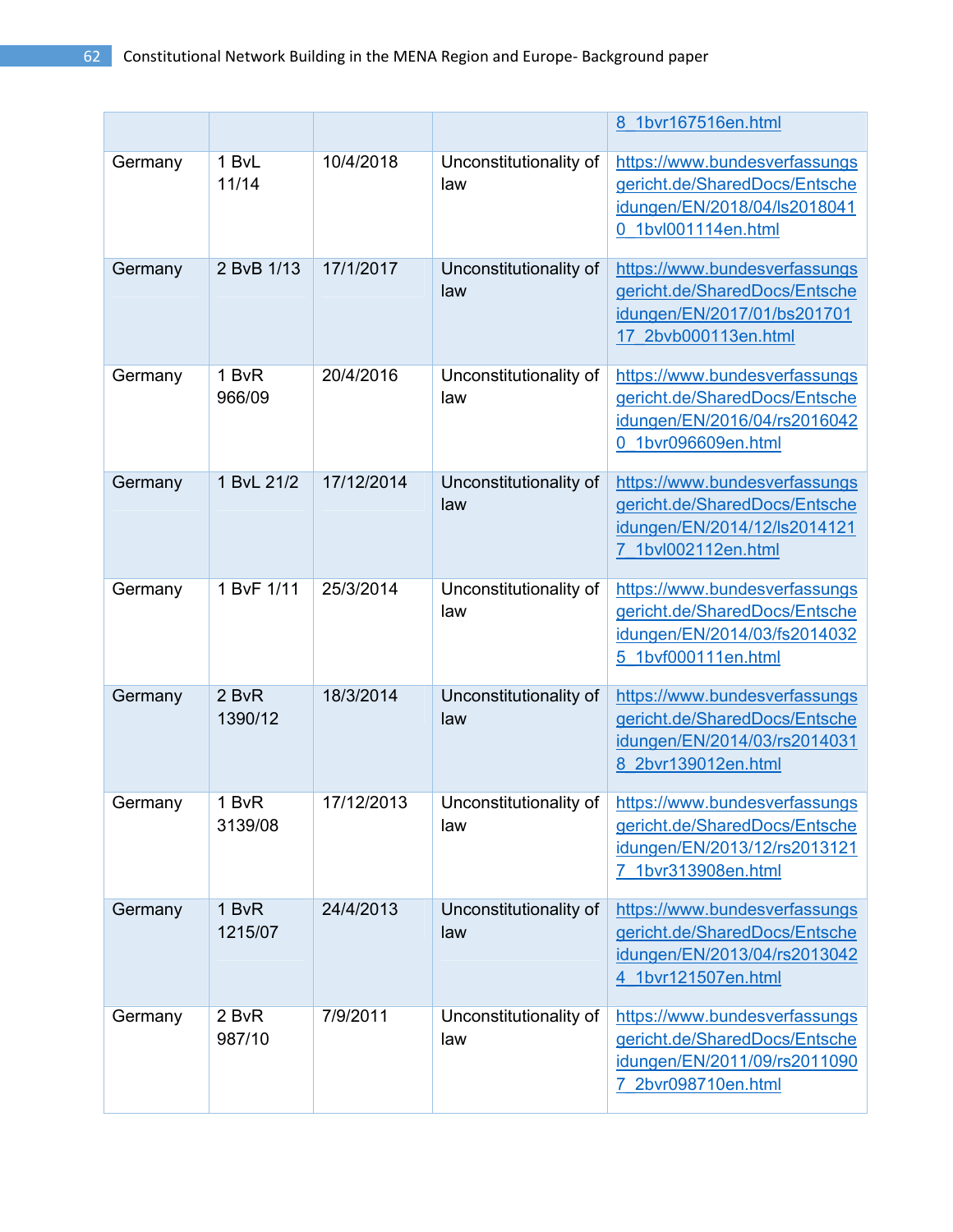| | | | | 8_1bvr167516en.html |
|---|---|---|---|---|
| Germany | 1 BvL 11/14 | 10/4/2018 | Unconstitutionality of law | https://www.bundesverfassungsgericht.de/SharedDocs/Entscheidungen/EN/2018/04/ls20180410_1bvl001114en.html |
| Germany | 2 BvB 1/13 | 17/1/2017 | Unconstitutionality of law | https://www.bundesverfassungsgericht.de/SharedDocs/Entscheidungen/EN/2017/01/bs20170117_2bvb000113en.html |
| Germany | 1 BvR 966/09 | 20/4/2016 | Unconstitutionality of law | https://www.bundesverfassungsgericht.de/SharedDocs/Entscheidungen/EN/2016/04/rs20160420_1bvr096609en.html |
| Germany | 1 BvL 21/2 | 17/12/2014 | Unconstitutionality of law | https://www.bundesverfassungsgericht.de/SharedDocs/Entscheidungen/EN/2014/12/ls20141217_1bvl002112en.html |
| Germany | 1 BvF 1/11 | 25/3/2014 | Unconstitutionality of law | https://www.bundesverfassungsgericht.de/SharedDocs/Entscheidungen/EN/2014/03/fs20140325_1bvf000111en.html |
| Germany | 2 BvR 1390/12 | 18/3/2014 | Unconstitutionality of law | https://www.bundesverfassungsgericht.de/SharedDocs/Entscheidungen/EN/2014/03/rs20140318_2bvr139012en.html |
| Germany | 1 BvR 3139/08 | 17/12/2013 | Unconstitutionality of law | https://www.bundesverfassungsgericht.de/SharedDocs/Entscheidungen/EN/2013/12/rs20131217_1bvr313908en.html |
| Germany | 1 BvR 1215/07 | 24/4/2013 | Unconstitutionality of law | https://www.bundesverfassungsgericht.de/SharedDocs/Entscheidungen/EN/2013/04/rs20130424_1bvr121507en.html |
| Germany | 2 BvR 987/10 | 7/9/2011 | Unconstitutionality of law | https://www.bundesverfassungsgericht.de/SharedDocs/Entscheidungen/EN/2011/09/rs20110907_2bvr098710en.html |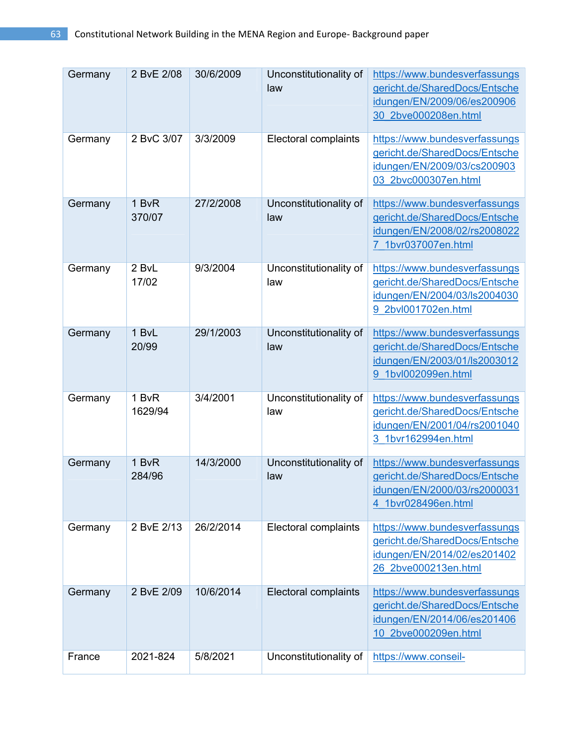| Germany | 2 BvE 2/08 | 30/6/2009 | Unconstitutionality of law | https://www.bundesverfassungsgericht.de/SharedDocs/Entscheidungen/EN/2009/06/es20090630_2bve000208en.html |
|---|---|---|---|---|
| Germany | 2 BvC 3/07 | 3/3/2009 | Electoral complaints | https://www.bundesverfassungsgericht.de/SharedDocs/Entscheidungen/EN/2009/03/cs20090303_2bvc000307en.html |
| Germany | 1 BvR 370/07 | 27/2/2008 | Unconstitutionality of law | https://www.bundesverfassungsgericht.de/SharedDocs/Entscheidungen/EN/2008/02/rs20080227_1bvr037007en.html |
| Germany | 2 BvL 17/02 | 9/3/2004 | Unconstitutionality of law | https://www.bundesverfassungsgericht.de/SharedDocs/Entscheidungen/EN/2004/03/ls20040309_2bvl001702en.html |
| Germany | 1 BvL 20/99 | 29/1/2003 | Unconstitutionality of law | https://www.bundesverfassungsgericht.de/SharedDocs/Entscheidungen/EN/2003/01/ls20030129_1bvl002099en.html |
| Germany | 1 BvR 1629/94 | 3/4/2001 | Unconstitutionality of law | https://www.bundesverfassungsgericht.de/SharedDocs/Entscheidungen/EN/2001/04/rs20010403_1bvr162994en.html |
| Germany | 1 BvR 284/96 | 14/3/2000 | Unconstitutionality of law | https://www.bundesverfassungsgericht.de/SharedDocs/Entscheidungen/EN/2000/03/rs20000314_1bvr028496en.html |
| Germany | 2 BvE 2/13 | 26/2/2014 | Electoral complaints | https://www.bundesverfassungsgericht.de/SharedDocs/Entscheidungen/EN/2014/02/es20140226_2bve000213en.html |
| Germany | 2 BvE 2/09 | 10/6/2014 | Electoral complaints | https://www.bundesverfassungsgericht.de/SharedDocs/Entscheidungen/EN/2014/06/es20140610_2bve000209en.html |
| France | 2021-824 | 5/8/2021 | Unconstitutionality of | https://www.conseil- |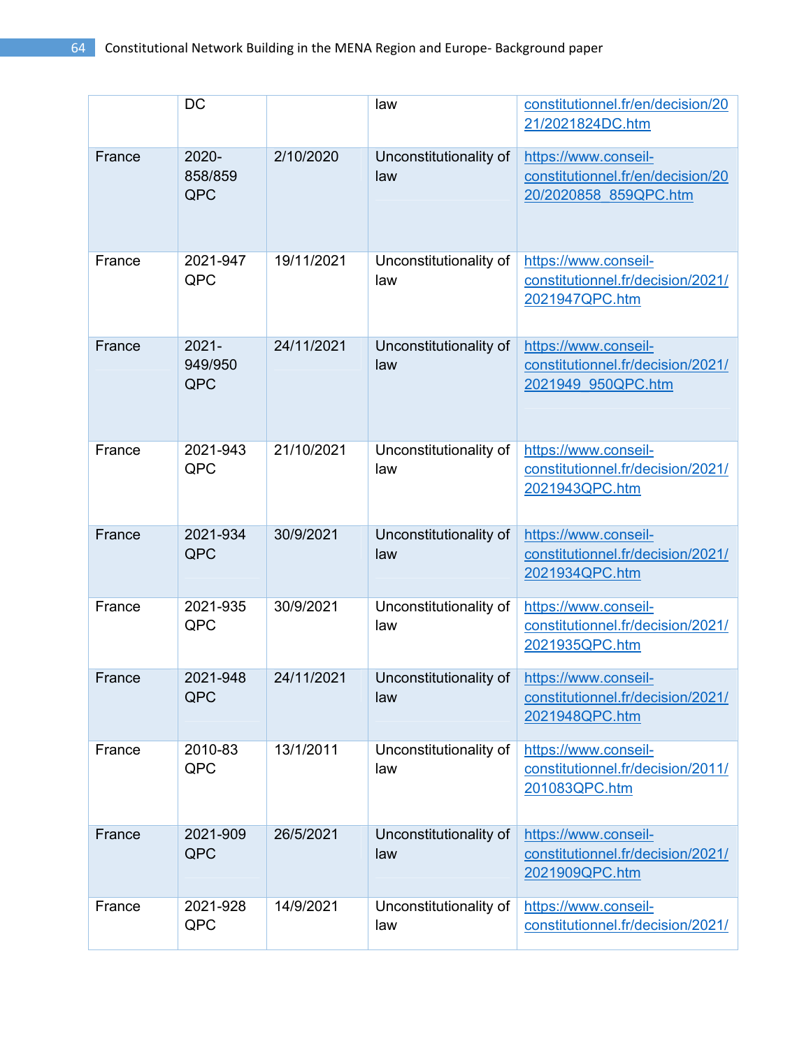| | DC | | law | constitutionnel.fr/en/decision/2021/2021824DC.htm |
|---|---|---|---|---|
| France | 2020-858/859 QPC | 2/10/2020 | Unconstitutionality of law | https://www.conseil-constitutionnel.fr/en/decision/2020/2020858_859QPC.htm |
| France | 2021-947 QPC | 19/11/2021 | Unconstitutionality of law | https://www.conseil-constitutionnel.fr/decision/2021/2021947QPC.htm |
| France | 2021-949/950 QPC | 24/11/2021 | Unconstitutionality of law | https://www.conseil-constitutionnel.fr/decision/2021/2021949_950QPC.htm |
| France | 2021-943 QPC | 21/10/2021 | Unconstitutionality of law | https://www.conseil-constitutionnel.fr/decision/2021/2021943QPC.htm |
| France | 2021-934 QPC | 30/9/2021 | Unconstitutionality of law | https://www.conseil-constitutionnel.fr/decision/2021/2021934QPC.htm |
| France | 2021-935 QPC | 30/9/2021 | Unconstitutionality of law | https://www.conseil-constitutionnel.fr/decision/2021/2021935QPC.htm |
| France | 2021-948 QPC | 24/11/2021 | Unconstitutionality of law | https://www.conseil-constitutionnel.fr/decision/2021/2021948QPC.htm |
| France | 2010-83 QPC | 13/1/2011 | Unconstitutionality of law | https://www.conseil-constitutionnel.fr/decision/2011/201083QPC.htm |
| France | 2021-909 QPC | 26/5/2021 | Unconstitutionality of law | https://www.conseil-constitutionnel.fr/decision/2021/2021909QPC.htm |
| France | 2021-928 QPC | 14/9/2021 | Unconstitutionality of law | https://www.conseil-constitutionnel.fr/decision/2021/ |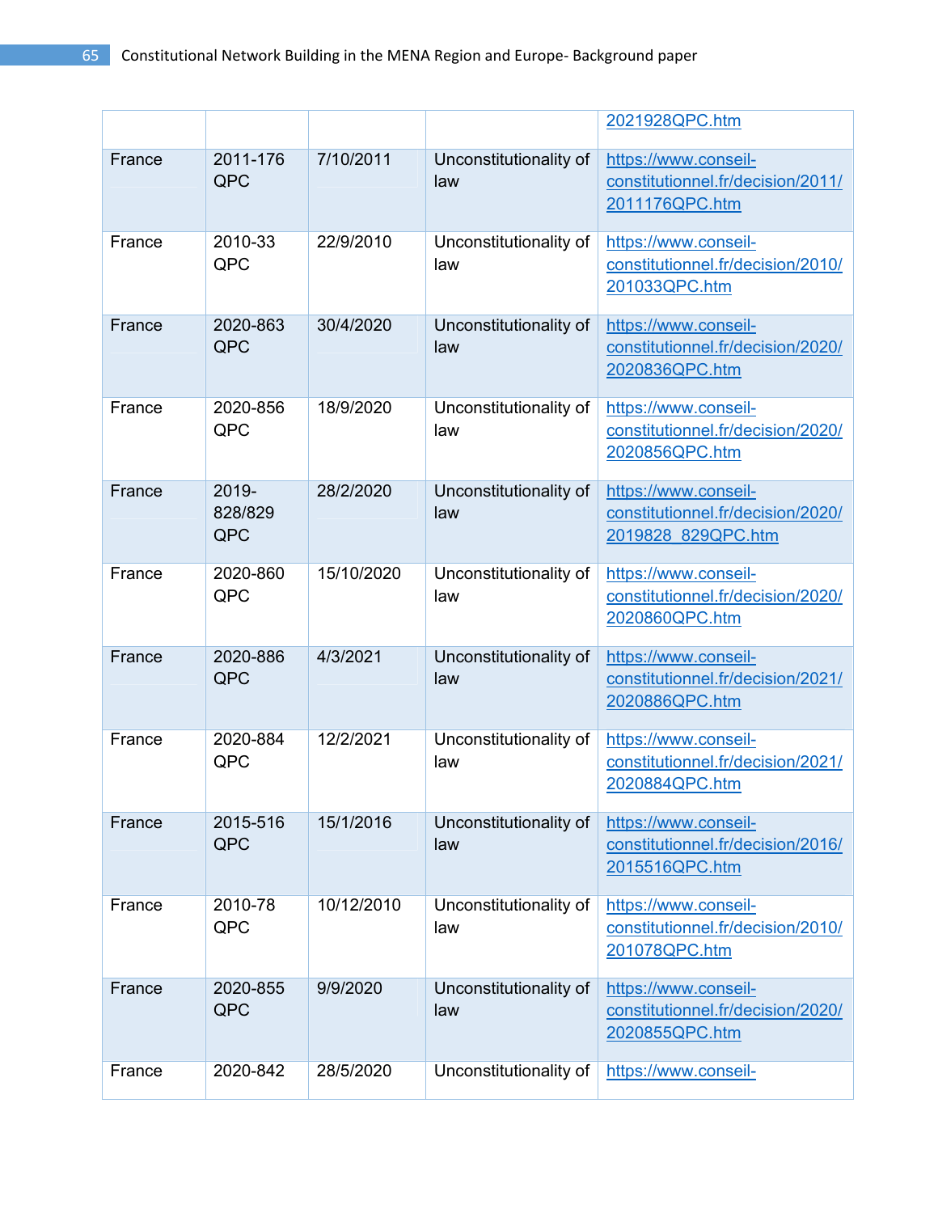| | | | | 2021928QPC.htm |
|---|---|---|---|---|
| France | 2011-176 QPC | 7/10/2011 | Unconstitutionality of law | https://www.conseil-constitutionnel.fr/decision/2011/2011176QPC.htm |
| France | 2010-33 QPC | 22/9/2010 | Unconstitutionality of law | https://www.conseil-constitutionnel.fr/decision/2010/201033QPC.htm |
| France | 2020-863 QPC | 30/4/2020 | Unconstitutionality of law | https://www.conseil-constitutionnel.fr/decision/2020/2020836QPC.htm |
| France | 2020-856 QPC | 18/9/2020 | Unconstitutionality of law | https://www.conseil-constitutionnel.fr/decision/2020/2020856QPC.htm |
| France | 2019-828/829 QPC | 28/2/2020 | Unconstitutionality of law | https://www.conseil-constitutionnel.fr/decision/2020/2019828_829QPC.htm |
| France | 2020-860 QPC | 15/10/2020 | Unconstitutionality of law | https://www.conseil-constitutionnel.fr/decision/2020/2020860QPC.htm |
| France | 2020-886 QPC | 4/3/2021 | Unconstitutionality of law | https://www.conseil-constitutionnel.fr/decision/2021/2020886QPC.htm |
| France | 2020-884 QPC | 12/2/2021 | Unconstitutionality of law | https://www.conseil-constitutionnel.fr/decision/2021/2020884QPC.htm |
| France | 2015-516 QPC | 15/1/2016 | Unconstitutionality of law | https://www.conseil-constitutionnel.fr/decision/2016/2015516QPC.htm |
| France | 2010-78 QPC | 10/12/2010 | Unconstitutionality of law | https://www.conseil-constitutionnel.fr/decision/2010/201078QPC.htm |
| France | 2020-855 QPC | 9/9/2020 | Unconstitutionality of law | https://www.conseil-constitutionnel.fr/decision/2020/2020855QPC.htm |
| France | 2020-842 | 28/5/2020 | Unconstitutionality of | https://www.conseil- |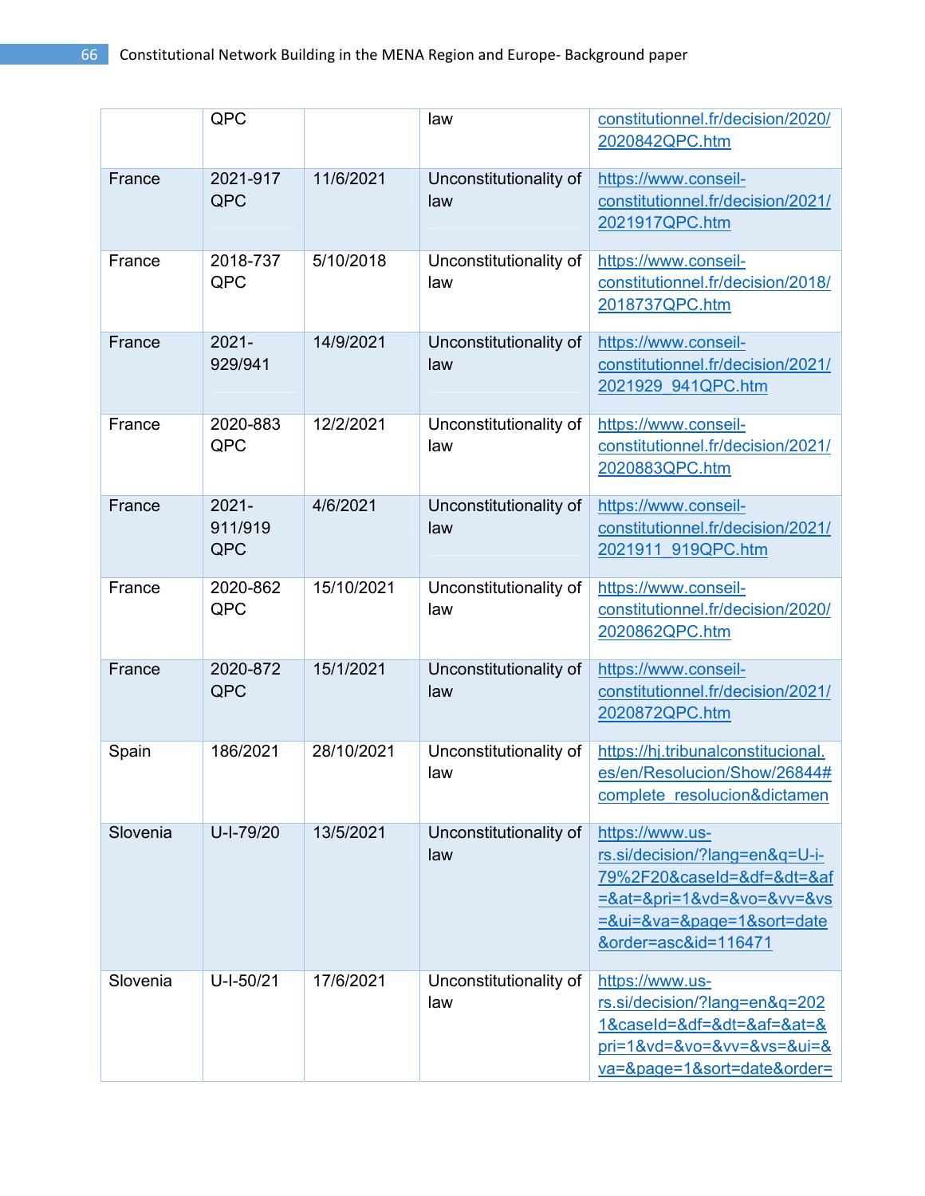| | | | | |
|---|---|---|---|---|
| | QPC | | law | constitutionnel.fr/decision/2020/2020842QPC.htm |
| France | 2021-917 QPC | 11/6/2021 | Unconstitutionality of law | https://www.conseil-constitutionnel.fr/decision/2021/2021917QPC.htm |
| France | 2018-737 QPC | 5/10/2018 | Unconstitutionality of law | https://www.conseil-constitutionnel.fr/decision/2018/2018737QPC.htm |
| France | 2021-929/941 | 14/9/2021 | Unconstitutionality of law | https://www.conseil-constitutionnel.fr/decision/2021/2021929_941QPC.htm |
| France | 2020-883 QPC | 12/2/2021 | Unconstitutionality of law | https://www.conseil-constitutionnel.fr/decision/2021/2020883QPC.htm |
| France | 2021-911/919 QPC | 4/6/2021 | Unconstitutionality of law | https://www.conseil-constitutionnel.fr/decision/2021/2021911_919QPC.htm |
| France | 2020-862 QPC | 15/10/2021 | Unconstitutionality of law | https://www.conseil-constitutionnel.fr/decision/2020/2020862QPC.htm |
| France | 2020-872 QPC | 15/1/2021 | Unconstitutionality of law | https://www.conseil-constitutionnel.fr/decision/2021/2020872QPC.htm |
| Spain | 186/2021 | 28/10/2021 | Unconstitutionality of law | https://hj.tribunalconstitucional.es/en/Resolucion/Show/26844#complete_resolucion&dictamen |
| Slovenia | U-I-79/20 | 13/5/2021 | Unconstitutionality of law | https://www.us-rs.si/decision/?lang=en&q=U-i-79%2F20&caseId=&df=&dt=&af=&at=&pri=1&vd=&vo=&vv=&vs=&ui=&va=&page=1&sort=date&order=asc&id=116471 |
| Slovenia | U-I-50/21 | 17/6/2021 | Unconstitutionality of law | https://www.us-rs.si/decision/?lang=en&q=2021&caseId=&df=&dt=&af=&at=&pri=1&vd=&vo=&vv=&vs=&ui=&va=&page=1&sort=date&order= |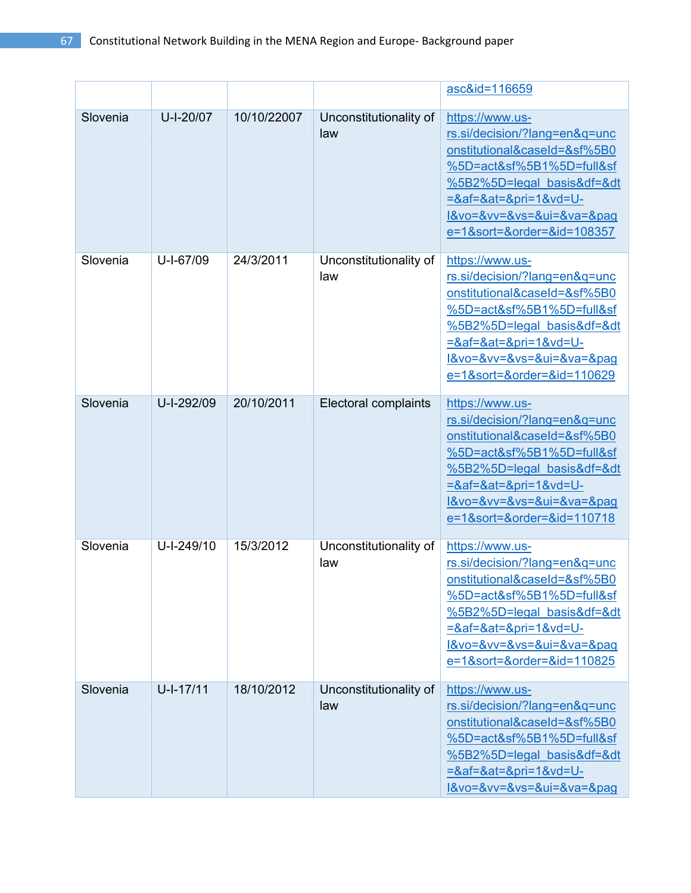| | | | | asc&id=116659 |
|---|---|---|---|---|
| Slovenia | U-I-20/07 | 10/10/22007 | Unconstitutionality of law | https://www.us-rs.si/decision/?lang=en&q=unconstitutional&caseId=&sf%5B0%5D=act&sf%5B1%5D=full&sf%5B2%5D=legal_basis&df=&dt=&af=&at=&pri=1&vd=U-I&vo=&vv=&vs=&ui=&va=&page=1&sort=&order=&id=108357 |
| Slovenia | U-I-67/09 | 24/3/2011 | Unconstitutionality of law | https://www.us-rs.si/decision/?lang=en&q=unconstitutional&caseId=&sf%5B0%5D=act&sf%5B1%5D=full&sf%5B2%5D=legal_basis&df=&dt=&af=&at=&pri=1&vd=U-I&vo=&vv=&vs=&ui=&va=&page=1&sort=&order=&id=110629 |
| Slovenia | U-I-292/09 | 20/10/2011 | Electoral complaints | https://www.us-rs.si/decision/?lang=en&q=unconstitutional&caseId=&sf%5B0%5D=act&sf%5B1%5D=full&sf%5B2%5D=legal_basis&df=&dt=&af=&at=&pri=1&vd=U-I&vo=&vv=&vs=&ui=&va=&page=1&sort=&order=&id=110718 |
| Slovenia | U-I-249/10 | 15/3/2012 | Unconstitutionality of law | https://www.us-rs.si/decision/?lang=en&q=unconstitutional&caseId=&sf%5B0%5D=act&sf%5B1%5D=full&sf%5B2%5D=legal_basis&df=&dt=&af=&at=&pri=1&vd=U-I&vo=&vv=&vs=&ui=&va=&page=1&sort=&order=&id=110825 |
| Slovenia | U-I-17/11 | 18/10/2012 | Unconstitutionality of law | https://www.us-rs.si/decision/?lang=en&q=unconstitutional&caseId=&sf%5B0%5D=act&sf%5B1%5D=full&sf%5B2%5D=legal_basis&df=&dt=&af=&at=&pri=1&vd=U-I&vo=&vv=&vs=&ui=&va=&pag |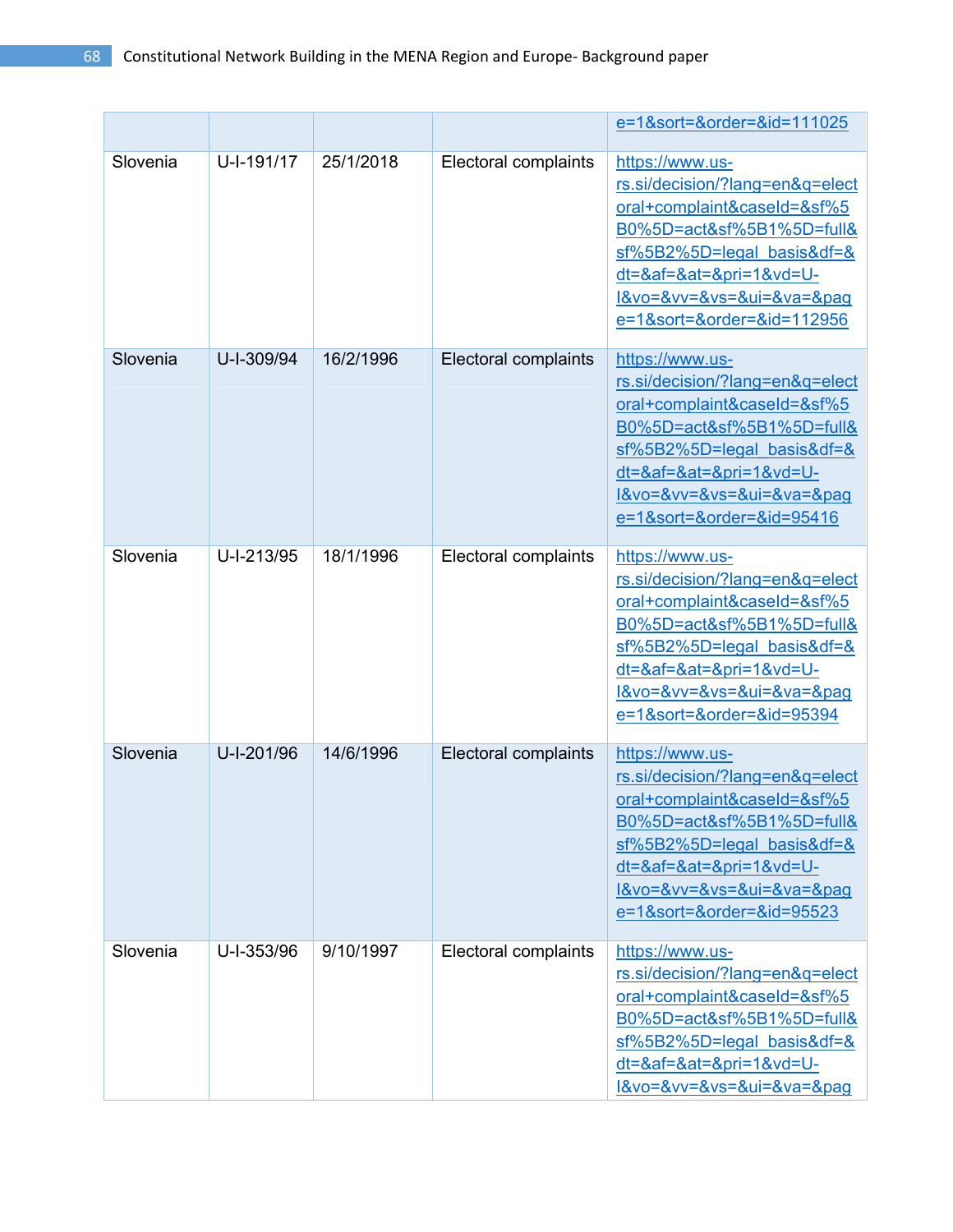| | | | | e=1&sort=&order=&id=111025 |
|---|---|---|---|---|
| Slovenia | U-I-191/17 | 25/1/2018 | Electoral complaints | https://www.us-rs.si/decision/?lang=en&q=electoral+complaint&caseId=&sf%5B0%5D=act&sf%5B1%5D=full&sf%5B2%5D=legal_basis&df=&dt=&af=&at=&pri=1&vd=U-I&vo=&vv=&vs=&ui=&va=&page=1&sort=&order=&id=112956 |
| Slovenia | U-I-309/94 | 16/2/1996 | Electoral complaints | https://www.us-rs.si/decision/?lang=en&q=electoral+complaint&caseId=&sf%5B0%5D=act&sf%5B1%5D=full&sf%5B2%5D=legal_basis&df=&dt=&af=&at=&pri=1&vd=U-I&vo=&vv=&vs=&ui=&va=&page=1&sort=&order=&id=95416 |
| Slovenia | U-I-213/95 | 18/1/1996 | Electoral complaints | https://www.us-rs.si/decision/?lang=en&q=electoral+complaint&caseId=&sf%5B0%5D=act&sf%5B1%5D=full&sf%5B2%5D=legal_basis&df=&dt=&af=&at=&pri=1&vd=U-I&vo=&vv=&vs=&ui=&va=&page=1&sort=&order=&id=95394 |
| Slovenia | U-I-201/96 | 14/6/1996 | Electoral complaints | https://www.us-rs.si/decision/?lang=en&q=electoral+complaint&caseId=&sf%5B0%5D=act&sf%5B1%5D=full&sf%5B2%5D=legal_basis&df=&dt=&af=&at=&pri=1&vd=U-I&vo=&vv=&vs=&ui=&va=&page=1&sort=&order=&id=95523 |
| Slovenia | U-I-353/96 | 9/10/1997 | Electoral complaints | https://www.us-rs.si/decision/?lang=en&q=electoral+complaint&caseId=&sf%5B0%5D=act&sf%5B1%5D=full&sf%5B2%5D=legal_basis&df=&dt=&af=&at=&pri=1&vd=U-I&vo=&vv=&vs=&ui=&va=&pag |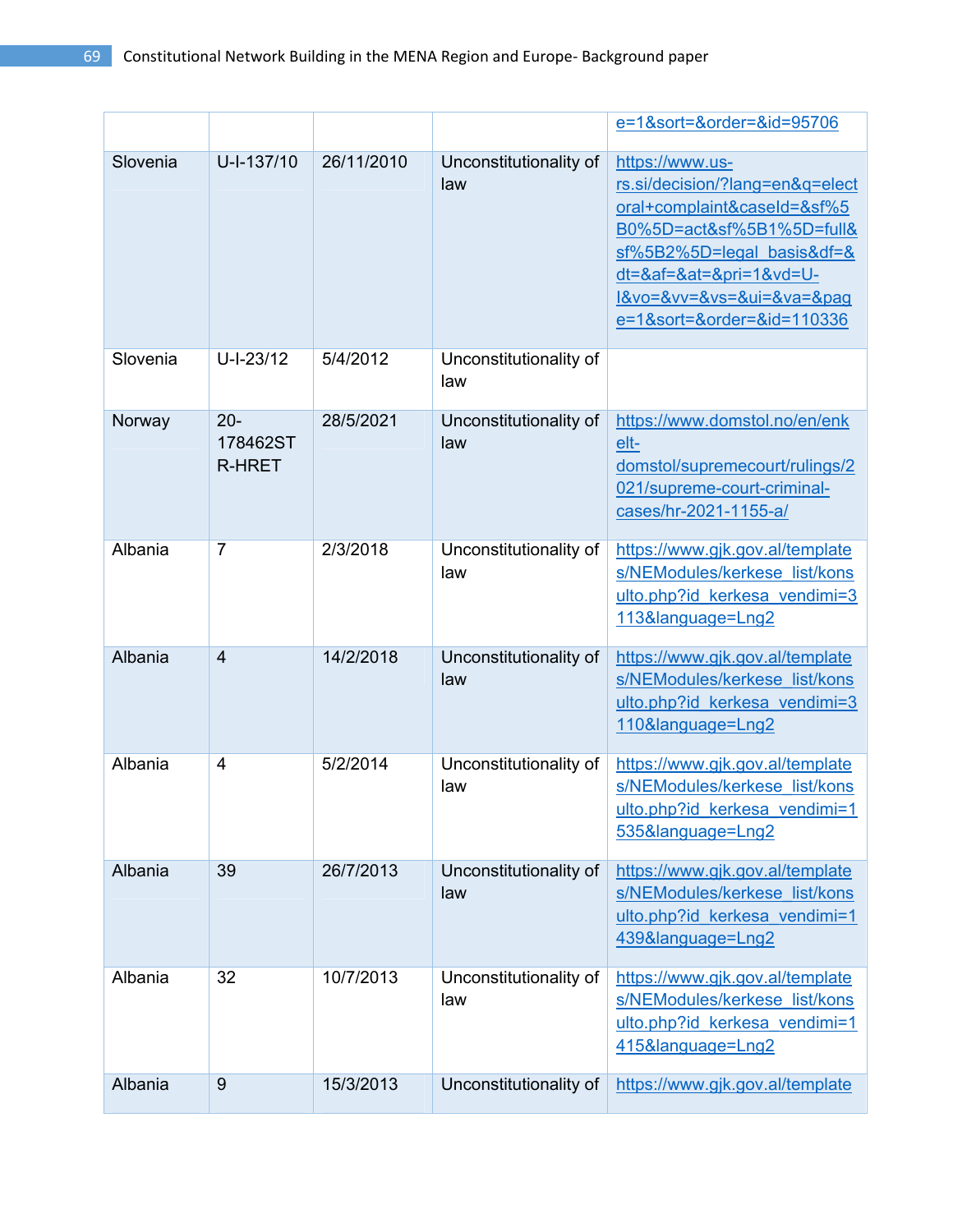| | | | | e=1&sort=&order=&id=95706 |
|---|---|---|---|---|
| Slovenia | U-I-137/10 | 26/11/2010 | Unconstitutionality of law | https://www.us-rs.si/decision/?lang=en&q=electoral+complaint&caseId=&sf%5B0%5D=act&sf%5B1%5D=full&sf%5B2%5D=legal_basis&df=&dt=&af=&at=&pri=1&vd=U-I&vo=&vv=&vs=&ui=&va=&page=1&sort=&order=&id=110336 |
| Slovenia | U-I-23/12 | 5/4/2012 | Unconstitutionality of law | |
| Norway | 20-178462STR-HRET | 28/5/2021 | Unconstitutionality of law | https://www.domstol.no/en/enkelt-domstol/supremecourt/rulings/2021/supreme-court-criminal-cases/hr-2021-1155-a/ |
| Albania | 7 | 2/3/2018 | Unconstitutionality of law | https://www.gjk.gov.al/templates/NEModules/kerkese_list/konsulto.php?id_kerkesa_vendimi=3113&language=Lng2 |
| Albania | 4 | 14/2/2018 | Unconstitutionality of law | https://www.gjk.gov.al/templates/NEModules/kerkese_list/konsulto.php?id_kerkesa_vendimi=3110&language=Lng2 |
| Albania | 4 | 5/2/2014 | Unconstitutionality of law | https://www.gjk.gov.al/templates/NEModules/kerkese_list/konsulto.php?id_kerkesa_vendimi=1535&language=Lng2 |
| Albania | 39 | 26/7/2013 | Unconstitutionality of law | https://www.gjk.gov.al/templates/NEModules/kerkese_list/konsulto.php?id_kerkesa_vendimi=1439&language=Lng2 |
| Albania | 32 | 10/7/2013 | Unconstitutionality of law | https://www.gjk.gov.al/templates/NEModules/kerkese_list/konsulto.php?id_kerkesa_vendimi=1415&language=Lng2 |
| Albania | 9 | 15/3/2013 | Unconstitutionality of | https://www.gjk.gov.al/template |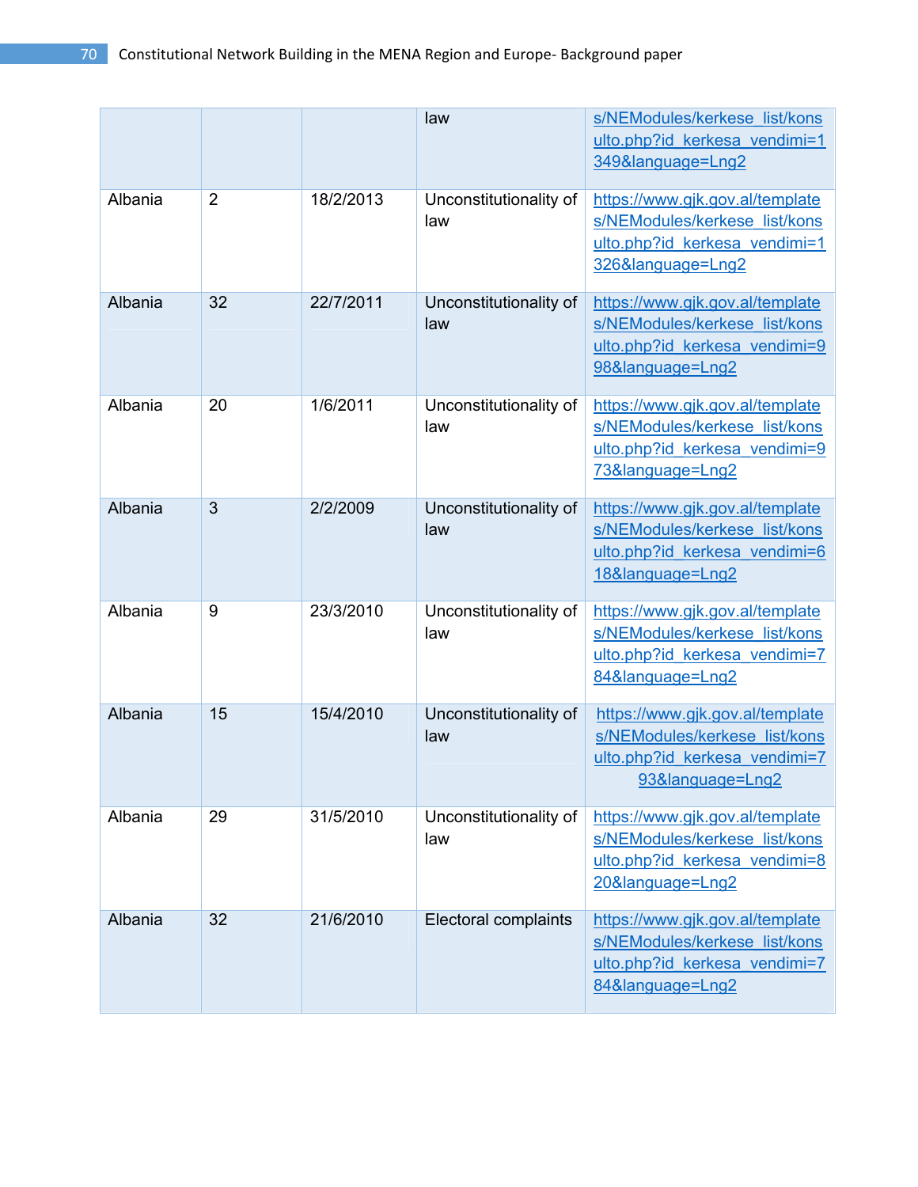| | | | law | s/NEModules/kerkese_list/konsulto.php?id_kerkesa_vendimi=1349&language=Lng2 |
|---|---|---|---|---|
| Albania | 2 | 18/2/2013 | Unconstitutionality of law | https://www.gjk.gov.al/templates/NEModules/kerkese_list/konsulto.php?id_kerkesa_vendimi=1326&language=Lng2 |
| Albania | 32 | 22/7/2011 | Unconstitutionality of law | https://www.gjk.gov.al/templates/NEModules/kerkese_list/konsulto.php?id_kerkesa_vendimi=998&language=Lng2 |
| Albania | 20 | 1/6/2011 | Unconstitutionality of law | https://www.gjk.gov.al/templates/NEModules/kerkese_list/konsulto.php?id_kerkesa_vendimi=973&language=Lng2 |
| Albania | 3 | 2/2/2009 | Unconstitutionality of law | https://www.gjk.gov.al/templates/NEModules/kerkese_list/konsulto.php?id_kerkesa_vendimi=618&language=Lng2 |
| Albania | 9 | 23/3/2010 | Unconstitutionality of law | https://www.gjk.gov.al/templates/NEModules/kerkese_list/konsulto.php?id_kerkesa_vendimi=784&language=Lng2 |
| Albania | 15 | 15/4/2010 | Unconstitutionality of law | https://www.gjk.gov.al/templates/NEModules/kerkese_list/konsulto.php?id_kerkesa_vendimi=793&language=Lng2 |
| Albania | 29 | 31/5/2010 | Unconstitutionality of law | https://www.gjk.gov.al/templates/NEModules/kerkese_list/konsulto.php?id_kerkesa_vendimi=820&language=Lng2 |
| Albania | 32 | 21/6/2010 | Electoral complaints | https://www.gjk.gov.al/templates/NEModules/kerkese_list/konsulto.php?id_kerkesa_vendimi=784&language=Lng2 |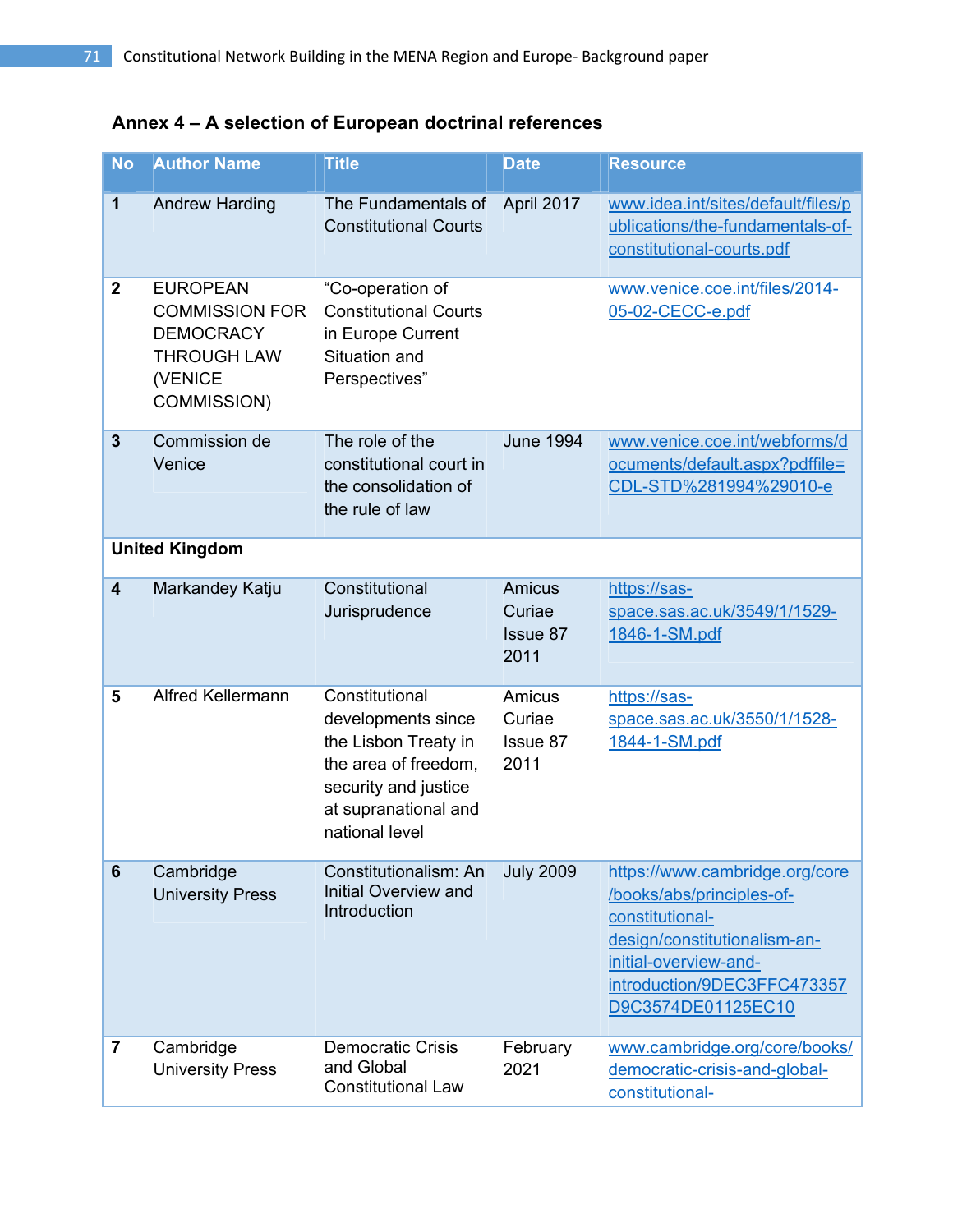## Annex 4 – A selection of European doctrinal references

| No | Author Name | Title | Date | Resource |
|---|---|---|---|---|
| 1 | Andrew Harding | The Fundamentals of Constitutional Courts | April 2017 | www.idea.int/sites/default/files/publications/the-fundamentals-of-constitutional-courts.pdf |
| 2 | EUROPEAN COMMISSION FOR DEMOCRACY THROUGH LAW (VENICE COMMISSION) | "Co-operation of Constitutional Courts in Europe Current Situation and Perspectives" | | www.venice.coe.int/files/2014-05-02-CECC-e.pdf |
| 3 | Commission de Venice | The role of the constitutional court in the consolidation of the rule of law | June 1994 | www.venice.coe.int/webforms/documents/default.aspx?pdffile=CDL-STD%281994%29010-e |
| **United Kingdom** | | | | |
| 4 | Markandey Katju | Constitutional Jurisprudence | Amicus Curiae Issue 87 2011 | https://sas-space.sas.ac.uk/3549/1/1529-1846-1-SM.pdf |
| 5 | Alfred Kellermann | Constitutional developments since the Lisbon Treaty in the area of freedom, security and justice at supranational and national level | Amicus Curiae Issue 87 2011 | https://sas-space.sas.ac.uk/3550/1/1528-1844-1-SM.pdf |
| 6 | Cambridge University Press | Constitutionalism: An Initial Overview and Introduction | July 2009 | https://www.cambridge.org/core/books/abs/principles-of-constitutional-design/constitutionalism-an-initial-overview-and-introduction/9DEC3FFC473357D9C3574DE01125EC10 |
| 7 | Cambridge University Press | Democratic Crisis and Global Constitutional Law | February 2021 | www.cambridge.org/core/books/democratic-crisis-and-global-constitutional- |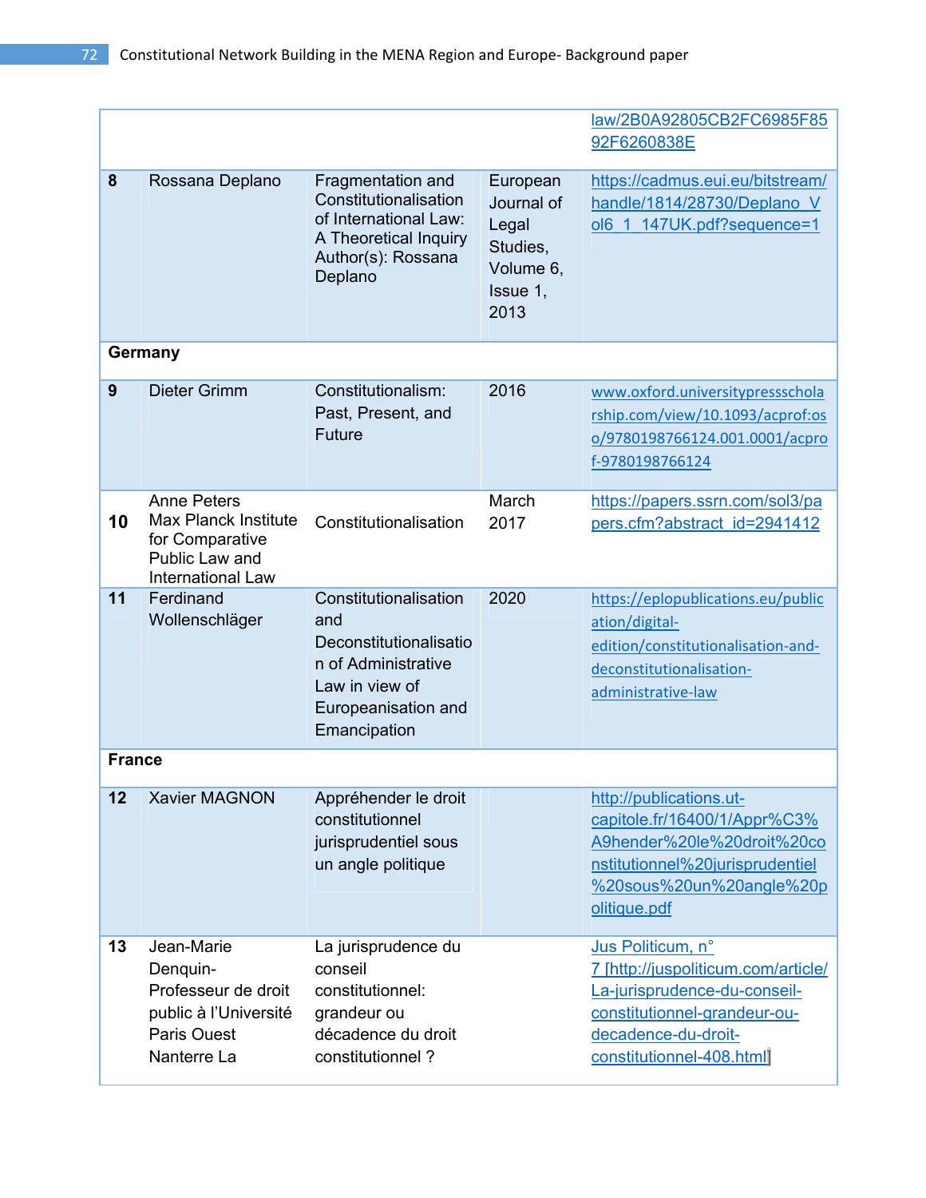| | | | | |
|---|---|---|---|---|
| | | | | law/2B0A92805CB2FC6985F8592F6260838E |
| **8** | Rossana Deplano | Fragmentation and Constitutionalisation of International Law: A Theoretical Inquiry Author(s): Rossana Deplano | European Journal of Legal Studies, Volume 6, Issue 1, 2013 | https://cadmus.eui.eu/bitstream/handle/1814/28730/Deplano_Vol6_1_147UK.pdf?sequence=1 |
| **Germany** | | | | |
| **9** | Dieter Grimm | Constitutionalism: Past, Present, and Future | 2016 | www.oxford.universitypressscholarship.com/view/10.1093/acprof:oso/9780198766124.001.0001/acprof-9780198766124 |
| **10** | Anne Peters Max Planck Institute for Comparative Public Law and International Law | Constitutionalisation | March 2017 | https://papers.ssrn.com/sol3/papers.cfm?abstract_id=2941412 |
| **11** | Ferdinand Wollenschläger | Constitutionalisation and Deconstitutionalisation of Administrative Law in view of Europeanisation and Emancipation | 2020 | https://eplopublications.eu/publication/digital-edition/constitutionalisation-and-deconstitutionalisation-administrative-law |
| **France** | | | | |
| **12** | Xavier MAGNON | Appréhender le droit constitutionnel jurisprudentiel sous un angle politique | | http://publications.ut-capitole.fr/16400/1/Appr%C3%A9hender%20le%20droit%20constitutionnel%20jurisprudentiel%20sous%20un%20angle%20politique.pdf |
| **13** | Jean-Marie Denquin-Professeur de droit public à l'Université Paris Ouest Nanterre La | La jurisprudence du conseil constitutionnel: grandeur ou décadence du droit constitutionnel ? | | Jus Politicum, n° 7 [http://juspoliticum.com/article/La-jurisprudence-du-conseil-constitutionnel-grandeur-ou-decadence-du-droit-constitutionnel-408.html] |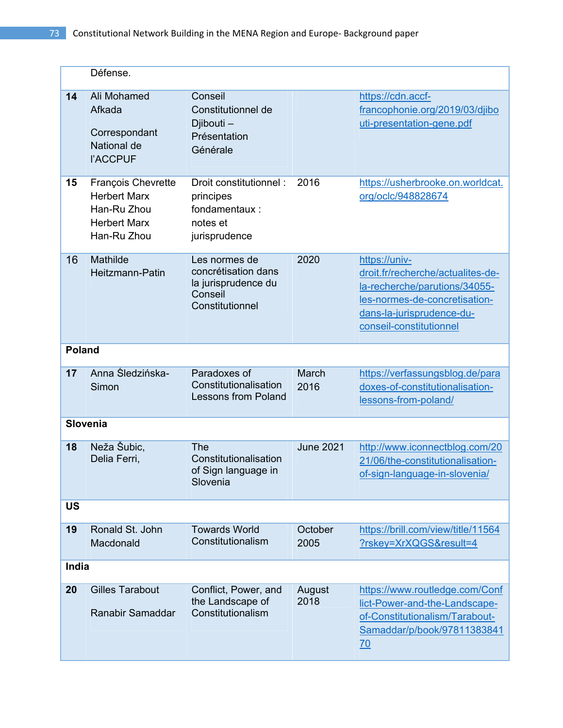| | | | | |
|---|---|---|---|---|
| | Défense. | | | |
| **14** | Ali Mohamed Afkada<br><br>Correspondant National de l'ACCPUF | Conseil Constitutionnel de Djibouti – Présentation Générale | | https://cdn.accf-francophonie.org/2019/03/djibouti-presentation-gene.pdf |
| **15** | François Chevrette<br>Herbert Marx<br>Han-Ru Zhou<br>Herbert Marx<br>Han-Ru Zhou | Droit constitutionnel : principes fondamentaux : notes et jurisprudence | 2016 | https://usherbrooke.on.worldcat.org/oclc/948828674 |
| 16 | Mathilde Heitzmann-Patin | Les normes de concrétisation dans la jurisprudence du Conseil Constitutionnel | 2020 | https://univ-droit.fr/recherche/actualites-de-la-recherche/parutions/34055-les-normes-de-concretisation-dans-la-jurisprudence-du-conseil-constitutionnel |
| **Poland** | | | | |
| **17** | Anna Śledzińska-Simon | Paradoxes of Constitutionalisation Lessons from Poland | March 2016 | https://verfassungsblog.de/paradoxes-of-constitutionalisation-lessons-from-poland/ |
| **Slovenia** | | | | |
| **18** | Neža Šubic,<br>Delia Ferri, | The Constitutionalisation of Sign language in Slovenia | June 2021 | http://www.iconnectblog.com/2021/06/the-constitutionalisation-of-sign-language-in-slovenia/ |
| **US** | | | | |
| **19** | Ronald St. John Macdonald | Towards World Constitutionalism | October 2005 | https://brill.com/view/title/11564?rskey=XrXQGS&result=4 |
| **India** | | | | |
| **20** | Gilles Tarabout<br><br>Ranabir Samaddar | Conflict, Power, and the Landscape of Constitutionalism | August 2018 | https://www.routledge.com/Conflict-Power-and-the-Landscape-of-Constitutionalism/Tarabout-Samaddar/p/book/9781138384170 |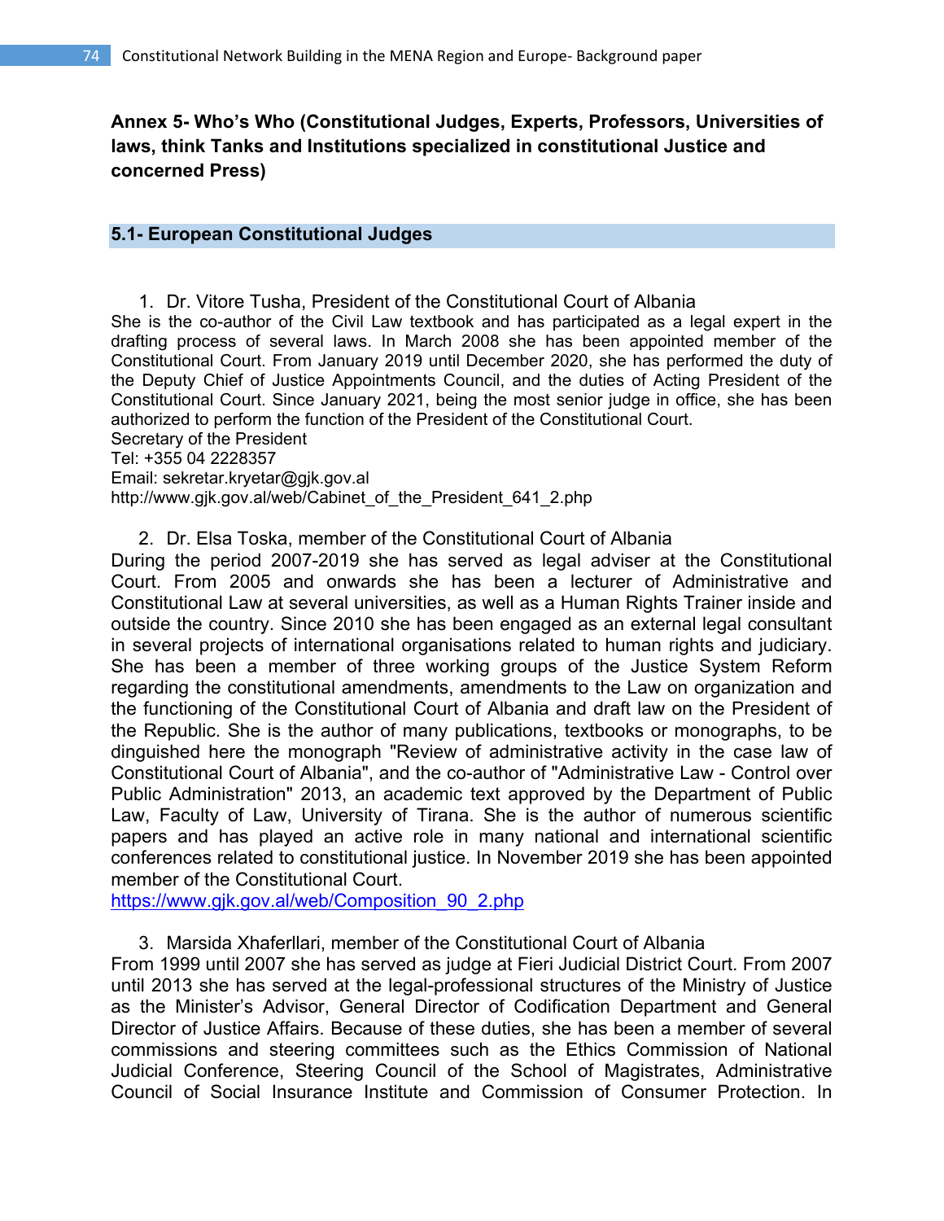## Annex 5- Who's Who (Constitutional Judges, Experts, Professors, Universities of laws, think Tanks and Institutions specialized in constitutional Justice and concerned Press)

### 5.1- European Constitutional Judges

1. Dr. Vitore Tusha, President of the Constitutional Court of Albania

She is the co-author of the Civil Law textbook and has participated as a legal expert in the drafting process of several laws. In March 2008 she has been appointed member of the Constitutional Court. From January 2019 until December 2020, she has performed the duty of the Deputy Chief of Justice Appointments Council, and the duties of Acting President of the Constitutional Court. Since January 2021, being the most senior judge in office, she has been authorized to perform the function of the President of the Constitutional Court.
Secretary of the President
Tel: +355 04 2228357
Email: sekretar.kryetar@gjk.gov.al
http://www.gjk.gov.al/web/Cabinet_of_the_President_641_2.php

2. Dr. Elsa Toska, member of the Constitutional Court of Albania

During the period 2007-2019 she has served as legal adviser at the Constitutional Court. From 2005 and onwards she has been a lecturer of Administrative and Constitutional Law at several universities, as well as a Human Rights Trainer inside and outside the country. Since 2010 she has been engaged as an external legal consultant in several projects of international organisations related to human rights and judiciary. She has been a member of three working groups of the Justice System Reform regarding the constitutional amendments, amendments to the Law on organization and the functioning of the Constitutional Court of Albania and draft law on the President of the Republic. She is the author of many publications, textbooks or monographs, to be dinguished here the monograph "Review of administrative activity in the case law of Constitutional Court of Albania", and the co-author of "Administrative Law - Control over Public Administration" 2013, an academic text approved by the Department of Public Law, Faculty of Law, University of Tirana. She is the author of numerous scientific papers and has played an active role in many national and international scientific conferences related to constitutional justice. In November 2019 she has been appointed member of the Constitutional Court.
https://www.gjk.gov.al/web/Composition_90_2.php

3. Marsida Xhaferllari, member of the Constitutional Court of Albania

From 1999 until 2007 she has served as judge at Fieri Judicial District Court. From 2007 until 2013 she has served at the legal-professional structures of the Ministry of Justice as the Minister's Advisor, General Director of Codification Department and General Director of Justice Affairs. Because of these duties, she has been a member of several commissions and steering committees such as the Ethics Commission of National Judicial Conference, Steering Council of the School of Magistrates, Administrative Council of Social Insurance Institute and Commission of Consumer Protection. In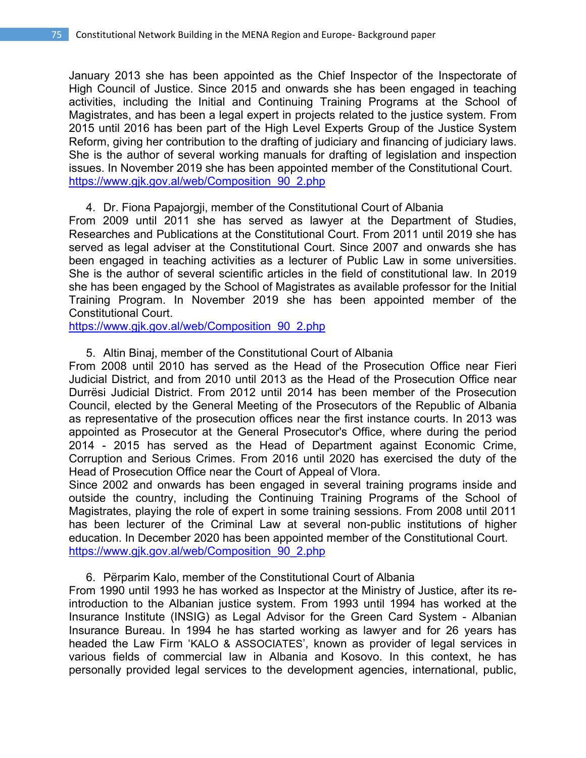January 2013 she has been appointed as the Chief Inspector of the Inspectorate of High Council of Justice. Since 2015 and onwards she has been engaged in teaching activities, including the Initial and Continuing Training Programs at the School of Magistrates, and has been a legal expert in projects related to the justice system. From 2015 until 2016 has been part of the High Level Experts Group of the Justice System Reform, giving her contribution to the drafting of judiciary and financing of judiciary laws. She is the author of several working manuals for drafting of legislation and inspection issues. In November 2019 she has been appointed member of the Constitutional Court.
https://www.gjk.gov.al/web/Composition_90_2.php

4. Dr. Fiona Papajorgji, member of the Constitutional Court of Albania

From 2009 until 2011 she has served as lawyer at the Department of Studies, Researches and Publications at the Constitutional Court. From 2011 until 2019 she has served as legal adviser at the Constitutional Court. Since 2007 and onwards she has been engaged in teaching activities as a lecturer of Public Law in some universities. She is the author of several scientific articles in the field of constitutional law. In 2019 she has been engaged by the School of Magistrates as available professor for the Initial Training Program. In November 2019 she has been appointed member of the Constitutional Court.
https://www.gjk.gov.al/web/Composition_90_2.php

5. Altin Binaj, member of the Constitutional Court of Albania

From 2008 until 2010 has served as the Head of the Prosecution Office near Fieri Judicial District, and from 2010 until 2013 as the Head of the Prosecution Office near Durrësi Judicial District. From 2012 until 2014 has been member of the Prosecution Council, elected by the General Meeting of the Prosecutors of the Republic of Albania as representative of the prosecution offices near the first instance courts. In 2013 was appointed as Prosecutor at the General Prosecutor's Office, where during the period 2014 - 2015 has served as the Head of Department against Economic Crime, Corruption and Serious Crimes. From 2016 until 2020 has exercised the duty of the Head of Prosecution Office near the Court of Appeal of Vlora.
Since 2002 and onwards has been engaged in several training programs inside and outside the country, including the Continuing Training Programs of the School of Magistrates, playing the role of expert in some training sessions. From 2008 until 2011 has been lecturer of the Criminal Law at several non-public institutions of higher education. In December 2020 has been appointed member of the Constitutional Court.
https://www.gjk.gov.al/web/Composition_90_2.php

6. Përparim Kalo, member of the Constitutional Court of Albania

From 1990 until 1993 he has worked as Inspector at the Ministry of Justice, after its re-introduction to the Albanian justice system. From 1993 until 1994 has worked at the Insurance Institute (INSIG) as Legal Advisor for the Green Card System - Albanian Insurance Bureau. In 1994 he has started working as lawyer and for 26 years has headed the Law Firm 'KALO & ASSOCIATES', known as provider of legal services in various fields of commercial law in Albania and Kosovo. In this context, he has personally provided legal services to the development agencies, international, public,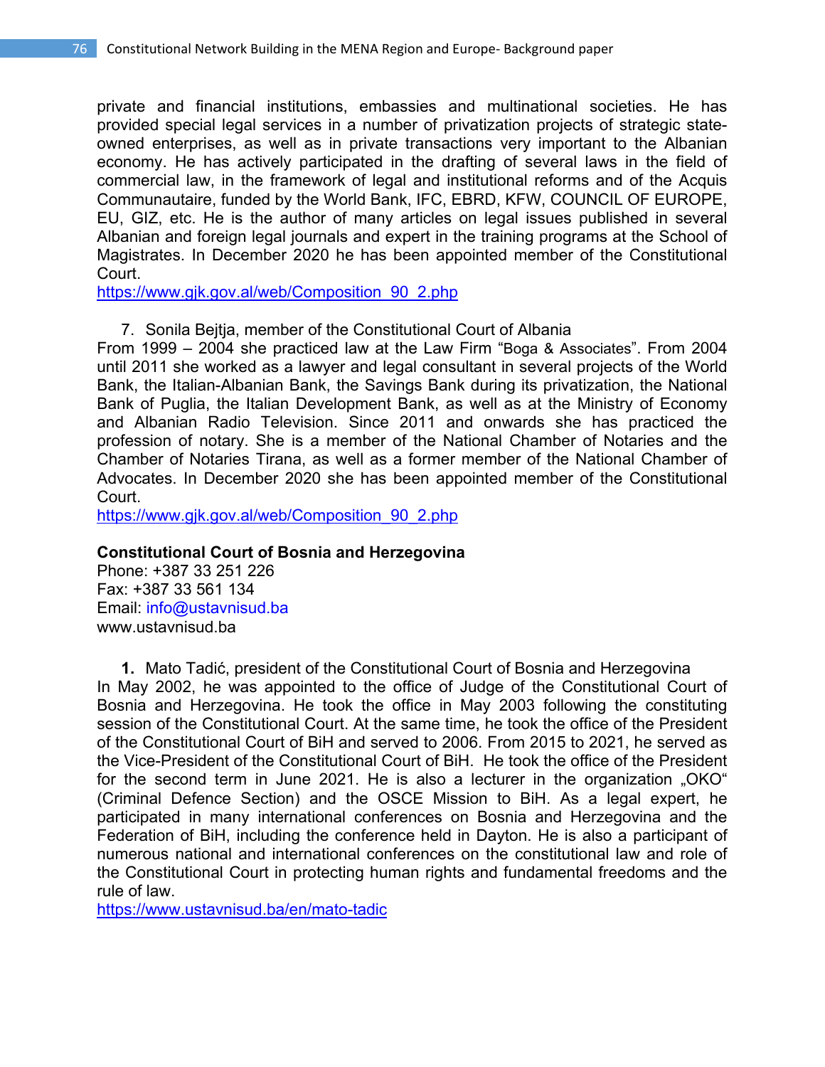private and financial institutions, embassies and multinational societies. He has provided special legal services in a number of privatization projects of strategic state-owned enterprises, as well as in private transactions very important to the Albanian economy. He has actively participated in the drafting of several laws in the field of commercial law, in the framework of legal and institutional reforms and of the Acquis Communautaire, funded by the World Bank, IFC, EBRD, KFW, COUNCIL OF EUROPE, EU, GIZ, etc. He is the author of many articles on legal issues published in several Albanian and foreign legal journals and expert in the training programs at the School of Magistrates. In December 2020 he has been appointed member of the Constitutional Court.
https://www.gjk.gov.al/web/Composition_90_2.php

7. Sonila Bejtja, member of the Constitutional Court of Albania

From 1999 – 2004 she practiced law at the Law Firm "Boga & Associates". From 2004 until 2011 she worked as a lawyer and legal consultant in several projects of the World Bank, the Italian-Albanian Bank, the Savings Bank during its privatization, the National Bank of Puglia, the Italian Development Bank, as well as at the Ministry of Economy and Albanian Radio Television. Since 2011 and onwards she has practiced the profession of notary. She is a member of the National Chamber of Notaries and the Chamber of Notaries Tirana, as well as a former member of the National Chamber of Advocates. In December 2020 she has been appointed member of the Constitutional Court.
https://www.gjk.gov.al/web/Composition_90_2.php

**Constitutional Court of Bosnia and Herzegovina**
Phone: +387 33 251 226
Fax: +387 33 561 134
Email: info@ustavnisud.ba
www.ustavnisud.ba

**1.** Mato Tadić, president of the Constitutional Court of Bosnia and Herzegovina

In May 2002, he was appointed to the office of Judge of the Constitutional Court of Bosnia and Herzegovina. He took the office in May 2003 following the constituting session of the Constitutional Court. At the same time, he took the office of the President of the Constitutional Court of BiH and served to 2006. From 2015 to 2021, he served as the Vice-President of the Constitutional Court of BiH. He took the office of the President for the second term in June 2021. He is also a lecturer in the organization „OKO" (Criminal Defence Section) and the OSCE Mission to BiH. As a legal expert, he participated in many international conferences on Bosnia and Herzegovina and the Federation of BiH, including the conference held in Dayton. He is also a participant of numerous national and international conferences on the constitutional law and role of the Constitutional Court in protecting human rights and fundamental freedoms and the rule of law.
https://www.ustavnisud.ba/en/mato-tadic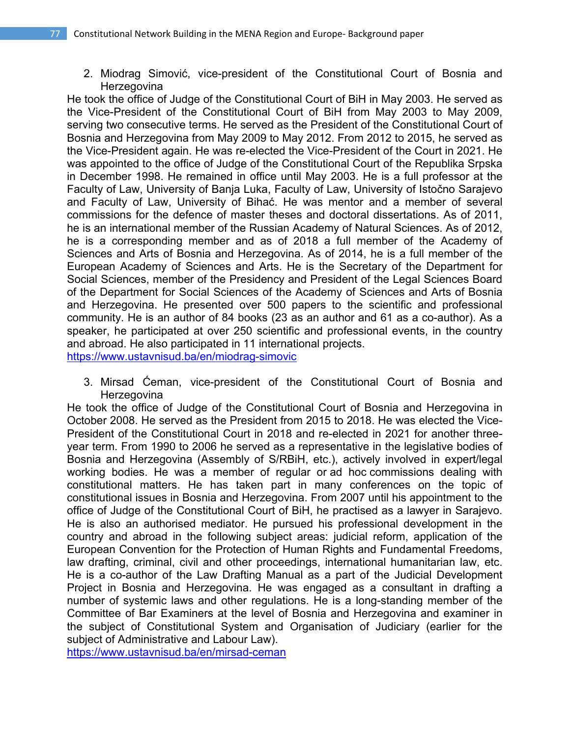2. Miodrag Simović, vice-president of the Constitutional Court of Bosnia and Herzegovina

He took the office of Judge of the Constitutional Court of BiH in May 2003. He served as the Vice-President of the Constitutional Court of BiH from May 2003 to May 2009, serving two consecutive terms. He served as the President of the Constitutional Court of Bosnia and Herzegovina from May 2009 to May 2012. From 2012 to 2015, he served as the Vice-President again. He was re-elected the Vice-President of the Court in 2021. He was appointed to the office of Judge of the Constitutional Court of the Republika Srpska in December 1998. He remained in office until May 2003. He is a full professor at the Faculty of Law, University of Banja Luka, Faculty of Law, University of Istočno Sarajevo and Faculty of Law, University of Bihać. He was mentor and a member of several commissions for the defence of master theses and doctoral dissertations. As of 2011, he is an international member of the Russian Academy of Natural Sciences. As of 2012, he is a corresponding member and as of 2018 a full member of the Academy of Sciences and Arts of Bosnia and Herzegovina. As of 2014, he is a full member of the European Academy of Sciences and Arts. He is the Secretary of the Department for Social Sciences, member of the Presidency and President of the Legal Sciences Board of the Department for Social Sciences of the Academy of Sciences and Arts of Bosnia and Herzegovina. He presented over 500 papers to the scientific and professional community. He is an author of 84 books (23 as an author and 61 as a co-author). As a speaker, he participated at over 250 scientific and professional events, in the country and abroad. He also participated in 11 international projects.
https://www.ustavnisud.ba/en/miodrag-simovic

3. Mirsad Ćeman, vice-president of the Constitutional Court of Bosnia and Herzegovina

He took the office of Judge of the Constitutional Court of Bosnia and Herzegovina in October 2008. He served as the President from 2015 to 2018. He was elected the Vice-President of the Constitutional Court in 2018 and re-elected in 2021 for another three-year term. From 1990 to 2006 he served as a representative in the legislative bodies of Bosnia and Herzegovina (Assembly of S/RBiH, etc.), actively involved in expert/legal working bodies. He was a member of regular or ad hoc commissions dealing with constitutional matters. He has taken part in many conferences on the topic of constitutional issues in Bosnia and Herzegovina. From 2007 until his appointment to the office of Judge of the Constitutional Court of BiH, he practised as a lawyer in Sarajevo. He is also an authorised mediator. He pursued his professional development in the country and abroad in the following subject areas: judicial reform, application of the European Convention for the Protection of Human Rights and Fundamental Freedoms, law drafting, criminal, civil and other proceedings, international humanitarian law, etc. He is a co-author of the Law Drafting Manual as a part of the Judicial Development Project in Bosnia and Herzegovina. He was engaged as a consultant in drafting a number of systemic laws and other regulations. He is a long-standing member of the Committee of Bar Examiners at the level of Bosnia and Herzegovina and examiner in the subject of Constitutional System and Organisation of Judiciary (earlier for the subject of Administrative and Labour Law).
https://www.ustavnisud.ba/en/mirsad-ceman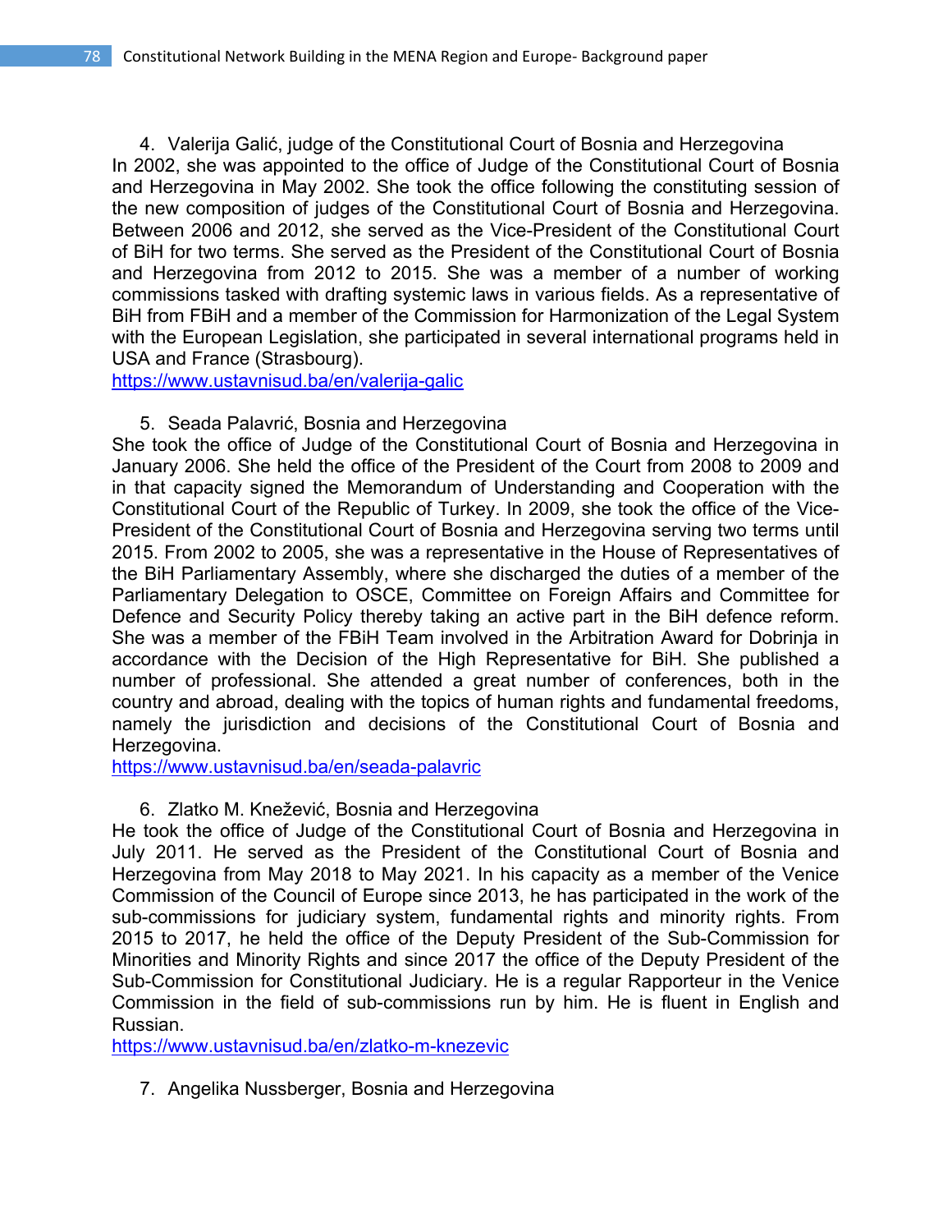4. Valerija Galić, judge of the Constitutional Court of Bosnia and Herzegovina

In 2002, she was appointed to the office of Judge of the Constitutional Court of Bosnia and Herzegovina in May 2002. She took the office following the constituting session of the new composition of judges of the Constitutional Court of Bosnia and Herzegovina. Between 2006 and 2012, she served as the Vice-President of the Constitutional Court of BiH for two terms. She served as the President of the Constitutional Court of Bosnia and Herzegovina from 2012 to 2015. She was a member of a number of working commissions tasked with drafting systemic laws in various fields. As a representative of BiH from FBiH and a member of the Commission for Harmonization of the Legal System with the European Legislation, she participated in several international programs held in USA and France (Strasbourg).
https://www.ustavnisud.ba/en/valerija-galic

5. Seada Palavrić, Bosnia and Herzegovina

She took the office of Judge of the Constitutional Court of Bosnia and Herzegovina in January 2006. She held the office of the President of the Court from 2008 to 2009 and in that capacity signed the Memorandum of Understanding and Cooperation with the Constitutional Court of the Republic of Turkey. In 2009, she took the office of the Vice-President of the Constitutional Court of Bosnia and Herzegovina serving two terms until 2015. From 2002 to 2005, she was a representative in the House of Representatives of the BiH Parliamentary Assembly, where she discharged the duties of a member of the Parliamentary Delegation to OSCE, Committee on Foreign Affairs and Committee for Defence and Security Policy thereby taking an active part in the BiH defence reform. She was a member of the FBiH Team involved in the Arbitration Award for Dobrinja in accordance with the Decision of the High Representative for BiH. She published a number of professional. She attended a great number of conferences, both in the country and abroad, dealing with the topics of human rights and fundamental freedoms, namely the jurisdiction and decisions of the Constitutional Court of Bosnia and Herzegovina.
https://www.ustavnisud.ba/en/seada-palavric

6. Zlatko M. Knežević, Bosnia and Herzegovina

He took the office of Judge of the Constitutional Court of Bosnia and Herzegovina in July 2011. He served as the President of the Constitutional Court of Bosnia and Herzegovina from May 2018 to May 2021. In his capacity as a member of the Venice Commission of the Council of Europe since 2013, he has participated in the work of the sub-commissions for judiciary system, fundamental rights and minority rights. From 2015 to 2017, he held the office of the Deputy President of the Sub-Commission for Minorities and Minority Rights and since 2017 the office of the Deputy President of the Sub-Commission for Constitutional Judiciary. He is a regular Rapporteur in the Venice Commission in the field of sub-commissions run by him. He is fluent in English and Russian.
https://www.ustavnisud.ba/en/zlatko-m-knezevic

7. Angelika Nussberger, Bosnia and Herzegovina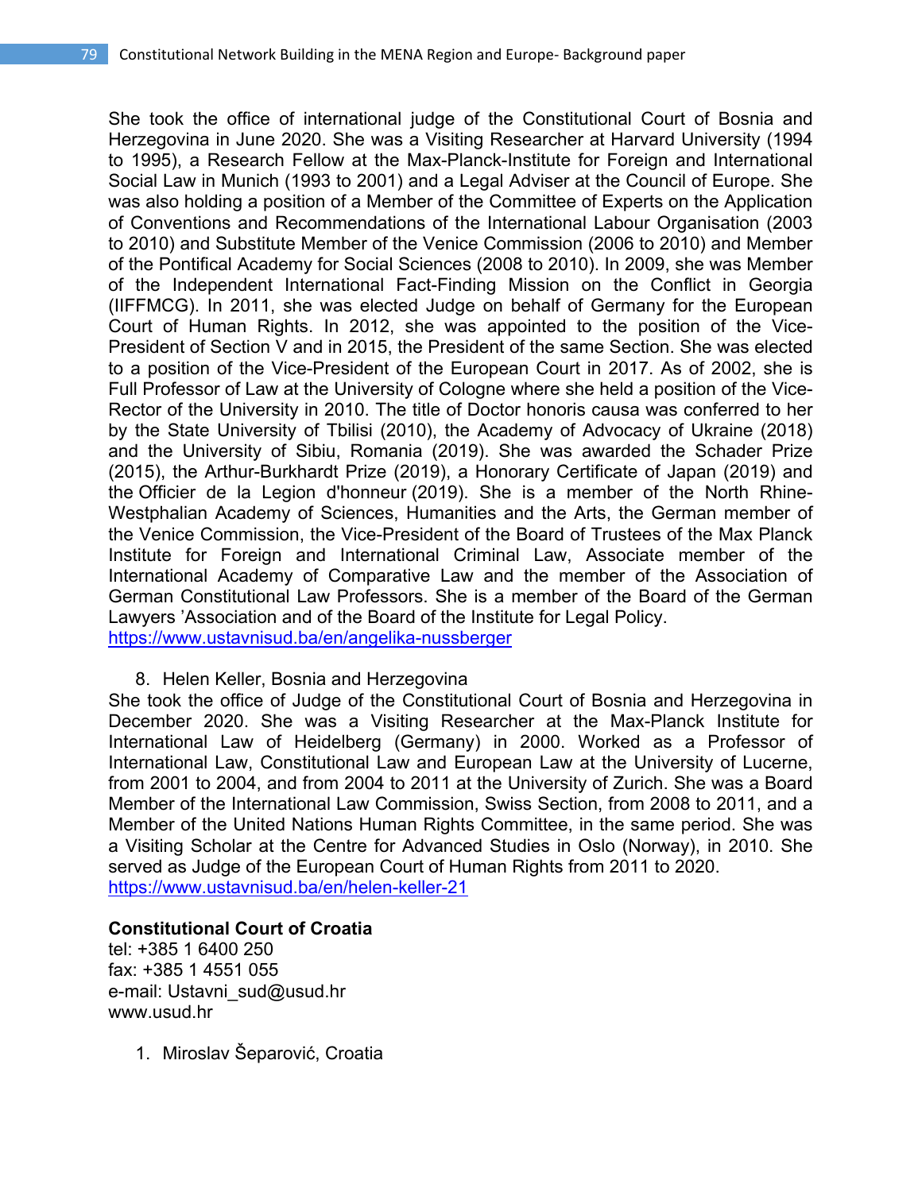She took the office of international judge of the Constitutional Court of Bosnia and Herzegovina in June 2020. She was a Visiting Researcher at Harvard University (1994 to 1995), a Research Fellow at the Max-Planck-Institute for Foreign and International Social Law in Munich (1993 to 2001) and a Legal Adviser at the Council of Europe. She was also holding a position of a Member of the Committee of Experts on the Application of Conventions and Recommendations of the International Labour Organisation (2003 to 2010) and Substitute Member of the Venice Commission (2006 to 2010) and Member of the Pontifical Academy for Social Sciences (2008 to 2010). In 2009, she was Member of the Independent International Fact-Finding Mission on the Conflict in Georgia (IIFFMCG). In 2011, she was elected Judge on behalf of Germany for the European Court of Human Rights. In 2012, she was appointed to the position of the Vice-President of Section V and in 2015, the President of the same Section. She was elected to a position of the Vice-President of the European Court in 2017. As of 2002, she is Full Professor of Law at the University of Cologne where she held a position of the Vice-Rector of the University in 2010. The title of Doctor honoris causa was conferred to her by the State University of Tbilisi (2010), the Academy of Advocacy of Ukraine (2018) and the University of Sibiu, Romania (2019). She was awarded the Schader Prize (2015), the Arthur-Burkhardt Prize (2019), a Honorary Certificate of Japan (2019) and the Officier de la Legion d'honneur (2019). She is a member of the North Rhine-Westphalian Academy of Sciences, Humanities and the Arts, the German member of the Venice Commission, the Vice-President of the Board of Trustees of the Max Planck Institute for Foreign and International Criminal Law, Associate member of the International Academy of Comparative Law and the member of the Association of German Constitutional Law Professors. She is a member of the Board of the German Lawyers 'Association and of the Board of the Institute for Legal Policy.
https://www.ustavnisud.ba/en/angelika-nussberger

8. Helen Keller, Bosnia and Herzegovina

She took the office of Judge of the Constitutional Court of Bosnia and Herzegovina in December 2020. She was a Visiting Researcher at the Max-Planck Institute for International Law of Heidelberg (Germany) in 2000. Worked as a Professor of International Law, Constitutional Law and European Law at the University of Lucerne, from 2001 to 2004, and from 2004 to 2011 at the University of Zurich. She was a Board Member of the International Law Commission, Swiss Section, from 2008 to 2011, and a Member of the United Nations Human Rights Committee, in the same period. She was a Visiting Scholar at the Centre for Advanced Studies in Oslo (Norway), in 2010. She served as Judge of the European Court of Human Rights from 2011 to 2020.
https://www.ustavnisud.ba/en/helen-keller-21

**Constitutional Court of Croatia**

tel: +385 1 6400 250
fax: +385 1 4551 055
e-mail: Ustavni_sud@usud.hr
www.usud.hr

1. Miroslav Šeparović, Croatia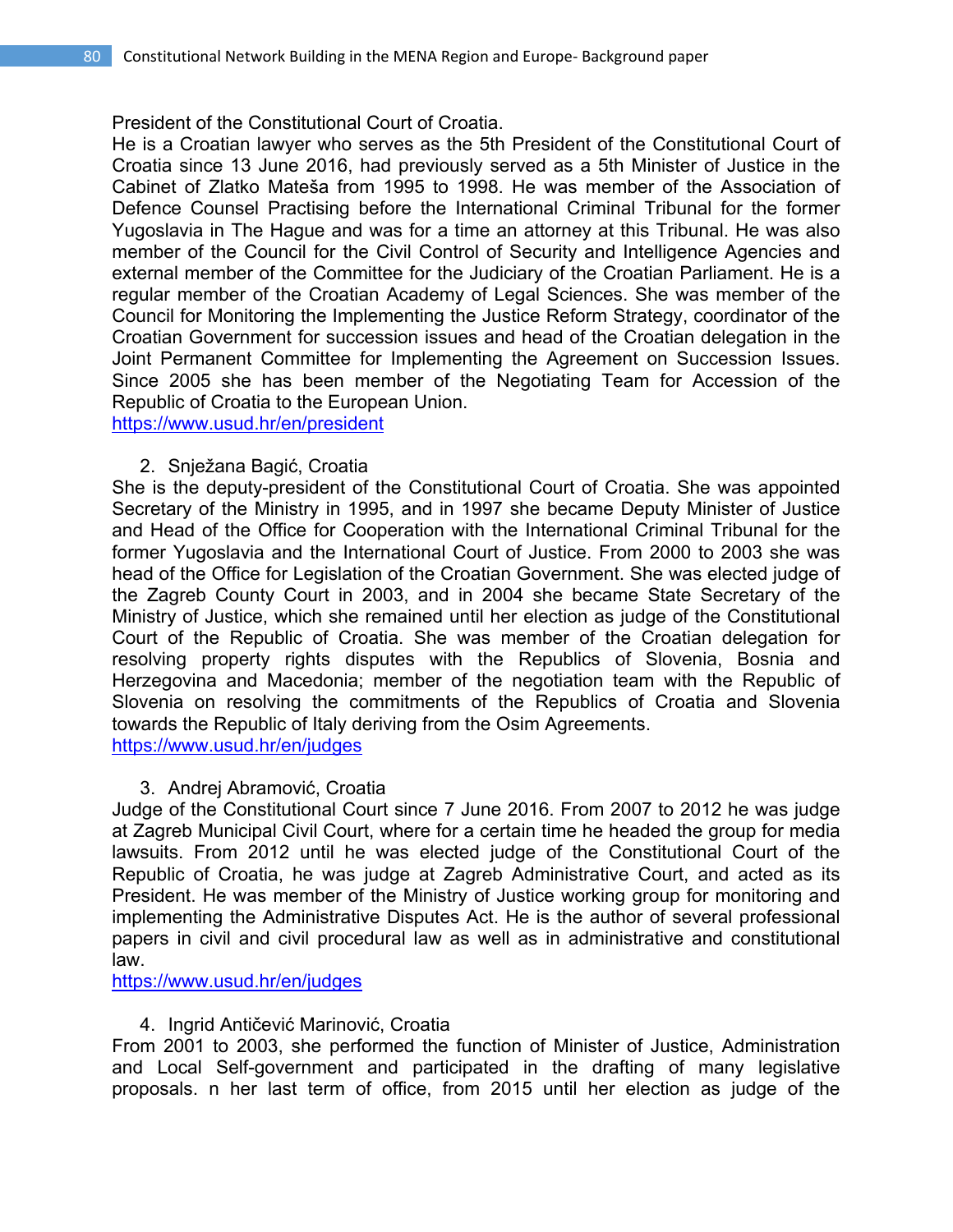President of the Constitutional Court of Croatia.
He is a Croatian lawyer who serves as the 5th President of the Constitutional Court of Croatia since 13 June 2016, had previously served as a 5th Minister of Justice in the Cabinet of Zlatko Mateša from 1995 to 1998. He was member of the Association of Defence Counsel Practising before the International Criminal Tribunal for the former Yugoslavia in The Hague and was for a time an attorney at this Tribunal. He was also member of the Council for the Civil Control of Security and Intelligence Agencies and external member of the Committee for the Judiciary of the Croatian Parliament. He is a regular member of the Croatian Academy of Legal Sciences. She was member of the Council for Monitoring the Implementing the Justice Reform Strategy, coordinator of the Croatian Government for succession issues and head of the Croatian delegation in the Joint Permanent Committee for Implementing the Agreement on Succession Issues. Since 2005 she has been member of the Negotiating Team for Accession of the Republic of Croatia to the European Union.
https://www.usud.hr/en/president

2. Snježana Bagić, Croatia

She is the deputy-president of the Constitutional Court of Croatia. She was appointed Secretary of the Ministry in 1995, and in 1997 she became Deputy Minister of Justice and Head of the Office for Cooperation with the International Criminal Tribunal for the former Yugoslavia and the International Court of Justice. From 2000 to 2003 she was head of the Office for Legislation of the Croatian Government. She was elected judge of the Zagreb County Court in 2003, and in 2004 she became State Secretary of the Ministry of Justice, which she remained until her election as judge of the Constitutional Court of the Republic of Croatia. She was member of the Croatian delegation for resolving property rights disputes with the Republics of Slovenia, Bosnia and Herzegovina and Macedonia; member of the negotiation team with the Republic of Slovenia on resolving the commitments of the Republics of Croatia and Slovenia towards the Republic of Italy deriving from the Osim Agreements.
https://www.usud.hr/en/judges

3. Andrej Abramović, Croatia

Judge of the Constitutional Court since 7 June 2016. From 2007 to 2012 he was judge at Zagreb Municipal Civil Court, where for a certain time he headed the group for media lawsuits. From 2012 until he was elected judge of the Constitutional Court of the Republic of Croatia, he was judge at Zagreb Administrative Court, and acted as its President. He was member of the Ministry of Justice working group for monitoring and implementing the Administrative Disputes Act. He is the author of several professional papers in civil and civil procedural law as well as in administrative and constitutional law.
https://www.usud.hr/en/judges

4. Ingrid Antičević Marinović, Croatia

From 2001 to 2003, she performed the function of Minister of Justice, Administration and Local Self-government and participated in the drafting of many legislative proposals. n her last term of office, from 2015 until her election as judge of the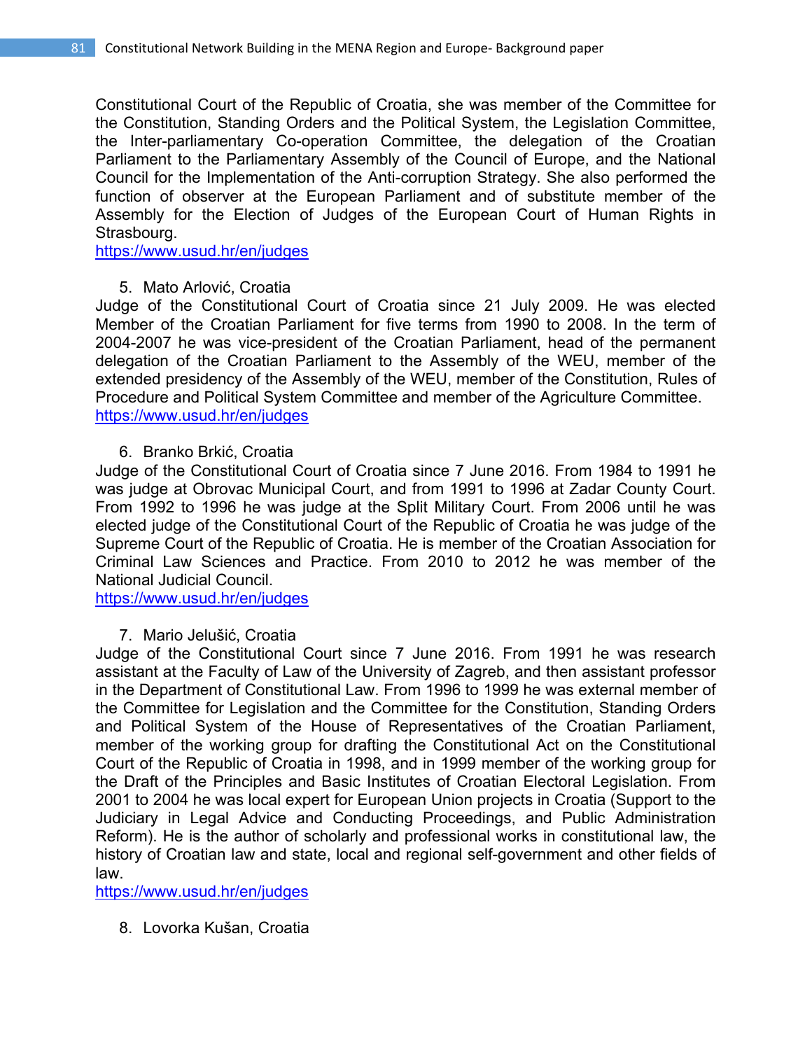Constitutional Court of the Republic of Croatia, she was member of the Committee for the Constitution, Standing Orders and the Political System, the Legislation Committee, the Inter-parliamentary Co-operation Committee, the delegation of the Croatian Parliament to the Parliamentary Assembly of the Council of Europe, and the National Council for the Implementation of the Anti-corruption Strategy. She also performed the function of observer at the European Parliament and of substitute member of the Assembly for the Election of Judges of the European Court of Human Rights in Strasbourg.
https://www.usud.hr/en/judges

5. Mato Arlović, Croatia

Judge of the Constitutional Court of Croatia since 21 July 2009. He was elected Member of the Croatian Parliament for five terms from 1990 to 2008. In the term of 2004-2007 he was vice-president of the Croatian Parliament, head of the permanent delegation of the Croatian Parliament to the Assembly of the WEU, member of the extended presidency of the Assembly of the WEU, member of the Constitution, Rules of Procedure and Political System Committee and member of the Agriculture Committee.
https://www.usud.hr/en/judges

6. Branko Brkić, Croatia

Judge of the Constitutional Court of Croatia since 7 June 2016. From 1984 to 1991 he was judge at Obrovac Municipal Court, and from 1991 to 1996 at Zadar County Court. From 1992 to 1996 he was judge at the Split Military Court. From 2006 until he was elected judge of the Constitutional Court of the Republic of Croatia he was judge of the Supreme Court of the Republic of Croatia. He is member of the Croatian Association for Criminal Law Sciences and Practice. From 2010 to 2012 he was member of the National Judicial Council.
https://www.usud.hr/en/judges

7. Mario Jelušić, Croatia

Judge of the Constitutional Court since 7 June 2016. From 1991 he was research assistant at the Faculty of Law of the University of Zagreb, and then assistant professor in the Department of Constitutional Law. From 1996 to 1999 he was external member of the Committee for Legislation and the Committee for the Constitution, Standing Orders and Political System of the House of Representatives of the Croatian Parliament, member of the working group for drafting the Constitutional Act on the Constitutional Court of the Republic of Croatia in 1998, and in 1999 member of the working group for the Draft of the Principles and Basic Institutes of Croatian Electoral Legislation. From 2001 to 2004 he was local expert for European Union projects in Croatia (Support to the Judiciary in Legal Advice and Conducting Proceedings, and Public Administration Reform). He is the author of scholarly and professional works in constitutional law, the history of Croatian law and state, local and regional self-government and other fields of law.
https://www.usud.hr/en/judges

8. Lovorka Kušan, Croatia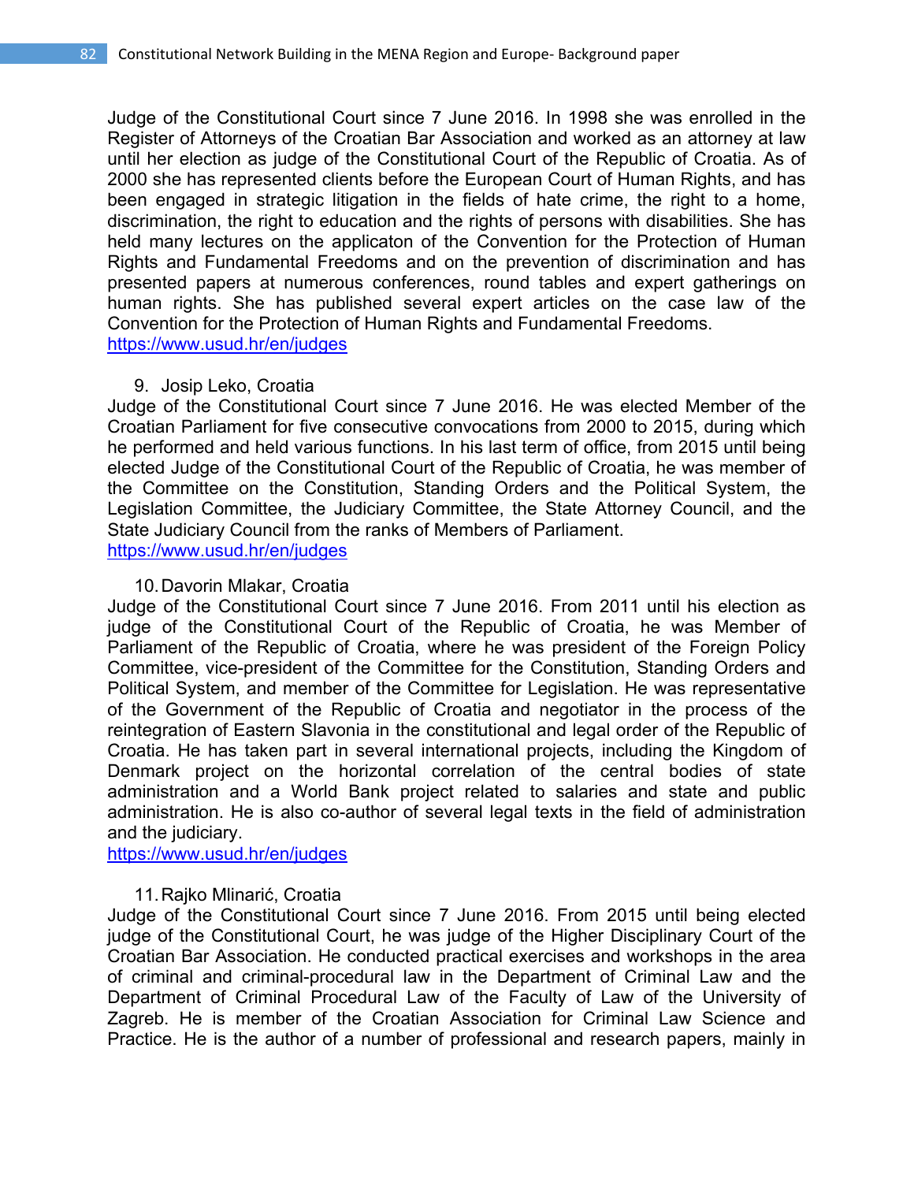Judge of the Constitutional Court since 7 June 2016. In 1998 she was enrolled in the Register of Attorneys of the Croatian Bar Association and worked as an attorney at law until her election as judge of the Constitutional Court of the Republic of Croatia. As of 2000 she has represented clients before the European Court of Human Rights, and has been engaged in strategic litigation in the fields of hate crime, the right to a home, discrimination, the right to education and the rights of persons with disabilities. She has held many lectures on the applicaton of the Convention for the Protection of Human Rights and Fundamental Freedoms and on the prevention of discrimination and has presented papers at numerous conferences, round tables and expert gatherings on human rights. She has published several expert articles on the case law of the Convention for the Protection of Human Rights and Fundamental Freedoms.
https://www.usud.hr/en/judges

9. Josip Leko, Croatia

Judge of the Constitutional Court since 7 June 2016. He was elected Member of the Croatian Parliament for five consecutive convocations from 2000 to 2015, during which he performed and held various functions. In his last term of office, from 2015 until being elected Judge of the Constitutional Court of the Republic of Croatia, he was member of the Committee on the Constitution, Standing Orders and the Political System, the Legislation Committee, the Judiciary Committee, the State Attorney Council, and the State Judiciary Council from the ranks of Members of Parliament.
https://www.usud.hr/en/judges

10. Davorin Mlakar, Croatia

Judge of the Constitutional Court since 7 June 2016. From 2011 until his election as judge of the Constitutional Court of the Republic of Croatia, he was Member of Parliament of the Republic of Croatia, where he was president of the Foreign Policy Committee, vice-president of the Committee for the Constitution, Standing Orders and Political System, and member of the Committee for Legislation. He was representative of the Government of the Republic of Croatia and negotiator in the process of the reintegration of Eastern Slavonia in the constitutional and legal order of the Republic of Croatia. He has taken part in several international projects, including the Kingdom of Denmark project on the horizontal correlation of the central bodies of state administration and a World Bank project related to salaries and state and public administration. He is also co-author of several legal texts in the field of administration and the judiciary.
https://www.usud.hr/en/judges

11. Rajko Mlinarić, Croatia

Judge of the Constitutional Court since 7 June 2016. From 2015 until being elected judge of the Constitutional Court, he was judge of the Higher Disciplinary Court of the Croatian Bar Association. He conducted practical exercises and workshops in the area of criminal and criminal-procedural law in the Department of Criminal Law and the Department of Criminal Procedural Law of the Faculty of Law of the University of Zagreb. He is member of the Croatian Association for Criminal Law Science and Practice. He is the author of a number of professional and research papers, mainly in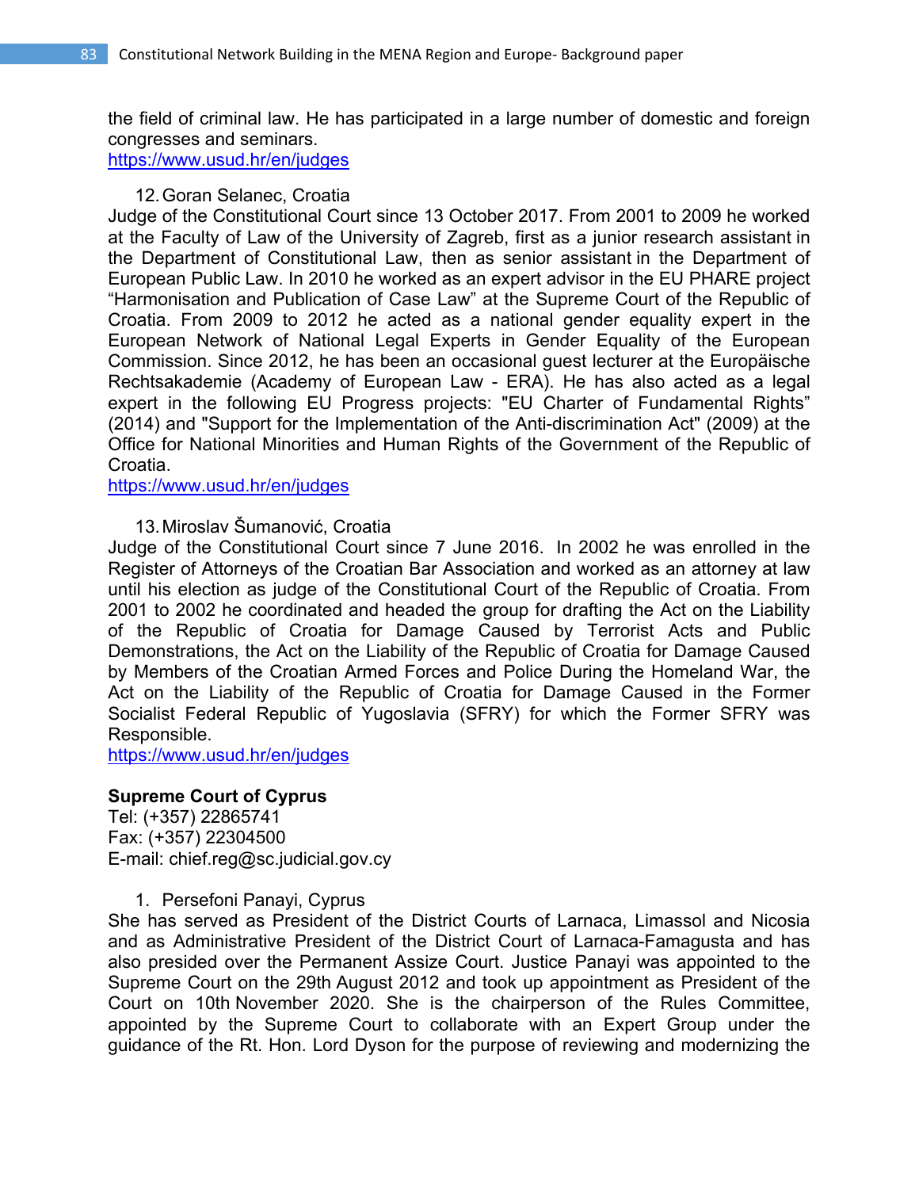the field of criminal law. He has participated in a large number of domestic and foreign congresses and seminars.
https://www.usud.hr/en/judges

12. Goran Selanec, Croatia

Judge of the Constitutional Court since 13 October 2017. From 2001 to 2009 he worked at the Faculty of Law of the University of Zagreb, first as a junior research assistant in the Department of Constitutional Law, then as senior assistant in the Department of European Public Law. In 2010 he worked as an expert advisor in the EU PHARE project "Harmonisation and Publication of Case Law" at the Supreme Court of the Republic of Croatia. From 2009 to 2012 he acted as a national gender equality expert in the European Network of National Legal Experts in Gender Equality of the European Commission. Since 2012, he has been an occasional guest lecturer at the Europäische Rechtsakademie (Academy of European Law - ERA). He has also acted as a legal expert in the following EU Progress projects: "EU Charter of Fundamental Rights" (2014) and "Support for the Implementation of the Anti-discrimination Act" (2009) at the Office for National Minorities and Human Rights of the Government of the Republic of Croatia.
https://www.usud.hr/en/judges

13. Miroslav Šumanović, Croatia

Judge of the Constitutional Court since 7 June 2016. In 2002 he was enrolled in the Register of Attorneys of the Croatian Bar Association and worked as an attorney at law until his election as judge of the Constitutional Court of the Republic of Croatia. From 2001 to 2002 he coordinated and headed the group for drafting the Act on the Liability of the Republic of Croatia for Damage Caused by Terrorist Acts and Public Demonstrations, the Act on the Liability of the Republic of Croatia for Damage Caused by Members of the Croatian Armed Forces and Police During the Homeland War, the Act on the Liability of the Republic of Croatia for Damage Caused in the Former Socialist Federal Republic of Yugoslavia (SFRY) for which the Former SFRY was Responsible.
https://www.usud.hr/en/judges

**Supreme Court of Cyprus**
Tel: (+357) 22865741
Fax: (+357) 22304500
E-mail: chief.reg@sc.judicial.gov.cy

1. Persefoni Panayi, Cyprus

She has served as President of the District Courts of Larnaca, Limassol and Nicosia and as Administrative President of the District Court of Larnaca-Famagusta and has also presided over the Permanent Assize Court. Justice Panayi was appointed to the Supreme Court on the 29th August 2012 and took up appointment as President of the Court on 10th November 2020. She is the chairperson of the Rules Committee, appointed by the Supreme Court to collaborate with an Expert Group under the guidance of the Rt. Hon. Lord Dyson for the purpose of reviewing and modernizing the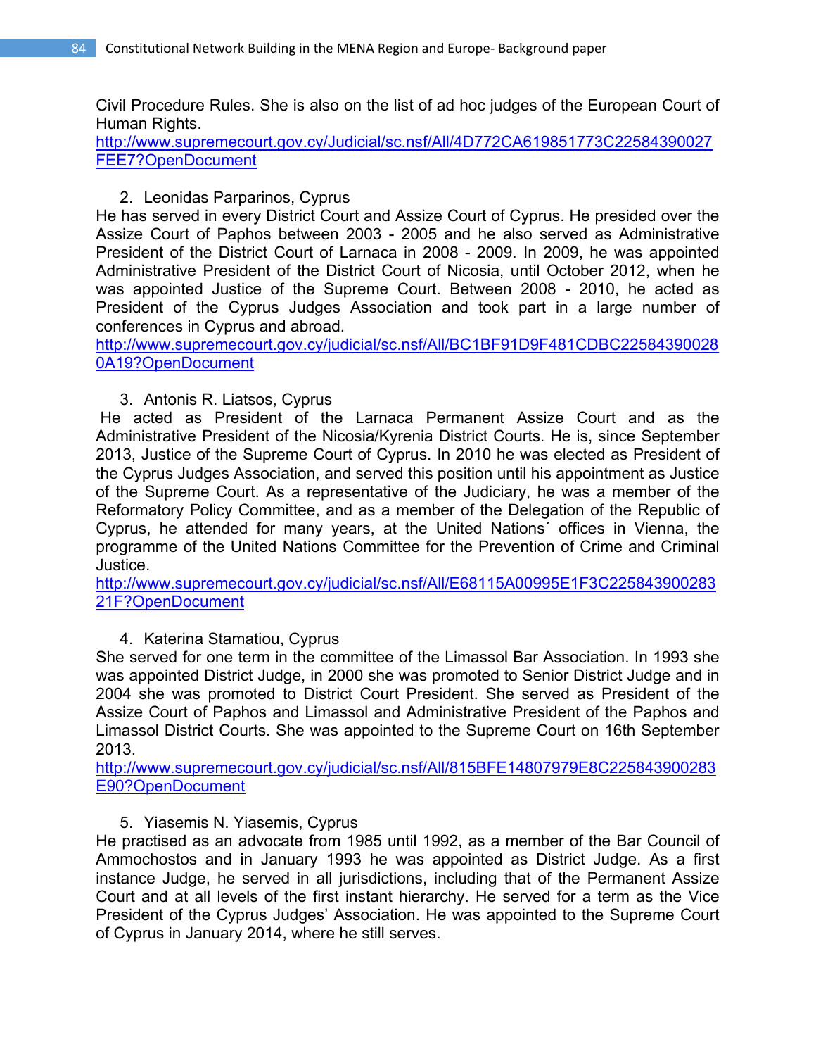Civil Procedure Rules. She is also on the list of ad hoc judges of the European Court of Human Rights.
http://www.supremecourt.gov.cy/Judicial/sc.nsf/All/4D772CA619851773C22584390027FEE7?OpenDocument

2. Leonidas Parparinos, Cyprus

He has served in every District Court and Assize Court of Cyprus. He presided over the Assize Court of Paphos between 2003 - 2005 and he also served as Administrative President of the District Court of Larnaca in 2008 - 2009. In 2009, he was appointed Administrative President of the District Court of Nicosia, until October 2012, when he was appointed Justice of the Supreme Court. Between 2008 - 2010, he acted as President of the Cyprus Judges Association and took part in a large number of conferences in Cyprus and abroad.
http://www.supremecourt.gov.cy/judicial/sc.nsf/All/BC1BF91D9F481CDBC225843900280A19?OpenDocument

3. Antonis R. Liatsos, Cyprus

He acted as President of the Larnaca Permanent Assize Court and as the Administrative President of the Nicosia/Kyrenia District Courts. He is, since September 2013, Justice of the Supreme Court of Cyprus. In 2010 he was elected as President of the Cyprus Judges Association, and served this position until his appointment as Justice of the Supreme Court. As a representative of the Judiciary, he was a member of the Reformatory Policy Committee, and as a member of the Delegation of the Republic of Cyprus, he attended for many years, at the United Nations´ offices in Vienna, the programme of the United Nations Committee for the Prevention of Crime and Criminal Justice.
http://www.supremecourt.gov.cy/judicial/sc.nsf/All/E68115A00995E1F3C22584390028321F?OpenDocument

4. Katerina Stamatiou, Cyprus

She served for one term in the committee of the Limassol Bar Association. In 1993 she was appointed District Judge, in 2000 she was promoted to Senior District Judge and in 2004 she was promoted to District Court President. She served as President of the Assize Court of Paphos and Limassol and Administrative President of the Paphos and Limassol District Courts. She was appointed to the Supreme Court on 16th September 2013.
http://www.supremecourt.gov.cy/judicial/sc.nsf/All/815BFE14807979E8C225843900283E90?OpenDocument

5. Yiasemis N. Yiasemis, Cyprus

He practised as an advocate from 1985 until 1992, as a member of the Bar Council of Ammochostos and in January 1993 he was appointed as District Judge. As a first instance Judge, he served in all jurisdictions, including that of the Permanent Assize Court and at all levels of the first instant hierarchy. He served for a term as the Vice President of the Cyprus Judges' Association. He was appointed to the Supreme Court of Cyprus in January 2014, where he still serves.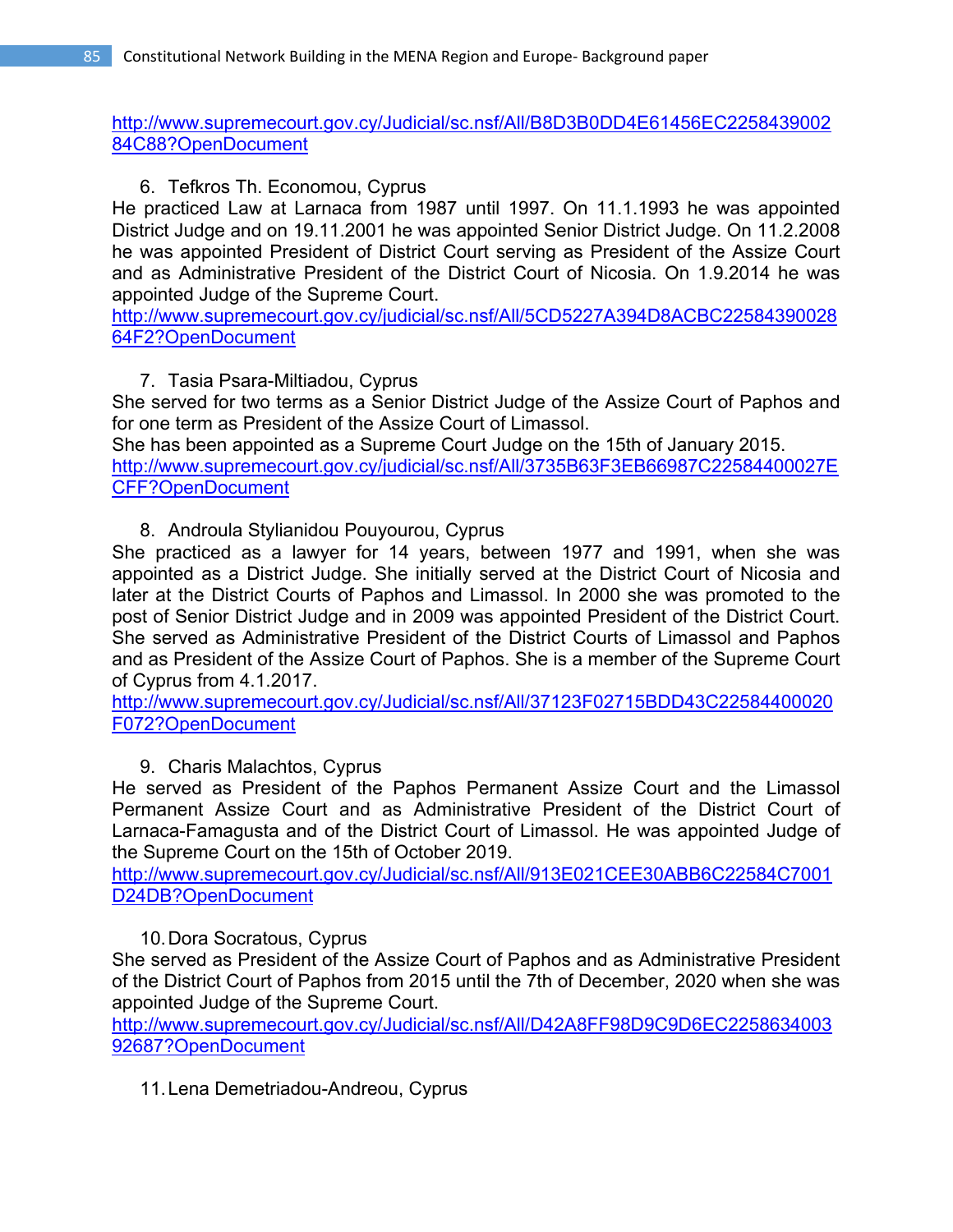http://www.supremecourt.gov.cy/Judicial/sc.nsf/All/B8D3B0DD4E61456EC225843900284C88?OpenDocument

6. Tefkros Th. Economou, Cyprus

He practiced Law at Larnaca from 1987 until 1997. On 11.1.1993 he was appointed District Judge and on 19.11.2001 he was appointed Senior District Judge. On 11.2.2008 he was appointed President of District Court serving as President of the Assize Court and as Administrative President of the District Court of Nicosia. On 1.9.2014 he was appointed Judge of the Supreme Court.
http://www.supremecourt.gov.cy/judicial/sc.nsf/All/5CD5227A394D8ACBC2258439002864F2?OpenDocument

7. Tasia Psara-Miltiadou, Cyprus

She served for two terms as a Senior District Judge of the Assize Court of Paphos and for one term as President of the Assize Court of Limassol.
She has been appointed as a Supreme Court Judge on the 15th of January 2015.
http://www.supremecourt.gov.cy/judicial/sc.nsf/All/3735B63F3EB66987C22584400027ECFF?OpenDocument

8. Androula Stylianidou Pouyourou, Cyprus

She practiced as a lawyer for 14 years, between 1977 and 1991, when she was appointed as a District Judge. She initially served at the District Court of Nicosia and later at the District Courts of Paphos and Limassol. In 2000 she was promoted to the post of Senior District Judge and in 2009 was appointed President of the District Court. She served as Administrative President of the District Courts of Limassol and Paphos and as President of the Assize Court of Paphos. She is a member of the Supreme Court of Cyprus from 4.1.2017.
http://www.supremecourt.gov.cy/Judicial/sc.nsf/All/37123F02715BDD43C22584400020F072?OpenDocument

9. Charis Malachtos, Cyprus

He served as President of the Paphos Permanent Assize Court and the Limassol Permanent Assize Court and as Administrative President of the District Court of Larnaca-Famagusta and of the District Court of Limassol. He was appointed Judge of the Supreme Court on the 15th of October 2019.
http://www.supremecourt.gov.cy/Judicial/sc.nsf/All/913E021CEE30ABB6C22584C7001D24DB?OpenDocument

10. Dora Socratous, Cyprus

She served as President of the Assize Court of Paphos and as Administrative President of the District Court of Paphos from 2015 until the 7th of December, 2020 when she was appointed Judge of the Supreme Court.
http://www.supremecourt.gov.cy/Judicial/sc.nsf/All/D42A8FF98D9C9D6EC225863400392687?OpenDocument

11. Lena Demetriadou-Andreou, Cyprus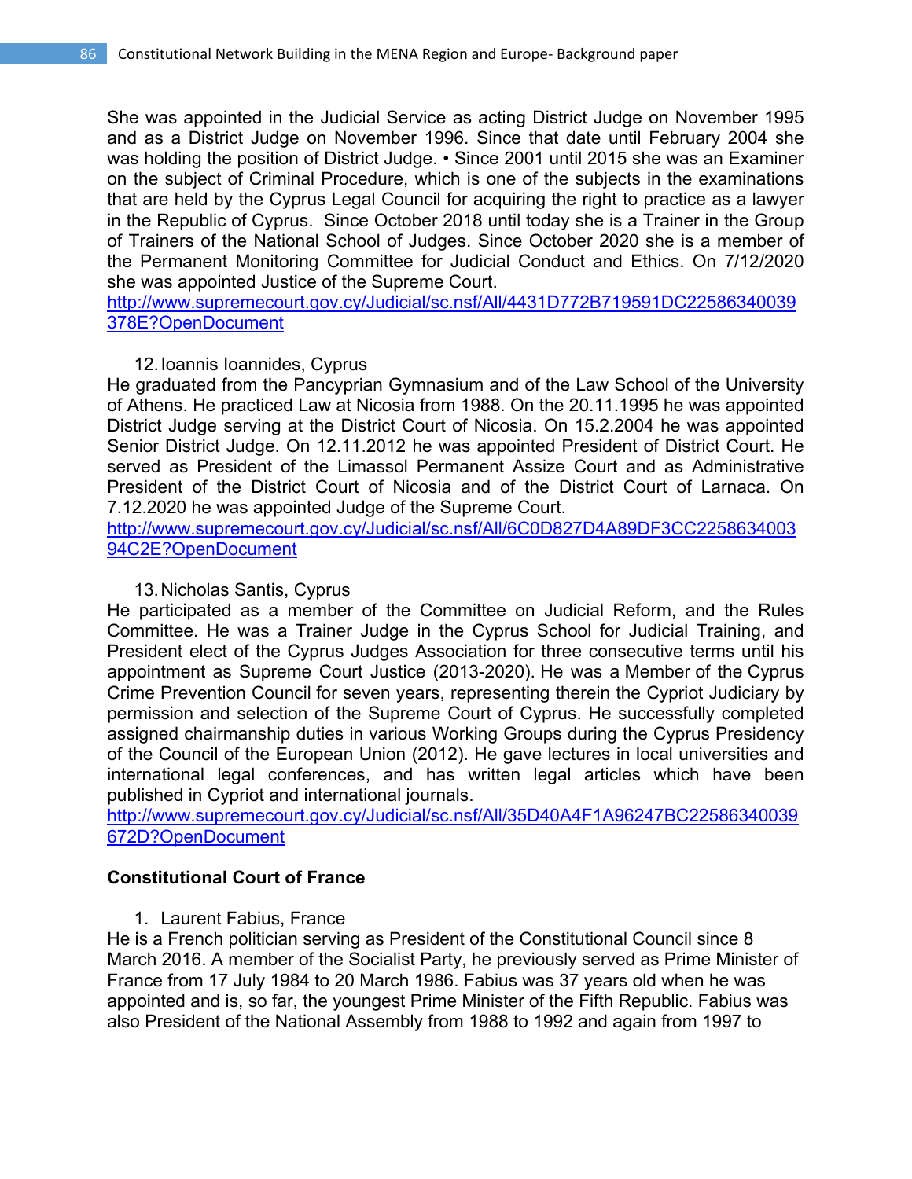She was appointed in the Judicial Service as acting District Judge on November 1995 and as a District Judge on November 1996. Since that date until February 2004 she was holding the position of District Judge. • Since 2001 until 2015 she was an Examiner on the subject of Criminal Procedure, which is one of the subjects in the examinations that are held by the Cyprus Legal Council for acquiring the right to practice as a lawyer in the Republic of Cyprus. Since October 2018 until today she is a Trainer in the Group of Trainers of the National School of Judges. Since October 2020 she is a member of the Permanent Monitoring Committee for Judicial Conduct and Ethics. On 7/12/2020 she was appointed Justice of the Supreme Court.
http://www.supremecourt.gov.cy/Judicial/sc.nsf/All/4431D772B719591DC22586340039378E?OpenDocument

12. Ioannis Ioannides, Cyprus

He graduated from the Pancyprian Gymnasium and of the Law School of the University of Athens. He practiced Law at Nicosia from 1988. On the 20.11.1995 he was appointed District Judge serving at the District Court of Nicosia. On 15.2.2004 he was appointed Senior District Judge. On 12.11.2012 he was appointed President of District Court. He served as President of the Limassol Permanent Assize Court and as Administrative President of the District Court of Nicosia and of the District Court of Larnaca. On 7.12.2020 he was appointed Judge of the Supreme Court.
http://www.supremecourt.gov.cy/Judicial/sc.nsf/All/6C0D827D4A89DF3CC225863400394C2E?OpenDocument

13. Nicholas Santis, Cyprus

He participated as a member of the Committee on Judicial Reform, and the Rules Committee. He was a Trainer Judge in the Cyprus School for Judicial Training, and President elect of the Cyprus Judges Association for three consecutive terms until his appointment as Supreme Court Justice (2013-2020). He was a Member of the Cyprus Crime Prevention Council for seven years, representing therein the Cypriot Judiciary by permission and selection of the Supreme Court of Cyprus. He successfully completed assigned chairmanship duties in various Working Groups during the Cyprus Presidency of the Council of the European Union (2012). He gave lectures in local universities and international legal conferences, and has written legal articles which have been published in Cypriot and international journals.
http://www.supremecourt.gov.cy/Judicial/sc.nsf/All/35D40A4F1A96247BC22586340039672D?OpenDocument

**Constitutional Court of France**

1. Laurent Fabius, France

He is a French politician serving as President of the Constitutional Council since 8 March 2016. A member of the Socialist Party, he previously served as Prime Minister of France from 17 July 1984 to 20 March 1986. Fabius was 37 years old when he was appointed and is, so far, the youngest Prime Minister of the Fifth Republic. Fabius was also President of the National Assembly from 1988 to 1992 and again from 1997 to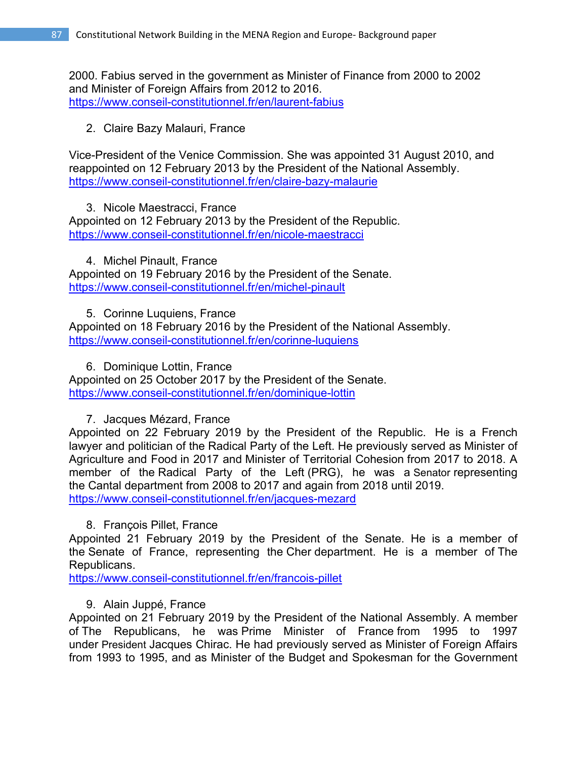2000. Fabius served in the government as Minister of Finance from 2000 to 2002 and Minister of Foreign Affairs from 2012 to 2016.
https://www.conseil-constitutionnel.fr/en/laurent-fabius

2. Claire Bazy Malauri, France

Vice-President of the Venice Commission. She was appointed 31 August 2010, and reappointed on 12 February 2013 by the President of the National Assembly.
https://www.conseil-constitutionnel.fr/en/claire-bazy-malaurie

3. Nicole Maestracci, France

Appointed on 12 February 2013 by the President of the Republic.
https://www.conseil-constitutionnel.fr/en/nicole-maestracci

4. Michel Pinault, France

Appointed on 19 February 2016 by the President of the Senate.
https://www.conseil-constitutionnel.fr/en/michel-pinault

5. Corinne Luquiens, France

Appointed on 18 February 2016 by the President of the National Assembly.
https://www.conseil-constitutionnel.fr/en/corinne-luquiens

6. Dominique Lottin, France

Appointed on 25 October 2017 by the President of the Senate.
https://www.conseil-constitutionnel.fr/en/dominique-lottin

7. Jacques Mézard, France

Appointed on 22 February 2019 by the President of the Republic. He is a French lawyer and politician of the Radical Party of the Left. He previously served as Minister of Agriculture and Food in 2017 and Minister of Territorial Cohesion from 2017 to 2018. A member of the Radical Party of the Left (PRG), he was a Senator representing the Cantal department from 2008 to 2017 and again from 2018 until 2019.
https://www.conseil-constitutionnel.fr/en/jacques-mezard

8. François Pillet, France

Appointed 21 February 2019 by the President of the Senate. He is a member of the Senate of France, representing the Cher department. He is a member of The Republicans.
https://www.conseil-constitutionnel.fr/en/francois-pillet

9. Alain Juppé, France

Appointed on 21 February 2019 by the President of the National Assembly. A member of The Republicans, he was Prime Minister of France from 1995 to 1997 under President Jacques Chirac. He had previously served as Minister of Foreign Affairs from 1993 to 1995, and as Minister of the Budget and Spokesman for the Government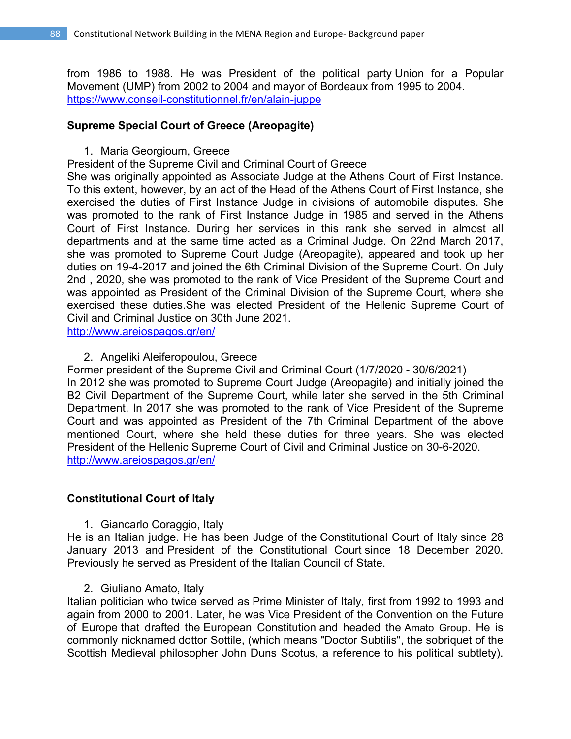from 1986 to 1988. He was President of the political party Union for a Popular Movement (UMP) from 2002 to 2004 and mayor of Bordeaux from 1995 to 2004.
https://www.conseil-constitutionnel.fr/en/alain-juppe

**Supreme Special Court of Greece (Areopagite)**

1. Maria Georgioum, Greece

President of the Supreme Civil and Criminal Court of Greece
She was originally appointed as Associate Judge at the Athens Court of First Instance. To this extent, however, by an act of the Head of the Athens Court of First Instance, she exercised the duties of First Instance Judge in divisions of automobile disputes. She was promoted to the rank of First Instance Judge in 1985 and served in the Athens Court of First Instance. During her services in this rank she served in almost all departments and at the same time acted as a Criminal Judge. On 22nd March 2017, she was promoted to Supreme Court Judge (Areopagite), appeared and took up her duties on 19-4-2017 and joined the 6th Criminal Division of the Supreme Court. On July 2nd , 2020, she was promoted to the rank of Vice President of the Supreme Court and was appointed as President of the Criminal Division of the Supreme Court, where she exercised these duties.She was elected President of the Hellenic Supreme Court of Civil and Criminal Justice on 30th June 2021.
http://www.areiospagos.gr/en/

2. Angeliki Aleiferopoulou, Greece

Former president of the Supreme Civil and Criminal Court (1/7/2020 - 30/6/2021)
In 2012 she was promoted to Supreme Court Judge (Areopagite) and initially joined the B2 Civil Department of the Supreme Court, while later she served in the 5th Criminal Department. In 2017 she was promoted to the rank of Vice President of the Supreme Court and was appointed as President of the 7th Criminal Department of the above mentioned Court, where she held these duties for three years. She was elected President of the Hellenic Supreme Court of Civil and Criminal Justice on 30-6-2020.
http://www.areiospagos.gr/en/

**Constitutional Court of Italy**

1. Giancarlo Coraggio, Italy

He is an Italian judge. He has been Judge of the Constitutional Court of Italy since 28 January 2013 and President of the Constitutional Court since 18 December 2020. Previously he served as President of the Italian Council of State.

2. Giuliano Amato, Italy

Italian politician who twice served as Prime Minister of Italy, first from 1992 to 1993 and again from 2000 to 2001. Later, he was Vice President of the Convention on the Future of Europe that drafted the European Constitution and headed the Amato Group. He is commonly nicknamed dottor Sottile, (which means "Doctor Subtilis", the sobriquet of the Scottish Medieval philosopher John Duns Scotus, a reference to his political subtlety).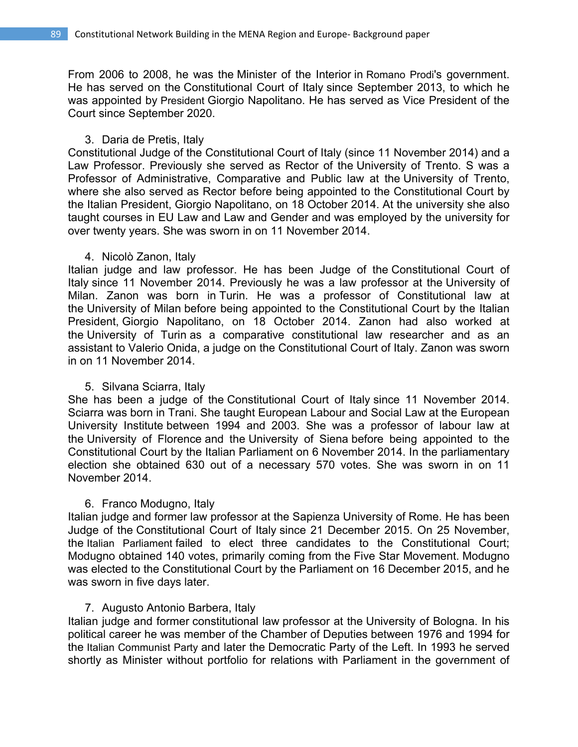From 2006 to 2008, he was the Minister of the Interior in Romano Prodi's government. He has served on the Constitutional Court of Italy since September 2013, to which he was appointed by President Giorgio Napolitano. He has served as Vice President of the Court since September 2020.

3. Daria de Pretis, Italy

Constitutional Judge of the Constitutional Court of Italy (since 11 November 2014) and a Law Professor. Previously she served as Rector of the University of Trento. S was a Professor of Administrative, Comparative and Public law at the University of Trento, where she also served as Rector before being appointed to the Constitutional Court by the Italian President, Giorgio Napolitano, on 18 October 2014. At the university she also taught courses in EU Law and Law and Gender and was employed by the university for over twenty years. She was sworn in on 11 November 2014.

4. Nicolò Zanon, Italy

Italian judge and law professor. He has been Judge of the Constitutional Court of Italy since 11 November 2014. Previously he was a law professor at the University of Milan. Zanon was born in Turin. He was a professor of Constitutional law at the University of Milan before being appointed to the Constitutional Court by the Italian President, Giorgio Napolitano, on 18 October 2014. Zanon had also worked at the University of Turin as a comparative constitutional law researcher and as an assistant to Valerio Onida, a judge on the Constitutional Court of Italy. Zanon was sworn in on 11 November 2014.

5. Silvana Sciarra, Italy

She has been a judge of the Constitutional Court of Italy since 11 November 2014. Sciarra was born in Trani. She taught European Labour and Social Law at the European University Institute between 1994 and 2003. She was a professor of labour law at the University of Florence and the University of Siena before being appointed to the Constitutional Court by the Italian Parliament on 6 November 2014. In the parliamentary election she obtained 630 out of a necessary 570 votes. She was sworn in on 11 November 2014.

6. Franco Modugno, Italy

Italian judge and former law professor at the Sapienza University of Rome. He has been Judge of the Constitutional Court of Italy since 21 December 2015. On 25 November, the Italian Parliament failed to elect three candidates to the Constitutional Court; Modugno obtained 140 votes, primarily coming from the Five Star Movement. Modugno was elected to the Constitutional Court by the Parliament on 16 December 2015, and he was sworn in five days later.

7. Augusto Antonio Barbera, Italy

Italian judge and former constitutional law professor at the University of Bologna. In his political career he was member of the Chamber of Deputies between 1976 and 1994 for the Italian Communist Party and later the Democratic Party of the Left. In 1993 he served shortly as Minister without portfolio for relations with Parliament in the government of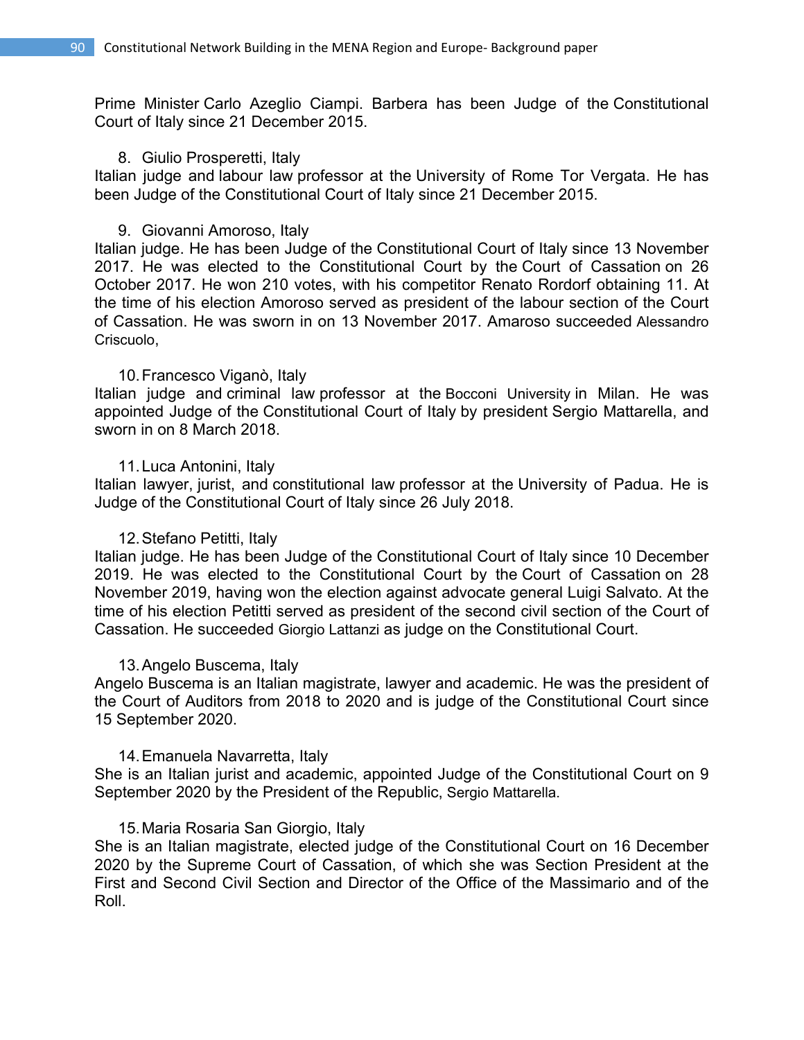Prime Minister Carlo Azeglio Ciampi. Barbera has been Judge of the Constitutional Court of Italy since 21 December 2015.

8. Giulio Prosperetti, Italy

Italian judge and labour law professor at the University of Rome Tor Vergata. He has been Judge of the Constitutional Court of Italy since 21 December 2015.

9. Giovanni Amoroso, Italy

Italian judge. He has been Judge of the Constitutional Court of Italy since 13 November 2017. He was elected to the Constitutional Court by the Court of Cassation on 26 October 2017. He won 210 votes, with his competitor Renato Rordorf obtaining 11. At the time of his election Amoroso served as president of the labour section of the Court of Cassation. He was sworn in on 13 November 2017. Amaroso succeeded Alessandro Criscuolo,

10. Francesco Viganò, Italy

Italian judge and criminal law professor at the Bocconi University in Milan. He was appointed Judge of the Constitutional Court of Italy by president Sergio Mattarella, and sworn in on 8 March 2018.

11. Luca Antonini, Italy

Italian lawyer, jurist, and constitutional law professor at the University of Padua. He is Judge of the Constitutional Court of Italy since 26 July 2018.

12. Stefano Petitti, Italy

Italian judge. He has been Judge of the Constitutional Court of Italy since 10 December 2019. He was elected to the Constitutional Court by the Court of Cassation on 28 November 2019, having won the election against advocate general Luigi Salvato. At the time of his election Petitti served as president of the second civil section of the Court of Cassation. He succeeded Giorgio Lattanzi as judge on the Constitutional Court.

13. Angelo Buscema, Italy

Angelo Buscema is an Italian magistrate, lawyer and academic. He was the president of the Court of Auditors from 2018 to 2020 and is judge of the Constitutional Court since 15 September 2020.

14. Emanuela Navarretta, Italy

She is an Italian jurist and academic, appointed Judge of the Constitutional Court on 9 September 2020 by the President of the Republic, Sergio Mattarella.

15. Maria Rosaria San Giorgio, Italy

She is an Italian magistrate, elected judge of the Constitutional Court on 16 December 2020 by the Supreme Court of Cassation, of which she was Section President at the First and Second Civil Section and Director of the Office of the Massimario and of the Roll.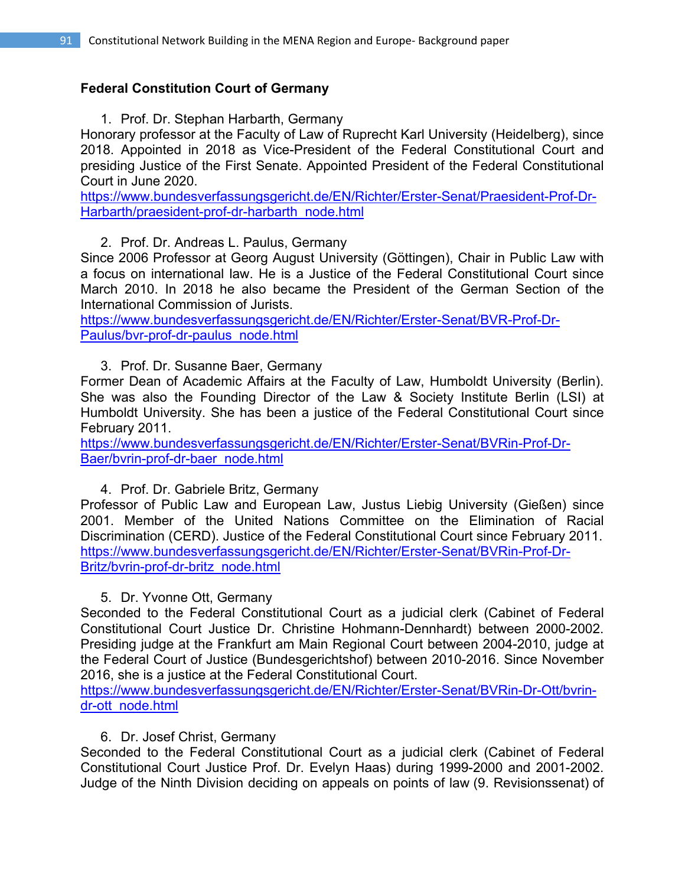**Federal Constitution Court of Germany**

1. Prof. Dr. Stephan Harbarth, Germany

Honorary professor at the Faculty of Law of Ruprecht Karl University (Heidelberg), since 2018. Appointed in 2018 as Vice-President of the Federal Constitutional Court and presiding Justice of the First Senate. Appointed President of the Federal Constitutional Court in June 2020.
https://www.bundesverfassungsgericht.de/EN/Richter/Erster-Senat/Praesident-Prof-Dr-Harbarth/praesident-prof-dr-harbarth_node.html

2. Prof. Dr. Andreas L. Paulus, Germany

Since 2006 Professor at Georg August University (Göttingen), Chair in Public Law with a focus on international law. He is a Justice of the Federal Constitutional Court since March 2010. In 2018 he also became the President of the German Section of the International Commission of Jurists.
https://www.bundesverfassungsgericht.de/EN/Richter/Erster-Senat/BVR-Prof-Dr-Paulus/bvr-prof-dr-paulus_node.html

3. Prof. Dr. Susanne Baer, Germany

Former Dean of Academic Affairs at the Faculty of Law, Humboldt University (Berlin). She was also the Founding Director of the Law & Society Institute Berlin (LSI) at Humboldt University. She has been a justice of the Federal Constitutional Court since February 2011.
https://www.bundesverfassungsgericht.de/EN/Richter/Erster-Senat/BVRin-Prof-Dr-Baer/bvrin-prof-dr-baer_node.html

4. Prof. Dr. Gabriele Britz, Germany

Professor of Public Law and European Law, Justus Liebig University (Gießen) since 2001. Member of the United Nations Committee on the Elimination of Racial Discrimination (CERD). Justice of the Federal Constitutional Court since February 2011.
https://www.bundesverfassungsgericht.de/EN/Richter/Erster-Senat/BVRin-Prof-Dr-Britz/bvrin-prof-dr-britz_node.html

5. Dr. Yvonne Ott, Germany

Seconded to the Federal Constitutional Court as a judicial clerk (Cabinet of Federal Constitutional Court Justice Dr. Christine Hohmann-Dennhardt) between 2000-2002. Presiding judge at the Frankfurt am Main Regional Court between 2004-2010, judge at the Federal Court of Justice (Bundesgerichtshof) between 2010-2016. Since November 2016, she is a justice at the Federal Constitutional Court.
https://www.bundesverfassungsgericht.de/EN/Richter/Erster-Senat/BVRin-Dr-Ott/bvrin-dr-ott_node.html

6. Dr. Josef Christ, Germany

Seconded to the Federal Constitutional Court as a judicial clerk (Cabinet of Federal Constitutional Court Justice Prof. Dr. Evelyn Haas) during 1999-2000 and 2001-2002. Judge of the Ninth Division deciding on appeals on points of law (9. Revisionssenat) of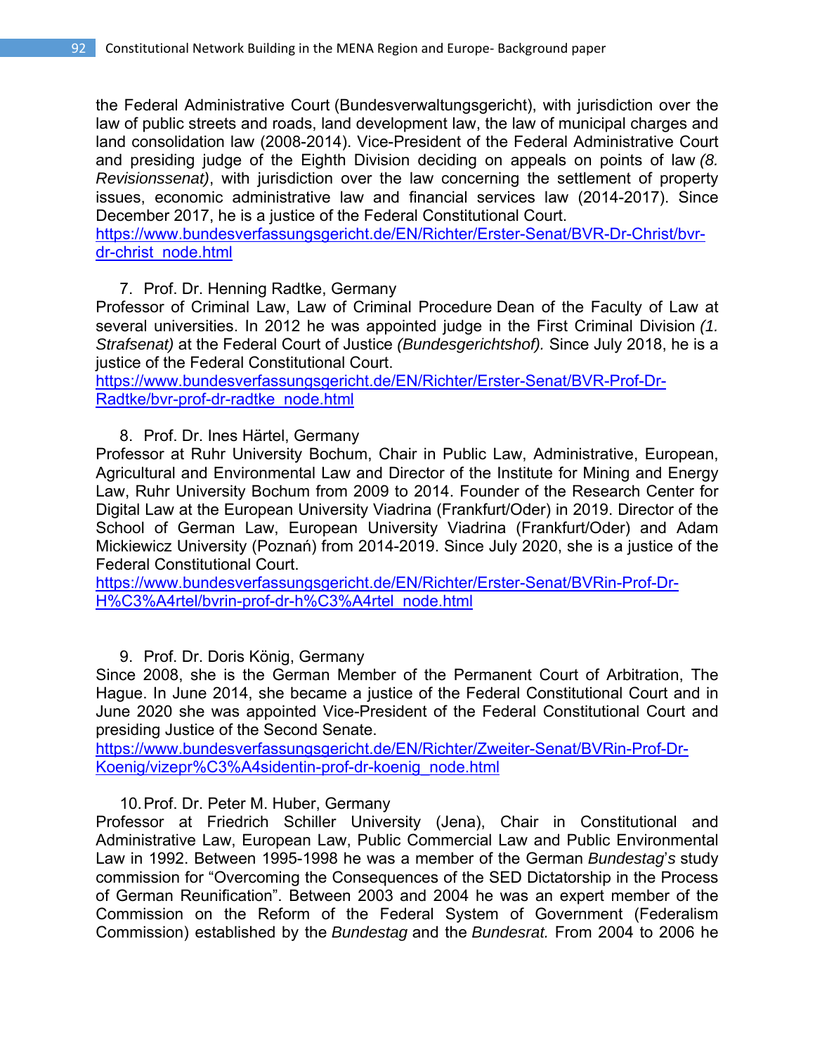the Federal Administrative Court (Bundesverwaltungsgericht), with jurisdiction over the law of public streets and roads, land development law, the law of municipal charges and land consolidation law (2008-2014). Vice-President of the Federal Administrative Court and presiding judge of the Eighth Division deciding on appeals on points of law *(8. Revisionssenat)*, with jurisdiction over the law concerning the settlement of property issues, economic administrative law and financial services law (2014-2017). Since December 2017, he is a justice of the Federal Constitutional Court.
https://www.bundesverfassungsgericht.de/EN/Richter/Erster-Senat/BVR-Dr-Christ/bvr-dr-christ_node.html

7. Prof. Dr. Henning Radtke, Germany

Professor of Criminal Law, Law of Criminal Procedure Dean of the Faculty of Law at several universities. In 2012 he was appointed judge in the First Criminal Division *(1. Strafsenat)* at the Federal Court of Justice *(Bundesgerichtshof).* Since July 2018, he is a justice of the Federal Constitutional Court.
https://www.bundesverfassungsgericht.de/EN/Richter/Erster-Senat/BVR-Prof-Dr-Radtke/bvr-prof-dr-radtke_node.html

8. Prof. Dr. Ines Härtel, Germany

Professor at Ruhr University Bochum, Chair in Public Law, Administrative, European, Agricultural and Environmental Law and Director of the Institute for Mining and Energy Law, Ruhr University Bochum from 2009 to 2014. Founder of the Research Center for Digital Law at the European University Viadrina (Frankfurt/Oder) in 2019. Director of the School of German Law, European University Viadrina (Frankfurt/Oder) and Adam Mickiewicz University (Poznań) from 2014-2019. Since July 2020, she is a justice of the Federal Constitutional Court.
https://www.bundesverfassungsgericht.de/EN/Richter/Erster-Senat/BVRin-Prof-Dr-H%C3%A4rtel/bvrin-prof-dr-h%C3%A4rtel_node.html

9. Prof. Dr. Doris König, Germany

Since 2008, she is the German Member of the Permanent Court of Arbitration, The Hague. In June 2014, she became a justice of the Federal Constitutional Court and in June 2020 she was appointed Vice-President of the Federal Constitutional Court and presiding Justice of the Second Senate.
https://www.bundesverfassungsgericht.de/EN/Richter/Zweiter-Senat/BVRin-Prof-Dr-Koenig/vizepr%C3%A4sidentin-prof-dr-koenig_node.html

10. Prof. Dr. Peter M. Huber, Germany

Professor at Friedrich Schiller University (Jena), Chair in Constitutional and Administrative Law, European Law, Public Commercial Law and Public Environmental Law in 1992. Between 1995-1998 he was a member of the German *Bundestag*'s study commission for "Overcoming the Consequences of the SED Dictatorship in the Process of German Reunification". Between 2003 and 2004 he was an expert member of the Commission on the Reform of the Federal System of Government (Federalism Commission) established by the *Bundestag* and the *Bundesrat.* From 2004 to 2006 he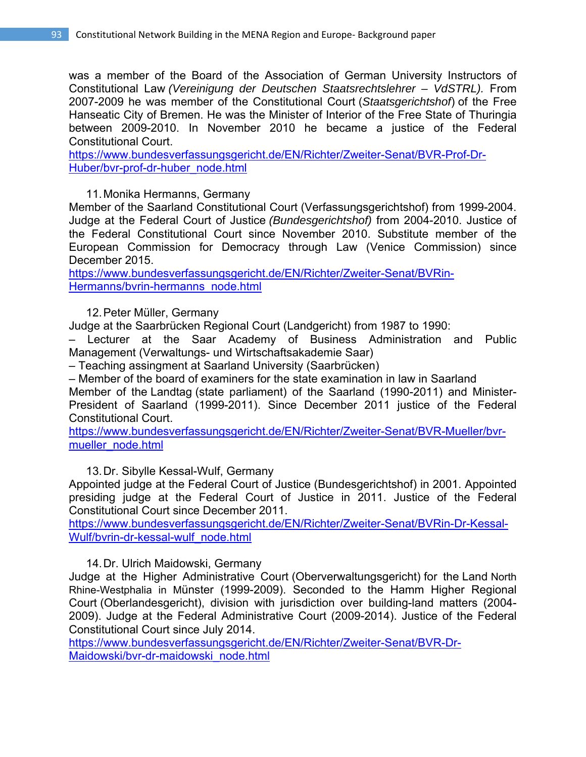was a member of the Board of the Association of German University Instructors of Constitutional Law *(Vereinigung der Deutschen Staatsrechtslehrer – VdSTRL).* From 2007-2009 he was member of the Constitutional Court (*Staatsgerichtshof*) of the Free Hanseatic City of Bremen. He was the Minister of Interior of the Free State of Thuringia between 2009-2010. In November 2010 he became a justice of the Federal Constitutional Court.
https://www.bundesverfassungsgericht.de/EN/Richter/Zweiter-Senat/BVR-Prof-Dr-Huber/bvr-prof-dr-huber_node.html

11. Monika Hermanns, Germany

Member of the Saarland Constitutional Court (Verfassungsgerichtshof) from 1999-2004. Judge at the Federal Court of Justice *(Bundesgerichtshof)* from 2004-2010. Justice of the Federal Constitutional Court since November 2010. Substitute member of the European Commission for Democracy through Law (Venice Commission) since December 2015.
https://www.bundesverfassungsgericht.de/EN/Richter/Zweiter-Senat/BVRin-Hermanns/bvrin-hermanns_node.html

12. Peter Müller, Germany

Judge at the Saarbrücken Regional Court (Landgericht) from 1987 to 1990:
– Lecturer at the Saar Academy of Business Administration and Public Management (Verwaltungs- und Wirtschaftsakademie Saar)
– Teaching assingment at Saarland University (Saarbrücken)
– Member of the board of examiners for the state examination in law in Saarland
Member of the Landtag (state parliament) of the Saarland (1990-2011) and Minister-President of Saarland (1999-2011). Since December 2011 justice of the Federal Constitutional Court.
https://www.bundesverfassungsgericht.de/EN/Richter/Zweiter-Senat/BVR-Mueller/bvr-mueller_node.html

13. Dr. Sibylle Kessal-Wulf, Germany

Appointed judge at the Federal Court of Justice (Bundesgerichtshof) in 2001. Appointed presiding judge at the Federal Court of Justice in 2011. Justice of the Federal Constitutional Court since December 2011.
https://www.bundesverfassungsgericht.de/EN/Richter/Zweiter-Senat/BVRin-Dr-Kessal-Wulf/bvrin-dr-kessal-wulf_node.html

14. Dr. Ulrich Maidowski, Germany

Judge at the Higher Administrative Court (Oberverwaltungsgericht) for the Land North Rhine-Westphalia in Münster (1999-2009). Seconded to the Hamm Higher Regional Court (Oberlandesgericht), division with jurisdiction over building-land matters (2004-2009). Judge at the Federal Administrative Court (2009-2014). Justice of the Federal Constitutional Court since July 2014.
https://www.bundesverfassungsgericht.de/EN/Richter/Zweiter-Senat/BVR-Dr-Maidowski/bvr-dr-maidowski_node.html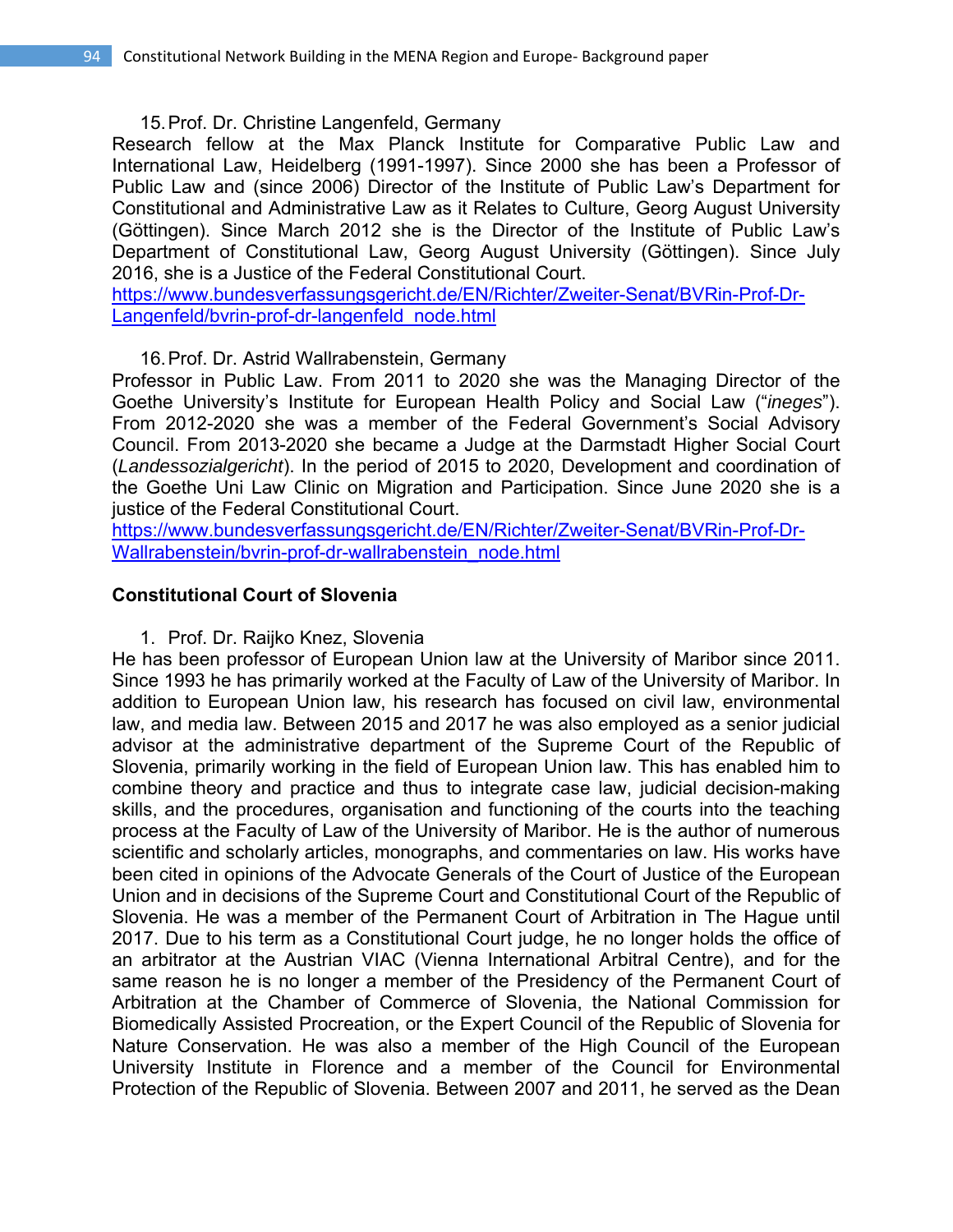15. Prof. Dr. Christine Langenfeld, Germany

Research fellow at the Max Planck Institute for Comparative Public Law and International Law, Heidelberg (1991-1997). Since 2000 she has been a Professor of Public Law and (since 2006) Director of the Institute of Public Law's Department for Constitutional and Administrative Law as it Relates to Culture, Georg August University (Göttingen). Since March 2012 she is the Director of the Institute of Public Law's Department of Constitutional Law, Georg August University (Göttingen). Since July 2016, she is a Justice of the Federal Constitutional Court.
https://www.bundesverfassungsgericht.de/EN/Richter/Zweiter-Senat/BVRin-Prof-Dr-Langenfeld/bvrin-prof-dr-langenfeld_node.html

16. Prof. Dr. Astrid Wallrabenstein, Germany

Professor in Public Law. From 2011 to 2020 she was the Managing Director of the Goethe University's Institute for European Health Policy and Social Law ("*ineges*"). From 2012-2020 she was a member of the Federal Government's Social Advisory Council. From 2013-2020 she became a Judge at the Darmstadt Higher Social Court (*Landessozialgericht*). In the period of 2015 to 2020, Development and coordination of the Goethe Uni Law Clinic on Migration and Participation. Since June 2020 she is a justice of the Federal Constitutional Court.
https://www.bundesverfassungsgericht.de/EN/Richter/Zweiter-Senat/BVRin-Prof-Dr-Wallrabenstein/bvrin-prof-dr-wallrabenstein_node.html

**Constitutional Court of Slovenia**

1. Prof. Dr. Raijko Knez, Slovenia

He has been professor of European Union law at the University of Maribor since 2011. Since 1993 he has primarily worked at the Faculty of Law of the University of Maribor. In addition to European Union law, his research has focused on civil law, environmental law, and media law. Between 2015 and 2017 he was also employed as a senior judicial advisor at the administrative department of the Supreme Court of the Republic of Slovenia, primarily working in the field of European Union law. This has enabled him to combine theory and practice and thus to integrate case law, judicial decision-making skills, and the procedures, organisation and functioning of the courts into the teaching process at the Faculty of Law of the University of Maribor. He is the author of numerous scientific and scholarly articles, monographs, and commentaries on law. His works have been cited in opinions of the Advocate Generals of the Court of Justice of the European Union and in decisions of the Supreme Court and Constitutional Court of the Republic of Slovenia. He was a member of the Permanent Court of Arbitration in The Hague until 2017. Due to his term as a Constitutional Court judge, he no longer holds the office of an arbitrator at the Austrian VIAC (Vienna International Arbitral Centre), and for the same reason he is no longer a member of the Presidency of the Permanent Court of Arbitration at the Chamber of Commerce of Slovenia, the National Commission for Biomedically Assisted Procreation, or the Expert Council of the Republic of Slovenia for Nature Conservation. He was also a member of the High Council of the European University Institute in Florence and a member of the Council for Environmental Protection of the Republic of Slovenia. Between 2007 and 2011, he served as the Dean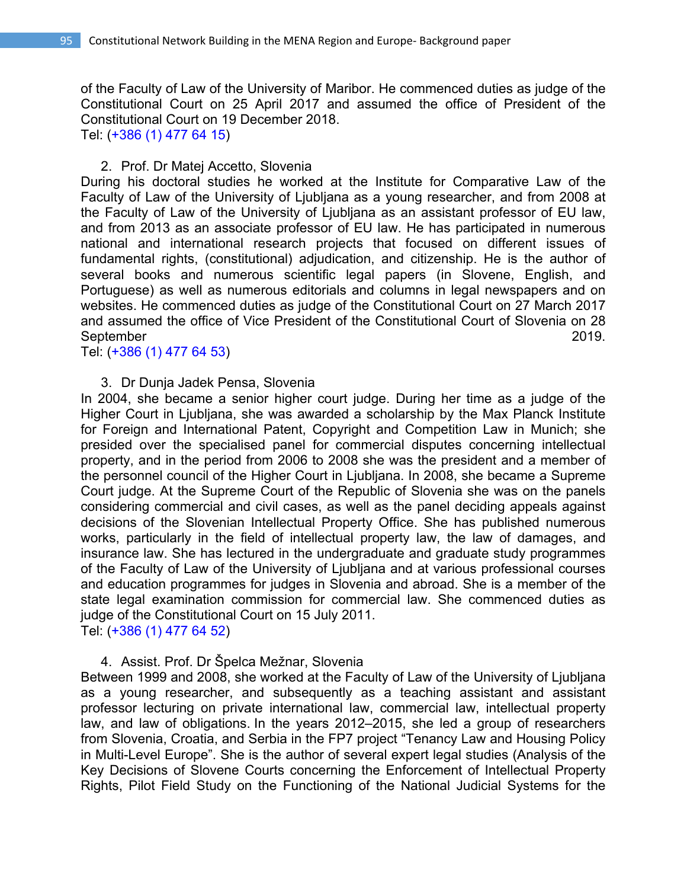of the Faculty of Law of the University of Maribor. He commenced duties as judge of the Constitutional Court on 25 April 2017 and assumed the office of President of the Constitutional Court on 19 December 2018.
Tel: (+386 (1) 477 64 15)

2. Prof. Dr Matej Accetto, Slovenia

During his doctoral studies he worked at the Institute for Comparative Law of the Faculty of Law of the University of Ljubljana as a young researcher, and from 2008 at the Faculty of Law of the University of Ljubljana as an assistant professor of EU law, and from 2013 as an associate professor of EU law. He has participated in numerous national and international research projects that focused on different issues of fundamental rights, (constitutional) adjudication, and citizenship. He is the author of several books and numerous scientific legal papers (in Slovene, English, and Portuguese) as well as numerous editorials and columns in legal newspapers and on websites. He commenced duties as judge of the Constitutional Court on 27 March 2017 and assumed the office of Vice President of the Constitutional Court of Slovenia on 28 September 2019.
Tel: (+386 (1) 477 64 53)

3. Dr Dunja Jadek Pensa, Slovenia

In 2004, she became a senior higher court judge. During her time as a judge of the Higher Court in Ljubljana, she was awarded a scholarship by the Max Planck Institute for Foreign and International Patent, Copyright and Competition Law in Munich; she presided over the specialised panel for commercial disputes concerning intellectual property, and in the period from 2006 to 2008 she was the president and a member of the personnel council of the Higher Court in Ljubljana. In 2008, she became a Supreme Court judge. At the Supreme Court of the Republic of Slovenia she was on the panels considering commercial and civil cases, as well as the panel deciding appeals against decisions of the Slovenian Intellectual Property Office. She has published numerous works, particularly in the field of intellectual property law, the law of damages, and insurance law. She has lectured in the undergraduate and graduate study programmes of the Faculty of Law of the University of Ljubljana and at various professional courses and education programmes for judges in Slovenia and abroad. She is a member of the state legal examination commission for commercial law. She commenced duties as judge of the Constitutional Court on 15 July 2011.
Tel: (+386 (1) 477 64 52)

4. Assist. Prof. Dr Špelca Mežnar, Slovenia

Between 1999 and 2008, she worked at the Faculty of Law of the University of Ljubljana as a young researcher, and subsequently as a teaching assistant and assistant professor lecturing on private international law, commercial law, intellectual property law, and law of obligations. In the years 2012–2015, she led a group of researchers from Slovenia, Croatia, and Serbia in the FP7 project "Tenancy Law and Housing Policy in Multi-Level Europe". She is the author of several expert legal studies (Analysis of the Key Decisions of Slovene Courts concerning the Enforcement of Intellectual Property Rights, Pilot Field Study on the Functioning of the National Judicial Systems for the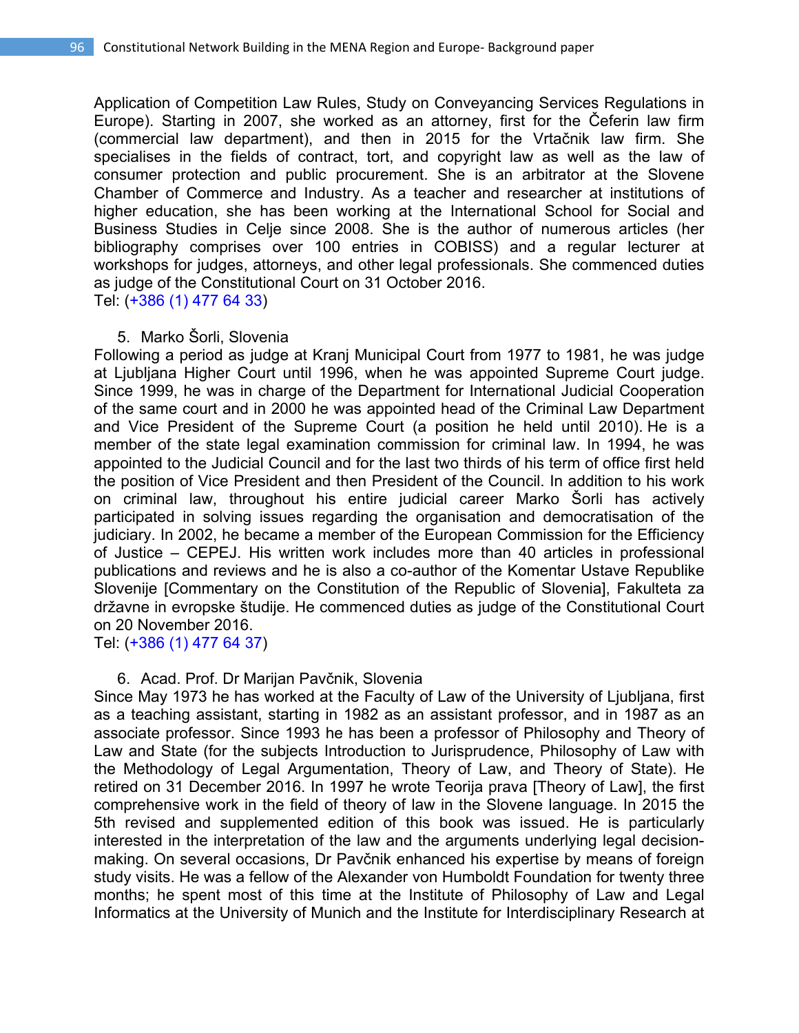Application of Competition Law Rules, Study on Conveyancing Services Regulations in Europe). Starting in 2007, she worked as an attorney, first for the Čeferin law firm (commercial law department), and then in 2015 for the Vrtačnik law firm. She specialises in the fields of contract, tort, and copyright law as well as the law of consumer protection and public procurement. She is an arbitrator at the Slovene Chamber of Commerce and Industry. As a teacher and researcher at institutions of higher education, she has been working at the International School for Social and Business Studies in Celje since 2008. She is the author of numerous articles (her bibliography comprises over 100 entries in COBISS) and a regular lecturer at workshops for judges, attorneys, and other legal professionals. She commenced duties as judge of the Constitutional Court on 31 October 2016.
Tel: (+386 (1) 477 64 33)

5. Marko Šorli, Slovenia

Following a period as judge at Kranj Municipal Court from 1977 to 1981, he was judge at Ljubljana Higher Court until 1996, when he was appointed Supreme Court judge. Since 1999, he was in charge of the Department for International Judicial Cooperation of the same court and in 2000 he was appointed head of the Criminal Law Department and Vice President of the Supreme Court (a position he held until 2010). He is a member of the state legal examination commission for criminal law. In 1994, he was appointed to the Judicial Council and for the last two thirds of his term of office first held the position of Vice President and then President of the Council. In addition to his work on criminal law, throughout his entire judicial career Marko Šorli has actively participated in solving issues regarding the organisation and democratisation of the judiciary. In 2002, he became a member of the European Commission for the Efficiency of Justice – CEPEJ. His written work includes more than 40 articles in professional publications and reviews and he is also a co-author of the Komentar Ustave Republike Slovenije [Commentary on the Constitution of the Republic of Slovenia], Fakulteta za državne in evropske študije. He commenced duties as judge of the Constitutional Court on 20 November 2016.
Tel: (+386 (1) 477 64 37)

6. Acad. Prof. Dr Marijan Pavčnik, Slovenia

Since May 1973 he has worked at the Faculty of Law of the University of Ljubljana, first as a teaching assistant, starting in 1982 as an assistant professor, and in 1987 as an associate professor. Since 1993 he has been a professor of Philosophy and Theory of Law and State (for the subjects Introduction to Jurisprudence, Philosophy of Law with the Methodology of Legal Argumentation, Theory of Law, and Theory of State). He retired on 31 December 2016. In 1997 he wrote Teorija prava [Theory of Law], the first comprehensive work in the field of theory of law in the Slovene language. In 2015 the 5th revised and supplemented edition of this book was issued. He is particularly interested in the interpretation of the law and the arguments underlying legal decision-making. On several occasions, Dr Pavčnik enhanced his expertise by means of foreign study visits. He was a fellow of the Alexander von Humboldt Foundation for twenty three months; he spent most of this time at the Institute of Philosophy of Law and Legal Informatics at the University of Munich and the Institute for Interdisciplinary Research at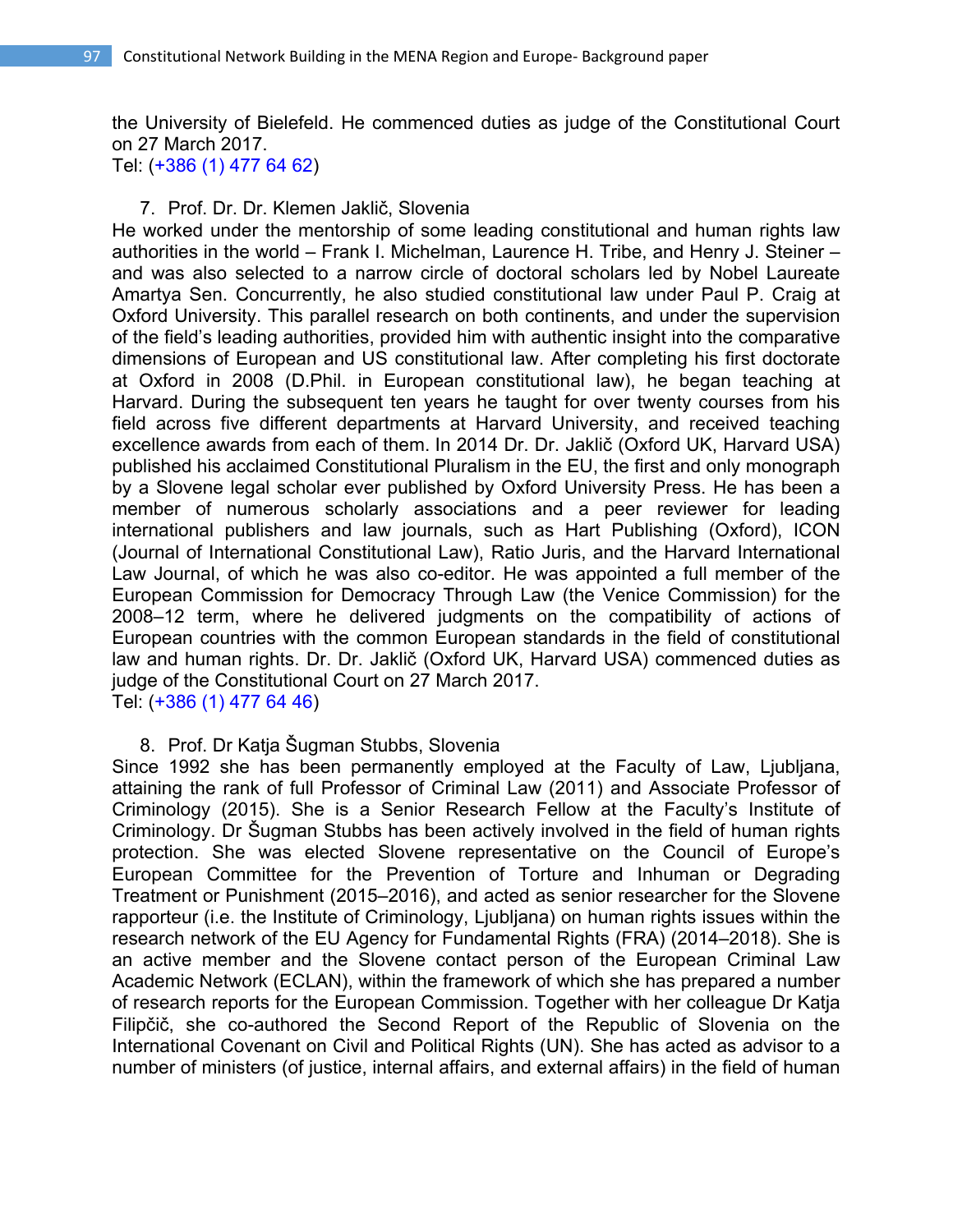the University of Bielefeld. He commenced duties as judge of the Constitutional Court on 27 March 2017.
Tel: (+386 (1) 477 64 62)

7. Prof. Dr. Dr. Klemen Jaklič, Slovenia

He worked under the mentorship of some leading constitutional and human rights law authorities in the world – Frank I. Michelman, Laurence H. Tribe, and Henry J. Steiner – and was also selected to a narrow circle of doctoral scholars led by Nobel Laureate Amartya Sen. Concurrently, he also studied constitutional law under Paul P. Craig at Oxford University. This parallel research on both continents, and under the supervision of the field's leading authorities, provided him with authentic insight into the comparative dimensions of European and US constitutional law. After completing his first doctorate at Oxford in 2008 (D.Phil. in European constitutional law), he began teaching at Harvard. During the subsequent ten years he taught for over twenty courses from his field across five different departments at Harvard University, and received teaching excellence awards from each of them. In 2014 Dr. Dr. Jaklič (Oxford UK, Harvard USA) published his acclaimed Constitutional Pluralism in the EU, the first and only monograph by a Slovene legal scholar ever published by Oxford University Press. He has been a member of numerous scholarly associations and a peer reviewer for leading international publishers and law journals, such as Hart Publishing (Oxford), ICON (Journal of International Constitutional Law), Ratio Juris, and the Harvard International Law Journal, of which he was also co-editor. He was appointed a full member of the European Commission for Democracy Through Law (the Venice Commission) for the 2008–12 term, where he delivered judgments on the compatibility of actions of European countries with the common European standards in the field of constitutional law and human rights. Dr. Dr. Jaklič (Oxford UK, Harvard USA) commenced duties as judge of the Constitutional Court on 27 March 2017.
Tel: (+386 (1) 477 64 46)

8. Prof. Dr Katja Šugman Stubbs, Slovenia

Since 1992 she has been permanently employed at the Faculty of Law, Ljubljana, attaining the rank of full Professor of Criminal Law (2011) and Associate Professor of Criminology (2015). She is a Senior Research Fellow at the Faculty's Institute of Criminology. Dr Šugman Stubbs has been actively involved in the field of human rights protection. She was elected Slovene representative on the Council of Europe's European Committee for the Prevention of Torture and Inhuman or Degrading Treatment or Punishment (2015–2016), and acted as senior researcher for the Slovene rapporteur (i.e. the Institute of Criminology, Ljubljana) on human rights issues within the research network of the EU Agency for Fundamental Rights (FRA) (2014–2018). She is an active member and the Slovene contact person of the European Criminal Law Academic Network (ECLAN), within the framework of which she has prepared a number of research reports for the European Commission. Together with her colleague Dr Katja Filipčič, she co-authored the Second Report of the Republic of Slovenia on the International Covenant on Civil and Political Rights (UN). She has acted as advisor to a number of ministers (of justice, internal affairs, and external affairs) in the field of human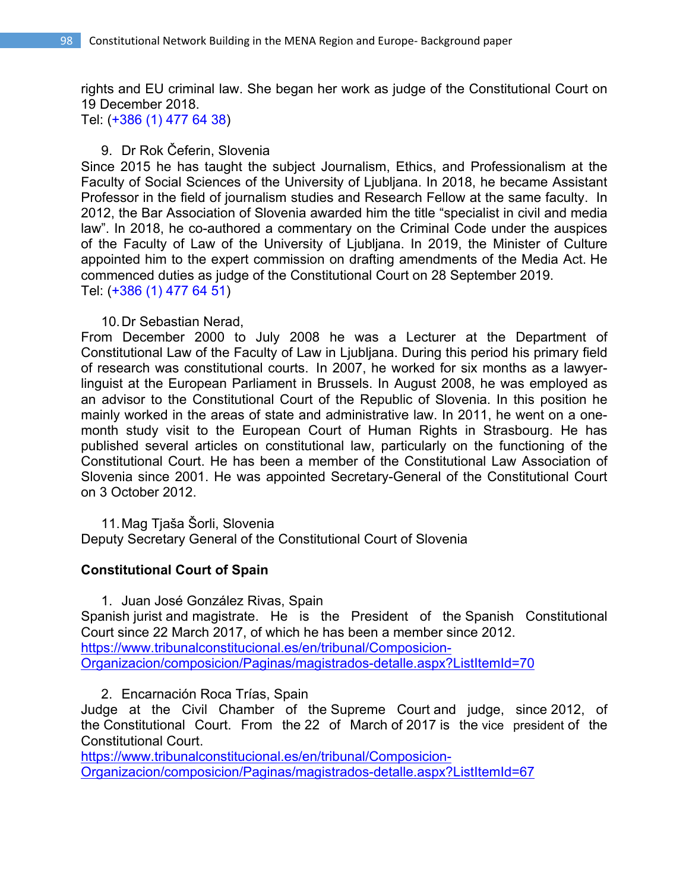rights and EU criminal law. She began her work as judge of the Constitutional Court on 19 December 2018.
Tel: (+386 (1) 477 64 38)

9. Dr Rok Čeferin, Slovenia

Since 2015 he has taught the subject Journalism, Ethics, and Professionalism at the Faculty of Social Sciences of the University of Ljubljana. In 2018, he became Assistant Professor in the field of journalism studies and Research Fellow at the same faculty. In 2012, the Bar Association of Slovenia awarded him the title "specialist in civil and media law". In 2018, he co-authored a commentary on the Criminal Code under the auspices of the Faculty of Law of the University of Ljubljana. In 2019, the Minister of Culture appointed him to the expert commission on drafting amendments of the Media Act. He commenced duties as judge of the Constitutional Court on 28 September 2019.
Tel: (+386 (1) 477 64 51)

10. Dr Sebastian Nerad,

From December 2000 to July 2008 he was a Lecturer at the Department of Constitutional Law of the Faculty of Law in Ljubljana. During this period his primary field of research was constitutional courts. In 2007, he worked for six months as a lawyer-linguist at the European Parliament in Brussels. In August 2008, he was employed as an advisor to the Constitutional Court of the Republic of Slovenia. In this position he mainly worked in the areas of state and administrative law. In 2011, he went on a one-month study visit to the European Court of Human Rights in Strasbourg. He has published several articles on constitutional law, particularly on the functioning of the Constitutional Court. He has been a member of the Constitutional Law Association of Slovenia since 2001. He was appointed Secretary-General of the Constitutional Court on 3 October 2012.

11. Mag Tjaša Šorli, Slovenia

Deputy Secretary General of the Constitutional Court of Slovenia

**Constitutional Court of Spain**

1. Juan José González Rivas, Spain

Spanish jurist and magistrate. He is the President of the Spanish Constitutional Court since 22 March 2017, of which he has been a member since 2012.
https://www.tribunalconstitucional.es/en/tribunal/Composicion-Organizacion/composicion/Paginas/magistrados-detalle.aspx?ListItemId=70

2. Encarnación Roca Trías, Spain

Judge at the Civil Chamber of the Supreme Court and judge, since 2012, of the Constitutional Court. From the 22 of March of 2017 is the vice president of the Constitutional Court.
https://www.tribunalconstitucional.es/en/tribunal/Composicion-Organizacion/composicion/Paginas/magistrados-detalle.aspx?ListItemId=67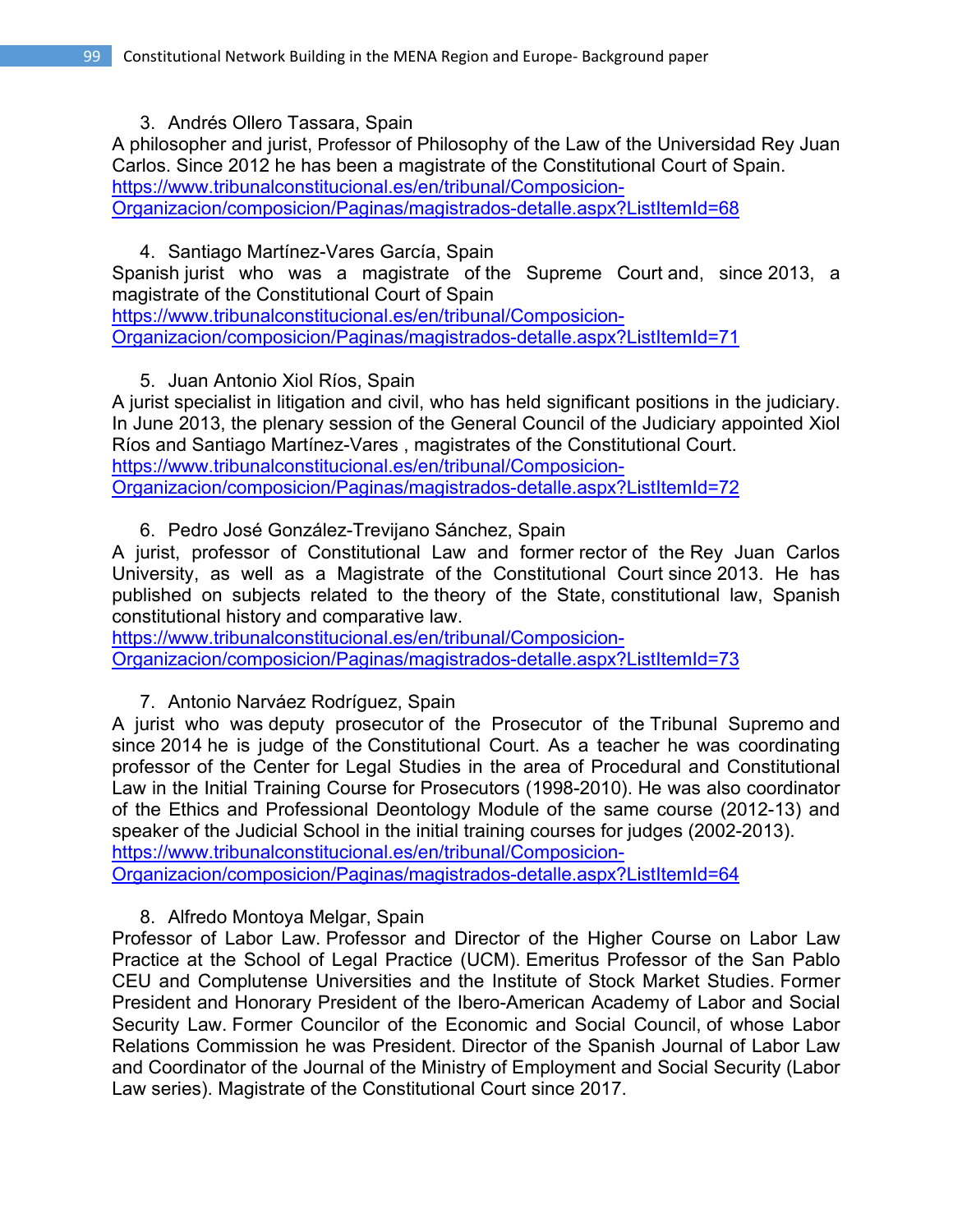3. Andrés Ollero Tassara, Spain

A philosopher and jurist, Professor of Philosophy of the Law of the Universidad Rey Juan Carlos. Since 2012 he has been a magistrate of the Constitutional Court of Spain.
https://www.tribunalconstitucional.es/en/tribunal/Composicion-Organizacion/composicion/Paginas/magistrados-detalle.aspx?ListItemId=68

4. Santiago Martínez-Vares García, Spain

Spanish jurist who was a magistrate of the Supreme Court and, since 2013, a magistrate of the Constitutional Court of Spain
https://www.tribunalconstitucional.es/en/tribunal/Composicion-Organizacion/composicion/Paginas/magistrados-detalle.aspx?ListItemId=71

5. Juan Antonio Xiol Ríos, Spain

A jurist specialist in litigation and civil, who has held significant positions in the judiciary. In June 2013, the plenary session of the General Council of the Judiciary appointed Xiol Ríos and Santiago Martínez-Vares , magistrates of the Constitutional Court.
https://www.tribunalconstitucional.es/en/tribunal/Composicion-Organizacion/composicion/Paginas/magistrados-detalle.aspx?ListItemId=72

6. Pedro José González-Trevijano Sánchez, Spain

A jurist, professor of Constitutional Law and former rector of the Rey Juan Carlos University, as well as a Magistrate of the Constitutional Court since 2013. He has published on subjects related to the theory of the State, constitutional law, Spanish constitutional history and comparative law.
https://www.tribunalconstitucional.es/en/tribunal/Composicion-Organizacion/composicion/Paginas/magistrados-detalle.aspx?ListItemId=73

7. Antonio Narváez Rodríguez, Spain

A jurist who was deputy prosecutor of the Prosecutor of the Tribunal Supremo and since 2014 he is judge of the Constitutional Court. As a teacher he was coordinating professor of the Center for Legal Studies in the area of Procedural and Constitutional Law in the Initial Training Course for Prosecutors (1998-2010). He was also coordinator of the Ethics and Professional Deontology Module of the same course (2012-13) and speaker of the Judicial School in the initial training courses for judges (2002-2013).
https://www.tribunalconstitucional.es/en/tribunal/Composicion-Organizacion/composicion/Paginas/magistrados-detalle.aspx?ListItemId=64

8. Alfredo Montoya Melgar, Spain

Professor of Labor Law. Professor and Director of the Higher Course on Labor Law Practice at the School of Legal Practice (UCM). Emeritus Professor of the San Pablo CEU and Complutense Universities and the Institute of Stock Market Studies. Former President and Honorary President of the Ibero-American Academy of Labor and Social Security Law. Former Councilor of the Economic and Social Council, of whose Labor Relations Commission he was President. Director of the Spanish Journal of Labor Law and Coordinator of the Journal of the Ministry of Employment and Social Security (Labor Law series). Magistrate of the Constitutional Court since 2017.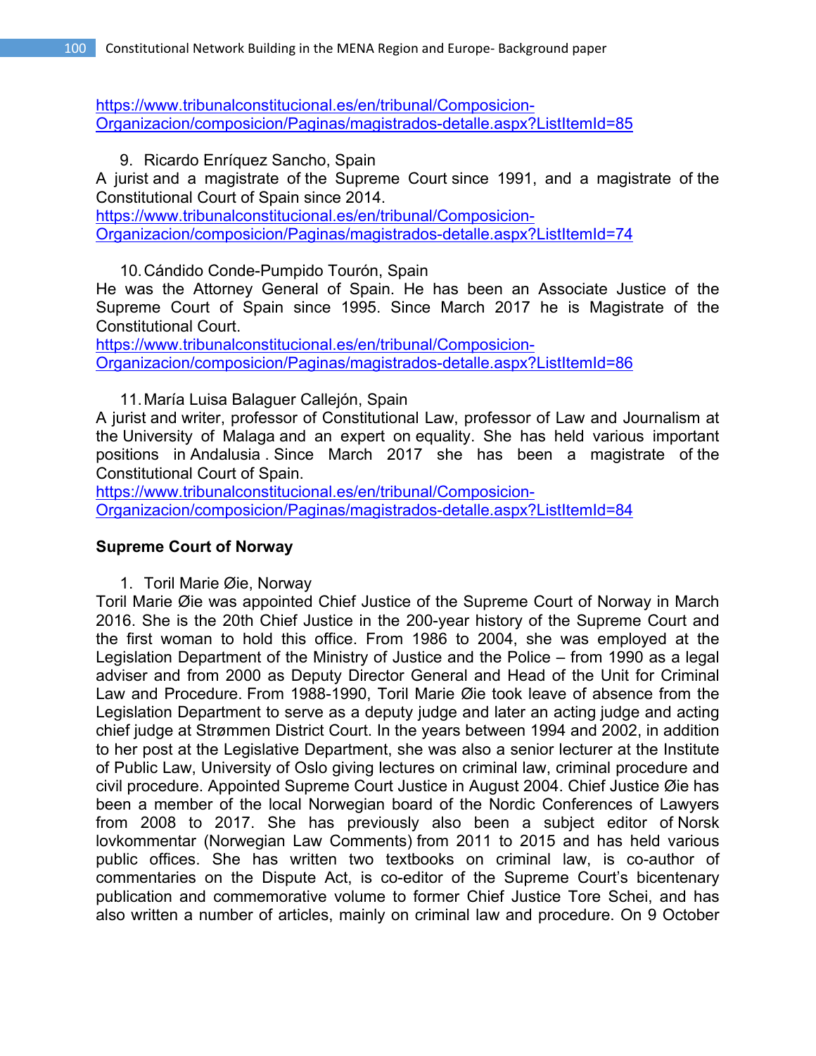https://www.tribunalconstitucional.es/en/tribunal/Composicion-Organizacion/composicion/Paginas/magistrados-detalle.aspx?ListItemId=85

9. Ricardo Enríquez Sancho, Spain

A jurist and a magistrate of the Supreme Court since 1991, and a magistrate of the Constitutional Court of Spain since 2014.
https://www.tribunalconstitucional.es/en/tribunal/Composicion-Organizacion/composicion/Paginas/magistrados-detalle.aspx?ListItemId=74

10. Cándido Conde-Pumpido Tourón, Spain

He was the Attorney General of Spain. He has been an Associate Justice of the Supreme Court of Spain since 1995. Since March 2017 he is Magistrate of the Constitutional Court.
https://www.tribunalconstitucional.es/en/tribunal/Composicion-Organizacion/composicion/Paginas/magistrados-detalle.aspx?ListItemId=86

11. María Luisa Balaguer Callejón, Spain

A jurist and writer, professor of Constitutional Law, professor of Law and Journalism at the University of Malaga and an expert on equality. She has held various important positions in Andalusia . Since March 2017 she has been a magistrate of the Constitutional Court of Spain.
https://www.tribunalconstitucional.es/en/tribunal/Composicion-Organizacion/composicion/Paginas/magistrados-detalle.aspx?ListItemId=84

**Supreme Court of Norway**

1. Toril Marie Øie, Norway

Toril Marie Øie was appointed Chief Justice of the Supreme Court of Norway in March 2016. She is the 20th Chief Justice in the 200-year history of the Supreme Court and the first woman to hold this office. From 1986 to 2004, she was employed at the Legislation Department of the Ministry of Justice and the Police – from 1990 as a legal adviser and from 2000 as Deputy Director General and Head of the Unit for Criminal Law and Procedure. From 1988-1990, Toril Marie Øie took leave of absence from the Legislation Department to serve as a deputy judge and later an acting judge and acting chief judge at Strømmen District Court. In the years between 1994 and 2002, in addition to her post at the Legislative Department, she was also a senior lecturer at the Institute of Public Law, University of Oslo giving lectures on criminal law, criminal procedure and civil procedure. Appointed Supreme Court Justice in August 2004. Chief Justice Øie has been a member of the local Norwegian board of the Nordic Conferences of Lawyers from 2008 to 2017. She has previously also been a subject editor of Norsk lovkommentar (Norwegian Law Comments) from 2011 to 2015 and has held various public offices. She has written two textbooks on criminal law, is co-author of commentaries on the Dispute Act, is co-editor of the Supreme Court's bicentenary publication and commemorative volume to former Chief Justice Tore Schei, and has also written a number of articles, mainly on criminal law and procedure. On 9 October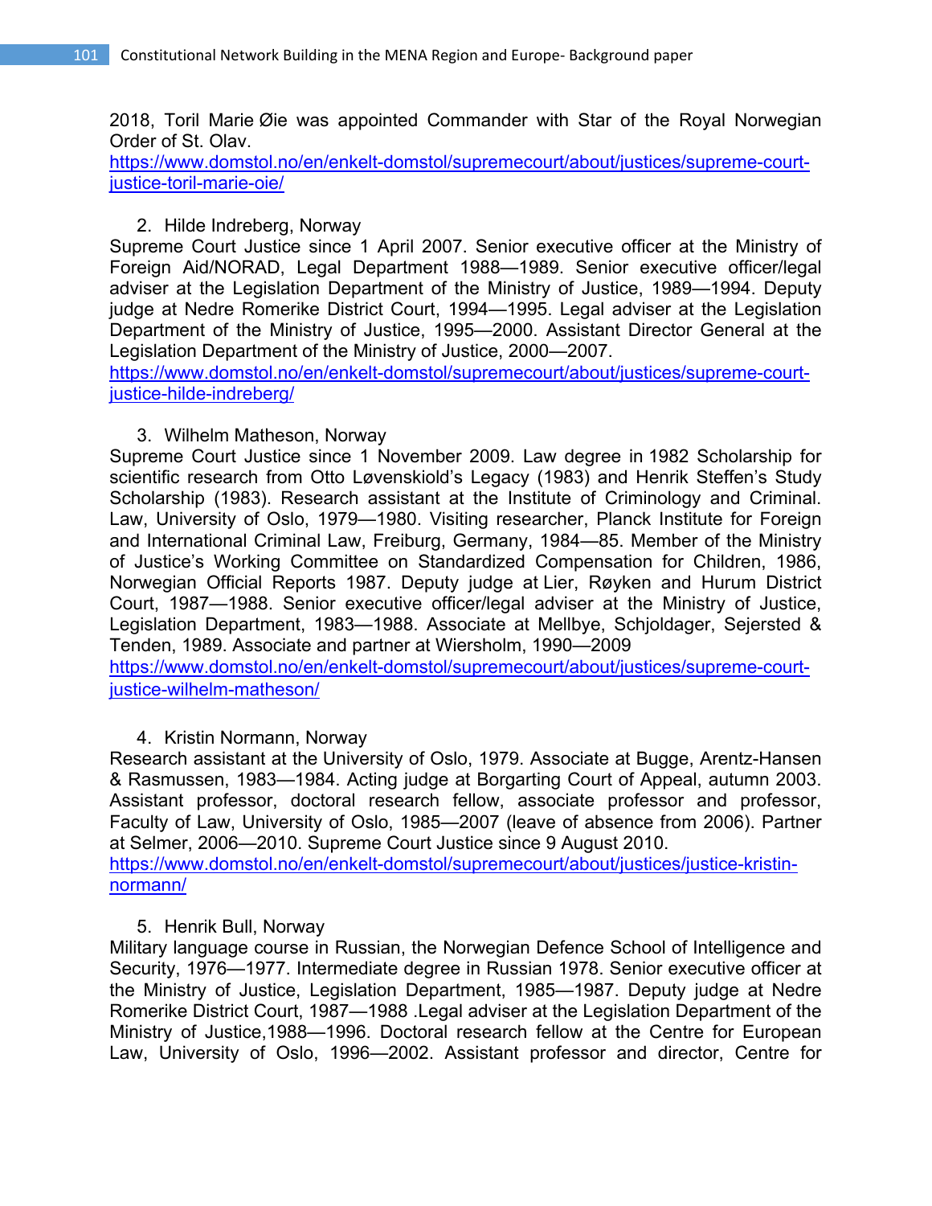2018, Toril Marie Øie was appointed Commander with Star of the Royal Norwegian Order of St. Olav.
https://www.domstol.no/en/enkelt-domstol/supremecourt/about/justices/supreme-court-justice-toril-marie-oie/

2. Hilde Indreberg, Norway

Supreme Court Justice since 1 April 2007. Senior executive officer at the Ministry of Foreign Aid/NORAD, Legal Department 1988—1989. Senior executive officer/legal adviser at the Legislation Department of the Ministry of Justice, 1989—1994. Deputy judge at Nedre Romerike District Court, 1994—1995. Legal adviser at the Legislation Department of the Ministry of Justice, 1995—2000. Assistant Director General at the Legislation Department of the Ministry of Justice, 2000—2007.
https://www.domstol.no/en/enkelt-domstol/supremecourt/about/justices/supreme-court-justice-hilde-indreberg/

3. Wilhelm Matheson, Norway

Supreme Court Justice since 1 November 2009. Law degree in 1982 Scholarship for scientific research from Otto Løvenskiold's Legacy (1983) and Henrik Steffen's Study Scholarship (1983). Research assistant at the Institute of Criminology and Criminal. Law, University of Oslo, 1979—1980. Visiting researcher, Planck Institute for Foreign and International Criminal Law, Freiburg, Germany, 1984—85. Member of the Ministry of Justice's Working Committee on Standardized Compensation for Children, 1986, Norwegian Official Reports 1987. Deputy judge at Lier, Røyken and Hurum District Court, 1987—1988. Senior executive officer/legal adviser at the Ministry of Justice, Legislation Department, 1983—1988. Associate at Mellbye, Schjoldager, Sejersted & Tenden, 1989. Associate and partner at Wiersholm, 1990—2009
https://www.domstol.no/en/enkelt-domstol/supremecourt/about/justices/supreme-court-justice-wilhelm-matheson/

4. Kristin Normann, Norway

Research assistant at the University of Oslo, 1979. Associate at Bugge, Arentz-Hansen & Rasmussen, 1983—1984. Acting judge at Borgarting Court of Appeal, autumn 2003. Assistant professor, doctoral research fellow, associate professor and professor, Faculty of Law, University of Oslo, 1985—2007 (leave of absence from 2006). Partner at Selmer, 2006—2010. Supreme Court Justice since 9 August 2010.
https://www.domstol.no/en/enkelt-domstol/supremecourt/about/justices/justice-kristin-normann/

5. Henrik Bull, Norway

Military language course in Russian, the Norwegian Defence School of Intelligence and Security, 1976—1977. Intermediate degree in Russian 1978. Senior executive officer at the Ministry of Justice, Legislation Department, 1985—1987. Deputy judge at Nedre Romerike District Court, 1987—1988 .Legal adviser at the Legislation Department of the Ministry of Justice,1988—1996. Doctoral research fellow at the Centre for European Law, University of Oslo, 1996—2002. Assistant professor and director, Centre for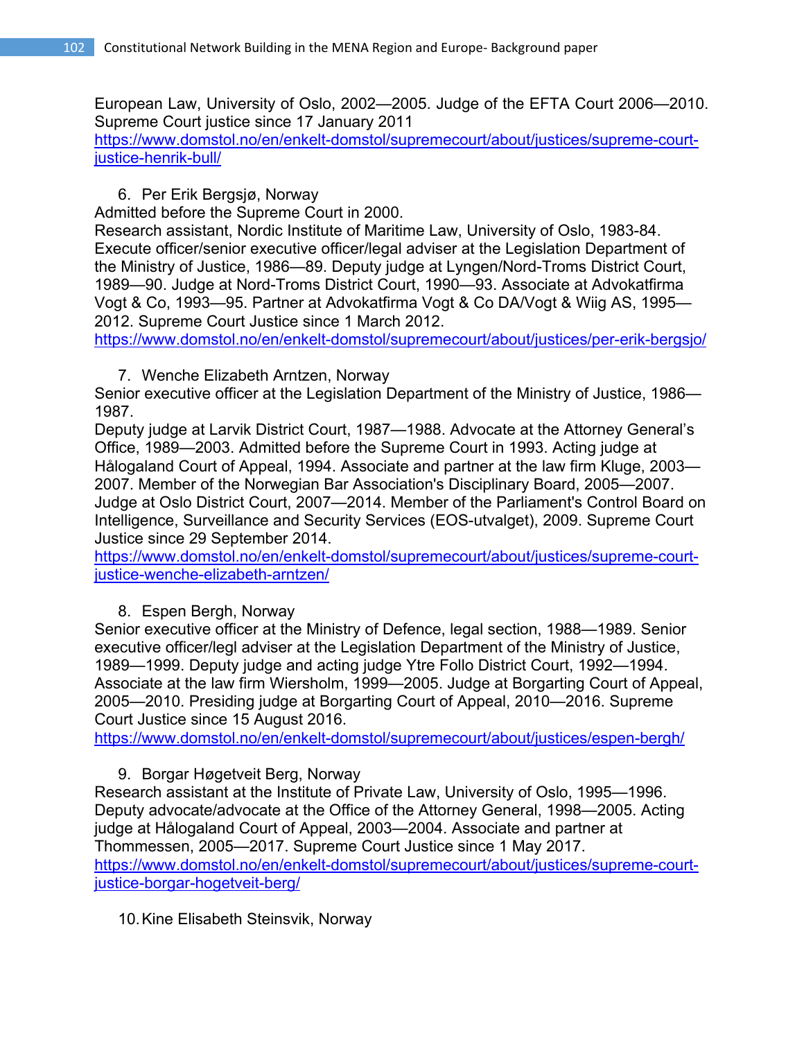European Law, University of Oslo, 2002—2005. Judge of the EFTA Court 2006—2010. Supreme Court justice since 17 January 2011
https://www.domstol.no/en/enkelt-domstol/supremecourt/about/justices/supreme-court-justice-henrik-bull/

6. Per Erik Bergsjø, Norway

Admitted before the Supreme Court in 2000.
Research assistant, Nordic Institute of Maritime Law, University of Oslo, 1983-84. Execute officer/senior executive officer/legal adviser at the Legislation Department of the Ministry of Justice, 1986—89. Deputy judge at Lyngen/Nord-Troms District Court, 1989—90. Judge at Nord-Troms District Court, 1990—93. Associate at Advokatfirma Vogt & Co, 1993—95. Partner at Advokatfirma Vogt & Co DA/Vogt & Wiig AS, 1995—2012. Supreme Court Justice since 1 March 2012.
https://www.domstol.no/en/enkelt-domstol/supremecourt/about/justices/per-erik-bergsjo/

7. Wenche Elizabeth Arntzen, Norway

Senior executive officer at the Legislation Department of the Ministry of Justice, 1986—1987.
Deputy judge at Larvik District Court, 1987—1988. Advocate at the Attorney General's Office, 1989—2003. Admitted before the Supreme Court in 1993. Acting judge at Hålogaland Court of Appeal, 1994. Associate and partner at the law firm Kluge, 2003—2007. Member of the Norwegian Bar Association's Disciplinary Board, 2005—2007. Judge at Oslo District Court, 2007—2014. Member of the Parliament's Control Board on Intelligence, Surveillance and Security Services (EOS-utvalget), 2009. Supreme Court Justice since 29 September 2014.
https://www.domstol.no/en/enkelt-domstol/supremecourt/about/justices/supreme-court-justice-wenche-elizabeth-arntzen/

8. Espen Bergh, Norway

Senior executive officer at the Ministry of Defence, legal section, 1988—1989. Senior executive officer/legl adviser at the Legislation Department of the Ministry of Justice, 1989—1999. Deputy judge and acting judge Ytre Follo District Court, 1992—1994. Associate at the law firm Wiersholm, 1999—2005. Judge at Borgarting Court of Appeal, 2005—2010. Presiding judge at Borgarting Court of Appeal, 2010—2016. Supreme Court Justice since 15 August 2016.
https://www.domstol.no/en/enkelt-domstol/supremecourt/about/justices/espen-bergh/

9. Borgar Høgetveit Berg, Norway

Research assistant at the Institute of Private Law, University of Oslo, 1995—1996. Deputy advocate/advocate at the Office of the Attorney General, 1998—2005. Acting judge at Hålogaland Court of Appeal, 2003—2004. Associate and partner at Thommessen, 2005—2017. Supreme Court Justice since 1 May 2017.
https://www.domstol.no/en/enkelt-domstol/supremecourt/about/justices/supreme-court-justice-borgar-hogetveit-berg/

10. Kine Elisabeth Steinsvik, Norway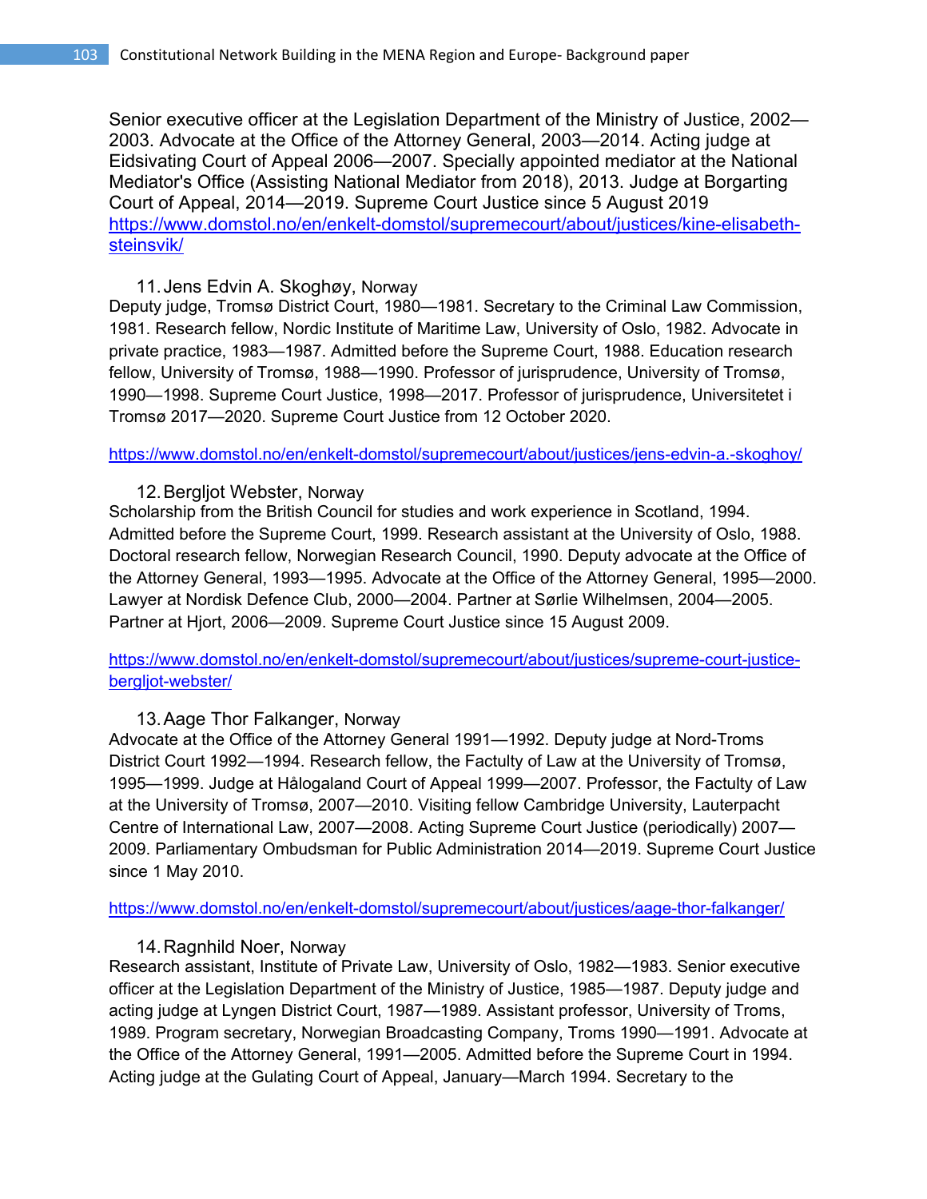Senior executive officer at the Legislation Department of the Ministry of Justice, 2002—2003. Advocate at the Office of the Attorney General, 2003—2014. Acting judge at Eidsivating Court of Appeal 2006—2007. Specially appointed mediator at the National Mediator's Office (Assisting National Mediator from 2018), 2013. Judge at Borgarting Court of Appeal, 2014—2019. Supreme Court Justice since 5 August 2019
https://www.domstol.no/en/enkelt-domstol/supremecourt/about/justices/kine-elisabeth-steinsvik/

11. Jens Edvin A. Skoghøy, Norway

Deputy judge, Tromsø District Court, 1980—1981. Secretary to the Criminal Law Commission, 1981. Research fellow, Nordic Institute of Maritime Law, University of Oslo, 1982. Advocate in private practice, 1983—1987. Admitted before the Supreme Court, 1988. Education research fellow, University of Tromsø, 1988—1990. Professor of jurisprudence, University of Tromsø, 1990—1998. Supreme Court Justice, 1998—2017. Professor of jurisprudence, Universitetet i Tromsø 2017—2020. Supreme Court Justice from 12 October 2020.

https://www.domstol.no/en/enkelt-domstol/supremecourt/about/justices/jens-edvin-a.-skoghoy/

12. Bergljot Webster, Norway

Scholarship from the British Council for studies and work experience in Scotland, 1994. Admitted before the Supreme Court, 1999. Research assistant at the University of Oslo, 1988. Doctoral research fellow, Norwegian Research Council, 1990. Deputy advocate at the Office of the Attorney General, 1993—1995. Advocate at the Office of the Attorney General, 1995—2000. Lawyer at Nordisk Defence Club, 2000—2004. Partner at Sørlie Wilhelmsen, 2004—2005. Partner at Hjort, 2006—2009. Supreme Court Justice since 15 August 2009.

https://www.domstol.no/en/enkelt-domstol/supremecourt/about/justices/supreme-court-justice-bergljot-webster/

13. Aage Thor Falkanger, Norway

Advocate at the Office of the Attorney General 1991—1992. Deputy judge at Nord-Troms District Court 1992—1994. Research fellow, the Factulty of Law at the University of Tromsø, 1995—1999. Judge at Hålogaland Court of Appeal 1999—2007. Professor, the Factulty of Law at the University of Tromsø, 2007—2010. Visiting fellow Cambridge University, Lauterpacht Centre of International Law, 2007—2008. Acting Supreme Court Justice (periodically) 2007—2009. Parliamentary Ombudsman for Public Administration 2014—2019. Supreme Court Justice since 1 May 2010.

https://www.domstol.no/en/enkelt-domstol/supremecourt/about/justices/aage-thor-falkanger/

14. Ragnhild Noer, Norway

Research assistant, Institute of Private Law, University of Oslo, 1982—1983. Senior executive officer at the Legislation Department of the Ministry of Justice, 1985—1987. Deputy judge and acting judge at Lyngen District Court, 1987—1989. Assistant professor, University of Troms, 1989. Program secretary, Norwegian Broadcasting Company, Troms 1990—1991. Advocate at the Office of the Attorney General, 1991—2005. Admitted before the Supreme Court in 1994. Acting judge at the Gulating Court of Appeal, January—March 1994. Secretary to the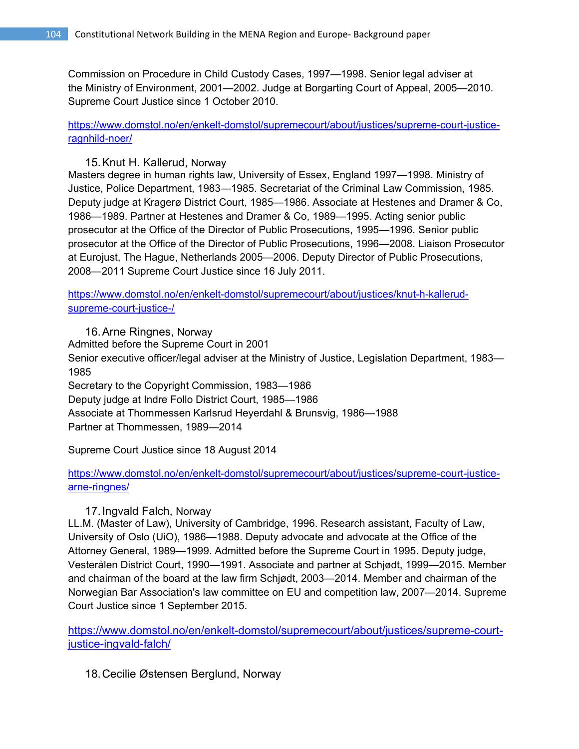Commission on Procedure in Child Custody Cases, 1997—1998. Senior legal adviser at the Ministry of Environment, 2001—2002. Judge at Borgarting Court of Appeal, 2005—2010. Supreme Court Justice since 1 October 2010.

https://www.domstol.no/en/enkelt-domstol/supremecourt/about/justices/supreme-court-justice-ragnhild-noer/

15. Knut H. Kallerud, Norway

Masters degree in human rights law, University of Essex, England 1997—1998. Ministry of Justice, Police Department, 1983—1985. Secretariat of the Criminal Law Commission, 1985. Deputy judge at Kragerø District Court, 1985—1986. Associate at Hestenes and Dramer & Co, 1986—1989. Partner at Hestenes and Dramer & Co, 1989—1995. Acting senior public prosecutor at the Office of the Director of Public Prosecutions, 1995—1996. Senior public prosecutor at the Office of the Director of Public Prosecutions, 1996—2008. Liaison Prosecutor at Eurojust, The Hague, Netherlands 2005—2006. Deputy Director of Public Prosecutions, 2008—2011 Supreme Court Justice since 16 July 2011.

https://www.domstol.no/en/enkelt-domstol/supremecourt/about/justices/knut-h-kallerud-supreme-court-justice-/

16. Arne Ringnes, Norway

Admitted before the Supreme Court in 2001
Senior executive officer/legal adviser at the Ministry of Justice, Legislation Department, 1983—1985
Secretary to the Copyright Commission, 1983—1986
Deputy judge at Indre Follo District Court, 1985—1986
Associate at Thommessen Karlsrud Heyerdahl & Brunsvig, 1986—1988
Partner at Thommessen, 1989—2014

Supreme Court Justice since 18 August 2014

https://www.domstol.no/en/enkelt-domstol/supremecourt/about/justices/supreme-court-justice-arne-ringnes/

17. Ingvald Falch, Norway

LL.M. (Master of Law), University of Cambridge, 1996. Research assistant, Faculty of Law, University of Oslo (UiO), 1986—1988. Deputy advocate and advocate at the Office of the Attorney General, 1989—1999. Admitted before the Supreme Court in 1995. Deputy judge, Vesterålen District Court, 1990—1991. Associate and partner at Schjødt, 1999—2015. Member and chairman of the board at the law firm Schjødt, 2003—2014. Member and chairman of the Norwegian Bar Association's law committee on EU and competition law, 2007—2014. Supreme Court Justice since 1 September 2015.

https://www.domstol.no/en/enkelt-domstol/supremecourt/about/justices/supreme-court-justice-ingvald-falch/

18. Cecilie Østensen Berglund, Norway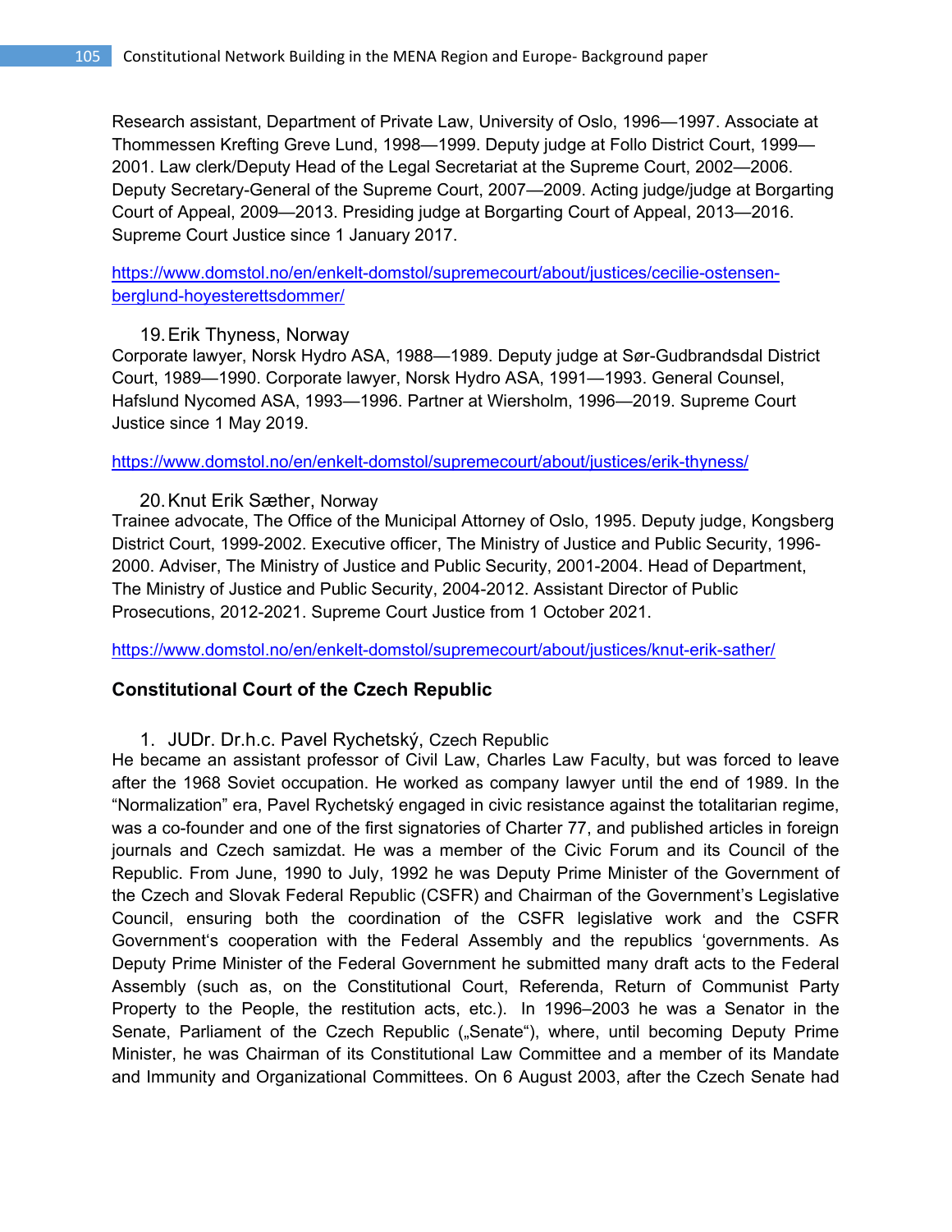Research assistant, Department of Private Law, University of Oslo, 1996—1997. Associate at Thommessen Krefting Greve Lund, 1998—1999. Deputy judge at Follo District Court, 1999—2001. Law clerk/Deputy Head of the Legal Secretariat at the Supreme Court, 2002—2006. Deputy Secretary-General of the Supreme Court, 2007—2009. Acting judge/judge at Borgarting Court of Appeal, 2009—2013. Presiding judge at Borgarting Court of Appeal, 2013—2016. Supreme Court Justice since 1 January 2017.

https://www.domstol.no/en/enkelt-domstol/supremecourt/about/justices/cecilie-ostensen-berglund-hoyesterettsdommer/

19. Erik Thyness, Norway

Corporate lawyer, Norsk Hydro ASA, 1988—1989. Deputy judge at Sør-Gudbrandsdal District Court, 1989—1990. Corporate lawyer, Norsk Hydro ASA, 1991—1993. General Counsel, Hafslund Nycomed ASA, 1993—1996. Partner at Wiersholm, 1996—2019. Supreme Court Justice since 1 May 2019.

https://www.domstol.no/en/enkelt-domstol/supremecourt/about/justices/erik-thyness/

20. Knut Erik Sæther, Norway

Trainee advocate, The Office of the Municipal Attorney of Oslo, 1995. Deputy judge, Kongsberg District Court, 1999-2002. Executive officer, The Ministry of Justice and Public Security, 1996-2000. Adviser, The Ministry of Justice and Public Security, 2001-2004. Head of Department, The Ministry of Justice and Public Security, 2004-2012. Assistant Director of Public Prosecutions, 2012-2021. Supreme Court Justice from 1 October 2021.

https://www.domstol.no/en/enkelt-domstol/supremecourt/about/justices/knut-erik-sather/

**Constitutional Court of the Czech Republic**

1. JUDr. Dr.h.c. Pavel Rychetský, Czech Republic

He became an assistant professor of Civil Law, Charles Law Faculty, but was forced to leave after the 1968 Soviet occupation. He worked as company lawyer until the end of 1989. In the "Normalization" era, Pavel Rychetský engaged in civic resistance against the totalitarian regime, was a co-founder and one of the first signatories of Charter 77, and published articles in foreign journals and Czech samizdat. He was a member of the Civic Forum and its Council of the Republic. From June, 1990 to July, 1992 he was Deputy Prime Minister of the Government of the Czech and Slovak Federal Republic (CSFR) and Chairman of the Government's Legislative Council, ensuring both the coordination of the CSFR legislative work and the CSFR Government's cooperation with the Federal Assembly and the republics 'governments. As Deputy Prime Minister of the Federal Government he submitted many draft acts to the Federal Assembly (such as, on the Constitutional Court, Referenda, Return of Communist Party Property to the People, the restitution acts, etc.). In 1996–2003 he was a Senator in the Senate, Parliament of the Czech Republic („Senate"), where, until becoming Deputy Prime Minister, he was Chairman of its Constitutional Law Committee and a member of its Mandate and Immunity and Organizational Committees. On 6 August 2003, after the Czech Senate had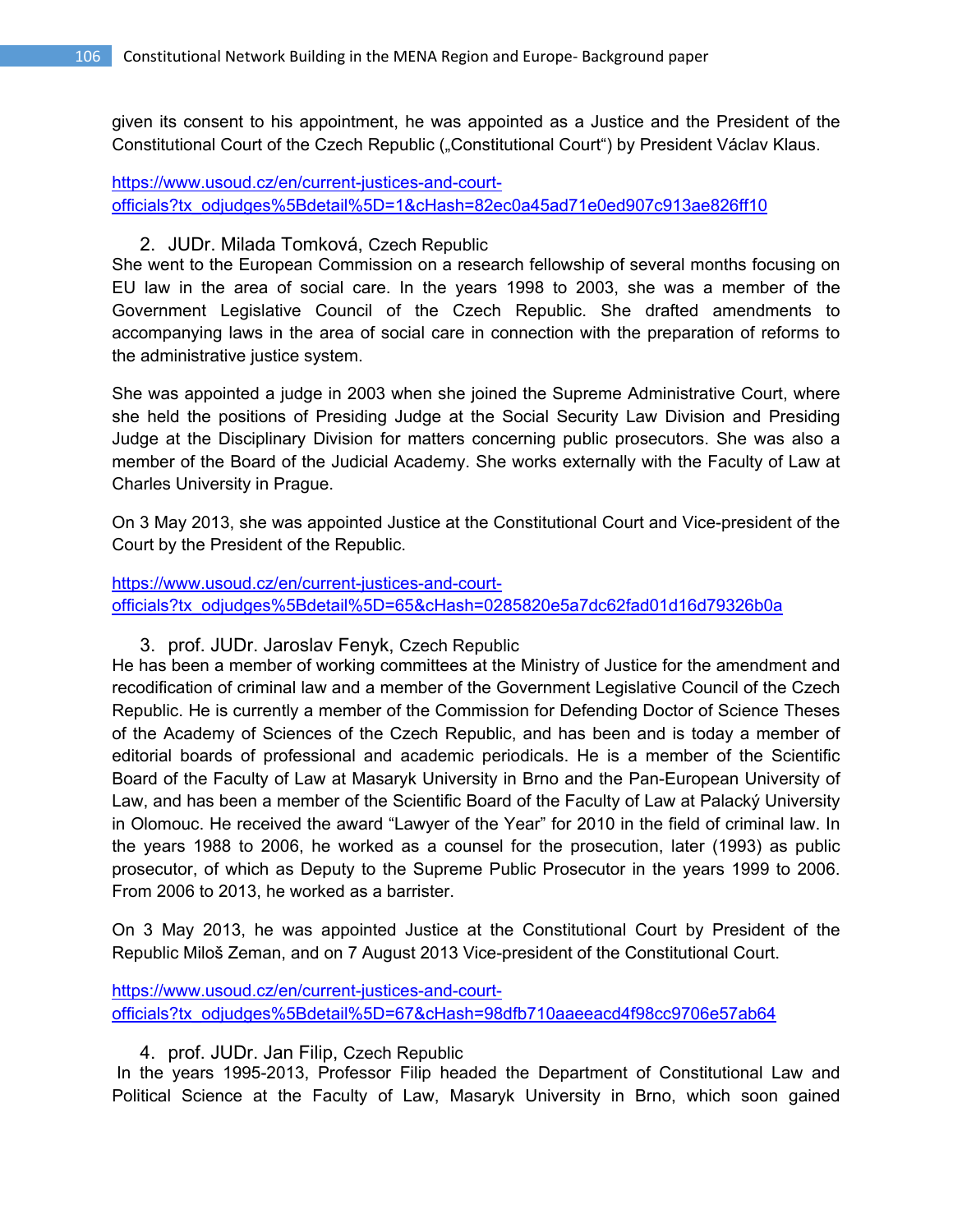given its consent to his appointment, he was appointed as a Justice and the President of the Constitutional Court of the Czech Republic („Constitutional Court") by President Václav Klaus.

https://www.usoud.cz/en/current-justices-and-court-officials?tx_odjudges%5Bdetail%5D=1&cHash=82ec0a45ad71e0ed907c913ae826ff10

2. JUDr. Milada Tomková, Czech Republic

She went to the European Commission on a research fellowship of several months focusing on EU law in the area of social care. In the years 1998 to 2003, she was a member of the Government Legislative Council of the Czech Republic. She drafted amendments to accompanying laws in the area of social care in connection with the preparation of reforms to the administrative justice system.

She was appointed a judge in 2003 when she joined the Supreme Administrative Court, where she held the positions of Presiding Judge at the Social Security Law Division and Presiding Judge at the Disciplinary Division for matters concerning public prosecutors. She was also a member of the Board of the Judicial Academy. She works externally with the Faculty of Law at Charles University in Prague.

On 3 May 2013, she was appointed Justice at the Constitutional Court and Vice-president of the Court by the President of the Republic.

https://www.usoud.cz/en/current-justices-and-court-officials?tx_odjudges%5Bdetail%5D=65&cHash=0285820e5a7dc62fad01d16d79326b0a

3. prof. JUDr. Jaroslav Fenyk, Czech Republic

He has been a member of working committees at the Ministry of Justice for the amendment and recodification of criminal law and a member of the Government Legislative Council of the Czech Republic. He is currently a member of the Commission for Defending Doctor of Science Theses of the Academy of Sciences of the Czech Republic, and has been and is today a member of editorial boards of professional and academic periodicals. He is a member of the Scientific Board of the Faculty of Law at Masaryk University in Brno and the Pan-European University of Law, and has been a member of the Scientific Board of the Faculty of Law at Palacký University in Olomouc. He received the award "Lawyer of the Year" for 2010 in the field of criminal law. In the years 1988 to 2006, he worked as a counsel for the prosecution, later (1993) as public prosecutor, of which as Deputy to the Supreme Public Prosecutor in the years 1999 to 2006. From 2006 to 2013, he worked as a barrister.

On 3 May 2013, he was appointed Justice at the Constitutional Court by President of the Republic Miloš Zeman, and on 7 August 2013 Vice-president of the Constitutional Court.

https://www.usoud.cz/en/current-justices-and-court-officials?tx_odjudges%5Bdetail%5D=67&cHash=98dfb710aaeeacd4f98cc9706e57ab64

4. prof. JUDr. Jan Filip, Czech Republic

In the years 1995-2013, Professor Filip headed the Department of Constitutional Law and Political Science at the Faculty of Law, Masaryk University in Brno, which soon gained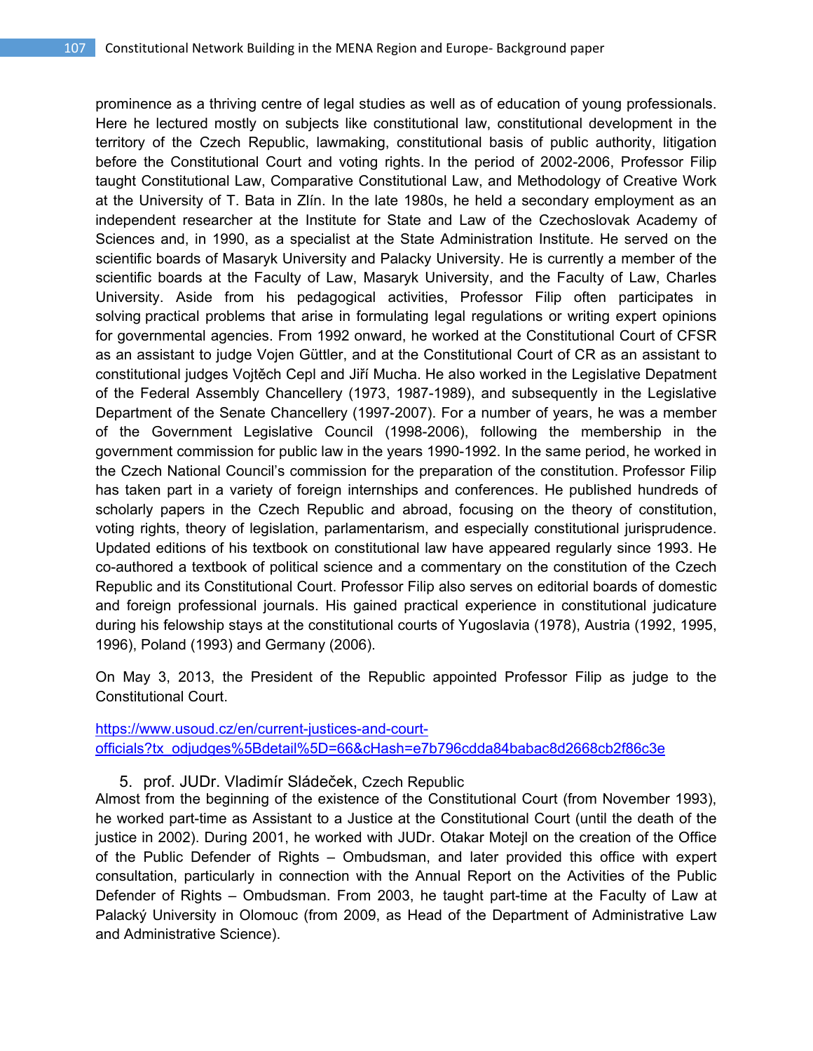prominence as a thriving centre of legal studies as well as of education of young professionals. Here he lectured mostly on subjects like constitutional law, constitutional development in the territory of the Czech Republic, lawmaking, constitutional basis of public authority, litigation before the Constitutional Court and voting rights. In the period of 2002-2006, Professor Filip taught Constitutional Law, Comparative Constitutional Law, and Methodology of Creative Work at the University of T. Bata in Zlín. In the late 1980s, he held a secondary employment as an independent researcher at the Institute for State and Law of the Czechoslovak Academy of Sciences and, in 1990, as a specialist at the State Administration Institute. He served on the scientific boards of Masaryk University and Palacky University. He is currently a member of the scientific boards at the Faculty of Law, Masaryk University, and the Faculty of Law, Charles University. Aside from his pedagogical activities, Professor Filip often participates in solving practical problems that arise in formulating legal regulations or writing expert opinions for governmental agencies. From 1992 onward, he worked at the Constitutional Court of CFSR as an assistant to judge Vojen Güttler, and at the Constitutional Court of CR as an assistant to constitutional judges Vojtěch Cepl and Jiří Mucha. He also worked in the Legislative Depatment of the Federal Assembly Chancellery (1973, 1987-1989), and subsequently in the Legislative Department of the Senate Chancellery (1997-2007). For a number of years, he was a member of the Government Legislative Council (1998-2006), following the membership in the government commission for public law in the years 1990-1992. In the same period, he worked in the Czech National Council's commission for the preparation of the constitution. Professor Filip has taken part in a variety of foreign internships and conferences. He published hundreds of scholarly papers in the Czech Republic and abroad, focusing on the theory of constitution, voting rights, theory of legislation, parlamentarism, and especially constitutional jurisprudence. Updated editions of his textbook on constitutional law have appeared regularly since 1993. He co-authored a textbook of political science and a commentary on the constitution of the Czech Republic and its Constitutional Court. Professor Filip also serves on editorial boards of domestic and foreign professional journals. His gained practical experience in constitutional judicature during his felowship stays at the constitutional courts of Yugoslavia (1978), Austria (1992, 1995, 1996), Poland (1993) and Germany (2006).

On May 3, 2013, the President of the Republic appointed Professor Filip as judge to the Constitutional Court.

https://www.usoud.cz/en/current-justices-and-court-officials?tx_odjudges%5Bdetail%5D=66&cHash=e7b796cdda84babac8d2668cb2f86c3e

5. prof. JUDr. Vladimír Sládeček, Czech Republic

Almost from the beginning of the existence of the Constitutional Court (from November 1993), he worked part-time as Assistant to a Justice at the Constitutional Court (until the death of the justice in 2002). During 2001, he worked with JUDr. Otakar Motejl on the creation of the Office of the Public Defender of Rights – Ombudsman, and later provided this office with expert consultation, particularly in connection with the Annual Report on the Activities of the Public Defender of Rights – Ombudsman. From 2003, he taught part-time at the Faculty of Law at Palacký University in Olomouc (from 2009, as Head of the Department of Administrative Law and Administrative Science).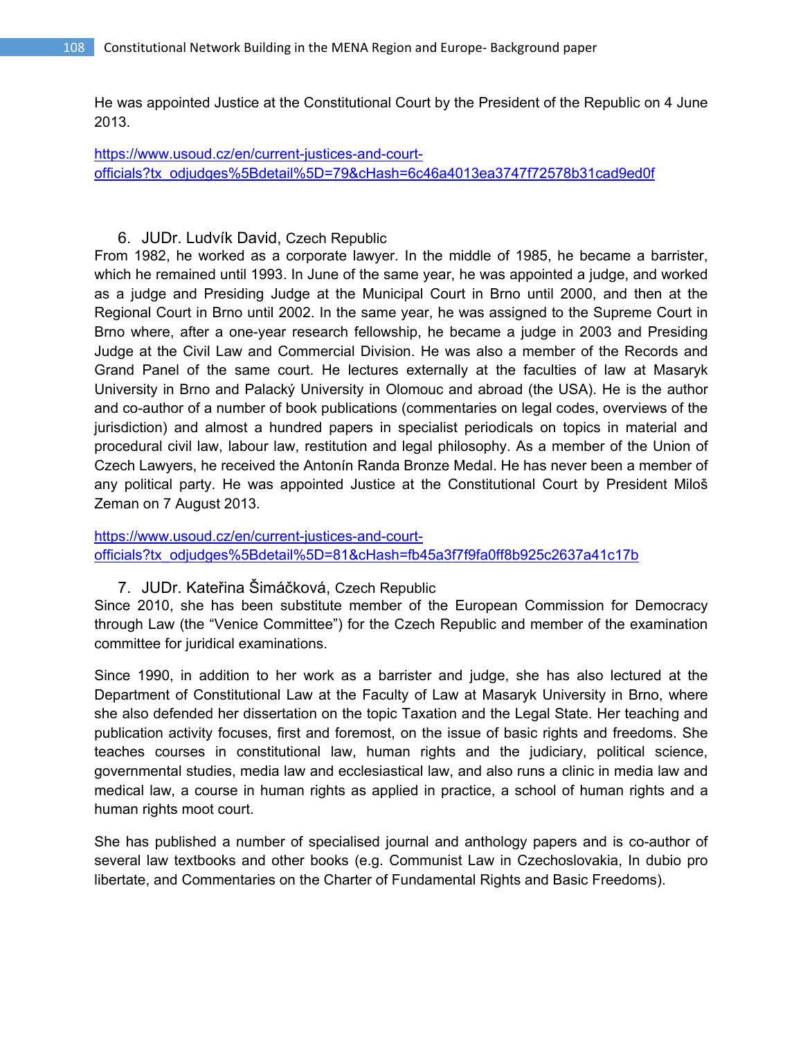He was appointed Justice at the Constitutional Court by the President of the Republic on 4 June 2013.

https://www.usoud.cz/en/current-justices-and-court-officials?tx_odjudges%5Bdetail%5D=79&cHash=6c46a4013ea3747f72578b31cad9ed0f

6. JUDr. Ludvík David, Czech Republic

From 1982, he worked as a corporate lawyer. In the middle of 1985, he became a barrister, which he remained until 1993. In June of the same year, he was appointed a judge, and worked as a judge and Presiding Judge at the Municipal Court in Brno until 2000, and then at the Regional Court in Brno until 2002. In the same year, he was assigned to the Supreme Court in Brno where, after a one-year research fellowship, he became a judge in 2003 and Presiding Judge at the Civil Law and Commercial Division. He was also a member of the Records and Grand Panel of the same court. He lectures externally at the faculties of law at Masaryk University in Brno and Palacký University in Olomouc and abroad (the USA). He is the author and co-author of a number of book publications (commentaries on legal codes, overviews of the jurisdiction) and almost a hundred papers in specialist periodicals on topics in material and procedural civil law, labour law, restitution and legal philosophy. As a member of the Union of Czech Lawyers, he received the Antonín Randa Bronze Medal. He has never been a member of any political party. He was appointed Justice at the Constitutional Court by President Miloš Zeman on 7 August 2013.

https://www.usoud.cz/en/current-justices-and-court-officials?tx_odjudges%5Bdetail%5D=81&cHash=fb45a3f7f9fa0ff8b925c2637a41c17b

7. JUDr. Kateřina Šimáčková, Czech Republic

Since 2010, she has been substitute member of the European Commission for Democracy through Law (the “Venice Committee”) for the Czech Republic and member of the examination committee for juridical examinations.

Since 1990, in addition to her work as a barrister and judge, she has also lectured at the Department of Constitutional Law at the Faculty of Law at Masaryk University in Brno, where she also defended her dissertation on the topic Taxation and the Legal State. Her teaching and publication activity focuses, first and foremost, on the issue of basic rights and freedoms. She teaches courses in constitutional law, human rights and the judiciary, political science, governmental studies, media law and ecclesiastical law, and also runs a clinic in media law and medical law, a course in human rights as applied in practice, a school of human rights and a human rights moot court.

She has published a number of specialised journal and anthology papers and is co-author of several law textbooks and other books (e.g. Communist Law in Czechoslovakia, In dubio pro libertate, and Commentaries on the Charter of Fundamental Rights and Basic Freedoms).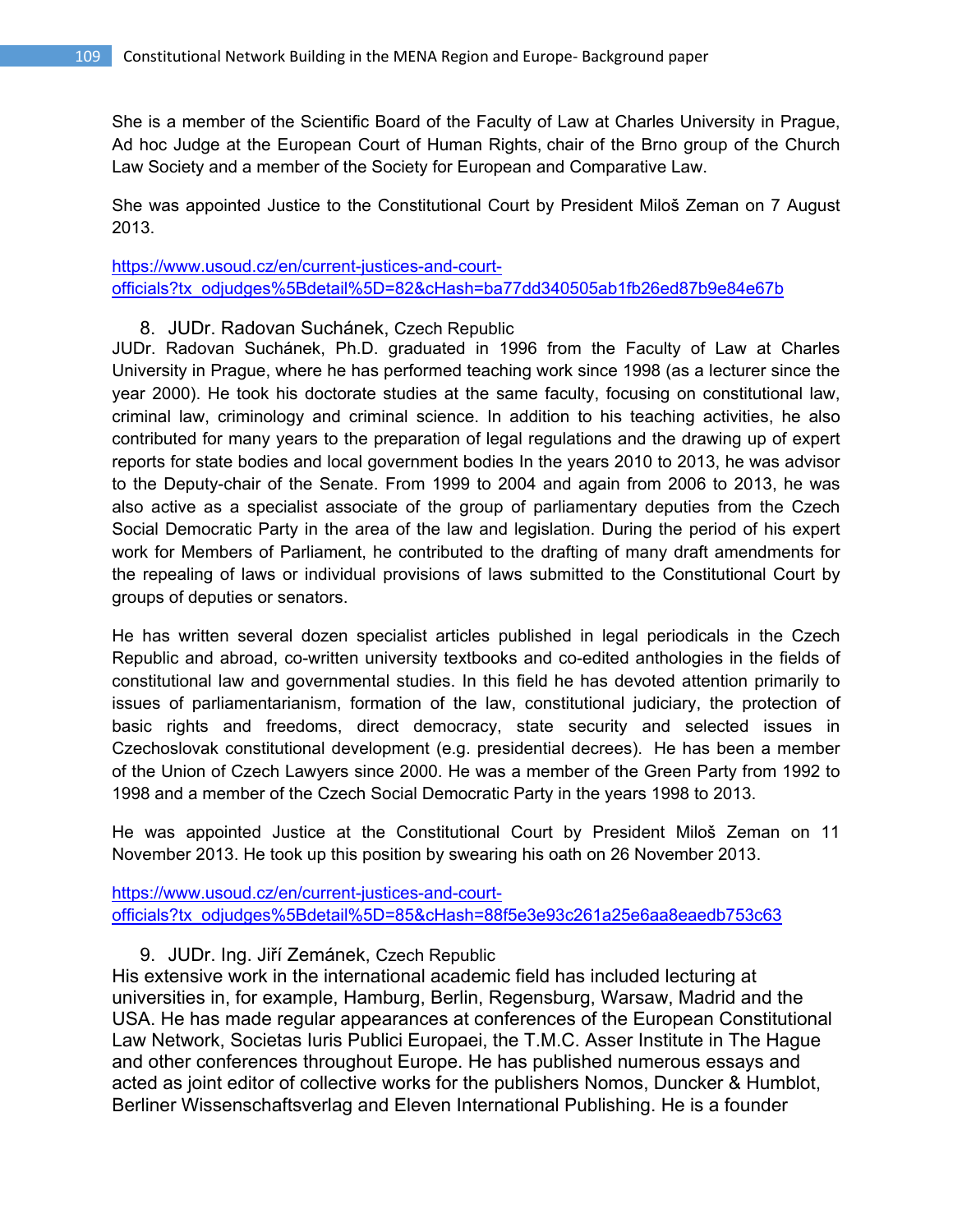She is a member of the Scientific Board of the Faculty of Law at Charles University in Prague, Ad hoc Judge at the European Court of Human Rights, chair of the Brno group of the Church Law Society and a member of the Society for European and Comparative Law.

She was appointed Justice to the Constitutional Court by President Miloš Zeman on 7 August 2013.

https://www.usoud.cz/en/current-justices-and-court-officials?tx_odjudges%5Bdetail%5D=82&cHash=ba77dd340505ab1fb26ed87b9e84e67b

8. JUDr. Radovan Suchánek, Czech Republic

JUDr. Radovan Suchánek, Ph.D. graduated in 1996 from the Faculty of Law at Charles University in Prague, where he has performed teaching work since 1998 (as a lecturer since the year 2000). He took his doctorate studies at the same faculty, focusing on constitutional law, criminal law, criminology and criminal science. In addition to his teaching activities, he also contributed for many years to the preparation of legal regulations and the drawing up of expert reports for state bodies and local government bodies In the years 2010 to 2013, he was advisor to the Deputy-chair of the Senate. From 1999 to 2004 and again from 2006 to 2013, he was also active as a specialist associate of the group of parliamentary deputies from the Czech Social Democratic Party in the area of the law and legislation. During the period of his expert work for Members of Parliament, he contributed to the drafting of many draft amendments for the repealing of laws or individual provisions of laws submitted to the Constitutional Court by groups of deputies or senators.

He has written several dozen specialist articles published in legal periodicals in the Czech Republic and abroad, co-written university textbooks and co-edited anthologies in the fields of constitutional law and governmental studies. In this field he has devoted attention primarily to issues of parliamentarianism, formation of the law, constitutional judiciary, the protection of basic rights and freedoms, direct democracy, state security and selected issues in Czechoslovak constitutional development (e.g. presidential decrees). He has been a member of the Union of Czech Lawyers since 2000. He was a member of the Green Party from 1992 to 1998 and a member of the Czech Social Democratic Party in the years 1998 to 2013.

He was appointed Justice at the Constitutional Court by President Miloš Zeman on 11 November 2013. He took up this position by swearing his oath on 26 November 2013.

https://www.usoud.cz/en/current-justices-and-court-officials?tx_odjudges%5Bdetail%5D=85&cHash=88f5e3e93c261a25e6aa8eaedb753c63

9. JUDr. Ing. Jiří Zemánek, Czech Republic

His extensive work in the international academic field has included lecturing at universities in, for example, Hamburg, Berlin, Regensburg, Warsaw, Madrid and the USA. He has made regular appearances at conferences of the European Constitutional Law Network, Societas Iuris Publici Europaei, the T.M.C. Asser Institute in The Hague and other conferences throughout Europe. He has published numerous essays and acted as joint editor of collective works for the publishers Nomos, Duncker & Humblot, Berliner Wissenschaftsverlag and Eleven International Publishing. He is a founder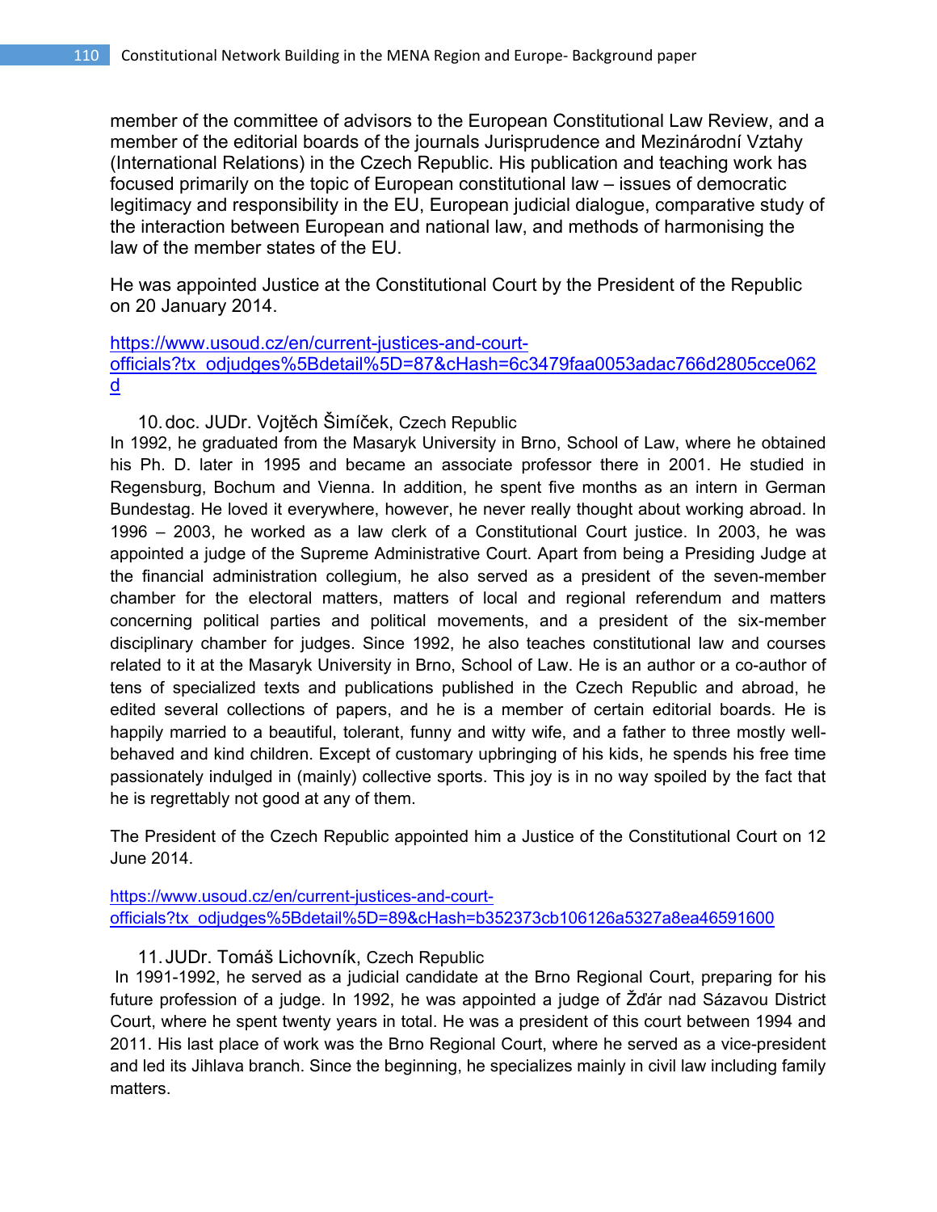member of the committee of advisors to the European Constitutional Law Review, and a member of the editorial boards of the journals Jurisprudence and Mezinárodní Vztahy (International Relations) in the Czech Republic. His publication and teaching work has focused primarily on the topic of European constitutional law – issues of democratic legitimacy and responsibility in the EU, European judicial dialogue, comparative study of the interaction between European and national law, and methods of harmonising the law of the member states of the EU.

He was appointed Justice at the Constitutional Court by the President of the Republic on 20 January 2014.

https://www.usoud.cz/en/current-justices-and-court-officials?tx_odjudges%5Bdetail%5D=87&cHash=6c3479faa0053adac766d2805cce062d

10. doc. JUDr. Vojtěch Šimíček, Czech Republic

In 1992, he graduated from the Masaryk University in Brno, School of Law, where he obtained his Ph. D. later in 1995 and became an associate professor there in 2001. He studied in Regensburg, Bochum and Vienna. In addition, he spent five months as an intern in German Bundestag. He loved it everywhere, however, he never really thought about working abroad. In 1996 – 2003, he worked as a law clerk of a Constitutional Court justice. In 2003, he was appointed a judge of the Supreme Administrative Court. Apart from being a Presiding Judge at the financial administration collegium, he also served as a president of the seven-member chamber for the electoral matters, matters of local and regional referendum and matters concerning political parties and political movements, and a president of the six-member disciplinary chamber for judges. Since 1992, he also teaches constitutional law and courses related to it at the Masaryk University in Brno, School of Law. He is an author or a co-author of tens of specialized texts and publications published in the Czech Republic and abroad, he edited several collections of papers, and he is a member of certain editorial boards. He is happily married to a beautiful, tolerant, funny and witty wife, and a father to three mostly well-behaved and kind children. Except of customary upbringing of his kids, he spends his free time passionately indulged in (mainly) collective sports. This joy is in no way spoiled by the fact that he is regrettably not good at any of them.

The President of the Czech Republic appointed him a Justice of the Constitutional Court on 12 June 2014.

https://www.usoud.cz/en/current-justices-and-court-officials?tx_odjudges%5Bdetail%5D=89&cHash=b352373cb106126a5327a8ea46591600

11. JUDr. Tomáš Lichovník, Czech Republic

In 1991-1992, he served as a judicial candidate at the Brno Regional Court, preparing for his future profession of a judge. In 1992, he was appointed a judge of Žďár nad Sázavou District Court, where he spent twenty years in total. He was a president of this court between 1994 and 2011. His last place of work was the Brno Regional Court, where he served as a vice-president and led its Jihlava branch. Since the beginning, he specializes mainly in civil law including family matters.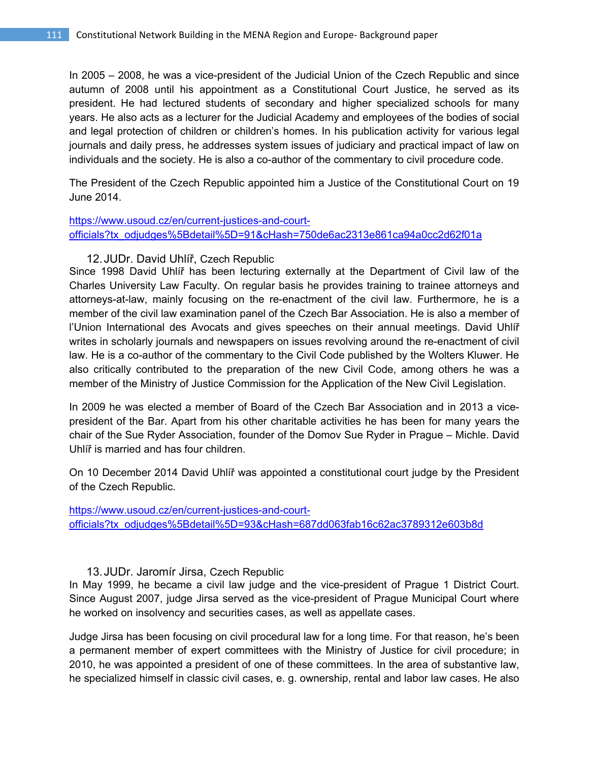In 2005 – 2008, he was a vice-president of the Judicial Union of the Czech Republic and since autumn of 2008 until his appointment as a Constitutional Court Justice, he served as its president. He had lectured students of secondary and higher specialized schools for many years. He also acts as a lecturer for the Judicial Academy and employees of the bodies of social and legal protection of children or children's homes. In his publication activity for various legal journals and daily press, he addresses system issues of judiciary and practical impact of law on individuals and the society. He is also a co-author of the commentary to civil procedure code.

The President of the Czech Republic appointed him a Justice of the Constitutional Court on 19 June 2014.

https://www.usoud.cz/en/current-justices-and-court-officials?tx_odjudges%5Bdetail%5D=91&cHash=750de6ac2313e861ca94a0cc2d62f01a

12. JUDr. David Uhlíř, Czech Republic

Since 1998 David Uhlíř has been lecturing externally at the Department of Civil law of the Charles University Law Faculty. On regular basis he provides training to trainee attorneys and attorneys-at-law, mainly focusing on the re-enactment of the civil law. Furthermore, he is a member of the civil law examination panel of the Czech Bar Association. He is also a member of l'Union International des Avocats and gives speeches on their annual meetings. David Uhlíř writes in scholarly journals and newspapers on issues revolving around the re-enactment of civil law. He is a co-author of the commentary to the Civil Code published by the Wolters Kluwer. He also critically contributed to the preparation of the new Civil Code, among others he was a member of the Ministry of Justice Commission for the Application of the New Civil Legislation.

In 2009 he was elected a member of Board of the Czech Bar Association and in 2013 a vice-president of the Bar. Apart from his other charitable activities he has been for many years the chair of the Sue Ryder Association, founder of the Domov Sue Ryder in Prague – Michle. David Uhlíř is married and has four children.

On 10 December 2014 David Uhlíř was appointed a constitutional court judge by the President of the Czech Republic.

https://www.usoud.cz/en/current-justices-and-court-officials?tx_odjudges%5Bdetail%5D=93&cHash=687dd063fab16c62ac3789312e603b8d

13. JUDr. Jaromír Jirsa, Czech Republic

In May 1999, he became a civil law judge and the vice-president of Prague 1 District Court. Since August 2007, judge Jirsa served as the vice-president of Prague Municipal Court where he worked on insolvency and securities cases, as well as appellate cases.

Judge Jirsa has been focusing on civil procedural law for a long time. For that reason, he's been a permanent member of expert committees with the Ministry of Justice for civil procedure; in 2010, he was appointed a president of one of these committees. In the area of substantive law, he specialized himself in classic civil cases, e. g. ownership, rental and labor law cases. He also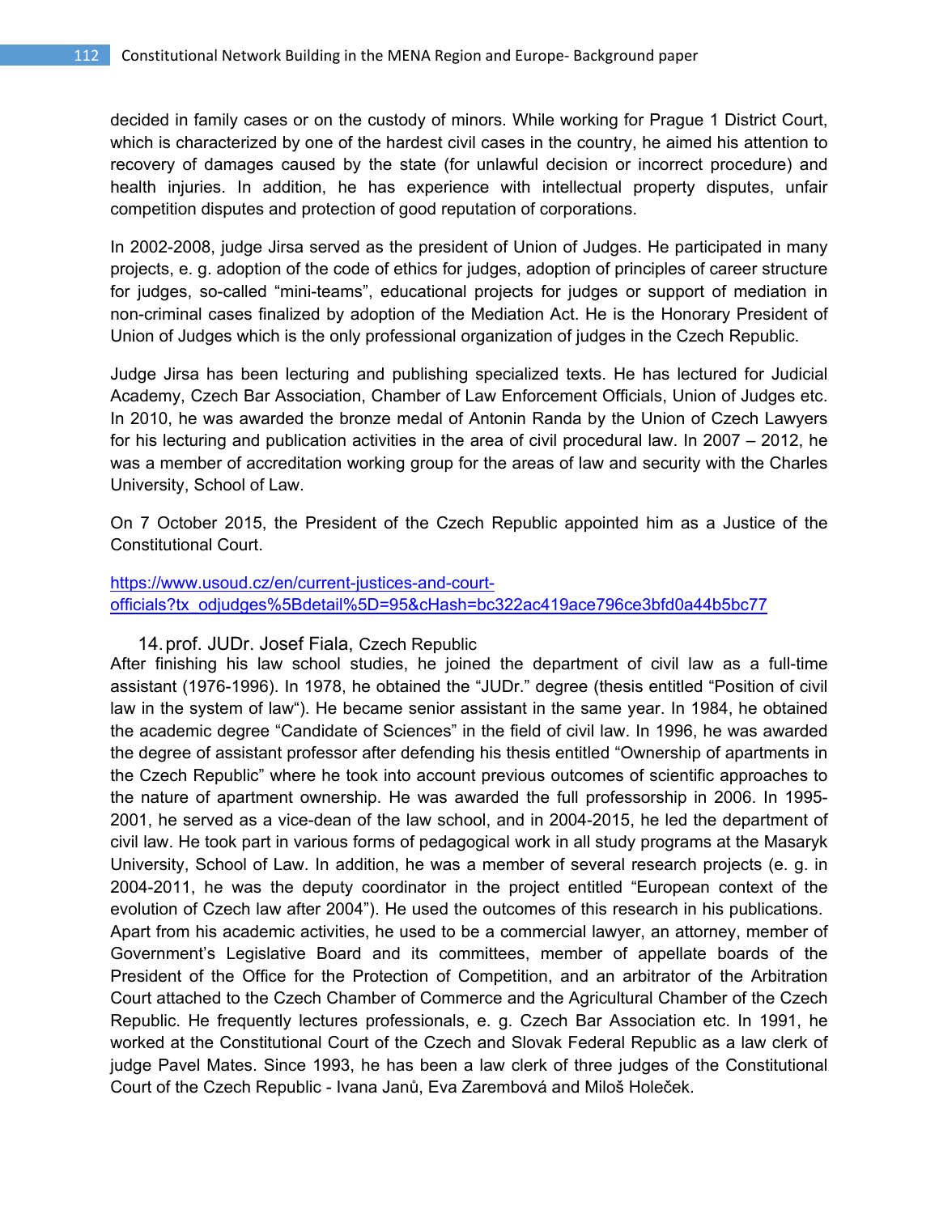decided in family cases or on the custody of minors. While working for Prague 1 District Court, which is characterized by one of the hardest civil cases in the country, he aimed his attention to recovery of damages caused by the state (for unlawful decision or incorrect procedure) and health injuries. In addition, he has experience with intellectual property disputes, unfair competition disputes and protection of good reputation of corporations.

In 2002-2008, judge Jirsa served as the president of Union of Judges. He participated in many projects, e. g. adoption of the code of ethics for judges, adoption of principles of career structure for judges, so-called “mini-teams”, educational projects for judges or support of mediation in non-criminal cases finalized by adoption of the Mediation Act. He is the Honorary President of Union of Judges which is the only professional organization of judges in the Czech Republic.

Judge Jirsa has been lecturing and publishing specialized texts. He has lectured for Judicial Academy, Czech Bar Association, Chamber of Law Enforcement Officials, Union of Judges etc. In 2010, he was awarded the bronze medal of Antonin Randa by the Union of Czech Lawyers for his lecturing and publication activities in the area of civil procedural law. In 2007 – 2012, he was a member of accreditation working group for the areas of law and security with the Charles University, School of Law.

On 7 October 2015, the President of the Czech Republic appointed him as a Justice of the Constitutional Court.

https://www.usoud.cz/en/current-justices-and-court-officials?tx_odjudges%5Bdetail%5D=95&cHash=bc322ac419ace796ce3bfd0a44b5bc77

14. prof. JUDr. Josef Fiala, Czech Republic

After finishing his law school studies, he joined the department of civil law as a full-time assistant (1976-1996). In 1978, he obtained the “JUDr.” degree (thesis entitled “Position of civil law in the system of law“). He became senior assistant in the same year. In 1984, he obtained the academic degree “Candidate of Sciences” in the field of civil law. In 1996, he was awarded the degree of assistant professor after defending his thesis entitled “Ownership of apartments in the Czech Republic” where he took into account previous outcomes of scientific approaches to the nature of apartment ownership. He was awarded the full professorship in 2006. In 1995-2001, he served as a vice-dean of the law school, and in 2004-2015, he led the department of civil law. He took part in various forms of pedagogical work in all study programs at the Masaryk University, School of Law. In addition, he was a member of several research projects (e. g. in 2004-2011, he was the deputy coordinator in the project entitled “European context of the evolution of Czech law after 2004”). He used the outcomes of this research in his publications. Apart from his academic activities, he used to be a commercial lawyer, an attorney, member of Government’s Legislative Board and its committees, member of appellate boards of the President of the Office for the Protection of Competition, and an arbitrator of the Arbitration Court attached to the Czech Chamber of Commerce and the Agricultural Chamber of the Czech Republic. He frequently lectures professionals, e. g. Czech Bar Association etc. In 1991, he worked at the Constitutional Court of the Czech and Slovak Federal Republic as a law clerk of judge Pavel Mates. Since 1993, he has been a law clerk of three judges of the Constitutional Court of the Czech Republic - Ivana Janů, Eva Zarembová and Miloš Holeček.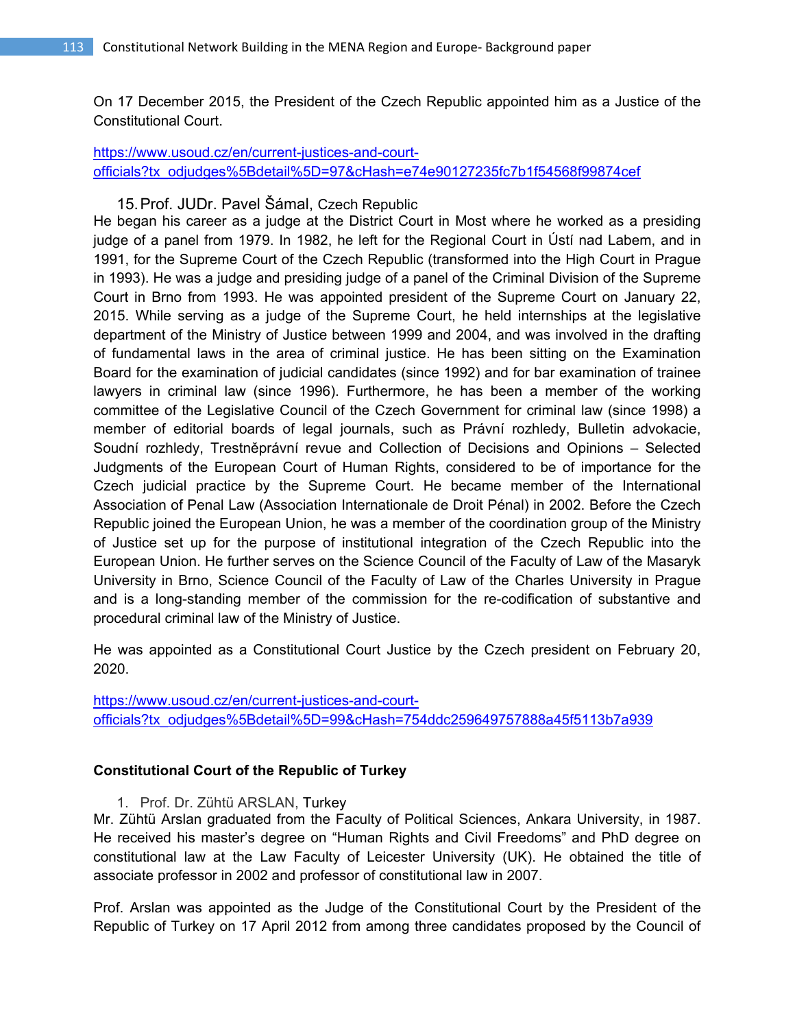On 17 December 2015, the President of the Czech Republic appointed him as a Justice of the Constitutional Court.

https://www.usoud.cz/en/current-justices-and-court-officials?tx_odjudges%5Bdetail%5D=97&cHash=e74e90127235fc7b1f54568f99874cef

15. Prof. JUDr. Pavel Šámal, Czech Republic

He began his career as a judge at the District Court in Most where he worked as a presiding judge of a panel from 1979. In 1982, he left for the Regional Court in Ústí nad Labem, and in 1991, for the Supreme Court of the Czech Republic (transformed into the High Court in Prague in 1993). He was a judge and presiding judge of a panel of the Criminal Division of the Supreme Court in Brno from 1993. He was appointed president of the Supreme Court on January 22, 2015. While serving as a judge of the Supreme Court, he held internships at the legislative department of the Ministry of Justice between 1999 and 2004, and was involved in the drafting of fundamental laws in the area of criminal justice. He has been sitting on the Examination Board for the examination of judicial candidates (since 1992) and for bar examination of trainee lawyers in criminal law (since 1996). Furthermore, he has been a member of the working committee of the Legislative Council of the Czech Government for criminal law (since 1998) a member of editorial boards of legal journals, such as Právní rozhledy, Bulletin advokacie, Soudní rozhledy, Trestněprávní revue and Collection of Decisions and Opinions – Selected Judgments of the European Court of Human Rights, considered to be of importance for the Czech judicial practice by the Supreme Court. He became member of the International Association of Penal Law (Association Internationale de Droit Pénal) in 2002. Before the Czech Republic joined the European Union, he was a member of the coordination group of the Ministry of Justice set up for the purpose of institutional integration of the Czech Republic into the European Union. He further serves on the Science Council of the Faculty of Law of the Masaryk University in Brno, Science Council of the Faculty of Law of the Charles University in Prague and is a long-standing member of the commission for the re-codification of substantive and procedural criminal law of the Ministry of Justice.

He was appointed as a Constitutional Court Justice by the Czech president on February 20, 2020.

https://www.usoud.cz/en/current-justices-and-court-officials?tx_odjudges%5Bdetail%5D=99&cHash=754ddc259649757888a45f5113b7a939

**Constitutional Court of the Republic of Turkey**

1. Prof. Dr. Zühtü ARSLAN, Turkey

Mr. Zühtü Arslan graduated from the Faculty of Political Sciences, Ankara University, in 1987. He received his master's degree on "Human Rights and Civil Freedoms" and PhD degree on constitutional law at the Law Faculty of Leicester University (UK). He obtained the title of associate professor in 2002 and professor of constitutional law in 2007.

Prof. Arslan was appointed as the Judge of the Constitutional Court by the President of the Republic of Turkey on 17 April 2012 from among three candidates proposed by the Council of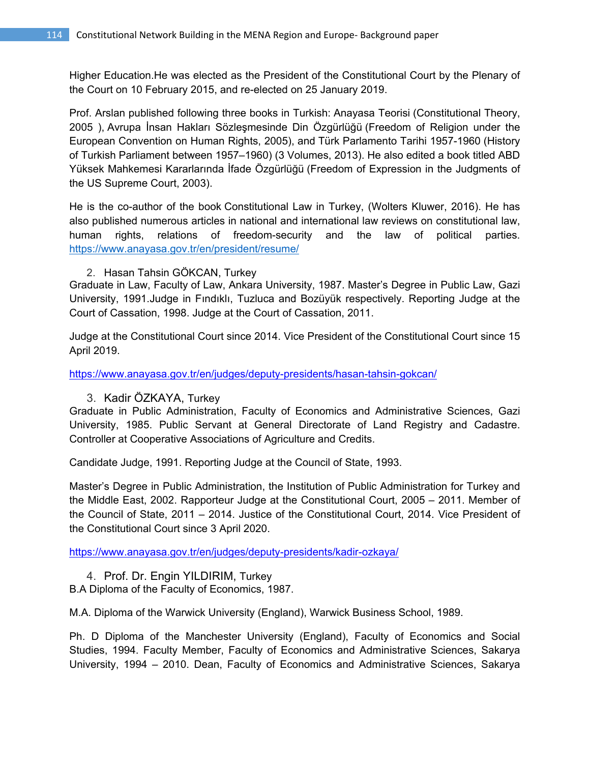Higher Education.He was elected as the President of the Constitutional Court by the Plenary of the Court on 10 February 2015, and re-elected on 25 January 2019.

Prof. Arslan published following three books in Turkish: Anayasa Teorisi (Constitutional Theory, 2005 ), Avrupa İnsan Hakları Sözleşmesinde Din Özgürlüğü (Freedom of Religion under the European Convention on Human Rights, 2005), and Türk Parlamento Tarihi 1957-1960 (History of Turkish Parliament between 1957–1960) (3 Volumes, 2013). He also edited a book titled ABD Yüksek Mahkemesi Kararlarında İfade Özgürlüğü (Freedom of Expression in the Judgments of the US Supreme Court, 2003).

He is the co-author of the book Constitutional Law in Turkey, (Wolters Kluwer, 2016). He has also published numerous articles in national and international law reviews on constitutional law, human rights, relations of freedom-security and the law of political parties. https://www.anayasa.gov.tr/en/president/resume/

2. Hasan Tahsin GÖKCAN, Turkey

Graduate in Law, Faculty of Law, Ankara University, 1987. Master's Degree in Public Law, Gazi University, 1991.Judge in Fındıklı, Tuzluca and Bozüyük respectively. Reporting Judge at the Court of Cassation, 1998. Judge at the Court of Cassation, 2011.

Judge at the Constitutional Court since 2014. Vice President of the Constitutional Court since 15 April 2019.

https://www.anayasa.gov.tr/en/judges/deputy-presidents/hasan-tahsin-gokcan/

3. Kadir ÖZKAYA, Turkey

Graduate in Public Administration, Faculty of Economics and Administrative Sciences, Gazi University, 1985. Public Servant at General Directorate of Land Registry and Cadastre. Controller at Cooperative Associations of Agriculture and Credits.

Candidate Judge, 1991. Reporting Judge at the Council of State, 1993.

Master's Degree in Public Administration, the Institution of Public Administration for Turkey and the Middle East, 2002. Rapporteur Judge at the Constitutional Court, 2005 – 2011. Member of the Council of State, 2011 – 2014. Justice of the Constitutional Court, 2014. Vice President of the Constitutional Court since 3 April 2020.

https://www.anayasa.gov.tr/en/judges/deputy-presidents/kadir-ozkaya/

4. Prof. Dr. Engin YILDIRIM, Turkey

B.A Diploma of the Faculty of Economics, 1987.

M.A. Diploma of the Warwick University (England), Warwick Business School, 1989.

Ph. D Diploma of the Manchester University (England), Faculty of Economics and Social Studies, 1994. Faculty Member, Faculty of Economics and Administrative Sciences, Sakarya University, 1994 – 2010. Dean, Faculty of Economics and Administrative Sciences, Sakarya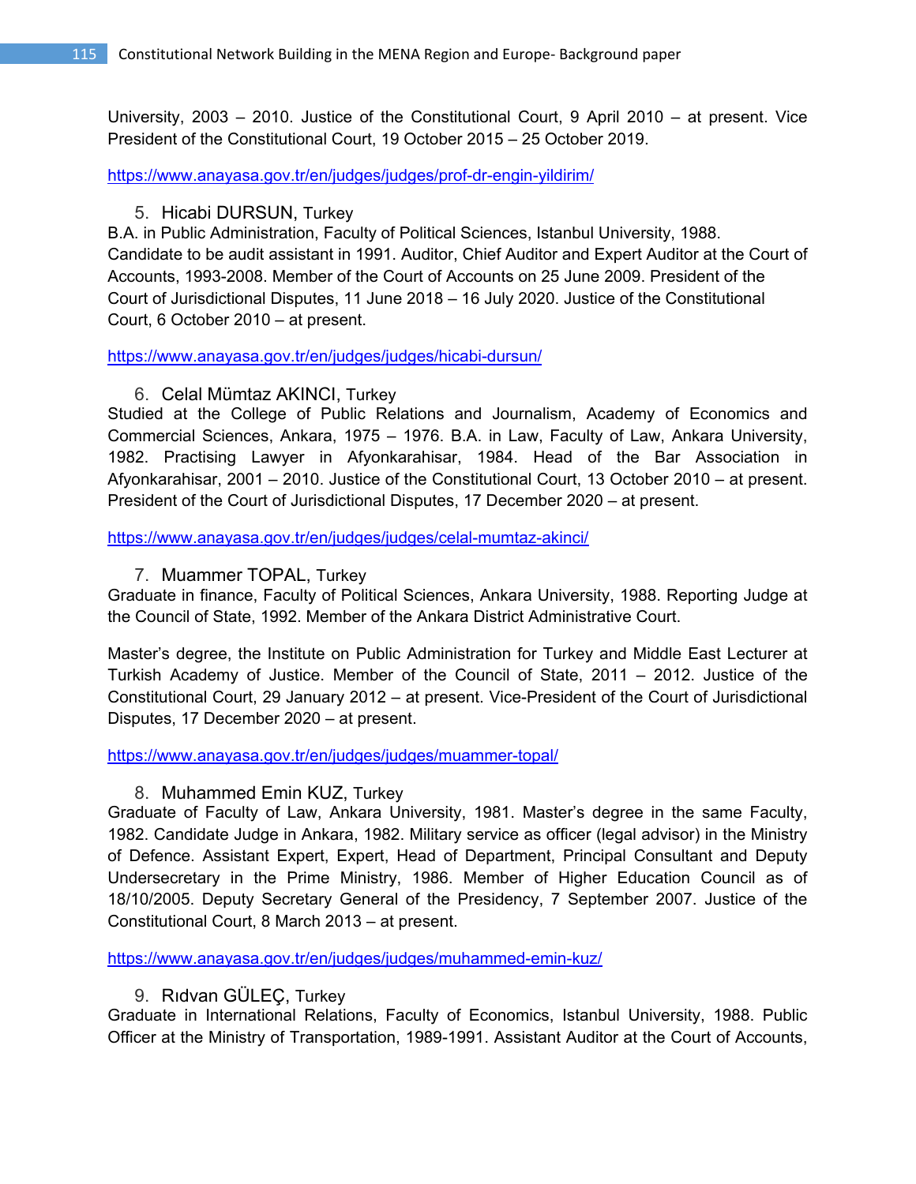University, 2003 – 2010. Justice of the Constitutional Court, 9 April 2010 – at present. Vice President of the Constitutional Court, 19 October 2015 – 25 October 2019.

https://www.anayasa.gov.tr/en/judges/judges/prof-dr-engin-yildirim/

5. Hicabi DURSUN, Turkey

B.A. in Public Administration, Faculty of Political Sciences, Istanbul University, 1988. Candidate to be audit assistant in 1991. Auditor, Chief Auditor and Expert Auditor at the Court of Accounts, 1993-2008. Member of the Court of Accounts on 25 June 2009. President of the Court of Jurisdictional Disputes, 11 June 2018 – 16 July 2020. Justice of the Constitutional Court, 6 October 2010 – at present.

https://www.anayasa.gov.tr/en/judges/judges/hicabi-dursun/

6. Celal Mümtaz AKINCI, Turkey

Studied at the College of Public Relations and Journalism, Academy of Economics and Commercial Sciences, Ankara, 1975 – 1976. B.A. in Law, Faculty of Law, Ankara University, 1982. Practising Lawyer in Afyonkarahisar, 1984. Head of the Bar Association in Afyonkarahisar, 2001 – 2010. Justice of the Constitutional Court, 13 October 2010 – at present. President of the Court of Jurisdictional Disputes, 17 December 2020 – at present.

https://www.anayasa.gov.tr/en/judges/judges/celal-mumtaz-akinci/

7. Muammer TOPAL, Turkey

Graduate in finance, Faculty of Political Sciences, Ankara University, 1988. Reporting Judge at the Council of State, 1992. Member of the Ankara District Administrative Court.

Master's degree, the Institute on Public Administration for Turkey and Middle East Lecturer at Turkish Academy of Justice. Member of the Council of State, 2011 – 2012. Justice of the Constitutional Court, 29 January 2012 – at present. Vice-President of the Court of Jurisdictional Disputes, 17 December 2020 – at present.

https://www.anayasa.gov.tr/en/judges/judges/muammer-topal/

8. Muhammed Emin KUZ, Turkey

Graduate of Faculty of Law, Ankara University, 1981. Master's degree in the same Faculty, 1982. Candidate Judge in Ankara, 1982. Military service as officer (legal advisor) in the Ministry of Defence. Assistant Expert, Expert, Head of Department, Principal Consultant and Deputy Undersecretary in the Prime Ministry, 1986. Member of Higher Education Council as of 18/10/2005. Deputy Secretary General of the Presidency, 7 September 2007. Justice of the Constitutional Court, 8 March 2013 – at present.

https://www.anayasa.gov.tr/en/judges/judges/muhammed-emin-kuz/

9. Rıdvan GÜLEÇ, Turkey

Graduate in International Relations, Faculty of Economics, Istanbul University, 1988. Public Officer at the Ministry of Transportation, 1989-1991. Assistant Auditor at the Court of Accounts,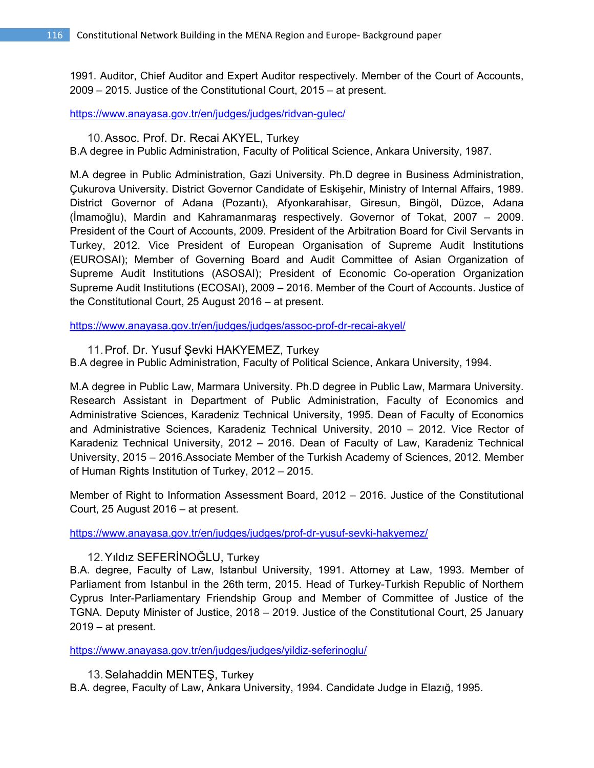1991. Auditor, Chief Auditor and Expert Auditor respectively. Member of the Court of Accounts, 2009 – 2015. Justice of the Constitutional Court, 2015 – at present.

https://www.anayasa.gov.tr/en/judges/judges/ridvan-gulec/

10. Assoc. Prof. Dr. Recai AKYEL, Turkey

B.A degree in Public Administration, Faculty of Political Science, Ankara University, 1987.

M.A degree in Public Administration, Gazi University. Ph.D degree in Business Administration, Çukurova University. District Governor Candidate of Eskişehir, Ministry of Internal Affairs, 1989. District Governor of Adana (Pozantı), Afyonkarahisar, Giresun, Bingöl, Düzce, Adana (İmamoğlu), Mardin and Kahramanmaraş respectively. Governor of Tokat, 2007 – 2009. President of the Court of Accounts, 2009. President of the Arbitration Board for Civil Servants in Turkey, 2012. Vice President of European Organisation of Supreme Audit Institutions (EUROSAI); Member of Governing Board and Audit Committee of Asian Organization of Supreme Audit Institutions (ASOSAI); President of Economic Co-operation Organization Supreme Audit Institutions (ECOSAI), 2009 – 2016. Member of the Court of Accounts. Justice of the Constitutional Court, 25 August 2016 – at present.

https://www.anayasa.gov.tr/en/judges/judges/assoc-prof-dr-recai-akyel/

11. Prof. Dr. Yusuf Şevki HAKYEMEZ, Turkey

B.A degree in Public Administration, Faculty of Political Science, Ankara University, 1994.

M.A degree in Public Law, Marmara University. Ph.D degree in Public Law, Marmara University. Research Assistant in Department of Public Administration, Faculty of Economics and Administrative Sciences, Karadeniz Technical University, 1995. Dean of Faculty of Economics and Administrative Sciences, Karadeniz Technical University, 2010 – 2012. Vice Rector of Karadeniz Technical University, 2012 – 2016. Dean of Faculty of Law, Karadeniz Technical University, 2015 – 2016.Associate Member of the Turkish Academy of Sciences, 2012. Member of Human Rights Institution of Turkey, 2012 – 2015.

Member of Right to Information Assessment Board, 2012 – 2016. Justice of the Constitutional Court, 25 August 2016 – at present.

https://www.anayasa.gov.tr/en/judges/judges/prof-dr-yusuf-sevki-hakyemez/

12. Yıldız SEFERİNOĞLU, Turkey

B.A. degree, Faculty of Law, Istanbul University, 1991. Attorney at Law, 1993. Member of Parliament from Istanbul in the 26th term, 2015. Head of Turkey-Turkish Republic of Northern Cyprus Inter-Parliamentary Friendship Group and Member of Committee of Justice of the TGNA. Deputy Minister of Justice, 2018 – 2019. Justice of the Constitutional Court, 25 January 2019 – at present.

https://www.anayasa.gov.tr/en/judges/judges/yildiz-seferinoglu/

13. Selahaddin MENTEŞ, Turkey

B.A. degree, Faculty of Law, Ankara University, 1994. Candidate Judge in Elazığ, 1995.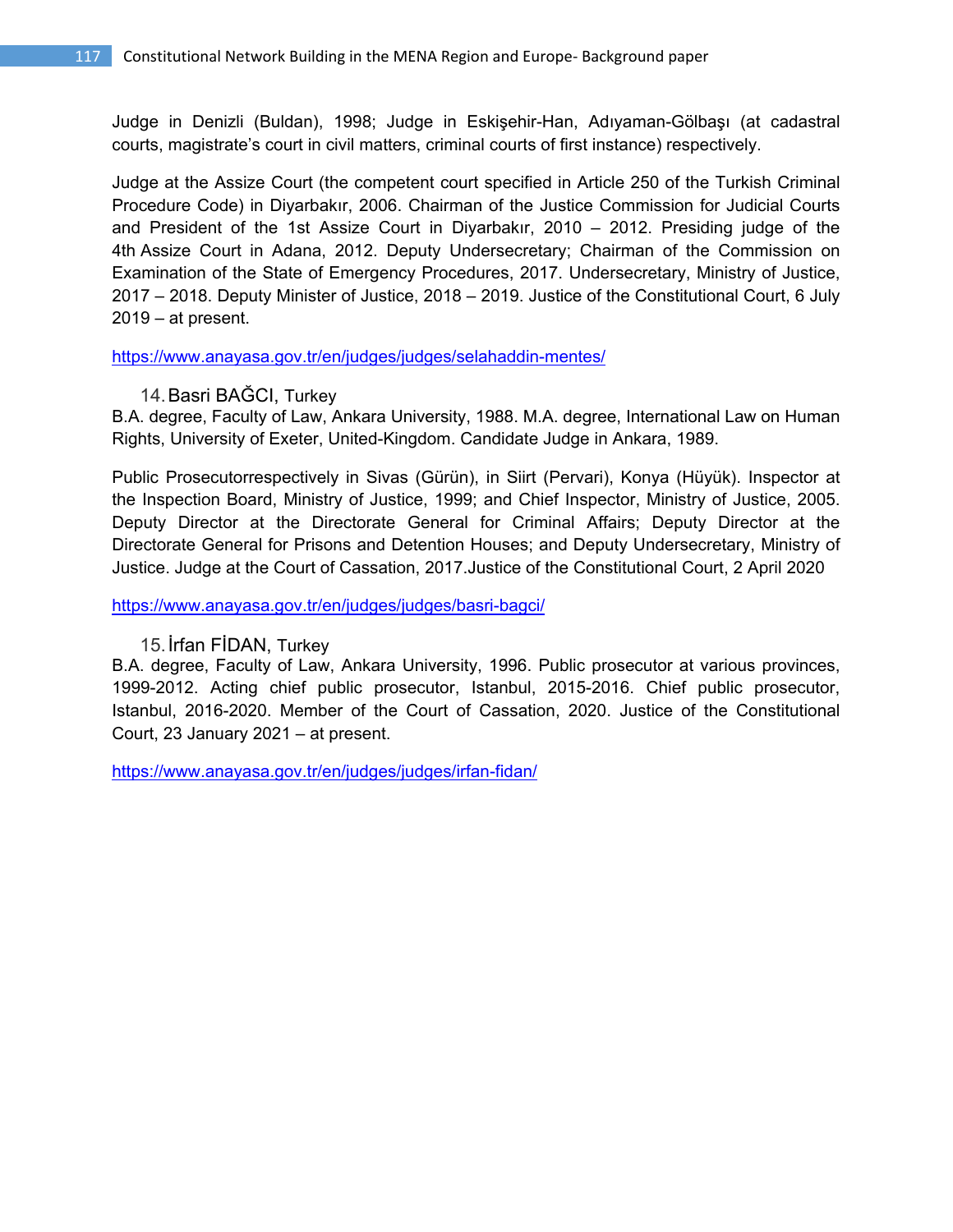Judge in Denizli (Buldan), 1998; Judge in Eskişehir-Han, Adıyaman-Gölbaşı (at cadastral courts, magistrate's court in civil matters, criminal courts of first instance) respectively.

Judge at the Assize Court (the competent court specified in Article 250 of the Turkish Criminal Procedure Code) in Diyarbakır, 2006. Chairman of the Justice Commission for Judicial Courts and President of the 1st Assize Court in Diyarbakır, 2010 – 2012. Presiding judge of the 4th Assize Court in Adana, 2012. Deputy Undersecretary; Chairman of the Commission on Examination of the State of Emergency Procedures, 2017. Undersecretary, Ministry of Justice, 2017 – 2018. Deputy Minister of Justice, 2018 – 2019. Justice of the Constitutional Court, 6 July 2019 – at present.

https://www.anayasa.gov.tr/en/judges/judges/selahaddin-mentes/

14. Basri BAĞCI, Turkey

B.A. degree, Faculty of Law, Ankara University, 1988. M.A. degree, International Law on Human Rights, University of Exeter, United-Kingdom. Candidate Judge in Ankara, 1989.

Public Prosecutorrespectively in Sivas (Gürün), in Siirt (Pervari), Konya (Hüyük). Inspector at the Inspection Board, Ministry of Justice, 1999; and Chief Inspector, Ministry of Justice, 2005. Deputy Director at the Directorate General for Criminal Affairs; Deputy Director at the Directorate General for Prisons and Detention Houses; and Deputy Undersecretary, Ministry of Justice. Judge at the Court of Cassation, 2017.Justice of the Constitutional Court, 2 April 2020

https://www.anayasa.gov.tr/en/judges/judges/basri-bagci/

15. İrfan FİDAN, Turkey

B.A. degree, Faculty of Law, Ankara University, 1996. Public prosecutor at various provinces, 1999-2012. Acting chief public prosecutor, Istanbul, 2015-2016. Chief public prosecutor, Istanbul, 2016-2020. Member of the Court of Cassation, 2020. Justice of the Constitutional Court, 23 January 2021 – at present.

https://www.anayasa.gov.tr/en/judges/judges/irfan-fidan/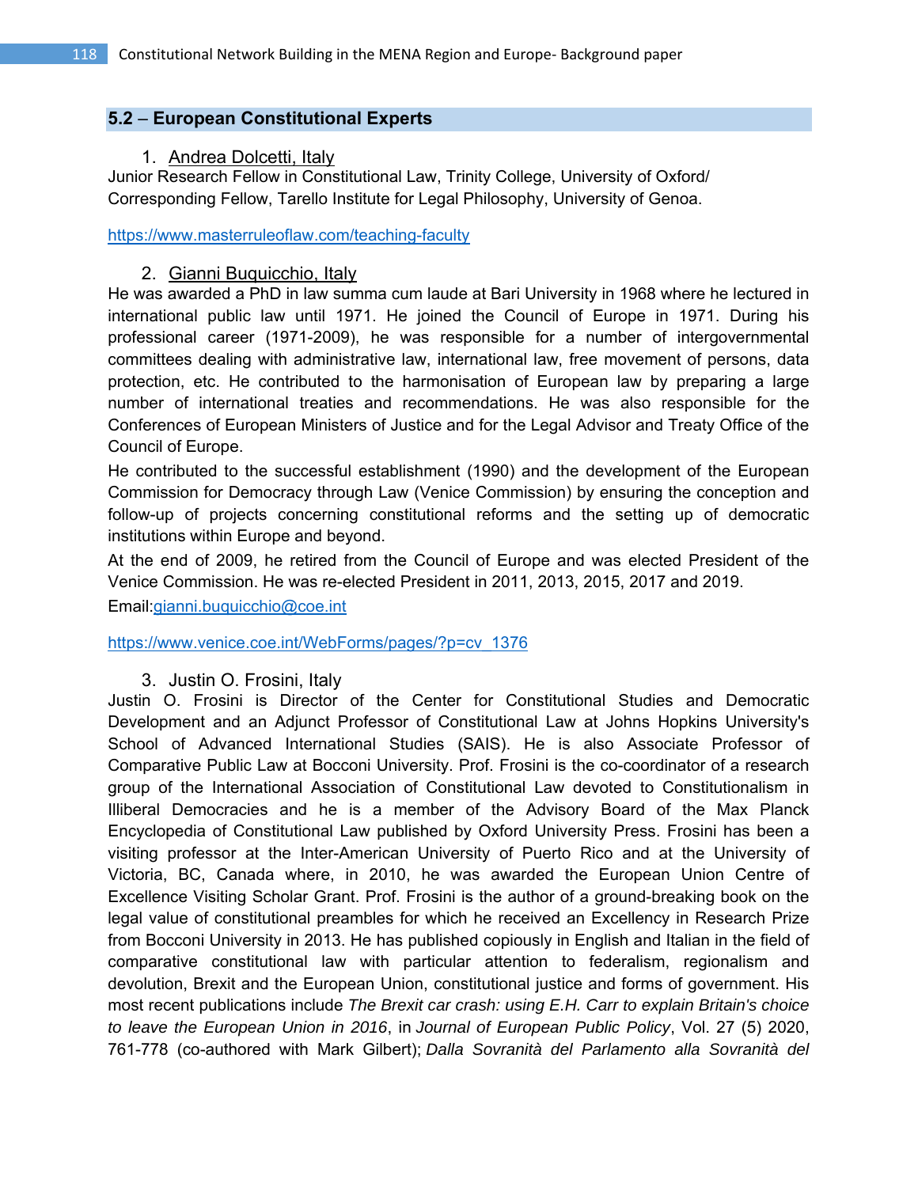## 5.2 – European Constitutional Experts

1. Andrea Dolcetti, Italy

Junior Research Fellow in Constitutional Law, Trinity College, University of Oxford/ Corresponding Fellow, Tarello Institute for Legal Philosophy, University of Genoa.

https://www.masterruleoflaw.com/teaching-faculty

2. Gianni Buquicchio, Italy

He was awarded a PhD in law summa cum laude at Bari University in 1968 where he lectured in international public law until 1971. He joined the Council of Europe in 1971. During his professional career (1971-2009), he was responsible for a number of intergovernmental committees dealing with administrative law, international law, free movement of persons, data protection, etc. He contributed to the harmonisation of European law by preparing a large number of international treaties and recommendations. He was also responsible for the Conferences of European Ministers of Justice and for the Legal Advisor and Treaty Office of the Council of Europe.

He contributed to the successful establishment (1990) and the development of the European Commission for Democracy through Law (Venice Commission) by ensuring the conception and follow-up of projects concerning constitutional reforms and the setting up of democratic institutions within Europe and beyond.

At the end of 2009, he retired from the Council of Europe and was elected President of the Venice Commission. He was re-elected President in 2011, 2013, 2015, 2017 and 2019.

Email:gianni.buquicchio@coe.int

https://www.venice.coe.int/WebForms/pages/?p=cv_1376

3. Justin O. Frosini, Italy

Justin O. Frosini is Director of the Center for Constitutional Studies and Democratic Development and an Adjunct Professor of Constitutional Law at Johns Hopkins University's School of Advanced International Studies (SAIS). He is also Associate Professor of Comparative Public Law at Bocconi University. Prof. Frosini is the co-coordinator of a research group of the International Association of Constitutional Law devoted to Constitutionalism in Illiberal Democracies and he is a member of the Advisory Board of the Max Planck Encyclopedia of Constitutional Law published by Oxford University Press. Frosini has been a visiting professor at the Inter-American University of Puerto Rico and at the University of Victoria, BC, Canada where, in 2010, he was awarded the European Union Centre of Excellence Visiting Scholar Grant. Prof. Frosini is the author of a ground-breaking book on the legal value of constitutional preambles for which he received an Excellency in Research Prize from Bocconi University in 2013. He has published copiously in English and Italian in the field of comparative constitutional law with particular attention to federalism, regionalism and devolution, Brexit and the European Union, constitutional justice and forms of government. His most recent publications include *The Brexit car crash: using E.H. Carr to explain Britain's choice to leave the European Union in 2016*, in *Journal of European Public Policy*, Vol. 27 (5) 2020, 761-778 (co-authored with Mark Gilbert); *Dalla Sovranità del Parlamento alla Sovranità del*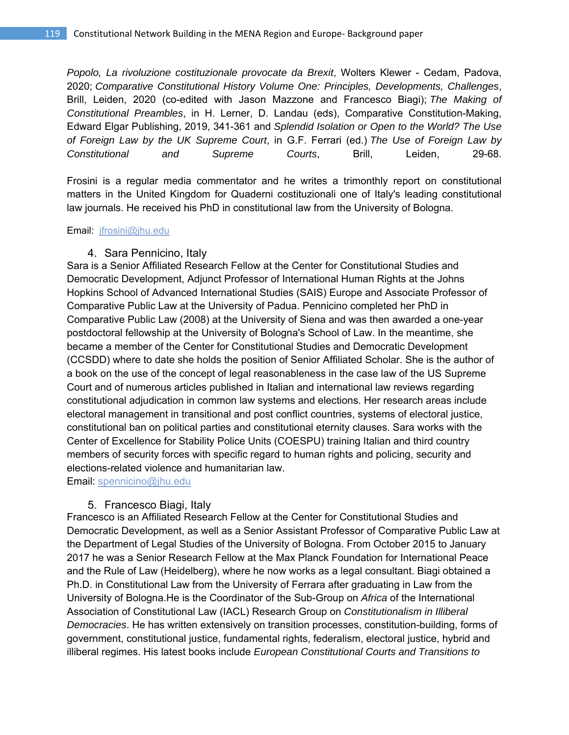*Popolo, La rivoluzione costituzionale provocate da Brexit*, Wolters Klewer - Cedam, Padova, 2020; *Comparative Constitutional History Volume One: Principles, Developments, Challenges*, Brill, Leiden, 2020 (co-edited with Jason Mazzone and Francesco Biagi); *The Making of Constitutional Preambles*, in H. Lerner, D. Landau (eds), Comparative Constitution-Making, Edward Elgar Publishing, 2019, 341-361 and *Splendid Isolation or Open to the World? The Use of Foreign Law by the UK Supreme Court*, in G.F. Ferrari (ed.) *The Use of Foreign Law by Constitutional and Supreme Courts*, Brill, Leiden, 29-68.

Frosini is a regular media commentator and he writes a trimonthly report on constitutional matters in the United Kingdom for Quaderni costituzionali one of Italy's leading constitutional law journals. He received his PhD in constitutional law from the University of Bologna.

Email: jfrosini@jhu.edu

4. Sara Pennicino, Italy

Sara is a Senior Affiliated Research Fellow at the Center for Constitutional Studies and Democratic Development, Adjunct Professor of International Human Rights at the Johns Hopkins School of Advanced International Studies (SAIS) Europe and Associate Professor of Comparative Public Law at the University of Padua. Pennicino completed her PhD in Comparative Public Law (2008) at the University of Siena and was then awarded a one-year postdoctoral fellowship at the University of Bologna's School of Law. In the meantime, she became a member of the Center for Constitutional Studies and Democratic Development (CCSDD) where to date she holds the position of Senior Affiliated Scholar. She is the author of a book on the use of the concept of legal reasonableness in the case law of the US Supreme Court and of numerous articles published in Italian and international law reviews regarding constitutional adjudication in common law systems and elections. Her research areas include electoral management in transitional and post conflict countries, systems of electoral justice, constitutional ban on political parties and constitutional eternity clauses. Sara works with the Center of Excellence for Stability Police Units (COESPU) training Italian and third country members of security forces with specific regard to human rights and policing, security and elections-related violence and humanitarian law.
Email: spennicino@jhu.edu

5. Francesco Biagi, Italy

Francesco is an Affiliated Research Fellow at the Center for Constitutional Studies and Democratic Development, as well as a Senior Assistant Professor of Comparative Public Law at the Department of Legal Studies of the University of Bologna. From October 2015 to January 2017 he was a Senior Research Fellow at the Max Planck Foundation for International Peace and the Rule of Law (Heidelberg), where he now works as a legal consultant. Biagi obtained a Ph.D. in Constitutional Law from the University of Ferrara after graduating in Law from the University of Bologna.He is the Coordinator of the Sub-Group on *Africa* of the International Association of Constitutional Law (IACL) Research Group on *Constitutionalism in Illiberal Democracies*. He has written extensively on transition processes, constitution-building, forms of government, constitutional justice, fundamental rights, federalism, electoral justice, hybrid and illiberal regimes. His latest books include *European Constitutional Courts and Transitions to*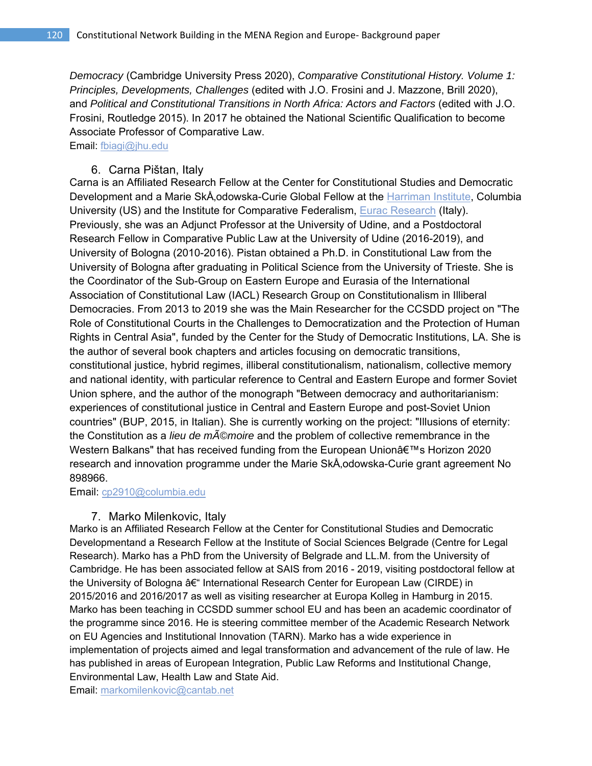*Democracy* (Cambridge University Press 2020), *Comparative Constitutional History. Volume 1: Principles, Developments, Challenges* (edited with J.O. Frosini and J. Mazzone, Brill 2020), and *Political and Constitutional Transitions in North Africa: Actors and Factors* (edited with J.O. Frosini, Routledge 2015). In 2017 he obtained the National Scientific Qualification to become Associate Professor of Comparative Law.
Email: fbiagi@jhu.edu

6. Carna Pištan, Italy

Carna is an Affiliated Research Fellow at the Center for Constitutional Studies and Democratic Development and a Marie SkÅ‚odowska-Curie Global Fellow at the Harriman Institute, Columbia University (US) and the Institute for Comparative Federalism, Eurac Research (Italy). Previously, she was an Adjunct Professor at the University of Udine, and a Postdoctoral Research Fellow in Comparative Public Law at the University of Udine (2016-2019), and University of Bologna (2010-2016). Pistan obtained a Ph.D. in Constitutional Law from the University of Bologna after graduating in Political Science from the University of Trieste. She is the Coordinator of the Sub-Group on Eastern Europe and Eurasia of the International Association of Constitutional Law (IACL) Research Group on Constitutionalism in Illiberal Democracies. From 2013 to 2019 she was the Main Researcher for the CCSDD project on "The Role of Constitutional Courts in the Challenges to Democratization and the Protection of Human Rights in Central Asia", funded by the Center for the Study of Democratic Institutions, LA. She is the author of several book chapters and articles focusing on democratic transitions, constitutional justice, hybrid regimes, illiberal constitutionalism, nationalism, collective memory and national identity, with particular reference to Central and Eastern Europe and former Soviet Union sphere, and the author of the monograph "Between democracy and authoritarianism: experiences of constitutional justice in Central and Eastern Europe and post-Soviet Union countries" (BUP, 2015, in Italian). She is currently working on the project: "Illusions of eternity: the Constitution as a *lieu de mÃ©moire* and the problem of collective remembrance in the Western Balkans" that has received funding from the European Unionâ€™s Horizon 2020 research and innovation programme under the Marie SkÅ‚odowska-Curie grant agreement No 898966.
Email: cp2910@columbia.edu

7. Marko Milenkovic, Italy

Marko is an Affiliated Research Fellow at the Center for Constitutional Studies and Democratic Developmentand a Research Fellow at the Institute of Social Sciences Belgrade (Centre for Legal Research). Marko has a PhD from the University of Belgrade and LL.M. from the University of Cambridge. He has been associated fellow at SAIS from 2016 - 2019, visiting postdoctoral fellow at the University of Bologna â€" International Research Center for European Law (CIRDE) in 2015/2016 and 2016/2017 as well as visiting researcher at Europa Kolleg in Hamburg in 2015. Marko has been teaching in CCSDD summer school EU and has been an academic coordinator of the programme since 2016. He is steering committee member of the Academic Research Network on EU Agencies and Institutional Innovation (TARN). Marko has a wide experience in implementation of projects aimed and legal transformation and advancement of the rule of law. He has published in areas of European Integration, Public Law Reforms and Institutional Change, Environmental Law, Health Law and State Aid.
Email: markomilenkovic@cantab.net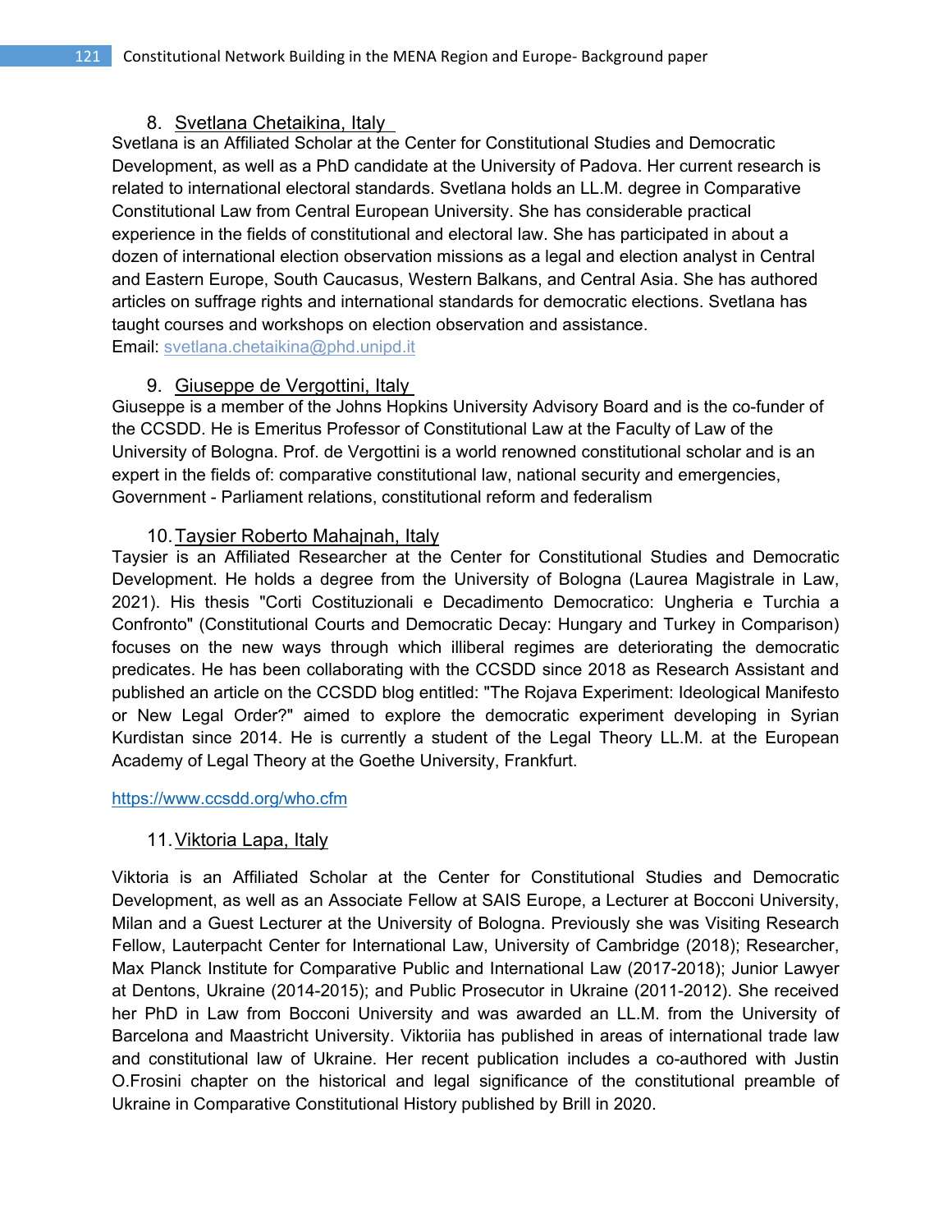8. Svetlana Chetaikina, Italy

Svetlana is an Affiliated Scholar at the Center for Constitutional Studies and Democratic Development, as well as a PhD candidate at the University of Padova. Her current research is related to international electoral standards. Svetlana holds an LL.M. degree in Comparative Constitutional Law from Central European University. She has considerable practical experience in the fields of constitutional and electoral law. She has participated in about a dozen of international election observation missions as a legal and election analyst in Central and Eastern Europe, South Caucasus, Western Balkans, and Central Asia. She has authored articles on suffrage rights and international standards for democratic elections. Svetlana has taught courses and workshops on election observation and assistance.
Email: svetlana.chetaikina@phd.unipd.it

9. Giuseppe de Vergottini, Italy

Giuseppe is a member of the Johns Hopkins University Advisory Board and is the co-funder of the CCSDD. He is Emeritus Professor of Constitutional Law at the Faculty of Law of the University of Bologna. Prof. de Vergottini is a world renowned constitutional scholar and is an expert in the fields of: comparative constitutional law, national security and emergencies, Government - Parliament relations, constitutional reform and federalism

10. Taysier Roberto Mahajnah, Italy

Taysier is an Affiliated Researcher at the Center for Constitutional Studies and Democratic Development. He holds a degree from the University of Bologna (Laurea Magistrale in Law, 2021). His thesis "Corti Costituzionali e Decadimento Democratico: Ungheria e Turchia a Confronto" (Constitutional Courts and Democratic Decay: Hungary and Turkey in Comparison) focuses on the new ways through which illiberal regimes are deteriorating the democratic predicates. He has been collaborating with the CCSDD since 2018 as Research Assistant and published an article on the CCSDD blog entitled: "The Rojava Experiment: Ideological Manifesto or New Legal Order?" aimed to explore the democratic experiment developing in Syrian Kurdistan since 2014. He is currently a student of the Legal Theory LL.M. at the European Academy of Legal Theory at the Goethe University, Frankfurt.

https://www.ccsdd.org/who.cfm

11. Viktoria Lapa, Italy

Viktoria is an Affiliated Scholar at the Center for Constitutional Studies and Democratic Development, as well as an Associate Fellow at SAIS Europe, a Lecturer at Bocconi University, Milan and a Guest Lecturer at the University of Bologna. Previously she was Visiting Research Fellow, Lauterpacht Center for International Law, University of Cambridge (2018); Researcher, Max Planck Institute for Comparative Public and International Law (2017-2018); Junior Lawyer at Dentons, Ukraine (2014-2015); and Public Prosecutor in Ukraine (2011-2012). She received her PhD in Law from Bocconi University and was awarded an LL.M. from the University of Barcelona and Maastricht University. Viktoriia has published in areas of international trade law and constitutional law of Ukraine. Her recent publication includes a co-authored with Justin O.Frosini chapter on the historical and legal significance of the constitutional preamble of Ukraine in Comparative Constitutional History published by Brill in 2020.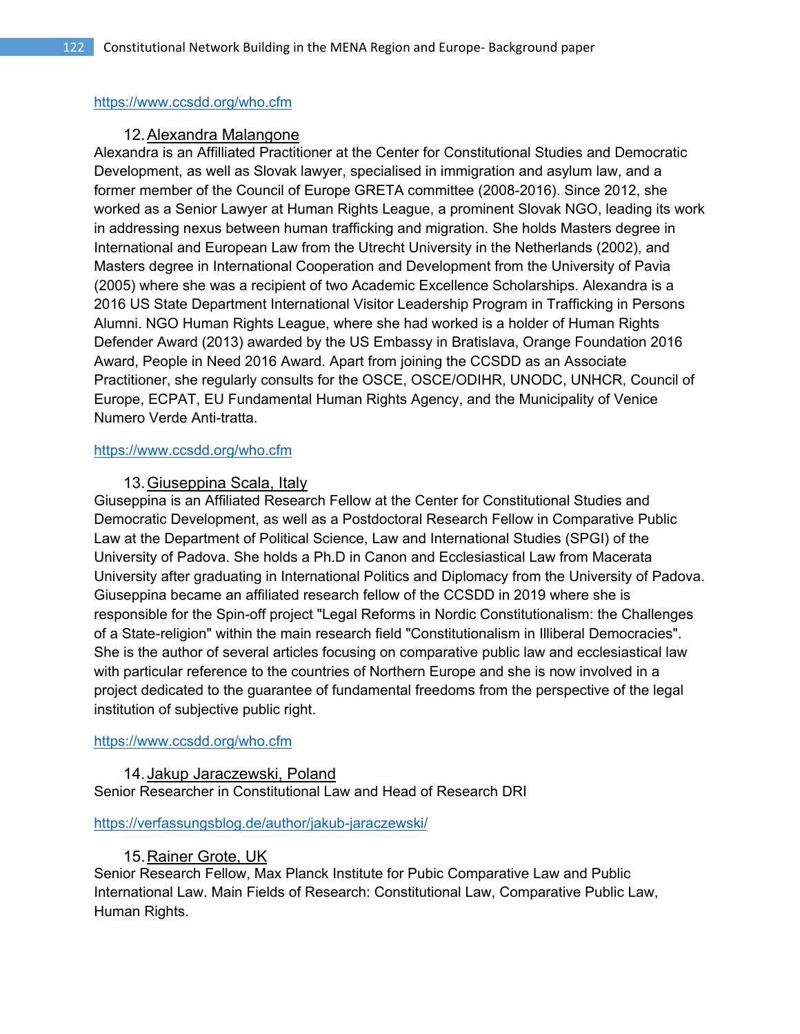https://www.ccsdd.org/who.cfm

12. Alexandra Malangone

Alexandra is an Affilliated Practitioner at the Center for Constitutional Studies and Democratic Development, as well as Slovak lawyer, specialised in immigration and asylum law, and a former member of the Council of Europe GRETA committee (2008-2016). Since 2012, she worked as a Senior Lawyer at Human Rights League, a prominent Slovak NGO, leading its work in addressing nexus between human trafficking and migration. She holds Masters degree in International and European Law from the Utrecht University in the Netherlands (2002), and Masters degree in International Cooperation and Development from the University of Pavia (2005) where she was a recipient of two Academic Excellence Scholarships. Alexandra is a 2016 US State Department International Visitor Leadership Program in Trafficking in Persons Alumni. NGO Human Rights League, where she had worked is a holder of Human Rights Defender Award (2013) awarded by the US Embassy in Bratislava, Orange Foundation 2016 Award, People in Need 2016 Award. Apart from joining the CCSDD as an Associate Practitioner, she regularly consults for the OSCE, OSCE/ODIHR, UNODC, UNHCR, Council of Europe, ECPAT, EU Fundamental Human Rights Agency, and the Municipality of Venice Numero Verde Anti-tratta.

https://www.ccsdd.org/who.cfm

13. Giuseppina Scala, Italy

Giuseppina is an Affiliated Research Fellow at the Center for Constitutional Studies and Democratic Development, as well as a Postdoctoral Research Fellow in Comparative Public Law at the Department of Political Science, Law and International Studies (SPGI) of the University of Padova. She holds a Ph.D in Canon and Ecclesiastical Law from Macerata University after graduating in International Politics and Diplomacy from the University of Padova. Giuseppina became an affiliated research fellow of the CCSDD in 2019 where she is responsible for the Spin-off project "Legal Reforms in Nordic Constitutionalism: the Challenges of a State-religion" within the main research field "Constitutionalism in Illiberal Democracies". She is the author of several articles focusing on comparative public law and ecclesiastical law with particular reference to the countries of Northern Europe and she is now involved in a project dedicated to the guarantee of fundamental freedoms from the perspective of the legal institution of subjective public right.

https://www.ccsdd.org/who.cfm

14. Jakup Jaraczewski, Poland

Senior Researcher in Constitutional Law and Head of Research DRI

https://verfassungsblog.de/author/jakub-jaraczewski/

15. Rainer Grote, UK

Senior Research Fellow, Max Planck Institute for Pubic Comparative Law and Public International Law. Main Fields of Research: Constitutional Law, Comparative Public Law, Human Rights.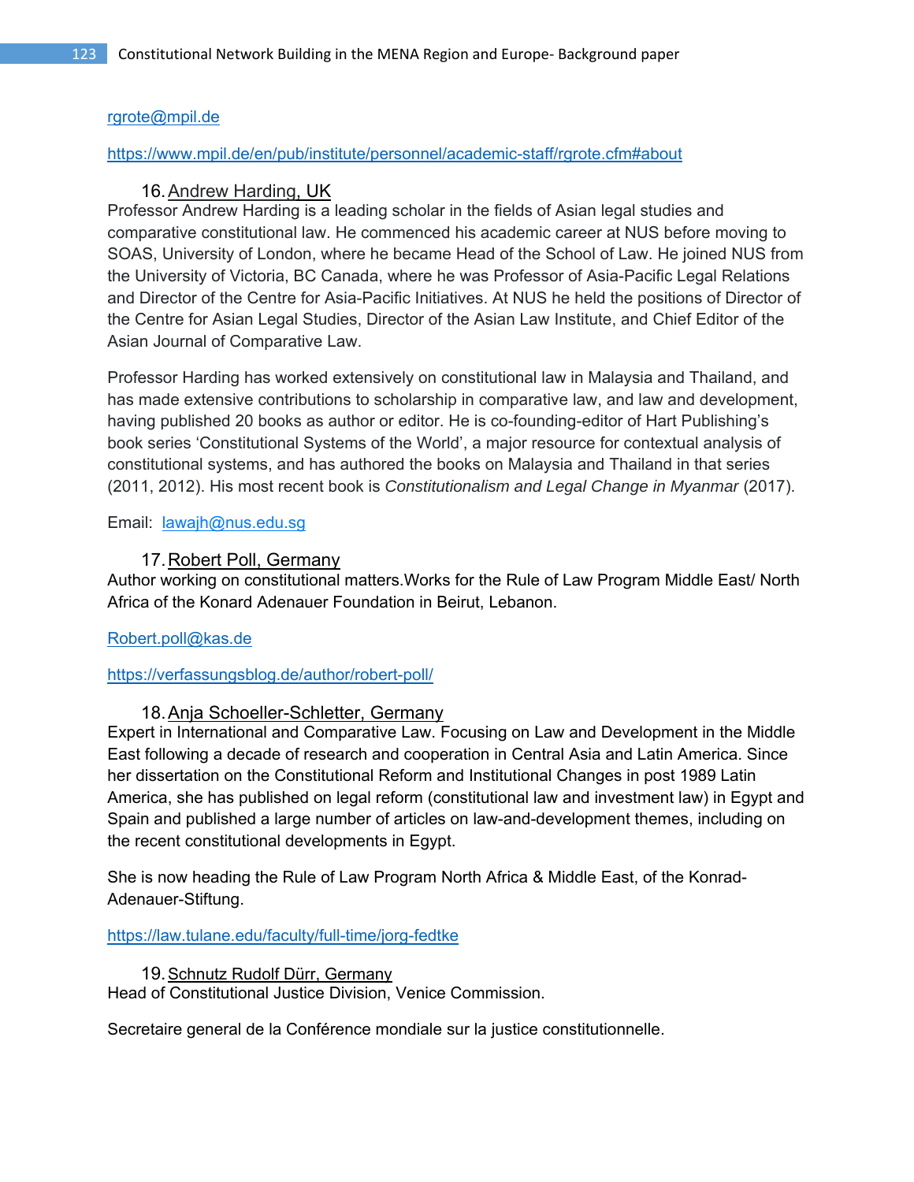rgrote@mpil.de

https://www.mpil.de/en/pub/institute/personnel/academic-staff/rgrote.cfm#about

16. Andrew Harding, UK

Professor Andrew Harding is a leading scholar in the fields of Asian legal studies and comparative constitutional law. He commenced his academic career at NUS before moving to SOAS, University of London, where he became Head of the School of Law. He joined NUS from the University of Victoria, BC Canada, where he was Professor of Asia-Pacific Legal Relations and Director of the Centre for Asia-Pacific Initiatives. At NUS he held the positions of Director of the Centre for Asian Legal Studies, Director of the Asian Law Institute, and Chief Editor of the Asian Journal of Comparative Law.

Professor Harding has worked extensively on constitutional law in Malaysia and Thailand, and has made extensive contributions to scholarship in comparative law, and law and development, having published 20 books as author or editor. He is co-founding-editor of Hart Publishing's book series 'Constitutional Systems of the World', a major resource for contextual analysis of constitutional systems, and has authored the books on Malaysia and Thailand in that series (2011, 2012). His most recent book is *Constitutionalism and Legal Change in Myanmar* (2017).

Email: lawajh@nus.edu.sg

17. Robert Poll, Germany

Author working on constitutional matters.Works for the Rule of Law Program Middle East/ North Africa of the Konard Adenauer Foundation in Beirut, Lebanon.

Robert.poll@kas.de

https://verfassungsblog.de/author/robert-poll/

18. Anja Schoeller-Schletter, Germany

Expert in International and Comparative Law. Focusing on Law and Development in the Middle East following a decade of research and cooperation in Central Asia and Latin America. Since her dissertation on the Constitutional Reform and Institutional Changes in post 1989 Latin America, she has published on legal reform (constitutional law and investment law) in Egypt and Spain and published a large number of articles on law-and-development themes, including on the recent constitutional developments in Egypt.

She is now heading the Rule of Law Program North Africa & Middle East, of the Konrad-Adenauer-Stiftung.

https://law.tulane.edu/faculty/full-time/jorg-fedtke

19. Schnutz Rudolf Dürr, Germany

Head of Constitutional Justice Division, Venice Commission.

Secretaire general de la Conférence mondiale sur la justice constitutionnelle.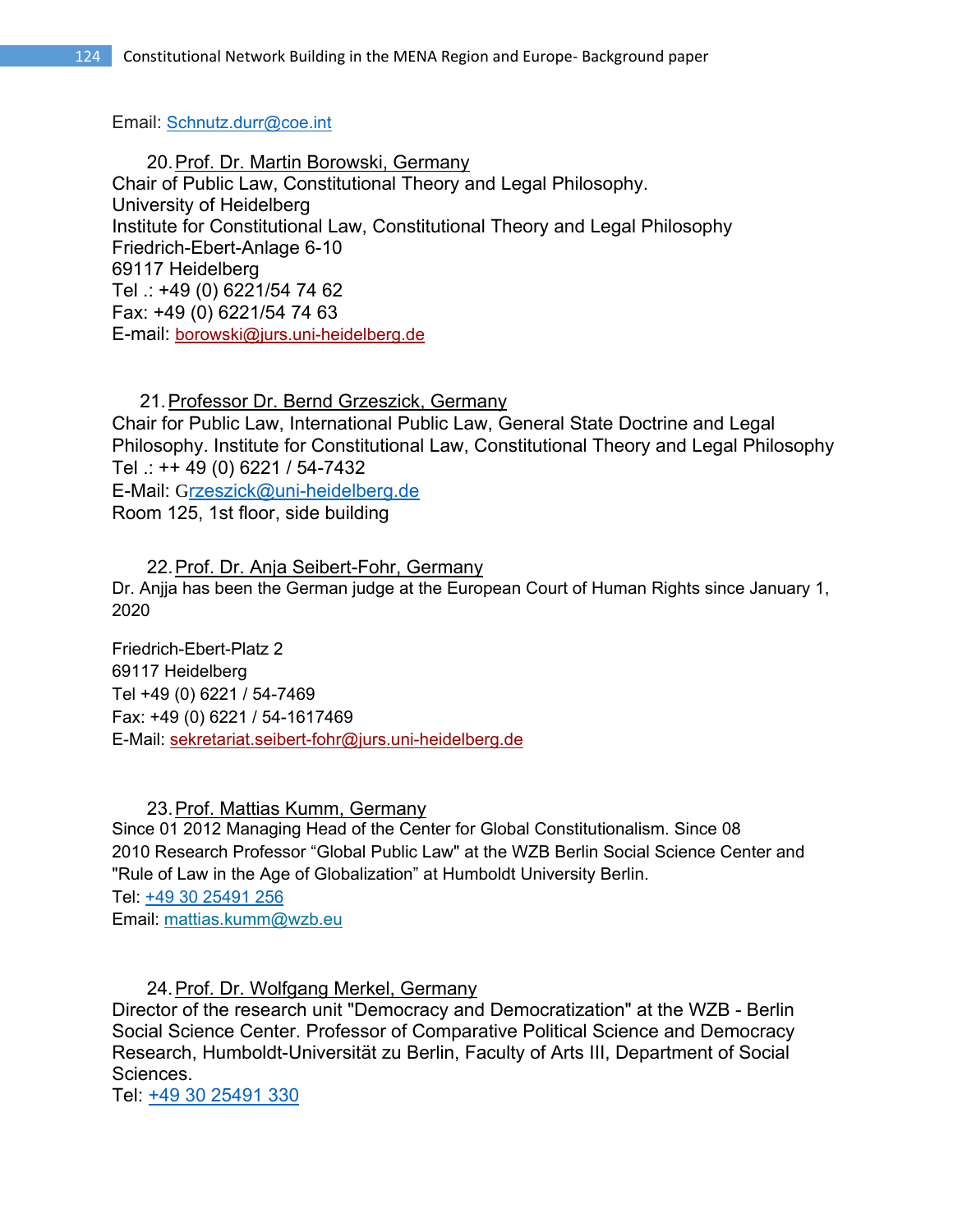Email: Schnutz.durr@coe.int

20. Prof. Dr. Martin Borowski, Germany

Chair of Public Law, Constitutional Theory and Legal Philosophy.
University of Heidelberg
Institute for Constitutional Law, Constitutional Theory and Legal Philosophy
Friedrich-Ebert-Anlage 6-10
69117 Heidelberg
Tel .: +49 (0) 6221/54 74 62
Fax: +49 (0) 6221/54 74 63
E-mail: borowski@jurs.uni-heidelberg.de

21. Professor Dr. Bernd Grzeszick, Germany

Chair for Public Law, International Public Law, General State Doctrine and Legal Philosophy. Institute for Constitutional Law, Constitutional Theory and Legal Philosophy
Tel .: ++ 49 (0) 6221 / 54-7432
E-Mail: Grzeszick@uni-heidelberg.de
Room 125, 1st floor, side building

22. Prof. Dr. Anja Seibert-Fohr, Germany

Dr. Anjja has been the German judge at the European Court of Human Rights since January 1, 2020

Friedrich-Ebert-Platz 2
69117 Heidelberg
Tel +49 (0) 6221 / 54-7469
Fax: +49 (0) 6221 / 54-1617469
E-Mail: sekretariat.seibert-fohr@jurs.uni-heidelberg.de

23. Prof. Mattias Kumm, Germany

Since 01 2012 Managing Head of the Center for Global Constitutionalism. Since 08 2010 Research Professor "Global Public Law" at the WZB Berlin Social Science Center and "Rule of Law in the Age of Globalization" at Humboldt University Berlin.
Tel: +49 30 25491 256
Email: mattias.kumm@wzb.eu

24. Prof. Dr. Wolfgang Merkel, Germany

Director of the research unit "Democracy and Democratization" at the WZB - Berlin Social Science Center. Professor of Comparative Political Science and Democracy Research, Humboldt-Universität zu Berlin, Faculty of Arts III, Department of Social Sciences.
Tel: +49 30 25491 330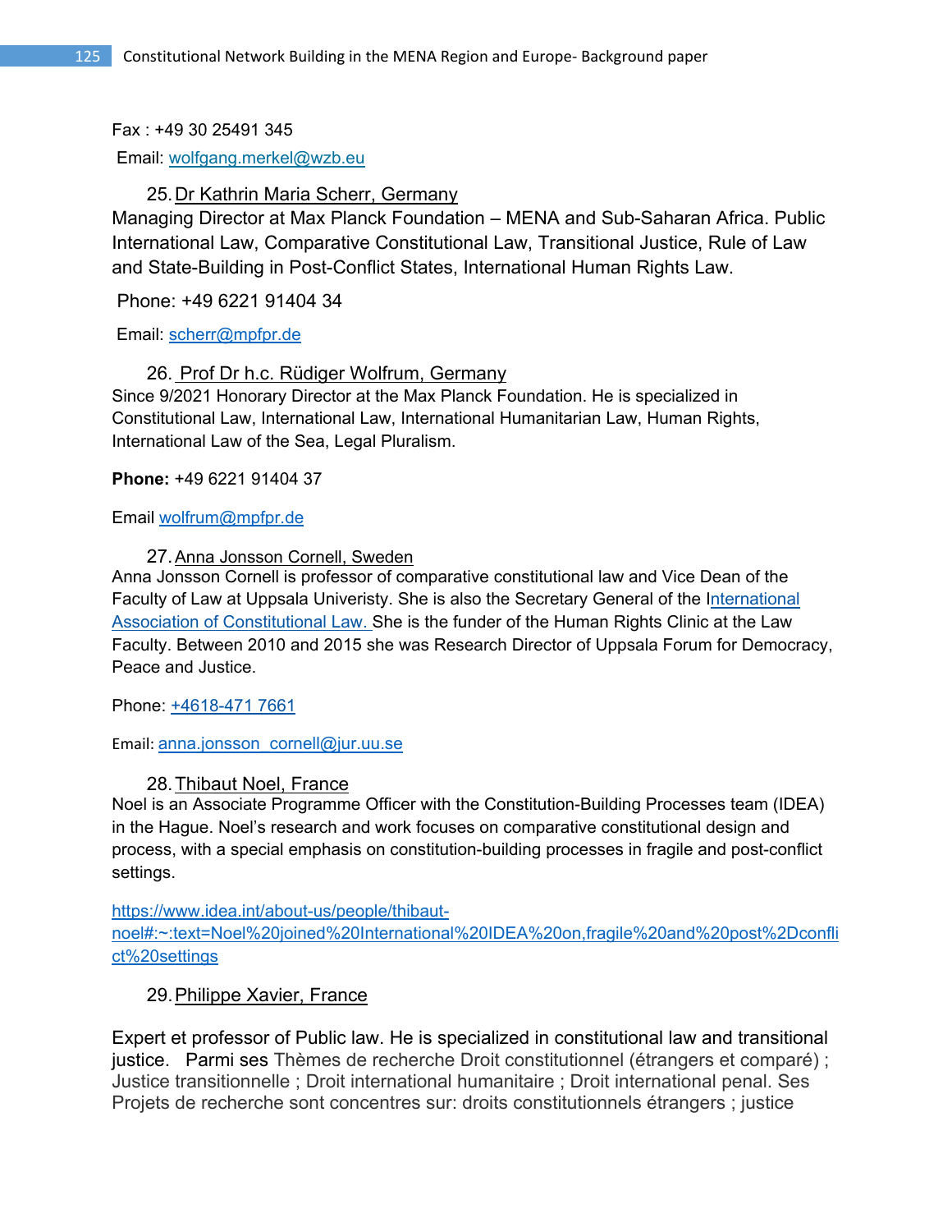Fax : +49 30 25491 345

Email: wolfgang.merkel@wzb.eu

25. Dr Kathrin Maria Scherr, Germany

Managing Director at Max Planck Foundation – MENA and Sub-Saharan Africa. Public International Law, Comparative Constitutional Law, Transitional Justice, Rule of Law and State-Building in Post-Conflict States, International Human Rights Law.

Phone: +49 6221 91404 34

Email: scherr@mpfpr.de

26. Prof Dr h.c. Rüdiger Wolfrum, Germany

Since 9/2021 Honorary Director at the Max Planck Foundation. He is specialized in Constitutional Law, International Law, International Humanitarian Law, Human Rights, International Law of the Sea, Legal Pluralism.

**Phone:** +49 6221 91404 37

Email wolfrum@mpfpr.de

27. Anna Jonsson Cornell, Sweden

Anna Jonsson Cornell is professor of comparative constitutional law and Vice Dean of the Faculty of Law at Uppsala Univeristy. She is also the Secretary General of the International Association of Constitutional Law. She is the funder of the Human Rights Clinic at the Law Faculty. Between 2010 and 2015 she was Research Director of Uppsala Forum for Democracy, Peace and Justice.

Phone: +4618-471 7661

Email: anna.jonsson_cornell@jur.uu.se

28. Thibaut Noel, France

Noel is an Associate Programme Officer with the Constitution-Building Processes team (IDEA) in the Hague. Noel's research and work focuses on comparative constitutional design and process, with a special emphasis on constitution-building processes in fragile and post-conflict settings.

https://www.idea.int/about-us/people/thibaut-noel#:~:text=Noel%20joined%20International%20IDEA%20on,fragile%20and%20post%2Dconflict%20settings

29. Philippe Xavier, France

Expert et professor of Public law. He is specialized in constitutional law and transitional justice. Parmi ses Thèmes de recherche Droit constitutionnel (étrangers et comparé) ; Justice transitionnelle ; Droit international humanitaire ; Droit international penal. Ses Projets de recherche sont concentres sur: droits constitutionnels étrangers ; justice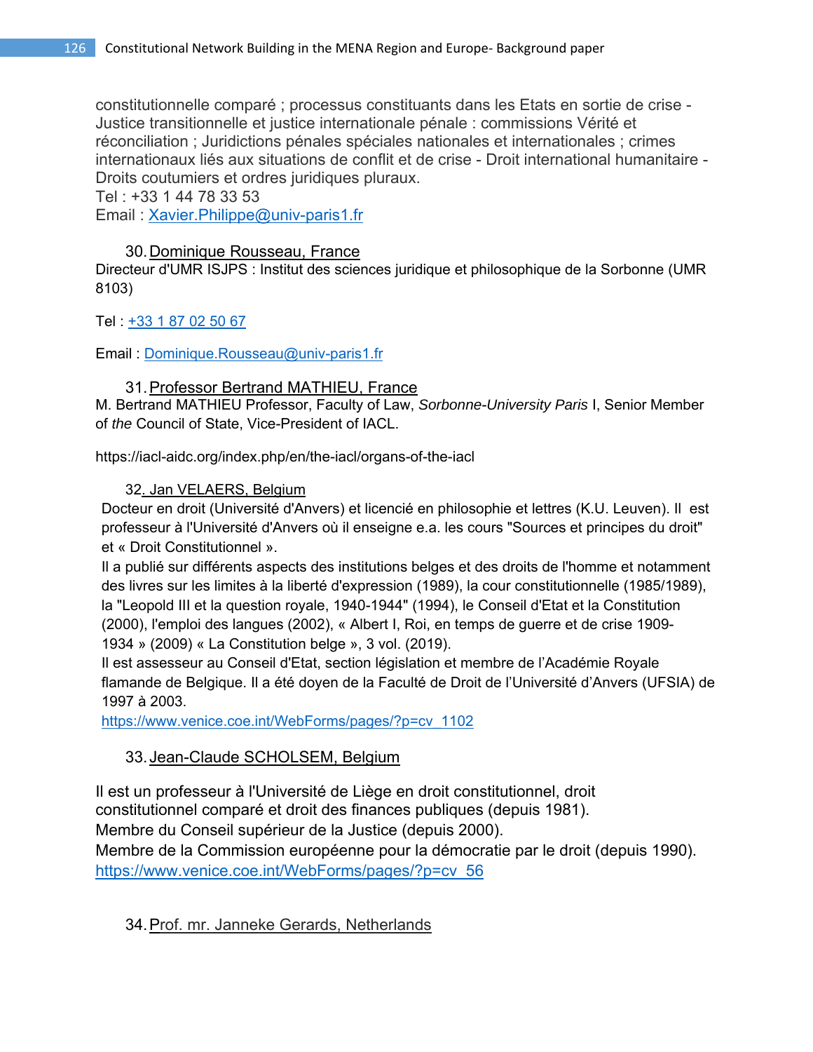constitutionnelle comparé ; processus constituants dans les Etats en sortie de crise - Justice transitionnelle et justice internationale pénale : commissions Vérité et réconciliation ; Juridictions pénales spéciales nationales et internationales ; crimes internationaux liés aux situations de conflit et de crise - Droit international humanitaire - Droits coutumiers et ordres juridiques pluraux.
Tel : +33 1 44 78 33 53
Email : Xavier.Philippe@univ-paris1.fr

30. Dominique Rousseau, France

Directeur d'UMR ISJPS : Institut des sciences juridique et philosophique de la Sorbonne (UMR 8103)

Tel : +33 1 87 02 50 67

Email : Dominique.Rousseau@univ-paris1.fr

31. Professor Bertrand MATHIEU, France

M. Bertrand MATHIEU Professor, Faculty of Law, *Sorbonne-University Paris* I, Senior Member of *the* Council of State, Vice-President of IACL.

https://iacl-aidc.org/index.php/en/the-iacl/organs-of-the-iacl

32. Jan VELAERS, Belgium

Docteur en droit (Université d'Anvers) et licencié en philosophie et lettres (K.U. Leuven). Il est professeur à l'Université d'Anvers où il enseigne e.a. les cours "Sources et principes du droit" et « Droit Constitutionnel ».
Il a publié sur différents aspects des institutions belges et des droits de l'homme et notamment des livres sur les limites à la liberté d'expression (1989), la cour constitutionnelle (1985/1989), la "Leopold III et la question royale, 1940-1944" (1994), le Conseil d'Etat et la Constitution (2000), l'emploi des langues (2002), « Albert I, Roi, en temps de guerre et de crise 1909-1934 » (2009) « La Constitution belge », 3 vol. (2019).
Il est assesseur au Conseil d'Etat, section législation et membre de l'Académie Royale flamande de Belgique. Il a été doyen de la Faculté de Droit de l'Université d'Anvers (UFSIA) de 1997 à 2003.
https://www.venice.coe.int/WebForms/pages/?p=cv_1102

33. Jean-Claude SCHOLSEM, Belgium

Il est un professeur à l'Université de Liège en droit constitutionnel, droit constitutionnel comparé et droit des finances publiques (depuis 1981).
Membre du Conseil supérieur de la Justice (depuis 2000).
Membre de la Commission européenne pour la démocratie par le droit (depuis 1990).
https://www.venice.coe.int/WebForms/pages/?p=cv_56

34. Prof. mr. Janneke Gerards, Netherlands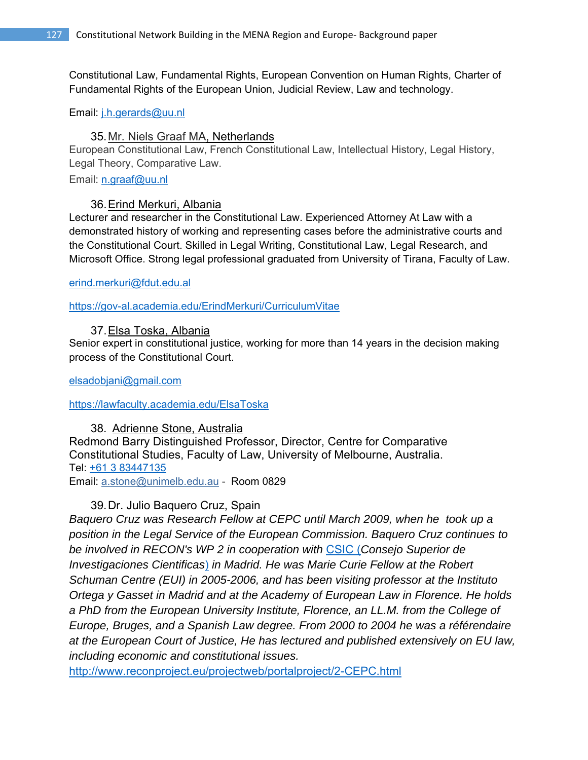Constitutional Law, Fundamental Rights, European Convention on Human Rights, Charter of Fundamental Rights of the European Union, Judicial Review, Law and technology.

Email: j.h.gerards@uu.nl

35. Mr. Niels Graaf MA, Netherlands

European Constitutional Law, French Constitutional Law, Intellectual History, Legal History, Legal Theory, Comparative Law.

Email: n.graaf@uu.nl

36. Erind Merkuri, Albania

Lecturer and researcher in the Constitutional Law. Experienced Attorney At Law with a demonstrated history of working and representing cases before the administrative courts and the Constitutional Court. Skilled in Legal Writing, Constitutional Law, Legal Research, and Microsoft Office. Strong legal professional graduated from University of Tirana, Faculty of Law.

erind.merkuri@fdut.edu.al

https://gov-al.academia.edu/ErindMerkuri/CurriculumVitae

37. Elsa Toska, Albania

Senior expert in constitutional justice, working for more than 14 years in the decision making process of the Constitutional Court.

elsadobjani@gmail.com

https://lawfaculty.academia.edu/ElsaToska

38. Adrienne Stone, Australia

Redmond Barry Distinguished Professor, Director, Centre for Comparative Constitutional Studies, Faculty of Law, University of Melbourne, Australia.
Tel: +61 3 83447135
Email: a.stone@unimelb.edu.au - Room 0829

39. Dr. Julio Baquero Cruz, Spain

*Baquero Cruz was Research Fellow at CEPC until March 2009, when he took up a position in the Legal Service of the European Commission. Baquero Cruz continues to be involved in RECON's WP 2 in cooperation with CSIC (Consejo Superior de Investigaciones Cientificas) in Madrid. He was Marie Curie Fellow at the Robert Schuman Centre (EUI) in 2005-2006, and has been visiting professor at the Instituto Ortega y Gasset in Madrid and at the Academy of European Law in Florence. He holds a PhD from the European University Institute, Florence, an LL.M. from the College of Europe, Bruges, and a Spanish Law degree. From 2000 to 2004 he was a référendaire at the European Court of Justice, He has lectured and published extensively on EU law, including economic and constitutional issues.*
http://www.reconproject.eu/projectweb/portalproject/2-CEPC.html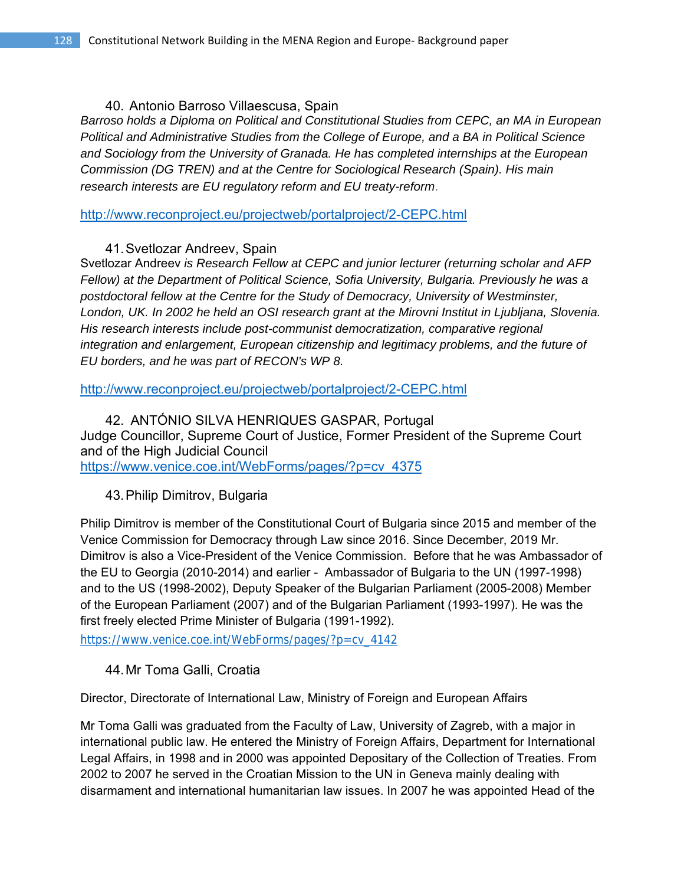40. Antonio Barroso Villaescusa, Spain

*Barroso holds a Diploma on Political and Constitutional Studies from CEPC, an MA in European Political and Administrative Studies from the College of Europe, and a BA in Political Science and Sociology from the University of Granada. He has completed internships at the European Commission (DG TREN) and at the Centre for Sociological Research (Spain). His main research interests are EU regulatory reform and EU treaty-reform*.

http://www.reconproject.eu/projectweb/portalproject/2-CEPC.html

41. Svetlozar Andreev, Spain

Svetlozar Andreev *is Research Fellow at CEPC and junior lecturer (returning scholar and AFP Fellow) at the Department of Political Science, Sofia University, Bulgaria. Previously he was a postdoctoral fellow at the Centre for the Study of Democracy, University of Westminster, London, UK. In 2002 he held an OSI research grant at the Mirovni Institut in Ljubljana, Slovenia. His research interests include post-communist democratization, comparative regional integration and enlargement, European citizenship and legitimacy problems, and the future of EU borders, and he was part of RECON's WP 8.*

http://www.reconproject.eu/projectweb/portalproject/2-CEPC.html

42. ANTÓNIO SILVA HENRIQUES GASPAR, Portugal

Judge Councillor, Supreme Court of Justice, Former President of the Supreme Court and of the High Judicial Council
https://www.venice.coe.int/WebForms/pages/?p=cv_4375

43. Philip Dimitrov, Bulgaria

Philip Dimitrov is member of the Constitutional Court of Bulgaria since 2015 and member of the Venice Commission for Democracy through Law since 2016. Since December, 2019 Mr. Dimitrov is also a Vice-President of the Venice Commission. Before that he was Ambassador of the EU to Georgia (2010-2014) and earlier - Ambassador of Bulgaria to the UN (1997-1998) and to the US (1998-2002), Deputy Speaker of the Bulgarian Parliament (2005-2008) Member of the European Parliament (2007) and of the Bulgarian Parliament (1993-1997). He was the first freely elected Prime Minister of Bulgaria (1991-1992).
https://www.venice.coe.int/WebForms/pages/?p=cv_4142

44. Mr Toma Galli, Croatia

Director, Directorate of International Law, Ministry of Foreign and European Affairs

Mr Toma Galli was graduated from the Faculty of Law, University of Zagreb, with a major in international public law. He entered the Ministry of Foreign Affairs, Department for International Legal Affairs, in 1998 and in 2000 was appointed Depositary of the Collection of Treaties. From 2002 to 2007 he served in the Croatian Mission to the UN in Geneva mainly dealing with disarmament and international humanitarian law issues. In 2007 he was appointed Head of the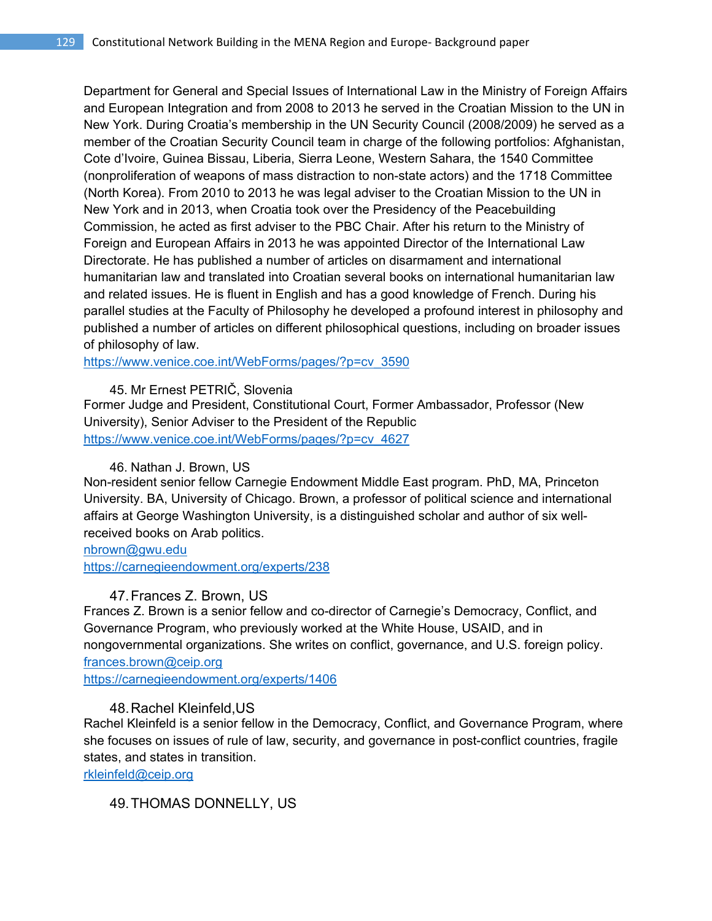Department for General and Special Issues of International Law in the Ministry of Foreign Affairs and European Integration and from 2008 to 2013 he served in the Croatian Mission to the UN in New York. During Croatia's membership in the UN Security Council (2008/2009) he served as a member of the Croatian Security Council team in charge of the following portfolios: Afghanistan, Cote d'Ivoire, Guinea Bissau, Liberia, Sierra Leone, Western Sahara, the 1540 Committee (nonproliferation of weapons of mass distraction to non-state actors) and the 1718 Committee (North Korea). From 2010 to 2013 he was legal adviser to the Croatian Mission to the UN in New York and in 2013, when Croatia took over the Presidency of the Peacebuilding Commission, he acted as first adviser to the PBC Chair. After his return to the Ministry of Foreign and European Affairs in 2013 he was appointed Director of the International Law Directorate. He has published a number of articles on disarmament and international humanitarian law and translated into Croatian several books on international humanitarian law and related issues. He is fluent in English and has a good knowledge of French. During his parallel studies at the Faculty of Philosophy he developed a profound interest in philosophy and published a number of articles on different philosophical questions, including on broader issues of philosophy of law.
https://www.venice.coe.int/WebForms/pages/?p=cv_3590

45. Mr Ernest PETRIČ, Slovenia

Former Judge and President, Constitutional Court, Former Ambassador, Professor (New University), Senior Adviser to the President of the Republic
https://www.venice.coe.int/WebForms/pages/?p=cv_4627

46. Nathan J. Brown, US

Non-resident senior fellow Carnegie Endowment Middle East program. PhD, MA, Princeton University. BA, University of Chicago. Brown, a professor of political science and international affairs at George Washington University, is a distinguished scholar and author of six well-received books on Arab politics.
nbrown@gwu.edu
https://carnegieendowment.org/experts/238

47. Frances Z. Brown, US

Frances Z. Brown is a senior fellow and co-director of Carnegie's Democracy, Conflict, and Governance Program, who previously worked at the White House, USAID, and in nongovernmental organizations. She writes on conflict, governance, and U.S. foreign policy.
frances.brown@ceip.org
https://carnegieendowment.org/experts/1406

48. Rachel Kleinfeld,US

Rachel Kleinfeld is a senior fellow in the Democracy, Conflict, and Governance Program, where she focuses on issues of rule of law, security, and governance in post-conflict countries, fragile states, and states in transition.
rkleinfeld@ceip.org

49. THOMAS DONNELLY, US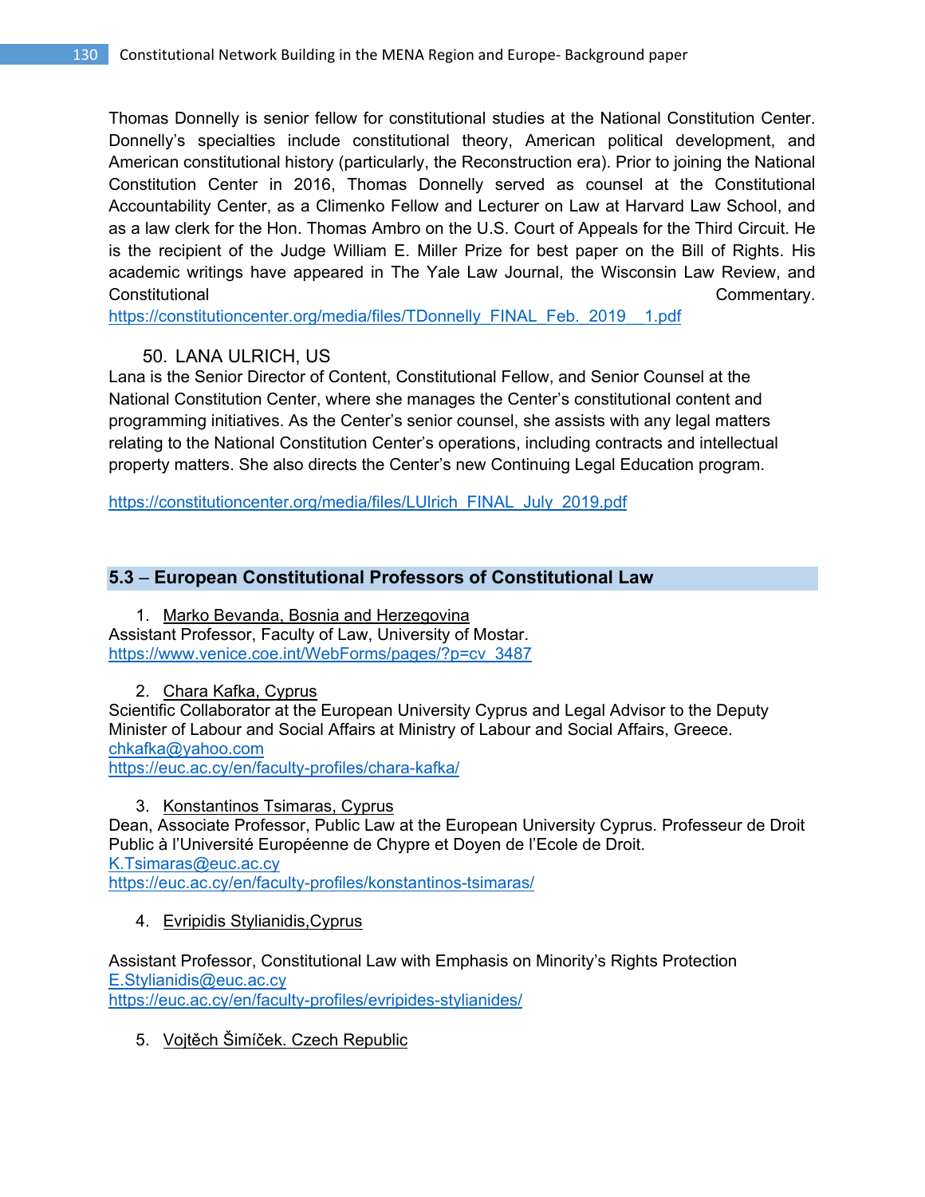Thomas Donnelly is senior fellow for constitutional studies at the National Constitution Center. Donnelly's specialties include constitutional theory, American political development, and American constitutional history (particularly, the Reconstruction era). Prior to joining the National Constitution Center in 2016, Thomas Donnelly served as counsel at the Constitutional Accountability Center, as a Climenko Fellow and Lecturer on Law at Harvard Law School, and as a law clerk for the Hon. Thomas Ambro on the U.S. Court of Appeals for the Third Circuit. He is the recipient of the Judge William E. Miller Prize for best paper on the Bill of Rights. His academic writings have appeared in The Yale Law Journal, the Wisconsin Law Review, and Constitutional Commentary.
https://constitutioncenter.org/media/files/TDonnelly_FINAL_Feb._2019__1.pdf

50. LANA ULRICH, US

Lana is the Senior Director of Content, Constitutional Fellow, and Senior Counsel at the National Constitution Center, where she manages the Center's constitutional content and programming initiatives. As the Center's senior counsel, she assists with any legal matters relating to the National Constitution Center's operations, including contracts and intellectual property matters. She also directs the Center's new Continuing Legal Education program.

https://constitutioncenter.org/media/files/LUlrich_FINAL_July_2019.pdf

## 5.3 – European Constitutional Professors of Constitutional Law

1. Marko Bevanda, Bosnia and Herzegovina

Assistant Professor, Faculty of Law, University of Mostar.
https://www.venice.coe.int/WebForms/pages/?p=cv_3487

2. Chara Kafka, Cyprus

Scientific Collaborator at the European University Cyprus and Legal Advisor to the Deputy Minister of Labour and Social Affairs at Ministry of Labour and Social Affairs, Greece.
chkafka@yahoo.com
https://euc.ac.cy/en/faculty-profiles/chara-kafka/

3. Konstantinos Tsimaras, Cyprus

Dean, Associate Professor, Public Law at the European University Cyprus. Professeur de Droit Public à l'Université Européenne de Chypre et Doyen de l'Ecole de Droit.
K.Tsimaras@euc.ac.cy
https://euc.ac.cy/en/faculty-profiles/konstantinos-tsimaras/

4. Evripidis Stylianidis,Cyprus

Assistant Professor, Constitutional Law with Emphasis on Minority's Rights Protection
E.Stylianidis@euc.ac.cy
https://euc.ac.cy/en/faculty-profiles/evripides-stylianides/

5. Vojtěch Šimíček. Czech Republic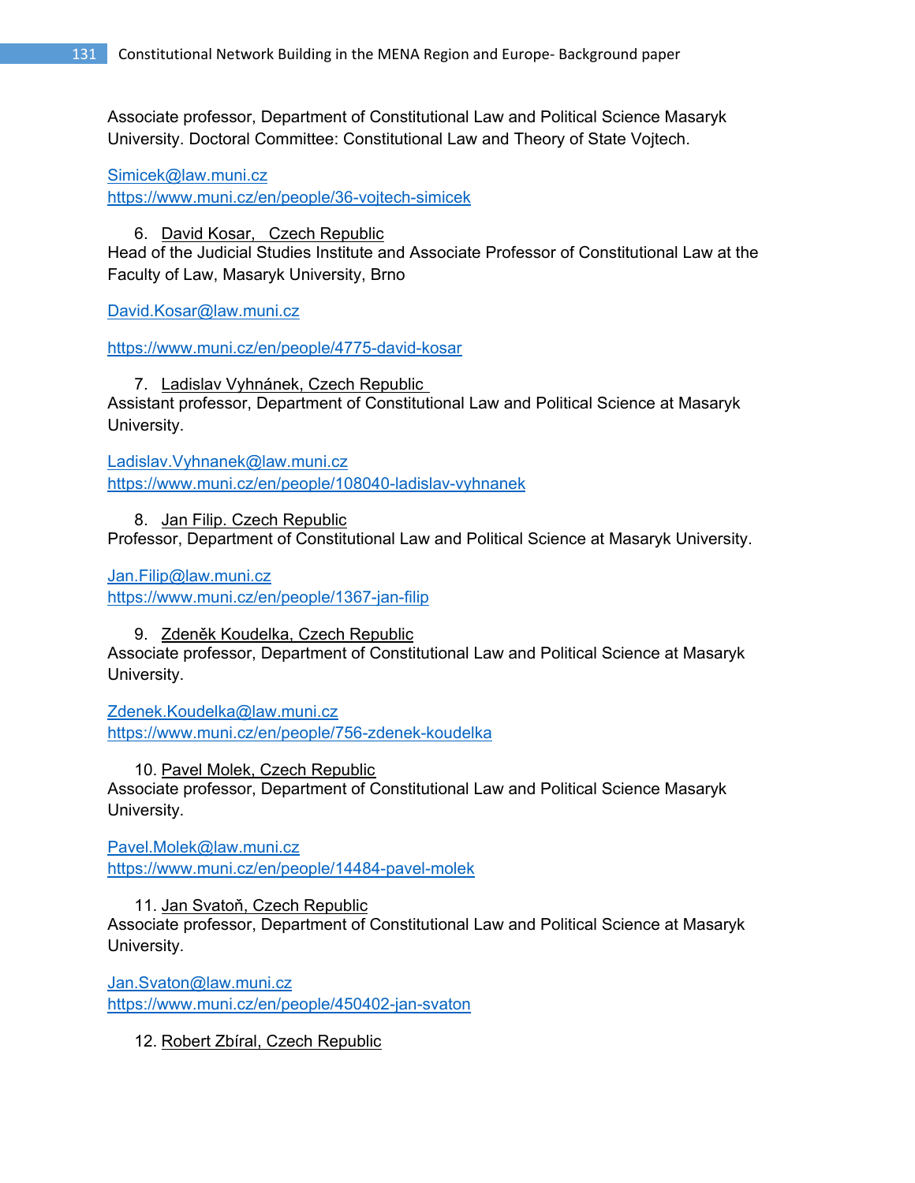Associate professor, Department of Constitutional Law and Political Science Masaryk University. Doctoral Committee: Constitutional Law and Theory of State Vojtech.

Simicek@law.muni.cz
https://www.muni.cz/en/people/36-vojtech-simicek

6. David Kosar, Czech Republic

Head of the Judicial Studies Institute and Associate Professor of Constitutional Law at the Faculty of Law, Masaryk University, Brno

David.Kosar@law.muni.cz

https://www.muni.cz/en/people/4775-david-kosar

7. Ladislav Vyhnánek, Czech Republic

Assistant professor, Department of Constitutional Law and Political Science at Masaryk University.

Ladislav.Vyhnanek@law.muni.cz
https://www.muni.cz/en/people/108040-ladislav-vyhnanek

8. Jan Filip. Czech Republic

Professor, Department of Constitutional Law and Political Science at Masaryk University.

Jan.Filip@law.muni.cz
https://www.muni.cz/en/people/1367-jan-filip

9. Zdeněk Koudelka, Czech Republic

Associate professor, Department of Constitutional Law and Political Science at Masaryk University.

Zdenek.Koudelka@law.muni.cz
https://www.muni.cz/en/people/756-zdenek-koudelka

10. Pavel Molek, Czech Republic

Associate professor, Department of Constitutional Law and Political Science Masaryk University.

Pavel.Molek@law.muni.cz
https://www.muni.cz/en/people/14484-pavel-molek

11. Jan Svatoň, Czech Republic

Associate professor, Department of Constitutional Law and Political Science at Masaryk University.

Jan.Svaton@law.muni.cz
https://www.muni.cz/en/people/450402-jan-svaton

12. Robert Zbíral, Czech Republic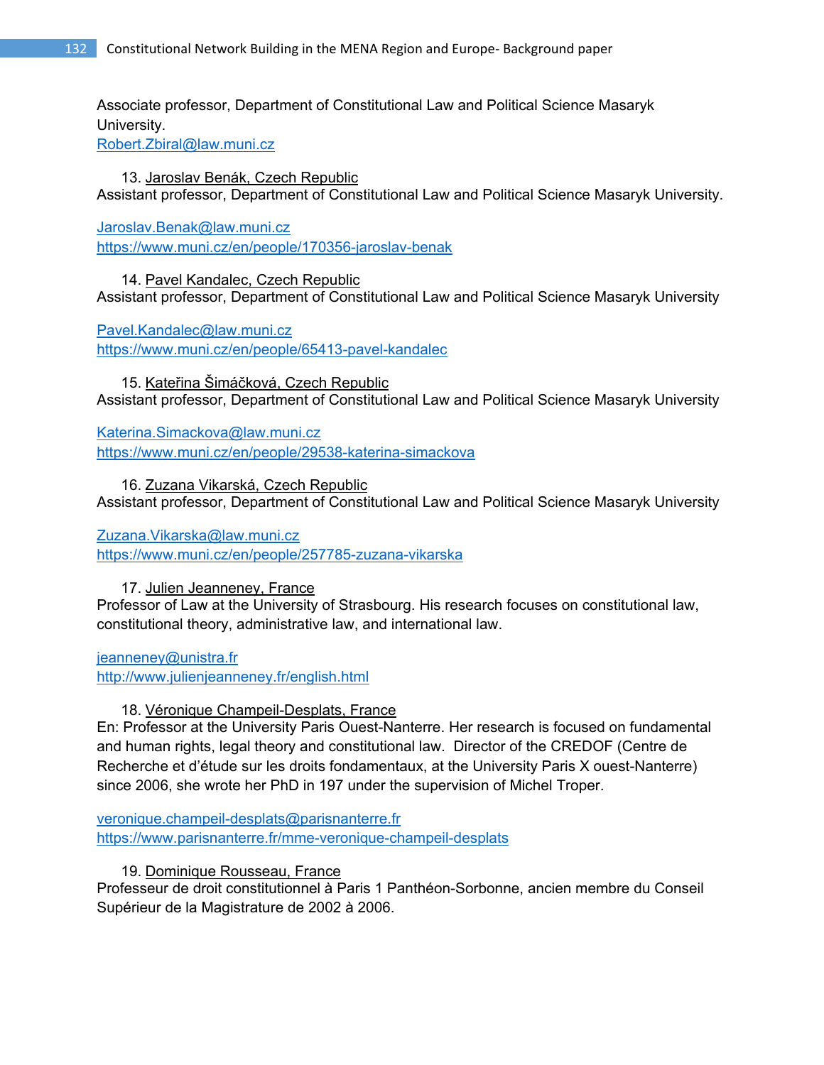Associate professor, Department of Constitutional Law and Political Science Masaryk University.
Robert.Zbiral@law.muni.cz

13. Jaroslav Benák, Czech Republic

Assistant professor, Department of Constitutional Law and Political Science Masaryk University.

Jaroslav.Benak@law.muni.cz
https://www.muni.cz/en/people/170356-jaroslav-benak

14. Pavel Kandalec, Czech Republic

Assistant professor, Department of Constitutional Law and Political Science Masaryk University

Pavel.Kandalec@law.muni.cz
https://www.muni.cz/en/people/65413-pavel-kandalec

15. Kateřina Šimáčková, Czech Republic

Assistant professor, Department of Constitutional Law and Political Science Masaryk University

Katerina.Simackova@law.muni.cz
https://www.muni.cz/en/people/29538-katerina-simackova

16. Zuzana Vikarská, Czech Republic

Assistant professor, Department of Constitutional Law and Political Science Masaryk University

Zuzana.Vikarska@law.muni.cz
https://www.muni.cz/en/people/257785-zuzana-vikarska

17. Julien Jeanneney, France

Professor of Law at the University of Strasbourg. His research focuses on constitutional law, constitutional theory, administrative law, and international law.

jeanneney@unistra.fr
http://www.julienjeanneney.fr/english.html

18. Véronique Champeil-Desplats, France

En: Professor at the University Paris Ouest-Nanterre. Her research is focused on fundamental and human rights, legal theory and constitutional law. Director of the CREDOF (Centre de Recherche et d'étude sur les droits fondamentaux, at the University Paris X ouest-Nanterre) since 2006, she wrote her PhD in 197 under the supervision of Michel Troper.

veronique.champeil-desplats@parisnanterre.fr
https://www.parisnanterre.fr/mme-veronique-champeil-desplats

19. Dominique Rousseau, France

Professeur de droit constitutionnel à Paris 1 Panthéon-Sorbonne, ancien membre du Conseil Supérieur de la Magistrature de 2002 à 2006.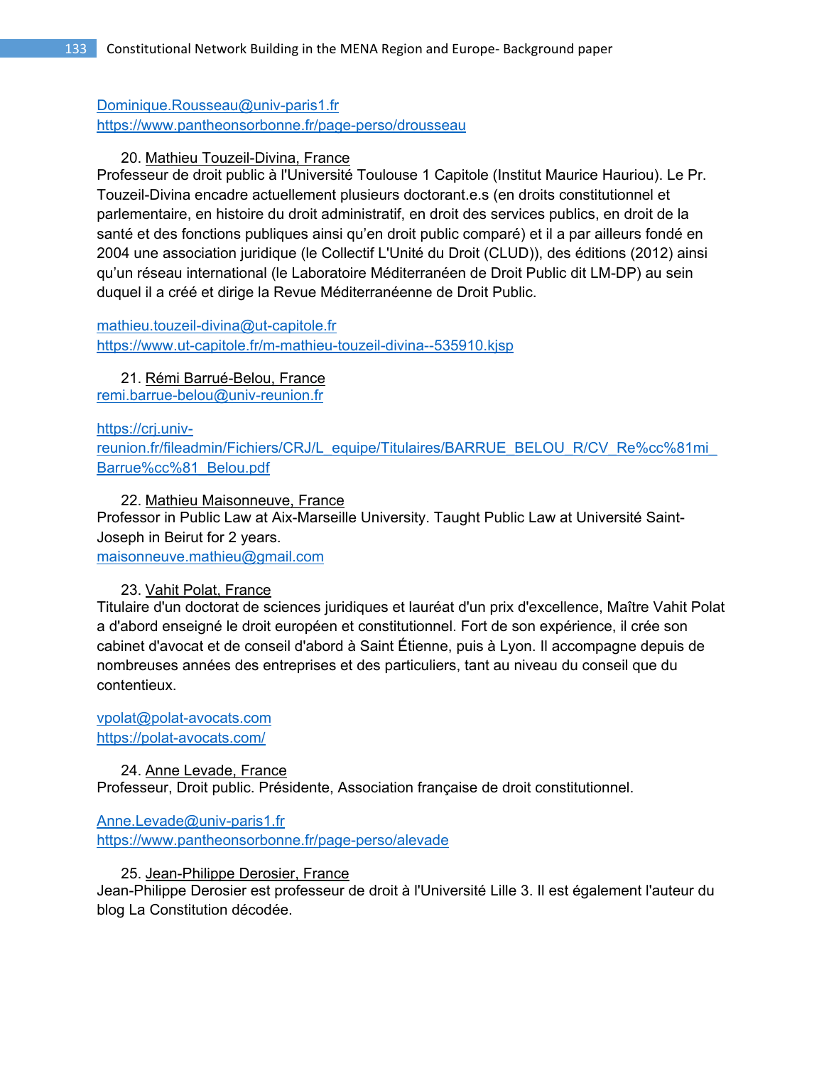Dominique.Rousseau@univ-paris1.fr
https://www.pantheonsorbonne.fr/page-perso/drousseau

20. Mathieu Touzeil-Divina, France

Professeur de droit public à l'Université Toulouse 1 Capitole (Institut Maurice Hauriou). Le Pr. Touzeil-Divina encadre actuellement plusieurs doctorant.e.s (en droits constitutionnel et parlementaire, en histoire du droit administratif, en droit des services publics, en droit de la santé et des fonctions publiques ainsi qu'en droit public comparé) et il a par ailleurs fondé en 2004 une association juridique (le Collectif L'Unité du Droit (CLUD)), des éditions (2012) ainsi qu'un réseau international (le Laboratoire Méditerranéen de Droit Public dit LM-DP) au sein duquel il a créé et dirige la Revue Méditerranéenne de Droit Public.

mathieu.touzeil-divina@ut-capitole.fr
https://www.ut-capitole.fr/m-mathieu-touzeil-divina--535910.kjsp

21. Rémi Barrué-Belou, France

remi.barrue-belou@univ-reunion.fr

https://crj.univ-reunion.fr/fileadmin/Fichiers/CRJ/L_equipe/Titulaires/BARRUE_BELOU_R/CV_Re%cc%81mi_Barrue%cc%81_Belou.pdf

22. Mathieu Maisonneuve, France

Professor in Public Law at Aix-Marseille University. Taught Public Law at Université Saint-Joseph in Beirut for 2 years.
maisonneuve.mathieu@gmail.com

23. Vahit Polat, France

Titulaire d'un doctorat de sciences juridiques et lauréat d'un prix d'excellence, Maître Vahit Polat a d'abord enseigné le droit européen et constitutionnel. Fort de son expérience, il crée son cabinet d'avocat et de conseil d'abord à Saint Étienne, puis à Lyon. Il accompagne depuis de nombreuses années des entreprises et des particuliers, tant au niveau du conseil que du contentieux.

vpolat@polat-avocats.com
https://polat-avocats.com/

24. Anne Levade, France

Professeur, Droit public. Présidente, Association française de droit constitutionnel.

Anne.Levade@univ-paris1.fr
https://www.pantheonsorbonne.fr/page-perso/alevade

25. Jean-Philippe Derosier, France

Jean-Philippe Derosier est professeur de droit à l'Université Lille 3. Il est également l'auteur du blog La Constitution décodée.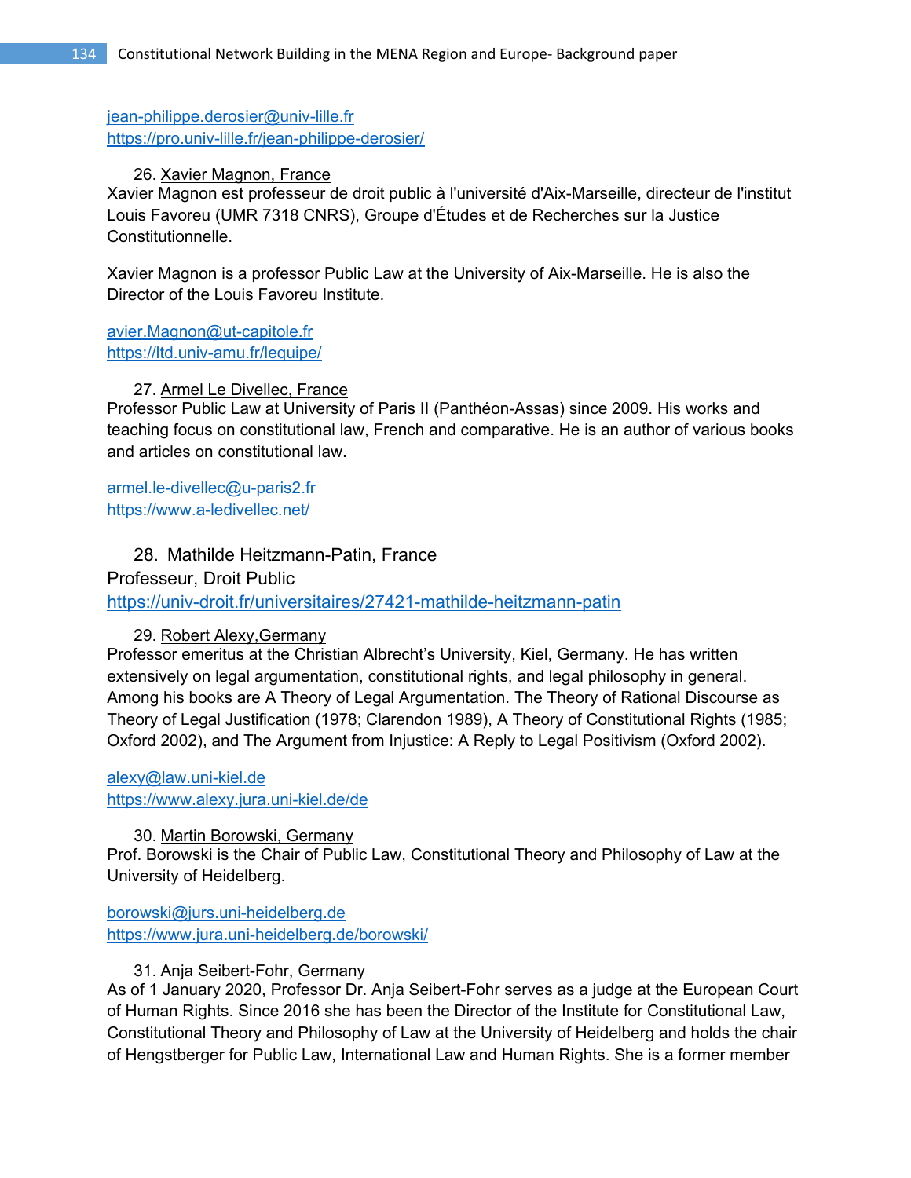jean-philippe.derosier@univ-lille.fr
https://pro.univ-lille.fr/jean-philippe-derosier/

26. Xavier Magnon, France

Xavier Magnon est professeur de droit public à l'université d'Aix-Marseille, directeur de l'institut Louis Favoreu (UMR 7318 CNRS), Groupe d'Études et de Recherches sur la Justice Constitutionnelle.

Xavier Magnon is a professor Public Law at the University of Aix-Marseille. He is also the Director of the Louis Favoreu Institute.

avier.Magnon@ut-capitole.fr
https://ltd.univ-amu.fr/lequipe/

27. Armel Le Divellec, France

Professor Public Law at University of Paris II (Panthéon-Assas) since 2009. His works and teaching focus on constitutional law, French and comparative. He is an author of various books and articles on constitutional law.

armel.le-divellec@u-paris2.fr
https://www.a-ledivellec.net/

28. Mathilde Heitzmann-Patin, France

Professeur, Droit Public
https://univ-droit.fr/universitaires/27421-mathilde-heitzmann-patin

29. Robert Alexy,Germany

Professor emeritus at the Christian Albrecht's University, Kiel, Germany. He has written extensively on legal argumentation, constitutional rights, and legal philosophy in general. Among his books are A Theory of Legal Argumentation. The Theory of Rational Discourse as Theory of Legal Justification (1978; Clarendon 1989), A Theory of Constitutional Rights (1985; Oxford 2002), and The Argument from Injustice: A Reply to Legal Positivism (Oxford 2002).

alexy@law.uni-kiel.de
https://www.alexy.jura.uni-kiel.de/de

30. Martin Borowski, Germany

Prof. Borowski is the Chair of Public Law, Constitutional Theory and Philosophy of Law at the University of Heidelberg.

borowski@jurs.uni-heidelberg.de
https://www.jura.uni-heidelberg.de/borowski/

31. Anja Seibert-Fohr, Germany

As of 1 January 2020, Professor Dr. Anja Seibert-Fohr serves as a judge at the European Court of Human Rights. Since 2016 she has been the Director of the Institute for Constitutional Law, Constitutional Theory and Philosophy of Law at the University of Heidelberg and holds the chair of Hengstberger for Public Law, International Law and Human Rights. She is a former member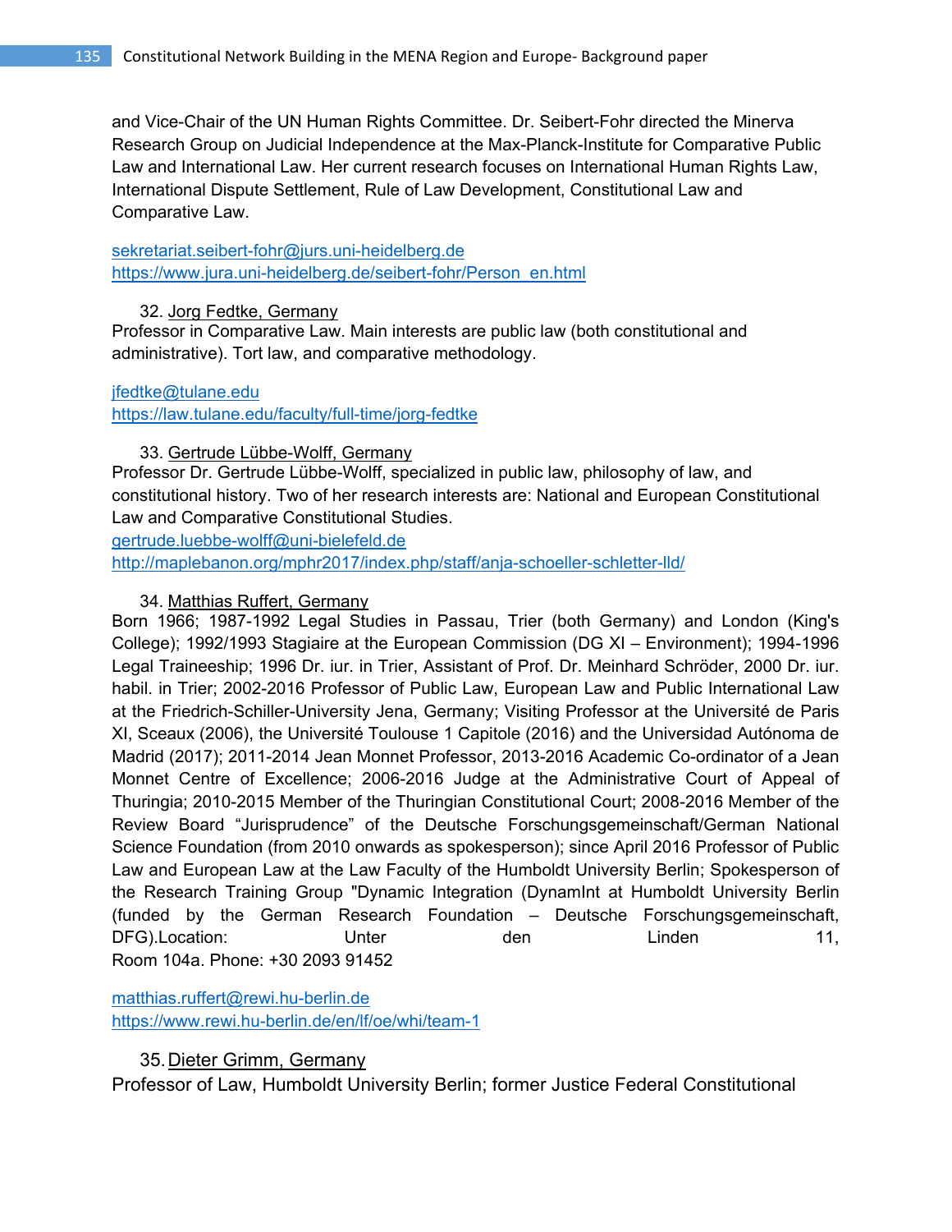and Vice-Chair of the UN Human Rights Committee. Dr. Seibert-Fohr directed the Minerva Research Group on Judicial Independence at the Max-Planck-Institute for Comparative Public Law and International Law. Her current research focuses on International Human Rights Law, International Dispute Settlement, Rule of Law Development, Constitutional Law and Comparative Law.

sekretariat.seibert-fohr@jurs.uni-heidelberg.de
https://www.jura.uni-heidelberg.de/seibert-fohr/Person_en.html

32. Jorg Fedtke, Germany

Professor in Comparative Law. Main interests are public law (both constitutional and administrative). Tort law, and comparative methodology.

jfedtke@tulane.edu
https://law.tulane.edu/faculty/full-time/jorg-fedtke

33. Gertrude Lübbe-Wolff, Germany

Professor Dr. Gertrude Lübbe-Wolff, specialized in public law, philosophy of law, and constitutional history. Two of her research interests are: National and European Constitutional Law and Comparative Constitutional Studies.
gertrude.luebbe-wolff@uni-bielefeld.de
http://maplebanon.org/mphr2017/index.php/staff/anja-schoeller-schletter-lld/

34. Matthias Ruffert, Germany

Born 1966; 1987-1992 Legal Studies in Passau, Trier (both Germany) and London (King's College); 1992/1993 Stagiaire at the European Commission (DG XI – Environment); 1994-1996 Legal Traineeship; 1996 Dr. iur. in Trier, Assistant of Prof. Dr. Meinhard Schröder, 2000 Dr. iur. habil. in Trier; 2002-2016 Professor of Public Law, European Law and Public International Law at the Friedrich-Schiller-University Jena, Germany; Visiting Professor at the Université de Paris XI, Sceaux (2006), the Université Toulouse 1 Capitole (2016) and the Universidad Autónoma de Madrid (2017); 2011-2014 Jean Monnet Professor, 2013-2016 Academic Co-ordinator of a Jean Monnet Centre of Excellence; 2006-2016 Judge at the Administrative Court of Appeal of Thuringia; 2010-2015 Member of the Thuringian Constitutional Court; 2008-2016 Member of the Review Board "Jurisprudence" of the Deutsche Forschungsgemeinschaft/German National Science Foundation (from 2010 onwards as spokesperson); since April 2016 Professor of Public Law and European Law at the Law Faculty of the Humboldt University Berlin; Spokesperson of the Research Training Group "Dynamic Integration (DynamInt at Humboldt University Berlin (funded by the German Research Foundation – Deutsche Forschungsgemeinschaft, DFG).Location: Unter den Linden 11, Room 104a. Phone: +30 2093 91452

matthias.ruffert@rewi.hu-berlin.de
https://www.rewi.hu-berlin.de/en/lf/oe/whi/team-1

35. Dieter Grimm, Germany

Professor of Law, Humboldt University Berlin; former Justice Federal Constitutional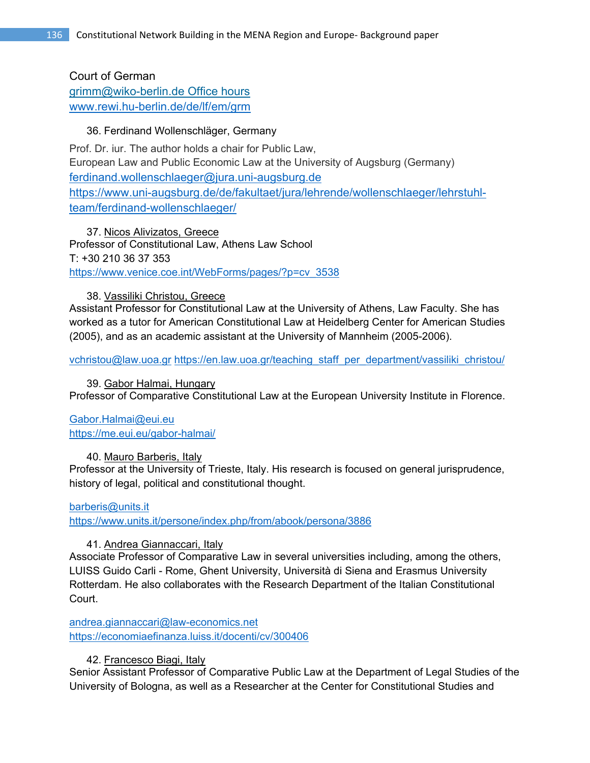Court of German
grimm@wiko-berlin.de Office hours
www.rewi.hu-berlin.de/de/lf/em/grm

36. Ferdinand Wollenschläger, Germany

Prof. Dr. iur. The author holds a chair for Public Law,
European Law and Public Economic Law at the University of Augsburg (Germany)
ferdinand.wollenschlaeger@jura.uni-augsburg.de
https://www.uni-augsburg.de/de/fakultaet/jura/lehrende/wollenschlaeger/lehrstuhl-team/ferdinand-wollenschlaeger/

37. Nicos Alivizatos, Greece
Professor of Constitutional Law, Athens Law School
T: +30 210 36 37 353
https://www.venice.coe.int/WebForms/pages/?p=cv_3538

38. Vassiliki Christou, Greece
Assistant Professor for Constitutional Law at the University of Athens, Law Faculty. She has worked as a tutor for American Constitutional Law at Heidelberg Center for American Studies (2005), and as an academic assistant at the University of Mannheim (2005-2006).

vchristou@law.uoa.gr https://en.law.uoa.gr/teaching_staff_per_department/vassiliki_christou/

39. Gabor Halmai, Hungary
Professor of Comparative Constitutional Law at the European University Institute in Florence.

Gabor.Halmai@eui.eu
https://me.eui.eu/gabor-halmai/

40. Mauro Barberis, Italy
Professor at the University of Trieste, Italy. His research is focused on general jurisprudence, history of legal, political and constitutional thought.

barberis@units.it
https://www.units.it/persone/index.php/from/abook/persona/3886

41. Andrea Giannaccari, Italy
Associate Professor of Comparative Law in several universities including, among the others, LUISS Guido Carli - Rome, Ghent University, Università di Siena and Erasmus University Rotterdam. He also collaborates with the Research Department of the Italian Constitutional Court.

andrea.giannaccari@law-economics.net
https://economiaefinanza.luiss.it/docenti/cv/300406

42. Francesco Biagi, Italy
Senior Assistant Professor of Comparative Public Law at the Department of Legal Studies of the University of Bologna, as well as a Researcher at the Center for Constitutional Studies and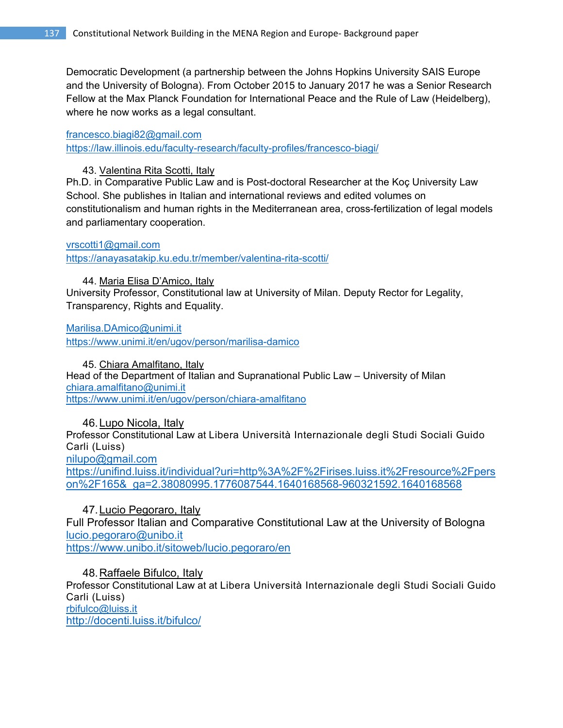Democratic Development (a partnership between the Johns Hopkins University SAIS Europe and the University of Bologna). From October 2015 to January 2017 he was a Senior Research Fellow at the Max Planck Foundation for International Peace and the Rule of Law (Heidelberg), where he now works as a legal consultant.

francesco.biagi82@gmail.com
https://law.illinois.edu/faculty-research/faculty-profiles/francesco-biagi/

43. Valentina Rita Scotti, Italy

Ph.D. in Comparative Public Law and is Post-doctoral Researcher at the Koç University Law School. She publishes in Italian and international reviews and edited volumes on constitutionalism and human rights in the Mediterranean area, cross-fertilization of legal models and parliamentary cooperation.

vrscotti1@gmail.com
https://anayasatakip.ku.edu.tr/member/valentina-rita-scotti/

44. Maria Elisa D'Amico, Italy

University Professor, Constitutional law at University of Milan. Deputy Rector for Legality, Transparency, Rights and Equality.

Marilisa.DAmico@unimi.it
https://www.unimi.it/en/ugov/person/marilisa-damico

45. Chiara Amalfitano, Italy

Head of the Department of Italian and Supranational Public Law – University of Milan
chiara.amalfitano@unimi.it
https://www.unimi.it/en/ugov/person/chiara-amalfitano

46. Lupo Nicola, Italy

Professor Constitutional Law at Libera Università Internazionale degli Studi Sociali Guido Carli (Luiss)
nilupo@gmail.com
https://unifind.luiss.it/individual?uri=http%3A%2F%2Firises.luiss.it%2Fresource%2Fperson%2F165&_ga=2.38080995.1776087544.1640168568-960321592.1640168568

47. Lucio Pegoraro, Italy

Full Professor Italian and Comparative Constitutional Law at the University of Bologna
lucio.pegoraro@unibo.it
https://www.unibo.it/sitoweb/lucio.pegoraro/en

48. Raffaele Bifulco, Italy

Professor Constitutional Law at at Libera Università Internazionale degli Studi Sociali Guido Carli (Luiss)
rbifulco@luiss.it
http://docenti.luiss.it/bifulco/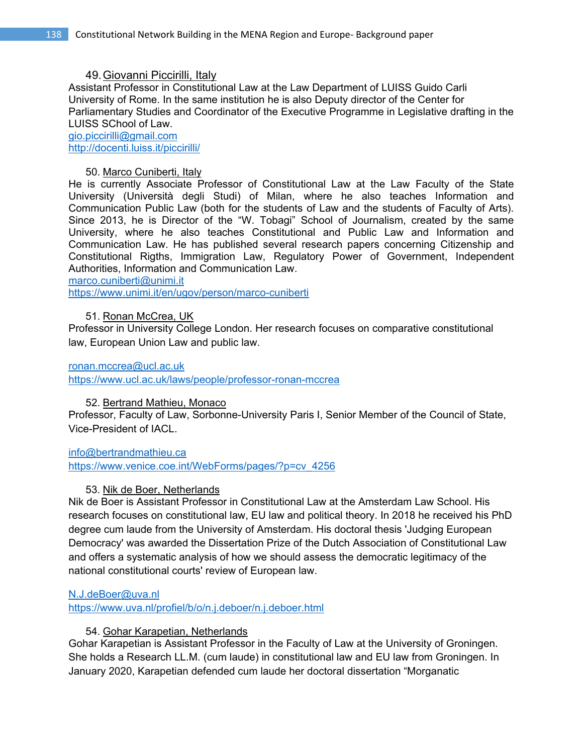49. Giovanni Piccirilli, Italy

Assistant Professor in Constitutional Law at the Law Department of LUISS Guido Carli University of Rome. In the same institution he is also Deputy director of the Center for Parliamentary Studies and Coordinator of the Executive Programme in Legislative drafting in the LUISS SChool of Law.
gio.piccirilli@gmail.com
http://docenti.luiss.it/piccirilli/

50. Marco Cuniberti, Italy

He is currently Associate Professor of Constitutional Law at the Law Faculty of the State University (Università degli Studi) of Milan, where he also teaches Information and Communication Public Law (both for the students of Law and the students of Faculty of Arts). Since 2013, he is Director of the "W. Tobagi" School of Journalism, created by the same University, where he also teaches Constitutional and Public Law and Information and Communication Law. He has published several research papers concerning Citizenship and Constitutional Rigths, Immigration Law, Regulatory Power of Government, Independent Authorities, Information and Communication Law.
marco.cuniberti@unimi.it
https://www.unimi.it/en/ugov/person/marco-cuniberti

51. Ronan McCrea, UK

Professor in University College London. Her research focuses on comparative constitutional law, European Union Law and public law.

ronan.mccrea@ucl.ac.uk
https://www.ucl.ac.uk/laws/people/professor-ronan-mccrea

52. Bertrand Mathieu, Monaco

Professor, Faculty of Law, Sorbonne-University Paris I, Senior Member of the Council of State, Vice-President of IACL.

info@bertrandmathieu.ca
https://www.venice.coe.int/WebForms/pages/?p=cv_4256

53. Nik de Boer, Netherlands

Nik de Boer is Assistant Professor in Constitutional Law at the Amsterdam Law School. His research focuses on constitutional law, EU law and political theory. In 2018 he received his PhD degree cum laude from the University of Amsterdam. His doctoral thesis 'Judging European Democracy' was awarded the Dissertation Prize of the Dutch Association of Constitutional Law and offers a systematic analysis of how we should assess the democratic legitimacy of the national constitutional courts' review of European law.

N.J.deBoer@uva.nl
https://www.uva.nl/profiel/b/o/n.j.deboer/n.j.deboer.html

54. Gohar Karapetian, Netherlands

Gohar Karapetian is Assistant Professor in the Faculty of Law at the University of Groningen. She holds a Research LL.M. (cum laude) in constitutional law and EU law from Groningen. In January 2020, Karapetian defended cum laude her doctoral dissertation "Morganatic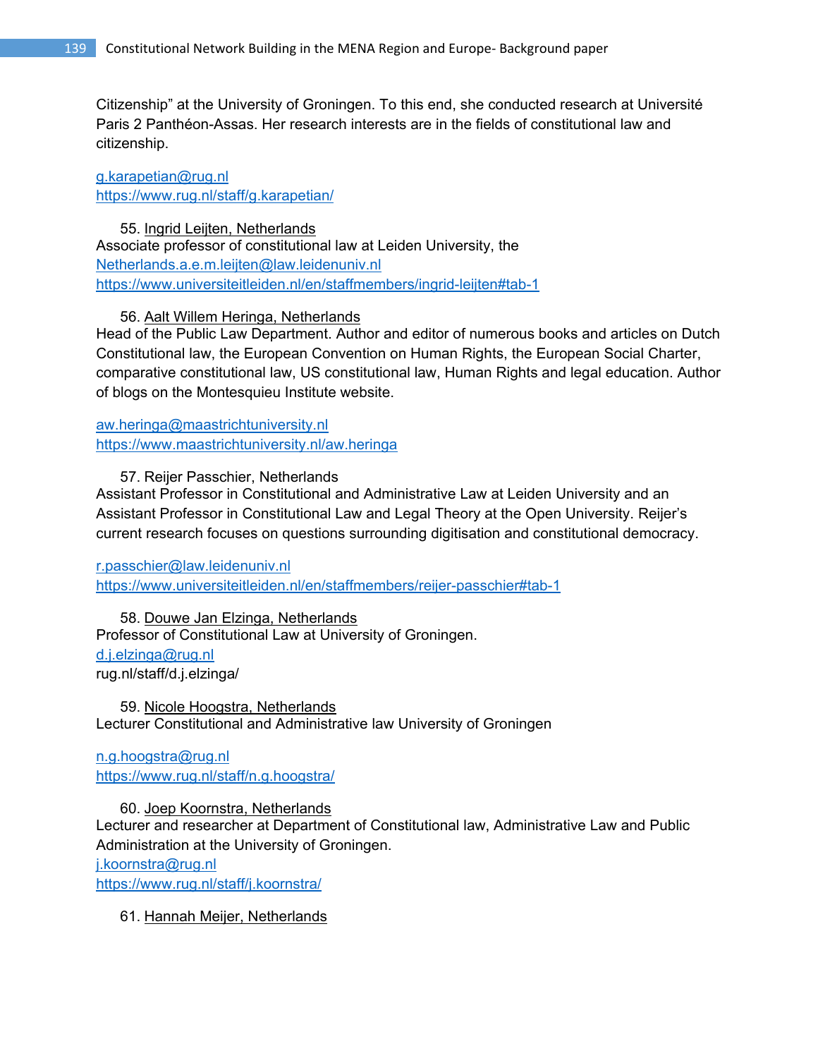Citizenship" at the University of Groningen. To this end, she conducted research at Université Paris 2 Panthéon-Assas. Her research interests are in the fields of constitutional law and citizenship.

g.karapetian@rug.nl
https://www.rug.nl/staff/g.karapetian/

55. Ingrid Leijten, Netherlands
Associate professor of constitutional law at Leiden University, the Netherlands.a.e.m.leijten@law.leidenuniv.nl
https://www.universiteitleiden.nl/en/staffmembers/ingrid-leijten#tab-1

56. Aalt Willem Heringa, Netherlands
Head of the Public Law Department. Author and editor of numerous books and articles on Dutch Constitutional law, the European Convention on Human Rights, the European Social Charter, comparative constitutional law, US constitutional law, Human Rights and legal education. Author of blogs on the Montesquieu Institute website.

aw.heringa@maastrichtuniversity.nl
https://www.maastrichtuniversity.nl/aw.heringa

57. Reijer Passchier, Netherlands
Assistant Professor in Constitutional and Administrative Law at Leiden University and an Assistant Professor in Constitutional Law and Legal Theory at the Open University. Reijer's current research focuses on questions surrounding digitisation and constitutional democracy.

r.passchier@law.leidenuniv.nl
https://www.universiteitleiden.nl/en/staffmembers/reijer-passchier#tab-1

58. Douwe Jan Elzinga, Netherlands
Professor of Constitutional Law at University of Groningen.
d.j.elzinga@rug.nl
rug.nl/staff/d.j.elzinga/

59. Nicole Hoogstra, Netherlands
Lecturer Constitutional and Administrative law University of Groningen

n.g.hoogstra@rug.nl
https://www.rug.nl/staff/n.g.hoogstra/

60. Joep Koornstra, Netherlands
Lecturer and researcher at Department of Constitutional law, Administrative Law and Public Administration at the University of Groningen.
j.koornstra@rug.nl
https://www.rug.nl/staff/j.koornstra/

61. Hannah Meijer, Netherlands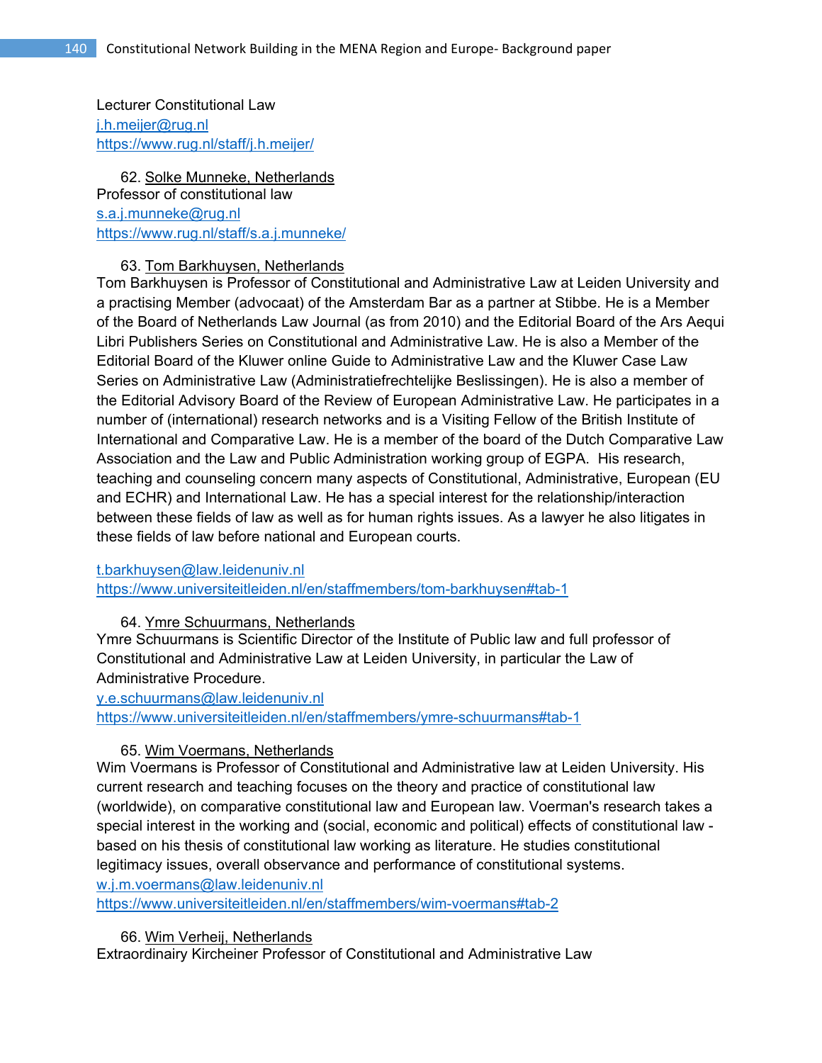Lecturer Constitutional Law
j.h.meijer@rug.nl
https://www.rug.nl/staff/j.h.meijer/

62. Solke Munneke, Netherlands
Professor of constitutional law
s.a.j.munneke@rug.nl
https://www.rug.nl/staff/s.a.j.munneke/

63. Tom Barkhuysen, Netherlands
Tom Barkhuysen is Professor of Constitutional and Administrative Law at Leiden University and a practising Member (advocaat) of the Amsterdam Bar as a partner at Stibbe. He is a Member of the Board of Netherlands Law Journal (as from 2010) and the Editorial Board of the Ars Aequi Libri Publishers Series on Constitutional and Administrative Law. He is also a Member of the Editorial Board of the Kluwer online Guide to Administrative Law and the Kluwer Case Law Series on Administrative Law (Administratiefrechtelijke Beslissingen). He is also a member of the Editorial Advisory Board of the Review of European Administrative Law. He participates in a number of (international) research networks and is a Visiting Fellow of the British Institute of International and Comparative Law. He is a member of the board of the Dutch Comparative Law Association and the Law and Public Administration working group of EGPA. His research, teaching and counseling concern many aspects of Constitutional, Administrative, European (EU and ECHR) and International Law. He has a special interest for the relationship/interaction between these fields of law as well as for human rights issues. As a lawyer he also litigates in these fields of law before national and European courts.

t.barkhuysen@law.leidenuniv.nl
https://www.universiteitleiden.nl/en/staffmembers/tom-barkhuysen#tab-1

64. Ymre Schuurmans, Netherlands
Ymre Schuurmans is Scientific Director of the Institute of Public law and full professor of Constitutional and Administrative Law at Leiden University, in particular the Law of Administrative Procedure.
y.e.schuurmans@law.leidenuniv.nl
https://www.universiteitleiden.nl/en/staffmembers/ymre-schuurmans#tab-1

65. Wim Voermans, Netherlands
Wim Voermans is Professor of Constitutional and Administrative law at Leiden University. His current research and teaching focuses on the theory and practice of constitutional law (worldwide), on comparative constitutional law and European law. Voerman's research takes a special interest in the working and (social, economic and political) effects of constitutional law - based on his thesis of constitutional law working as literature. He studies constitutional legitimacy issues, overall observance and performance of constitutional systems.
w.j.m.voermans@law.leidenuniv.nl
https://www.universiteitleiden.nl/en/staffmembers/wim-voermans#tab-2

66. Wim Verheij, Netherlands
Extraordinairy Kircheiner Professor of Constitutional and Administrative Law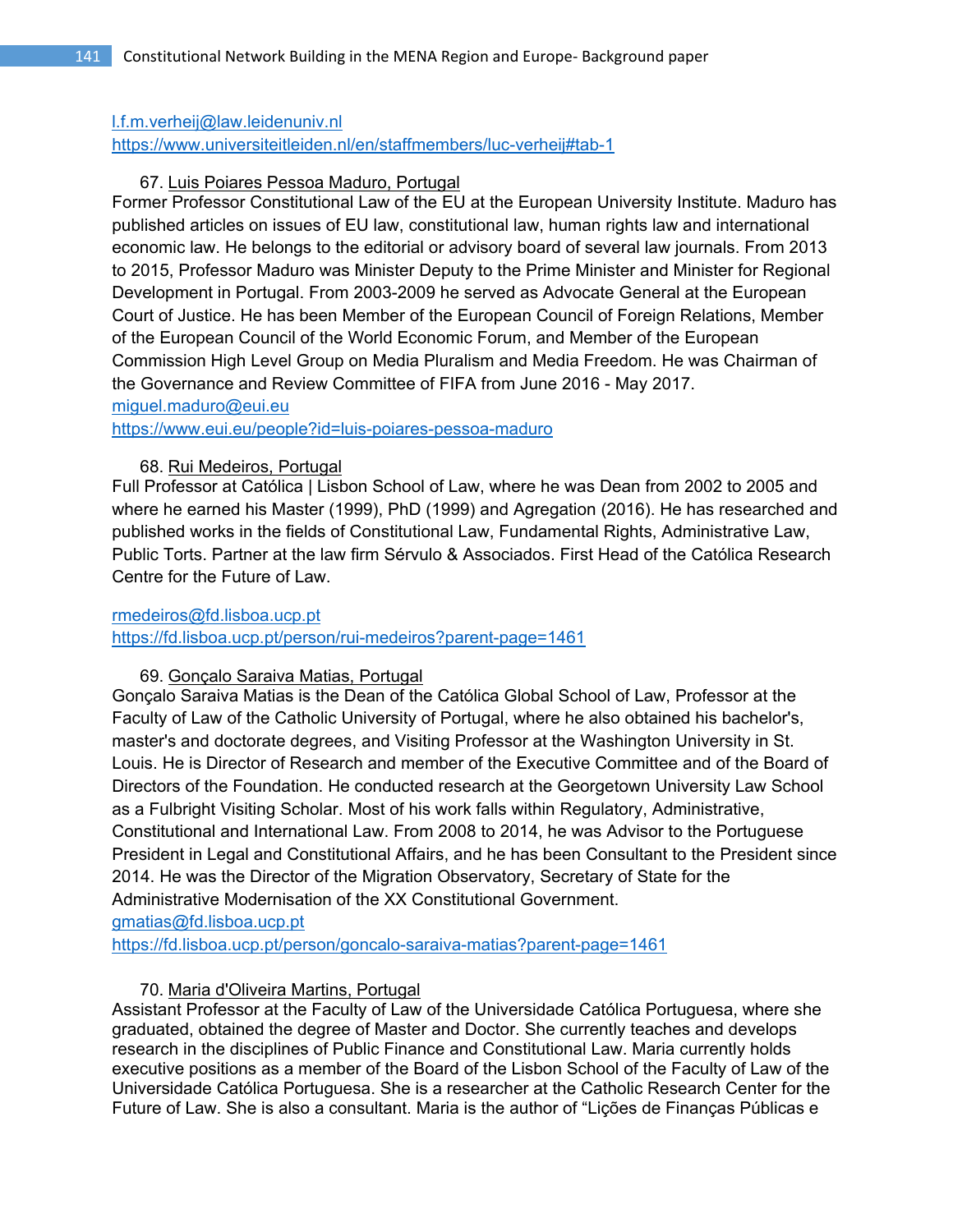l.f.m.verheij@law.leidenuniv.nl
https://www.universiteitleiden.nl/en/staffmembers/luc-verheij#tab-1

67. Luis Poiares Pessoa Maduro, Portugal

Former Professor Constitutional Law of the EU at the European University Institute. Maduro has published articles on issues of EU law, constitutional law, human rights law and international economic law. He belongs to the editorial or advisory board of several law journals. From 2013 to 2015, Professor Maduro was Minister Deputy to the Prime Minister and Minister for Regional Development in Portugal. From 2003-2009 he served as Advocate General at the European Court of Justice. He has been Member of the European Council of Foreign Relations, Member of the European Council of the World Economic Forum, and Member of the European Commission High Level Group on Media Pluralism and Media Freedom. He was Chairman of the Governance and Review Committee of FIFA from June 2016 - May 2017.
miguel.maduro@eui.eu
https://www.eui.eu/people?id=luis-poiares-pessoa-maduro

68. Rui Medeiros, Portugal

Full Professor at Católica | Lisbon School of Law, where he was Dean from 2002 to 2005 and where he earned his Master (1999), PhD (1999) and Agregation (2016). He has researched and published works in the fields of Constitutional Law, Fundamental Rights, Administrative Law, Public Torts. Partner at the law firm Sérvulo & Associados. First Head of the Católica Research Centre for the Future of Law.

rmedeiros@fd.lisboa.ucp.pt
https://fd.lisboa.ucp.pt/person/rui-medeiros?parent-page=1461

69. Gonçalo Saraiva Matias, Portugal

Gonçalo Saraiva Matias is the Dean of the Católica Global School of Law, Professor at the Faculty of Law of the Catholic University of Portugal, where he also obtained his bachelor's, master's and doctorate degrees, and Visiting Professor at the Washington University in St. Louis. He is Director of Research and member of the Executive Committee and of the Board of Directors of the Foundation. He conducted research at the Georgetown University Law School as a Fulbright Visiting Scholar. Most of his work falls within Regulatory, Administrative, Constitutional and International Law. From 2008 to 2014, he was Advisor to the Portuguese President in Legal and Constitutional Affairs, and he has been Consultant to the President since 2014. He was the Director of the Migration Observatory, Secretary of State for the Administrative Modernisation of the XX Constitutional Government.
gmatias@fd.lisboa.ucp.pt
https://fd.lisboa.ucp.pt/person/goncalo-saraiva-matias?parent-page=1461

70. Maria d'Oliveira Martins, Portugal

Assistant Professor at the Faculty of Law of the Universidade Católica Portuguesa, where she graduated, obtained the degree of Master and Doctor. She currently teaches and develops research in the disciplines of Public Finance and Constitutional Law. Maria currently holds executive positions as a member of the Board of the Lisbon School of the Faculty of Law of the Universidade Católica Portuguesa. She is a researcher at the Catholic Research Center for the Future of Law. She is also a consultant. Maria is the author of "Lições de Finanças Públicas e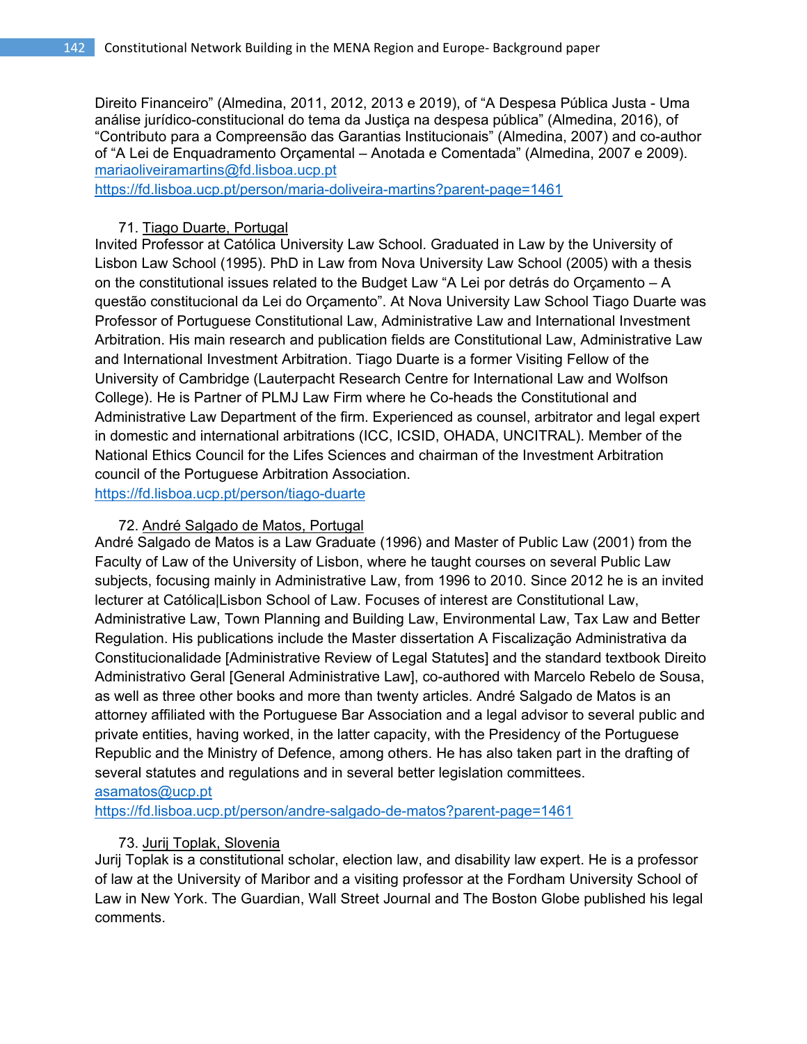Direito Financeiro" (Almedina, 2011, 2012, 2013 e 2019), of "A Despesa Pública Justa - Uma análise jurídico-constitucional do tema da Justiça na despesa pública" (Almedina, 2016), of "Contributo para a Compreensão das Garantias Institucionais" (Almedina, 2007) and co-author of "A Lei de Enquadramento Orçamental – Anotada e Comentada" (Almedina, 2007 e 2009).
mariaoliveiramartins@fd.lisboa.ucp.pt
https://fd.lisboa.ucp.pt/person/maria-doliveira-martins?parent-page=1461

71. Tiago Duarte, Portugal

Invited Professor at Católica University Law School. Graduated in Law by the University of Lisbon Law School (1995). PhD in Law from Nova University Law School (2005) with a thesis on the constitutional issues related to the Budget Law "A Lei por detrás do Orçamento – A questão constitucional da Lei do Orçamento". At Nova University Law School Tiago Duarte was Professor of Portuguese Constitutional Law, Administrative Law and International Investment Arbitration. His main research and publication fields are Constitutional Law, Administrative Law and International Investment Arbitration. Tiago Duarte is a former Visiting Fellow of the University of Cambridge (Lauterpacht Research Centre for International Law and Wolfson College). He is Partner of PLMJ Law Firm where he Co-heads the Constitutional and Administrative Law Department of the firm. Experienced as counsel, arbitrator and legal expert in domestic and international arbitrations (ICC, ICSID, OHADA, UNCITRAL). Member of the National Ethics Council for the Lifes Sciences and chairman of the Investment Arbitration council of the Portuguese Arbitration Association.
https://fd.lisboa.ucp.pt/person/tiago-duarte

72. André Salgado de Matos, Portugal

André Salgado de Matos is a Law Graduate (1996) and Master of Public Law (2001) from the Faculty of Law of the University of Lisbon, where he taught courses on several Public Law subjects, focusing mainly in Administrative Law, from 1996 to 2010. Since 2012 he is an invited lecturer at Católica|Lisbon School of Law. Focuses of interest are Constitutional Law, Administrative Law, Town Planning and Building Law, Environmental Law, Tax Law and Better Regulation. His publications include the Master dissertation A Fiscalização Administrativa da Constitucionalidade [Administrative Review of Legal Statutes] and the standard textbook Direito Administrativo Geral [General Administrative Law], co-authored with Marcelo Rebelo de Sousa, as well as three other books and more than twenty articles. André Salgado de Matos is an attorney affiliated with the Portuguese Bar Association and a legal advisor to several public and private entities, having worked, in the latter capacity, with the Presidency of the Portuguese Republic and the Ministry of Defence, among others. He has also taken part in the drafting of several statutes and regulations and in several better legislation committees.
asamatos@ucp.pt
https://fd.lisboa.ucp.pt/person/andre-salgado-de-matos?parent-page=1461

73. Jurij Toplak, Slovenia

Jurij Toplak is a constitutional scholar, election law, and disability law expert. He is a professor of law at the University of Maribor and a visiting professor at the Fordham University School of Law in New York. The Guardian, Wall Street Journal and The Boston Globe published his legal comments.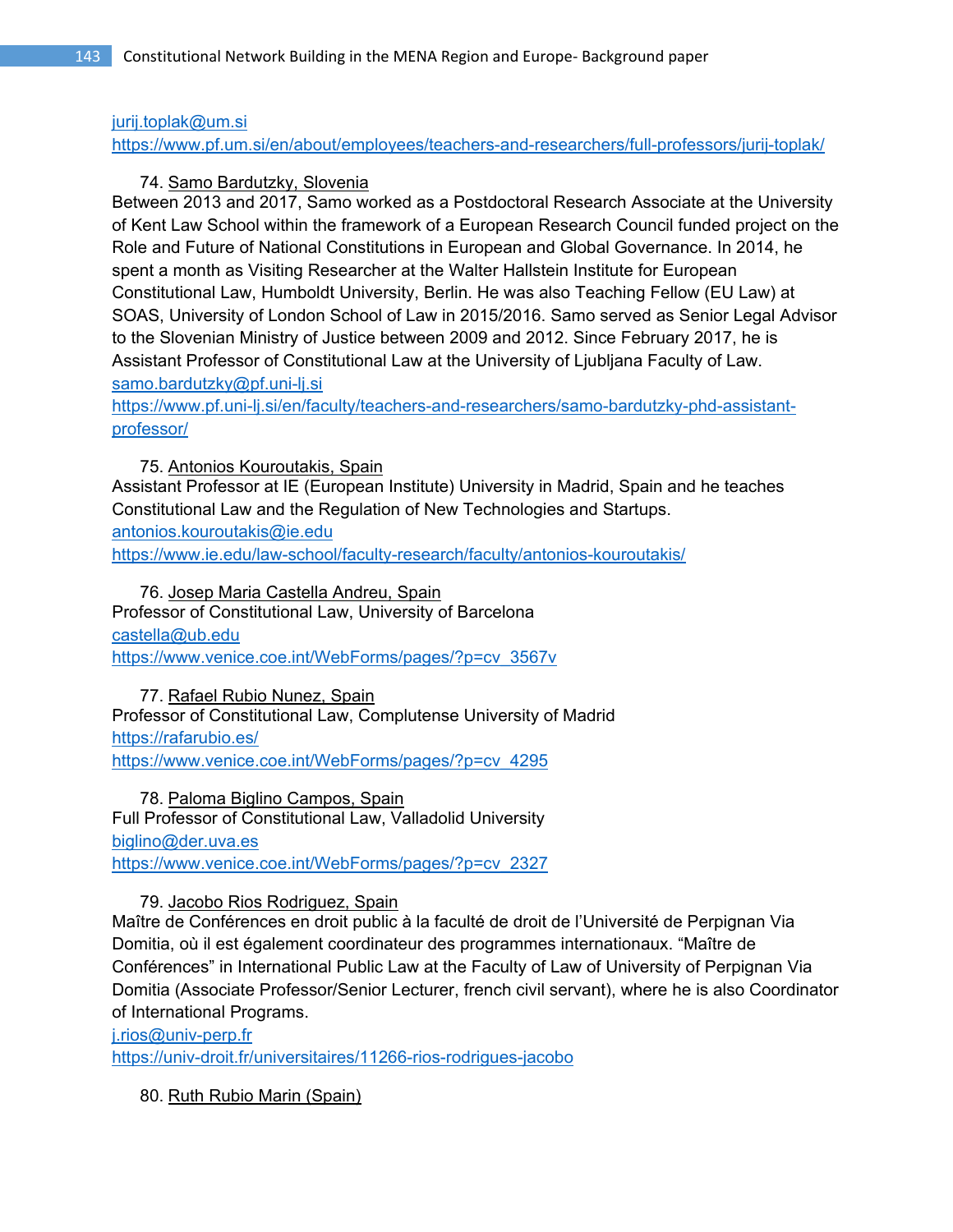jurij.toplak@um.si
https://www.pf.um.si/en/about/employees/teachers-and-researchers/full-professors/jurij-toplak/

74. Samo Bardutzky, Slovenia

Between 2013 and 2017, Samo worked as a Postdoctoral Research Associate at the University of Kent Law School within the framework of a European Research Council funded project on the Role and Future of National Constitutions in European and Global Governance. In 2014, he spent a month as Visiting Researcher at the Walter Hallstein Institute for European Constitutional Law, Humboldt University, Berlin. He was also Teaching Fellow (EU Law) at SOAS, University of London School of Law in 2015/2016. Samo served as Senior Legal Advisor to the Slovenian Ministry of Justice between 2009 and 2012. Since February 2017, he is Assistant Professor of Constitutional Law at the University of Ljubljana Faculty of Law.
samo.bardutzky@pf.uni-lj.si
https://www.pf.uni-lj.si/en/faculty/teachers-and-researchers/samo-bardutzky-phd-assistant-professor/

75. Antonios Kouroutakis, Spain

Assistant Professor at IE (European Institute) University in Madrid, Spain and he teaches Constitutional Law and the Regulation of New Technologies and Startups.
antonios.kouroutakis@ie.edu
https://www.ie.edu/law-school/faculty-research/faculty/antonios-kouroutakis/

76. Josep Maria Castella Andreu, Spain

Professor of Constitutional Law, University of Barcelona
castella@ub.edu
https://www.venice.coe.int/WebForms/pages/?p=cv_3567v

77. Rafael Rubio Nunez, Spain

Professor of Constitutional Law, Complutense University of Madrid
https://rafarubio.es/
https://www.venice.coe.int/WebForms/pages/?p=cv_4295

78. Paloma Biglino Campos, Spain

Full Professor of Constitutional Law, Valladolid University
biglino@der.uva.es
https://www.venice.coe.int/WebForms/pages/?p=cv_2327

79. Jacobo Rios Rodriguez, Spain

Maître de Conférences en droit public à la faculté de droit de l'Université de Perpignan Via Domitia, où il est également coordinateur des programmes internationaux. "Maître de Conférences" in International Public Law at the Faculty of Law of University of Perpignan Via Domitia (Associate Professor/Senior Lecturer, french civil servant), where he is also Coordinator of International Programs.
j.rios@univ-perp.fr
https://univ-droit.fr/universitaires/11266-rios-rodrigues-jacobo

80. Ruth Rubio Marin (Spain)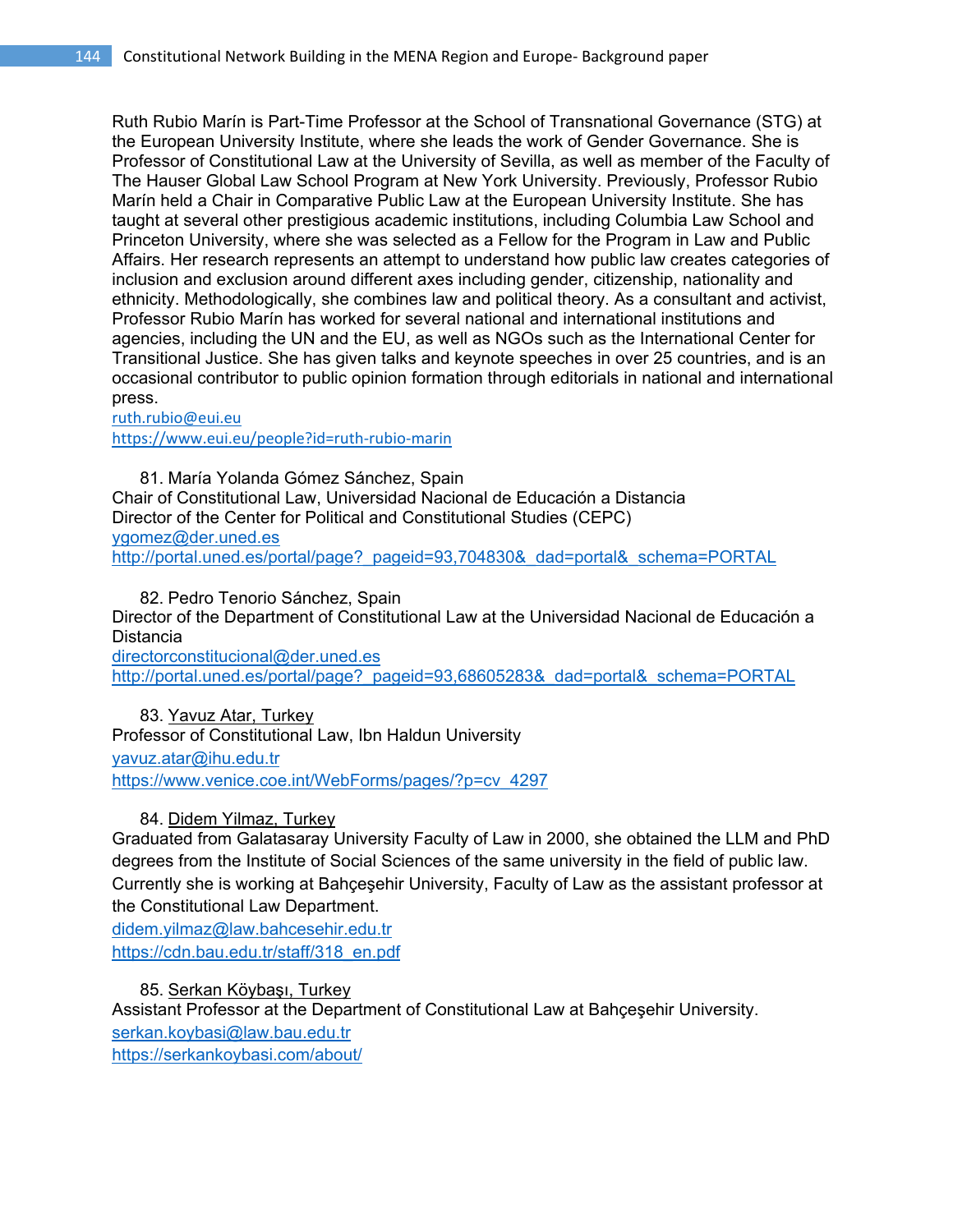Ruth Rubio Marín is Part-Time Professor at the School of Transnational Governance (STG) at the European University Institute, where she leads the work of Gender Governance. She is Professor of Constitutional Law at the University of Sevilla, as well as member of the Faculty of The Hauser Global Law School Program at New York University. Previously, Professor Rubio Marín held a Chair in Comparative Public Law at the European University Institute. She has taught at several other prestigious academic institutions, including Columbia Law School and Princeton University, where she was selected as a Fellow for the Program in Law and Public Affairs. Her research represents an attempt to understand how public law creates categories of inclusion and exclusion around different axes including gender, citizenship, nationality and ethnicity. Methodologically, she combines law and political theory. As a consultant and activist, Professor Rubio Marín has worked for several national and international institutions and agencies, including the UN and the EU, as well as NGOs such as the International Center for Transitional Justice. She has given talks and keynote speeches in over 25 countries, and is an occasional contributor to public opinion formation through editorials in national and international press.
ruth.rubio@eui.eu
https://www.eui.eu/people?id=ruth-rubio-marin

81. María Yolanda Gómez Sánchez, Spain
Chair of Constitutional Law, Universidad Nacional de Educación a Distancia
Director of the Center for Political and Constitutional Studies (CEPC)
ygomez@der.uned.es
http://portal.uned.es/portal/page?_pageid=93,704830&_dad=portal&_schema=PORTAL

82. Pedro Tenorio Sánchez, Spain
Director of the Department of Constitutional Law at the Universidad Nacional de Educación a Distancia
directorconstitucional@der.uned.es
http://portal.uned.es/portal/page?_pageid=93,68605283&_dad=portal&_schema=PORTAL

83. Yavuz Atar, Turkey
Professor of Constitutional Law, Ibn Haldun University
yavuz.atar@ihu.edu.tr
https://www.venice.coe.int/WebForms/pages/?p=cv_4297

84. Didem Yilmaz, Turkey
Graduated from Galatasaray University Faculty of Law in 2000, she obtained the LLM and PhD degrees from the Institute of Social Sciences of the same university in the field of public law. Currently she is working at Bahçeşehir University, Faculty of Law as the assistant professor at the Constitutional Law Department.
didem.yilmaz@law.bahcesehir.edu.tr
https://cdn.bau.edu.tr/staff/318_en.pdf

85. Serkan Köybaşı, Turkey
Assistant Professor at the Department of Constitutional Law at Bahçeşehir University.
serkan.koybasi@law.bau.edu.tr
https://serkankoybasi.com/about/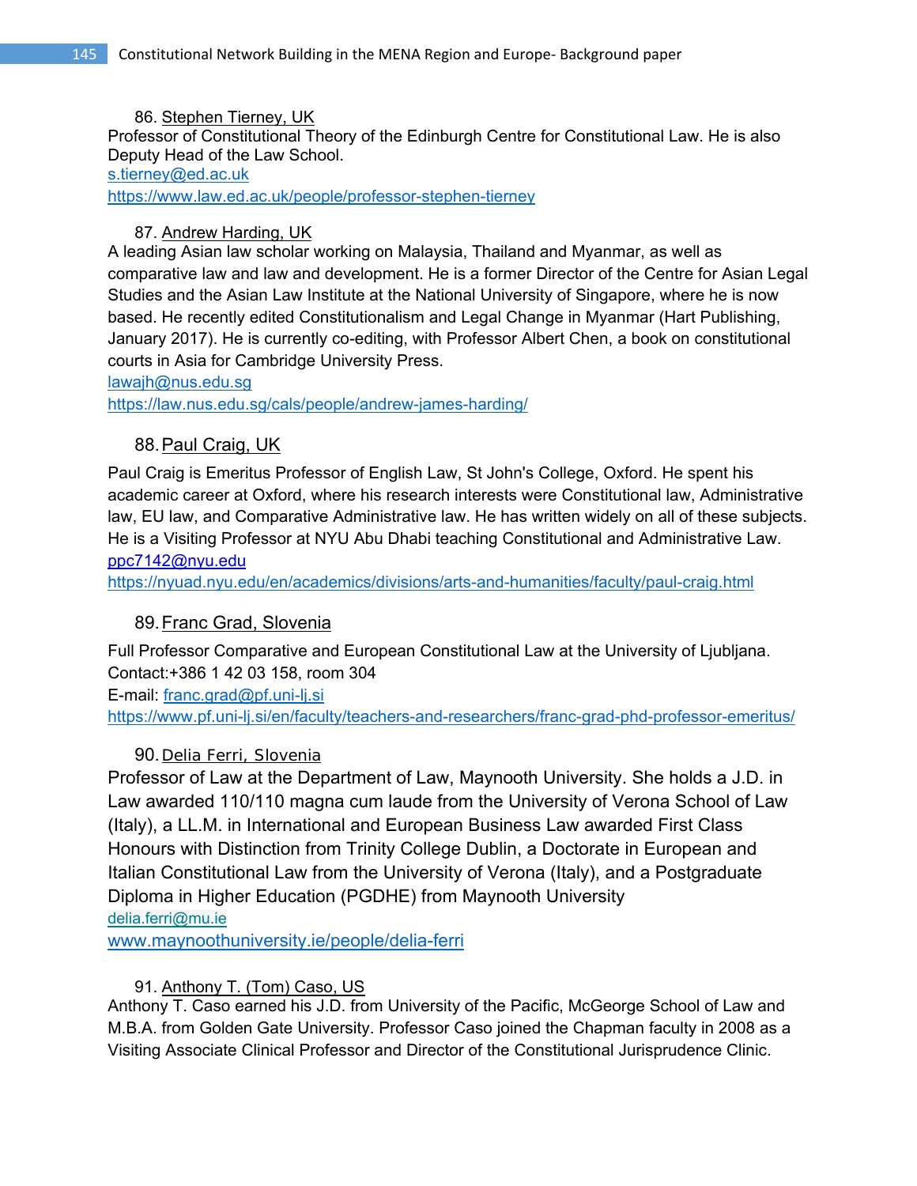86. Stephen Tierney, UK

Professor of Constitutional Theory of the Edinburgh Centre for Constitutional Law. He is also Deputy Head of the Law School.
s.tierney@ed.ac.uk
https://www.law.ed.ac.uk/people/professor-stephen-tierney

87. Andrew Harding, UK

A leading Asian law scholar working on Malaysia, Thailand and Myanmar, as well as comparative law and law and development. He is a former Director of the Centre for Asian Legal Studies and the Asian Law Institute at the National University of Singapore, where he is now based. He recently edited Constitutionalism and Legal Change in Myanmar (Hart Publishing, January 2017). He is currently co-editing, with Professor Albert Chen, a book on constitutional courts in Asia for Cambridge University Press.
lawajh@nus.edu.sg
https://law.nus.edu.sg/cals/people/andrew-james-harding/

88. Paul Craig, UK

Paul Craig is Emeritus Professor of English Law, St John's College, Oxford. He spent his academic career at Oxford, where his research interests were Constitutional law, Administrative law, EU law, and Comparative Administrative law. He has written widely on all of these subjects. He is a Visiting Professor at NYU Abu Dhabi teaching Constitutional and Administrative Law.
ppc7142@nyu.edu
https://nyuad.nyu.edu/en/academics/divisions/arts-and-humanities/faculty/paul-craig.html

89. Franc Grad, Slovenia

Full Professor Comparative and European Constitutional Law at the University of Ljubljana.
Contact:+386 1 42 03 158, room 304
E-mail: franc.grad@pf.uni-lj.si
https://www.pf.uni-lj.si/en/faculty/teachers-and-researchers/franc-grad-phd-professor-emeritus/

90. Delia Ferri, Slovenia

Professor of Law at the Department of Law, Maynooth University. She holds a J.D. in Law awarded 110/110 magna cum laude from the University of Verona School of Law (Italy), a LL.M. in International and European Business Law awarded First Class Honours with Distinction from Trinity College Dublin, a Doctorate in European and Italian Constitutional Law from the University of Verona (Italy), and a Postgraduate Diploma in Higher Education (PGDHE) from Maynooth University
delia.ferri@mu.ie
www.maynoothuniversity.ie/people/delia-ferri

91. Anthony T. (Tom) Caso, US

Anthony T. Caso earned his J.D. from University of the Pacific, McGeorge School of Law and M.B.A. from Golden Gate University. Professor Caso joined the Chapman faculty in 2008 as a Visiting Associate Clinical Professor and Director of the Constitutional Jurisprudence Clinic.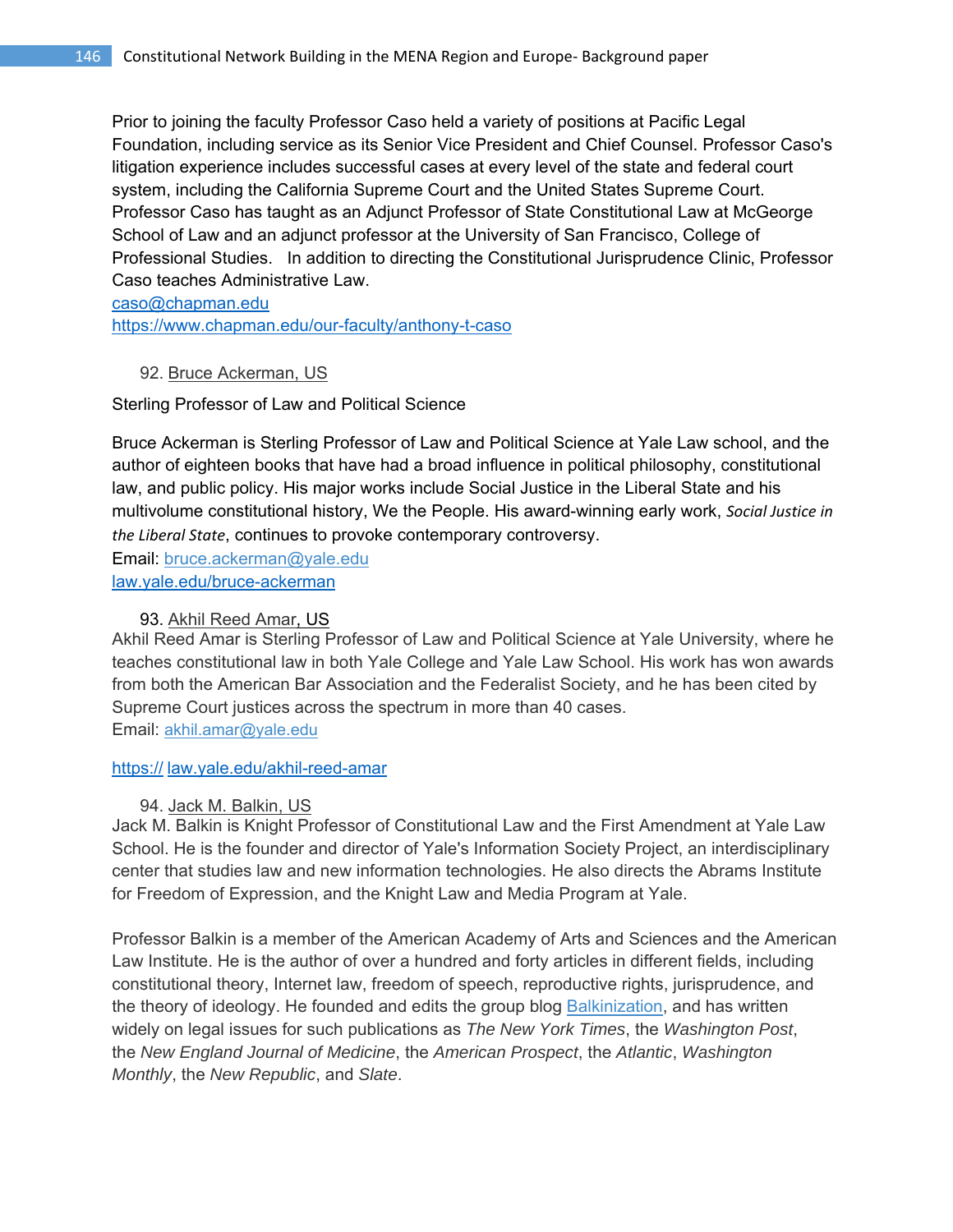Prior to joining the faculty Professor Caso held a variety of positions at Pacific Legal Foundation, including service as its Senior Vice President and Chief Counsel. Professor Caso's litigation experience includes successful cases at every level of the state and federal court system, including the California Supreme Court and the United States Supreme Court. Professor Caso has taught as an Adjunct Professor of State Constitutional Law at McGeorge School of Law and an adjunct professor at the University of San Francisco, College of Professional Studies. In addition to directing the Constitutional Jurisprudence Clinic, Professor Caso teaches Administrative Law.
caso@chapman.edu
https://www.chapman.edu/our-faculty/anthony-t-caso

92. Bruce Ackerman, US

Sterling Professor of Law and Political Science

Bruce Ackerman is Sterling Professor of Law and Political Science at Yale Law school, and the author of eighteen books that have had a broad influence in political philosophy, constitutional law, and public policy. His major works include Social Justice in the Liberal State and his multivolume constitutional history, We the People. His award-winning early work, *Social Justice in the Liberal State*, continues to provoke contemporary controversy.
Email: bruce.ackerman@yale.edu
law.yale.edu/bruce-ackerman

93. Akhil Reed Amar, US

Akhil Reed Amar is Sterling Professor of Law and Political Science at Yale University, where he teaches constitutional law in both Yale College and Yale Law School. His work has won awards from both the American Bar Association and the Federalist Society, and he has been cited by Supreme Court justices across the spectrum in more than 40 cases.
Email: akhil.amar@yale.edu

https:// law.yale.edu/akhil-reed-amar

94. Jack M. Balkin, US

Jack M. Balkin is Knight Professor of Constitutional Law and the First Amendment at Yale Law School. He is the founder and director of Yale's Information Society Project, an interdisciplinary center that studies law and new information technologies. He also directs the Abrams Institute for Freedom of Expression, and the Knight Law and Media Program at Yale.

Professor Balkin is a member of the American Academy of Arts and Sciences and the American Law Institute. He is the author of over a hundred and forty articles in different fields, including constitutional theory, Internet law, freedom of speech, reproductive rights, jurisprudence, and the theory of ideology. He founded and edits the group blog Balkinization, and has written widely on legal issues for such publications as *The New York Times*, the *Washington Post*, the *New England Journal of Medicine*, the *American Prospect*, the *Atlantic*, *Washington Monthly*, the *New Republic*, and *Slate*.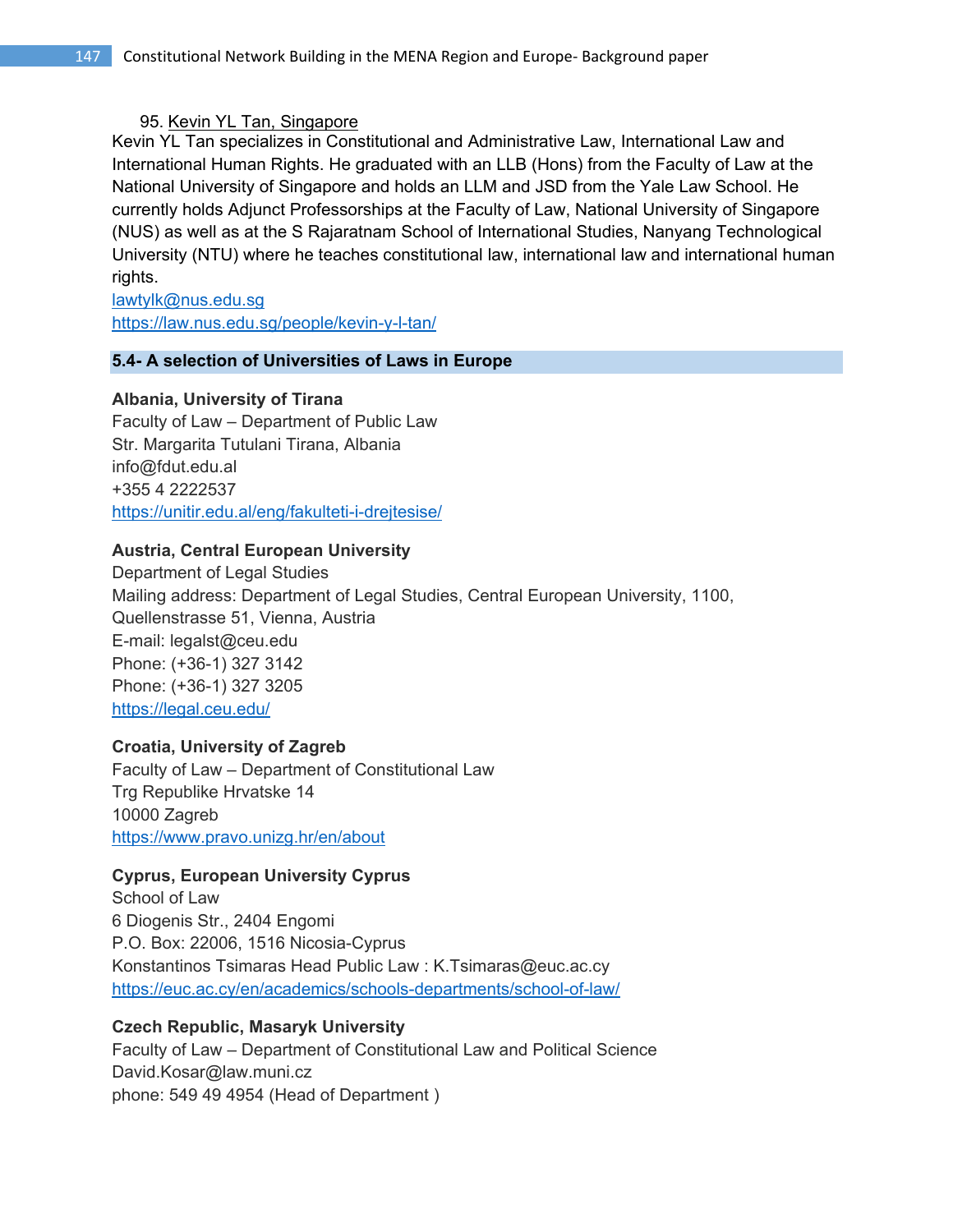95. Kevin YL Tan, Singapore

Kevin YL Tan specializes in Constitutional and Administrative Law, International Law and International Human Rights. He graduated with an LLB (Hons) from the Faculty of Law at the National University of Singapore and holds an LLM and JSD from the Yale Law School. He currently holds Adjunct Professorships at the Faculty of Law, National University of Singapore (NUS) as well as at the S Rajaratnam School of International Studies, Nanyang Technological University (NTU) where he teaches constitutional law, international law and international human rights.

lawtylk@nus.edu.sg
https://law.nus.edu.sg/people/kevin-y-l-tan/

## 5.4- A selection of Universities of Laws in Europe

**Albania, University of Tirana**
Faculty of Law – Department of Public Law
Str. Margarita Tutulani Tirana, Albania
info@fdut.edu.al
+355 4 2222537
https://unitir.edu.al/eng/fakulteti-i-drejtesise/

**Austria, Central European University**
Department of Legal Studies
Mailing address: Department of Legal Studies, Central European University, 1100, Quellenstrasse 51, Vienna, Austria
E-mail: legalst@ceu.edu
Phone: (+36-1) 327 3142
Phone: (+36-1) 327 3205
https://legal.ceu.edu/

**Croatia, University of Zagreb**
Faculty of Law – Department of Constitutional Law
Trg Republike Hrvatske 14
10000 Zagreb
https://www.pravo.unizg.hr/en/about

**Cyprus, European University Cyprus**
School of Law
6 Diogenis Str., 2404 Engomi
P.O. Box: 22006, 1516 Nicosia-Cyprus
Konstantinos Tsimaras Head Public Law : K.Tsimaras@euc.ac.cy
https://euc.ac.cy/en/academics/schools-departments/school-of-law/

**Czech Republic, Masaryk University**
Faculty of Law – Department of Constitutional Law and Political Science
David.Kosar@law.muni.cz
phone: 549 49 4954 (Head of Department )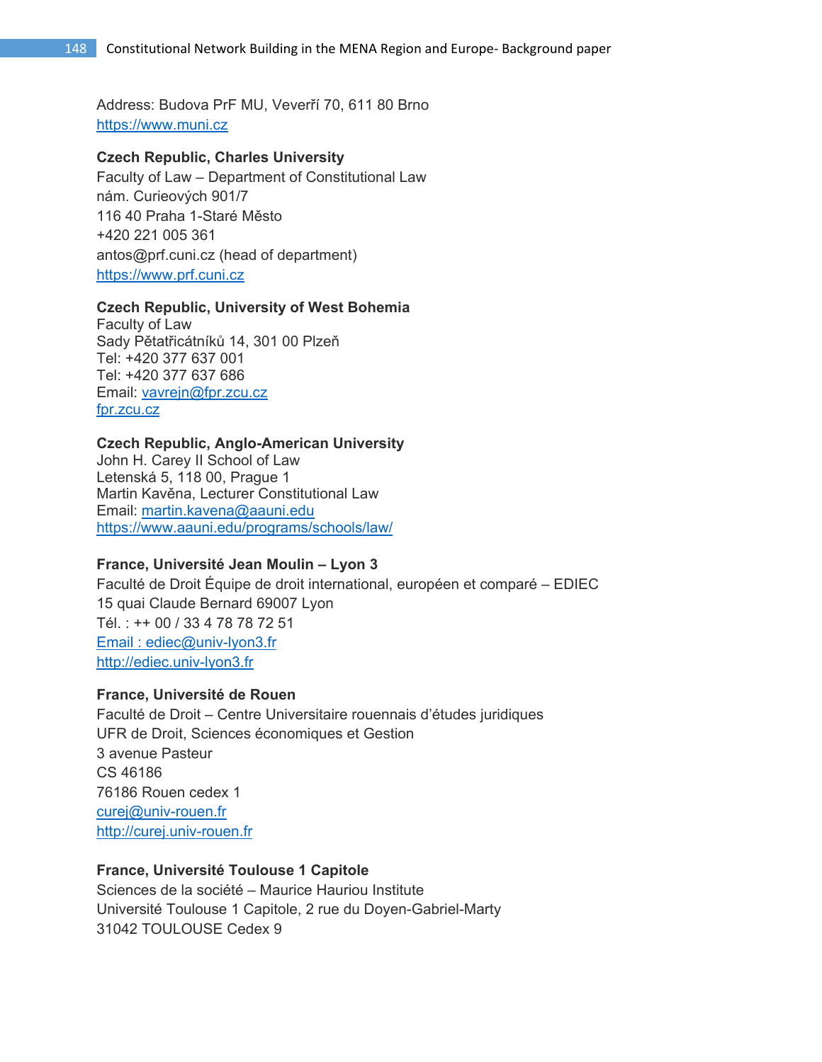Address: Budova PrF MU, Veveří 70, 611 80 Brno
https://www.muni.cz

**Czech Republic, Charles University**
Faculty of Law – Department of Constitutional Law
nám. Curieových 901/7
116 40 Praha 1-Staré Město
+420 221 005 361
antos@prf.cuni.cz (head of department)
https://www.prf.cuni.cz

**Czech Republic, University of West Bohemia**
Faculty of Law
Sady Pětatřicátníků 14, 301 00 Plzeň
Tel: +420 377 637 001
Tel: +420 377 637 686
Email: vavrejn@fpr.zcu.cz
fpr.zcu.cz

**Czech Republic, Anglo-American University**
John H. Carey II School of Law
Letenská 5, 118 00, Prague 1
Martin Kavěna, Lecturer Constitutional Law
Email: martin.kavena@aauni.edu
https://www.aauni.edu/programs/schools/law/

**France, Université Jean Moulin – Lyon 3**
Faculté de Droit Équipe de droit international, européen et comparé – EDIEC
15 quai Claude Bernard 69007 Lyon
Tél. : ++ 00 / 33 4 78 78 72 51
Email : ediec@univ-lyon3.fr
http://ediec.univ-lyon3.fr

**France, Université de Rouen**
Faculté de Droit – Centre Universitaire rouennais d'études juridiques
UFR de Droit, Sciences économiques et Gestion
3 avenue Pasteur
CS 46186
76186 Rouen cedex 1
curej@univ-rouen.fr
http://curej.univ-rouen.fr

**France, Université Toulouse 1 Capitole**
Sciences de la société – Maurice Hauriou Institute
Université Toulouse 1 Capitole, 2 rue du Doyen-Gabriel-Marty
31042 TOULOUSE Cedex 9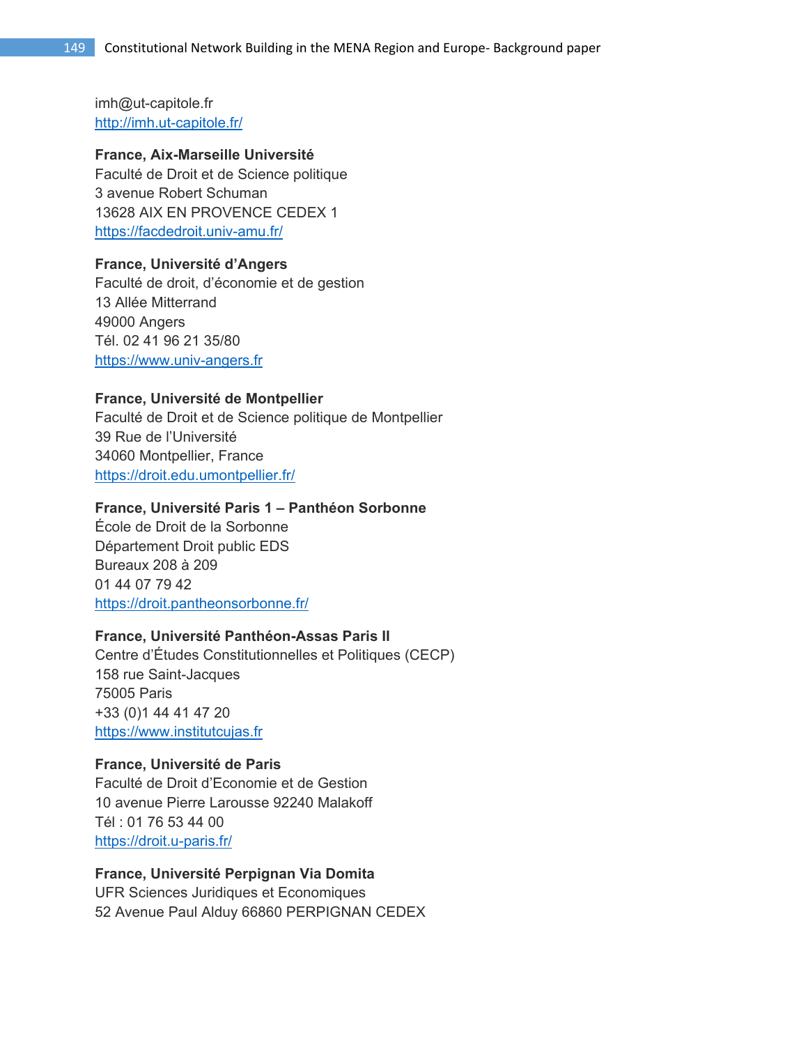imh@ut-capitole.fr
http://imh.ut-capitole.fr/

**France, Aix-Marseille Université**
Faculté de Droit et de Science politique
3 avenue Robert Schuman
13628 AIX EN PROVENCE CEDEX 1
https://facdedroit.univ-amu.fr/

**France, Université d'Angers**
Faculté de droit, d'économie et de gestion
13 Allée Mitterrand
49000 Angers
Tél. 02 41 96 21 35/80
https://www.univ-angers.fr

**France, Université de Montpellier**
Faculté de Droit et de Science politique de Montpellier
39 Rue de l'Université
34060 Montpellier, France
https://droit.edu.umontpellier.fr/

**France, Université Paris 1 – Panthéon Sorbonne**
École de Droit de la Sorbonne
Département Droit public EDS
Bureaux 208 à 209
01 44 07 79 42
https://droit.pantheonsorbonne.fr/

**France, Université Panthéon-Assas Paris II**
Centre d'Études Constitutionnelles et Politiques (CECP)
158 rue Saint-Jacques
75005 Paris
+33 (0)1 44 41 47 20
https://www.institutcujas.fr

**France, Université de Paris**
Faculté de Droit d'Economie et de Gestion
10 avenue Pierre Larousse 92240 Malakoff
Tél : 01 76 53 44 00
https://droit.u-paris.fr/

**France, Université Perpignan Via Domita**
UFR Sciences Juridiques et Economiques
52 Avenue Paul Alduy 66860 PERPIGNAN CEDEX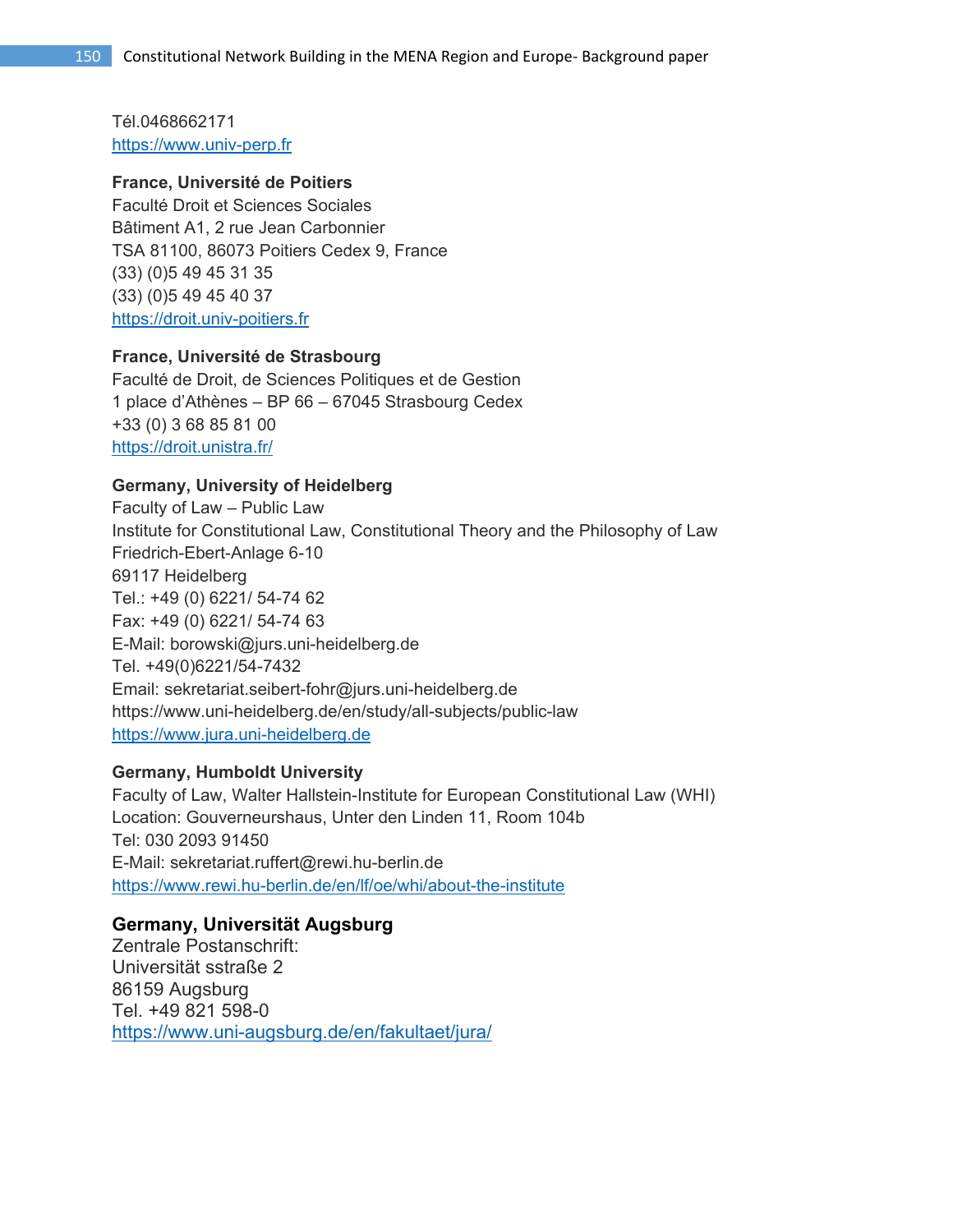Tél.0468662171
https://www.univ-perp.fr

**France, Université de Poitiers**
Faculté Droit et Sciences Sociales
Bâtiment A1, 2 rue Jean Carbonnier
TSA 81100, 86073 Poitiers Cedex 9, France
(33) (0)5 49 45 31 35
(33) (0)5 49 45 40 37
https://droit.univ-poitiers.fr

**France, Université de Strasbourg**
Faculté de Droit, de Sciences Politiques et de Gestion
1 place d'Athènes – BP 66 – 67045 Strasbourg Cedex
+33 (0) 3 68 85 81 00
https://droit.unistra.fr/

**Germany, University of Heidelberg**
Faculty of Law – Public Law
Institute for Constitutional Law, Constitutional Theory and the Philosophy of Law
Friedrich-Ebert-Anlage 6-10
69117 Heidelberg
Tel.: +49 (0) 6221/ 54-74 62
Fax: +49 (0) 6221/ 54-74 63
E-Mail: borowski@jurs.uni-heidelberg.de
Tel. +49(0)6221/54-7432
Email: sekretariat.seibert-fohr@jurs.uni-heidelberg.de
https://www.uni-heidelberg.de/en/study/all-subjects/public-law
https://www.jura.uni-heidelberg.de

**Germany, Humboldt University**
Faculty of Law, Walter Hallstein-Institute for European Constitutional Law (WHI)
Location: Gouverneurshaus, Unter den Linden 11, Room 104b
Tel: 030 2093 91450
E-Mail: sekretariat.ruffert@rewi.hu-berlin.de
https://www.rewi.hu-berlin.de/en/lf/oe/whi/about-the-institute

**Germany, Universität Augsburg**
Zentrale Postanschrift:
Universität sstraße 2
86159 Augsburg
Tel. +49 821 598-0
https://www.uni-augsburg.de/en/fakultaet/jura/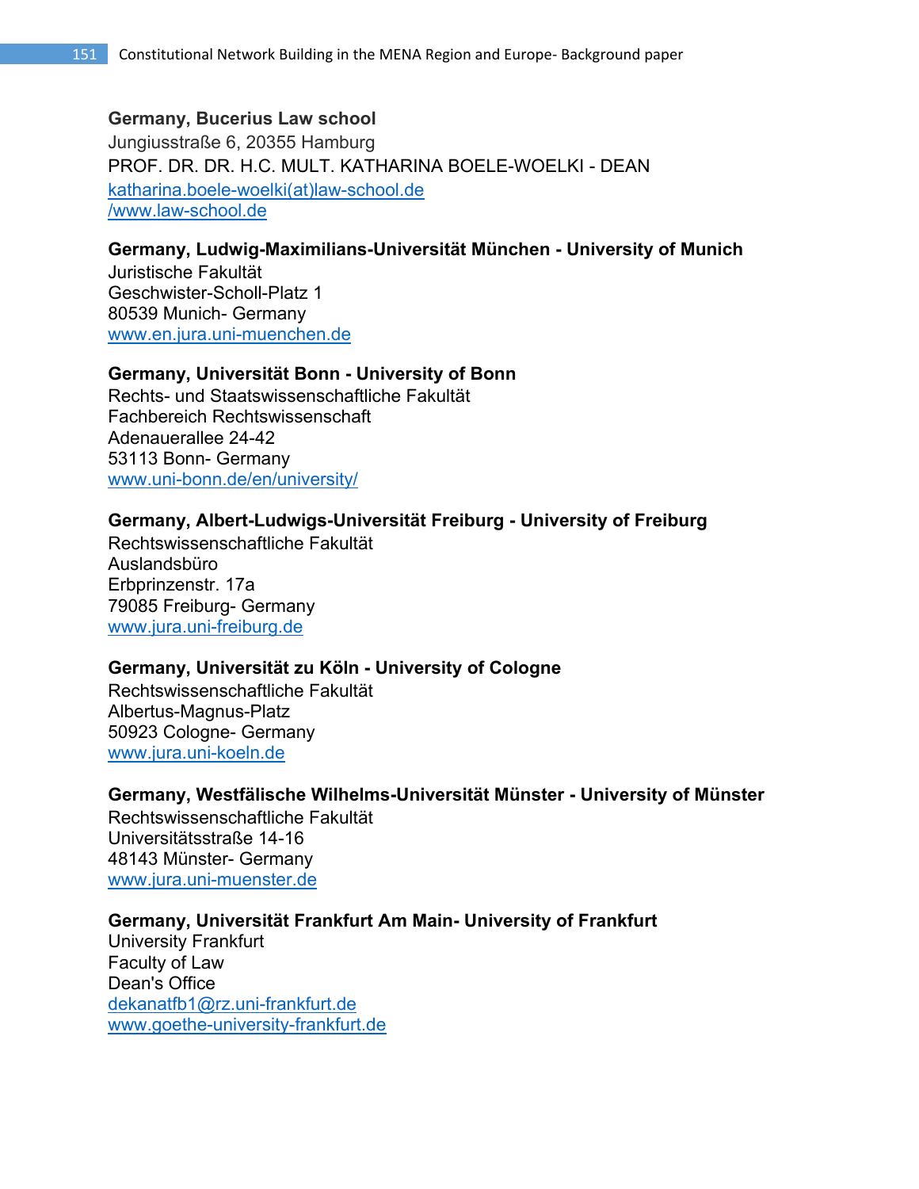**Germany, Bucerius Law school**
Jungiusstraße 6, 20355 Hamburg
PROF. DR. DR. H.C. MULT. KATHARINA BOELE-WOELKI - DEAN
katharina.boele-woelki(at)law-school.de
/www.law-school.de

**Germany, Ludwig-Maximilians-Universität München - University of Munich**
Juristische Fakultät
Geschwister-Scholl-Platz 1
80539 Munich- Germany
www.en.jura.uni-muenchen.de

**Germany, Universität Bonn - University of Bonn**
Rechts- und Staatswissenschaftliche Fakultät
Fachbereich Rechtswissenschaft
Adenauerallee 24-42
53113 Bonn- Germany
www.uni-bonn.de/en/university/

**Germany, Albert-Ludwigs-Universität Freiburg - University of Freiburg**
Rechtswissenschaftliche Fakultät
Auslandsbüro
Erbprinzenstr. 17a
79085 Freiburg- Germany
www.jura.uni-freiburg.de

**Germany, Universität zu Köln - University of Cologne**
Rechtswissenschaftliche Fakultät
Albertus-Magnus-Platz
50923 Cologne- Germany
www.jura.uni-koeln.de

**Germany, Westfälische Wilhelms-Universität Münster - University of Münster**
Rechtswissenschaftliche Fakultät
Universitätsstraße 14-16
48143 Münster- Germany
www.jura.uni-muenster.de

**Germany, Universität Frankfurt Am Main- University of Frankfurt**
University Frankfurt
Faculty of Law
Dean's Office
dekanatfb1@rz.uni-frankfurt.de
www.goethe-university-frankfurt.de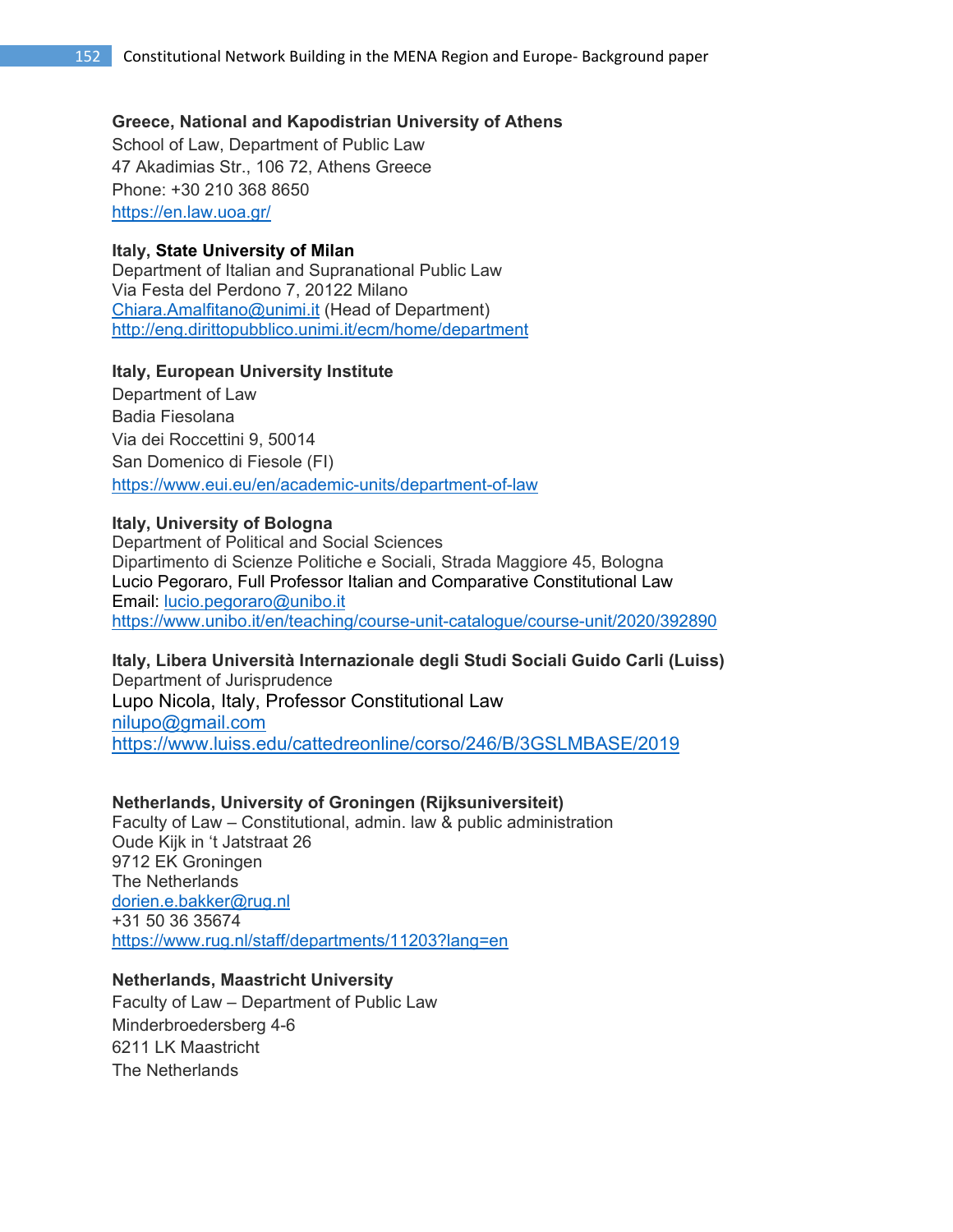**Greece, National and Kapodistrian University of Athens**
School of Law, Department of Public Law
47 Akadimias Str., 106 72, Athens Greece
Phone: +30 210 368 8650
https://en.law.uoa.gr/

**Italy, State University of Milan**
Department of Italian and Supranational Public Law
Via Festa del Perdono 7, 20122 Milano
Chiara.Amalfitano@unimi.it (Head of Department)
http://eng.dirittopubblico.unimi.it/ecm/home/department

**Italy, European University Institute**
Department of Law
Badia Fiesolana
Via dei Roccettini 9, 50014
San Domenico di Fiesole (FI)
https://www.eui.eu/en/academic-units/department-of-law

**Italy, University of Bologna**
Department of Political and Social Sciences
Dipartimento di Scienze Politiche e Sociali, Strada Maggiore 45, Bologna
Lucio Pegoraro, Full Professor Italian and Comparative Constitutional Law
Email: lucio.pegoraro@unibo.it
https://www.unibo.it/en/teaching/course-unit-catalogue/course-unit/2020/392890

**Italy, Libera Università Internazionale degli Studi Sociali Guido Carli (Luiss)**
Department of Jurisprudence
Lupo Nicola, Italy, Professor Constitutional Law
nilupo@gmail.com
https://www.luiss.edu/cattedreonline/corso/246/B/3GSLMBASE/2019

**Netherlands, University of Groningen (Rijksuniversiteit)**
Faculty of Law – Constitutional, admin. law & public administration
Oude Kijk in 't Jatstraat 26
9712 EK Groningen
The Netherlands
dorien.e.bakker@rug.nl
+31 50 36 35674
https://www.rug.nl/staff/departments/11203?lang=en

**Netherlands, Maastricht University**
Faculty of Law – Department of Public Law
Minderbroedersberg 4-6
6211 LK Maastricht
The Netherlands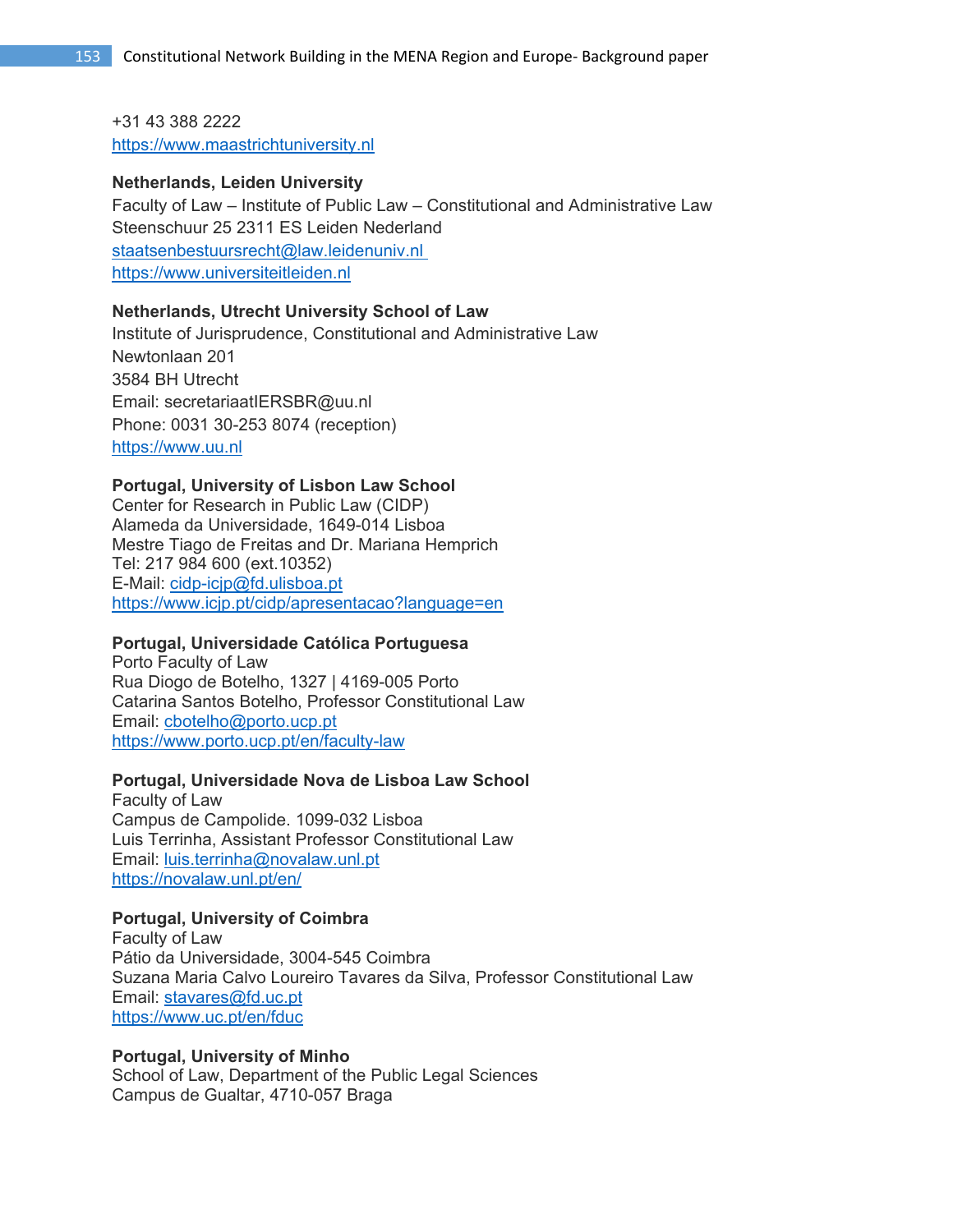+31 43 388 2222
https://www.maastrichtuniversity.nl

**Netherlands, Leiden University**
Faculty of Law – Institute of Public Law – Constitutional and Administrative Law
Steenschuur 25 2311 ES Leiden Nederland
staatsenbestuursrecht@law.leidenuniv.nl
https://www.universiteitleiden.nl

**Netherlands, Utrecht University School of Law**
Institute of Jurisprudence, Constitutional and Administrative Law
Newtonlaan 201
3584 BH Utrecht
Email: secretariaatIERSBR@uu.nl
Phone: 0031 30-253 8074 (reception)
https://www.uu.nl

**Portugal, University of Lisbon Law School**
Center for Research in Public Law (CIDP)
Alameda da Universidade, 1649-014 Lisboa
Mestre Tiago de Freitas and Dr. Mariana Hemprich
Tel: 217 984 600 (ext.10352)
E-Mail: cidp-icjp@fd.ulisboa.pt
https://www.icjp.pt/cidp/apresentacao?language=en

**Portugal, Universidade Católica Portuguesa**
Porto Faculty of Law
Rua Diogo de Botelho, 1327 | 4169-005 Porto
Catarina Santos Botelho, Professor Constitutional Law
Email: cbotelho@porto.ucp.pt
https://www.porto.ucp.pt/en/faculty-law

**Portugal, Universidade Nova de Lisboa Law School**
Faculty of Law
Campus de Campolide. 1099-032 Lisboa
Luis Terrinha, Assistant Professor Constitutional Law
Email: luis.terrinha@novalaw.unl.pt
https://novalaw.unl.pt/en/

**Portugal, University of Coimbra**
Faculty of Law
Pátio da Universidade, 3004-545 Coimbra
Suzana Maria Calvo Loureiro Tavares da Silva, Professor Constitutional Law
Email: stavares@fd.uc.pt
https://www.uc.pt/en/fduc

**Portugal, University of Minho**
School of Law, Department of the Public Legal Sciences
Campus de Gualtar, 4710-057 Braga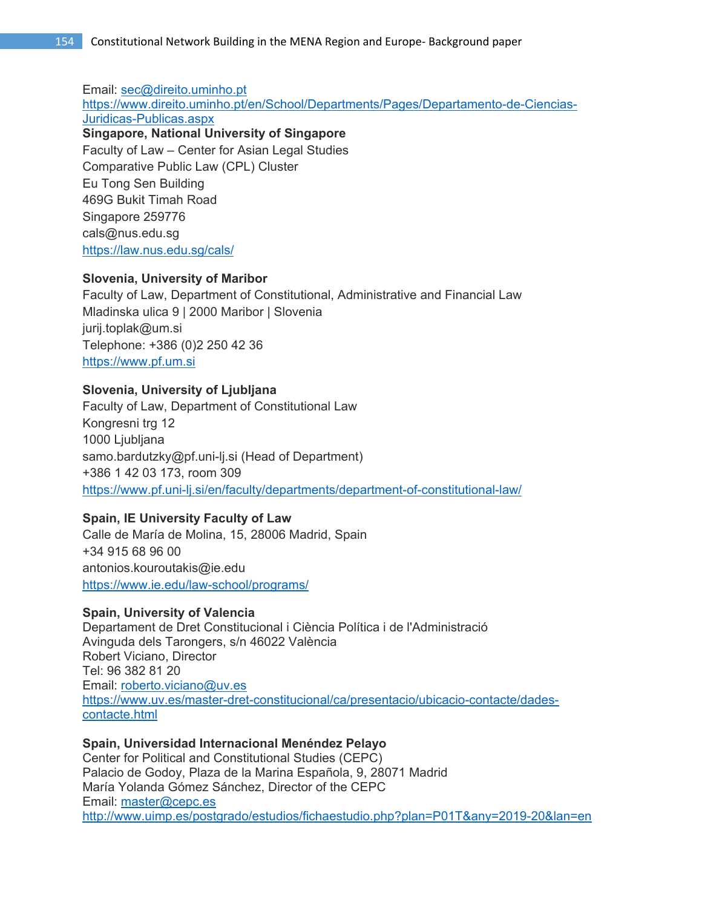Email: sec@direito.uminho.pt
https://www.direito.uminho.pt/en/School/Departments/Pages/Departamento-de-Ciencias-Juridicas-Publicas.aspx

**Singapore, National University of Singapore**
Faculty of Law – Center for Asian Legal Studies
Comparative Public Law (CPL) Cluster
Eu Tong Sen Building
469G Bukit Timah Road
Singapore 259776
cals@nus.edu.sg
https://law.nus.edu.sg/cals/

**Slovenia, University of Maribor**
Faculty of Law, Department of Constitutional, Administrative and Financial Law
Mladinska ulica 9 | 2000 Maribor | Slovenia
jurij.toplak@um.si
Telephone: +386 (0)2 250 42 36
https://www.pf.um.si

**Slovenia, University of Ljubljana**
Faculty of Law, Department of Constitutional Law
Kongresni trg 12
1000 Ljubljana
samo.bardutzky@pf.uni-lj.si (Head of Department)
+386 1 42 03 173, room 309
https://www.pf.uni-lj.si/en/faculty/departments/department-of-constitutional-law/

**Spain, IE University Faculty of Law**
Calle de María de Molina, 15, 28006 Madrid, Spain
+34 915 68 96 00
antonios.kouroutakis@ie.edu
https://www.ie.edu/law-school/programs/

**Spain, University of Valencia**
Departament de Dret Constitucional i Ciència Política i de l'Administració
Avinguda dels Tarongers, s/n 46022 València
Robert Viciano, Director
Tel: 96 382 81 20
Email: roberto.viciano@uv.es
https://www.uv.es/master-dret-constitucional/ca/presentacio/ubicacio-contacte/dades-contacte.html

**Spain, Universidad Internacional Menéndez Pelayo**
Center for Political and Constitutional Studies (CEPC)
Palacio de Godoy, Plaza de la Marina Española, 9, 28071 Madrid
María Yolanda Gómez Sánchez, Director of the CEPC
Email: master@cepc.es
http://www.uimp.es/postgrado/estudios/fichaestudio.php?plan=P01T&any=2019-20&lan=en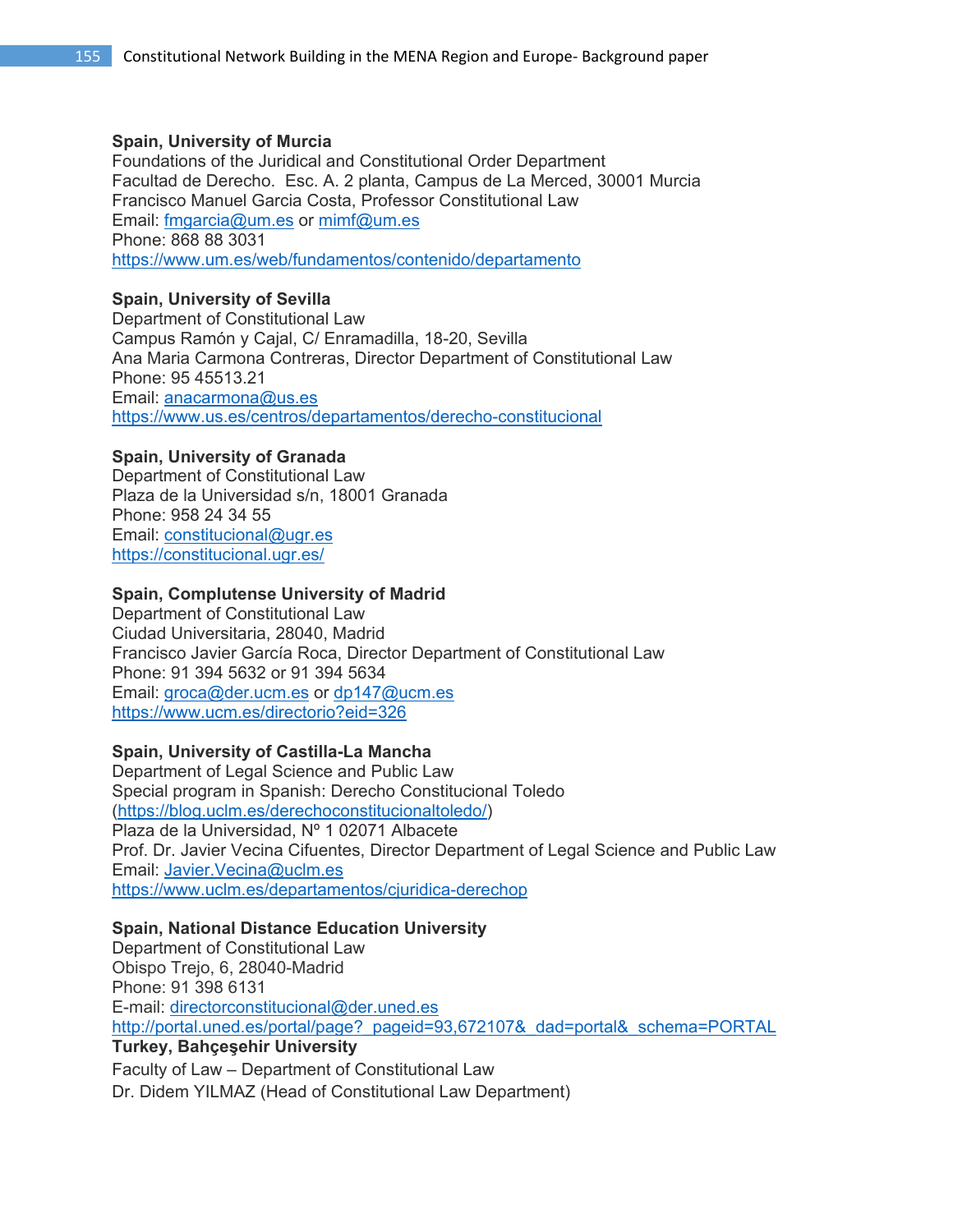**Spain, University of Murcia**
Foundations of the Juridical and Constitutional Order Department
Facultad de Derecho. Esc. A. 2 planta, Campus de La Merced, 30001 Murcia
Francisco Manuel Garcia Costa, Professor Constitutional Law
Email: fmgarcia@um.es or mimf@um.es
Phone: 868 88 3031
https://www.um.es/web/fundamentos/contenido/departamento

**Spain, University of Sevilla**
Department of Constitutional Law
Campus Ramón y Cajal, C/ Enramadilla, 18-20, Sevilla
Ana Maria Carmona Contreras, Director Department of Constitutional Law
Phone: 95 45513.21
Email: anacarmona@us.es
https://www.us.es/centros/departamentos/derecho-constitucional

**Spain, University of Granada**
Department of Constitutional Law
Plaza de la Universidad s/n, 18001 Granada
Phone: 958 24 34 55
Email: constitucional@ugr.es
https://constitucional.ugr.es/

**Spain, Complutense University of Madrid**
Department of Constitutional Law
Ciudad Universitaria, 28040, Madrid
Francisco Javier García Roca, Director Department of Constitutional Law
Phone: 91 394 5632 or 91 394 5634
Email: groca@der.ucm.es or dp147@ucm.es
https://www.ucm.es/directorio?eid=326

**Spain, University of Castilla-La Mancha**
Department of Legal Science and Public Law
Special program in Spanish: Derecho Constitucional Toledo
(https://blog.uclm.es/derechoconstitucionaltoledo/)
Plaza de la Universidad, Nº 1 02071 Albacete
Prof. Dr. Javier Vecina Cifuentes, Director Department of Legal Science and Public Law
Email: Javier.Vecina@uclm.es
https://www.uclm.es/departamentos/cjuridica-derechop

**Spain, National Distance Education University**
Department of Constitutional Law
Obispo Trejo, 6, 28040-Madrid
Phone: 91 398 6131
E-mail: directorconstitucional@der.uned.es
http://portal.uned.es/portal/page?_pageid=93,672107&_dad=portal&_schema=PORTAL

**Turkey, Bahçeşehir University**
Faculty of Law – Department of Constitutional Law
Dr. Didem YILMAZ (Head of Constitutional Law Department)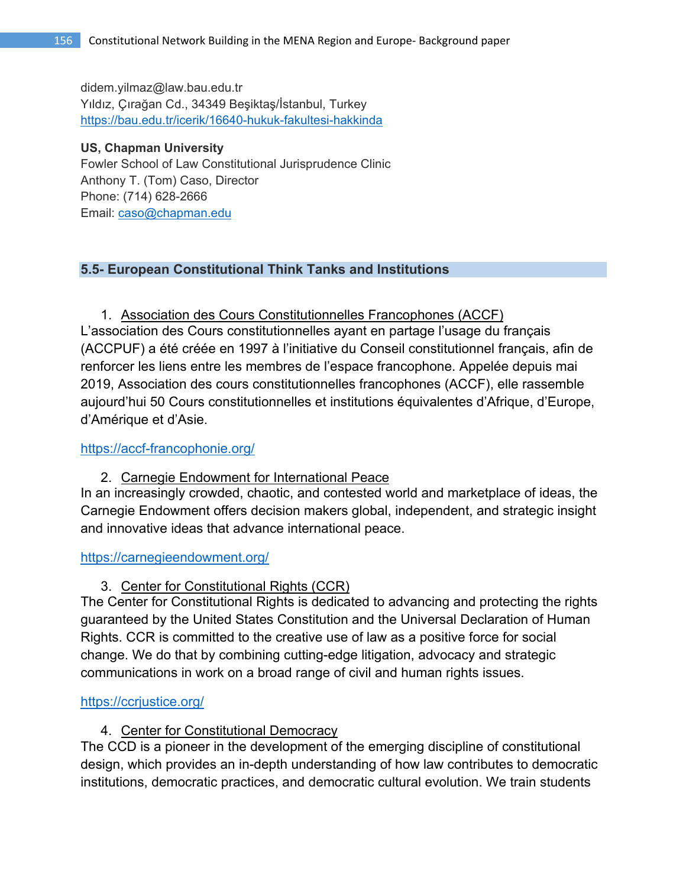didem.yilmaz@law.bau.edu.tr
Yıldız, Çırağan Cd., 34349 Beşiktaş/İstanbul, Turkey
https://bau.edu.tr/icerik/16640-hukuk-fakultesi-hakkinda

**US, Chapman University**
Fowler School of Law Constitutional Jurisprudence Clinic
Anthony T. (Tom) Caso, Director
Phone: (714) 628-2666
Email: caso@chapman.edu

## 5.5- European Constitutional Think Tanks and Institutions

1. Association des Cours Constitutionnelles Francophones (ACCF)

L'association des Cours constitutionnelles ayant en partage l'usage du français (ACCPUF) a été créée en 1997 à l'initiative du Conseil constitutionnel français, afin de renforcer les liens entre les membres de l'espace francophone. Appelée depuis mai 2019, Association des cours constitutionnelles francophones (ACCF), elle rassemble aujourd'hui 50 Cours constitutionnelles et institutions équivalentes d'Afrique, d'Europe, d'Amérique et d'Asie.

https://accf-francophonie.org/

2. Carnegie Endowment for International Peace

In an increasingly crowded, chaotic, and contested world and marketplace of ideas, the Carnegie Endowment offers decision makers global, independent, and strategic insight and innovative ideas that advance international peace.

https://carnegieendowment.org/

3. Center for Constitutional Rights (CCR)

The Center for Constitutional Rights is dedicated to advancing and protecting the rights guaranteed by the United States Constitution and the Universal Declaration of Human Rights. CCR is committed to the creative use of law as a positive force for social change. We do that by combining cutting-edge litigation, advocacy and strategic communications in work on a broad range of civil and human rights issues.

https://ccrjustice.org/

4. Center for Constitutional Democracy

The CCD is a pioneer in the development of the emerging discipline of constitutional design, which provides an in-depth understanding of how law contributes to democratic institutions, democratic practices, and democratic cultural evolution. We train students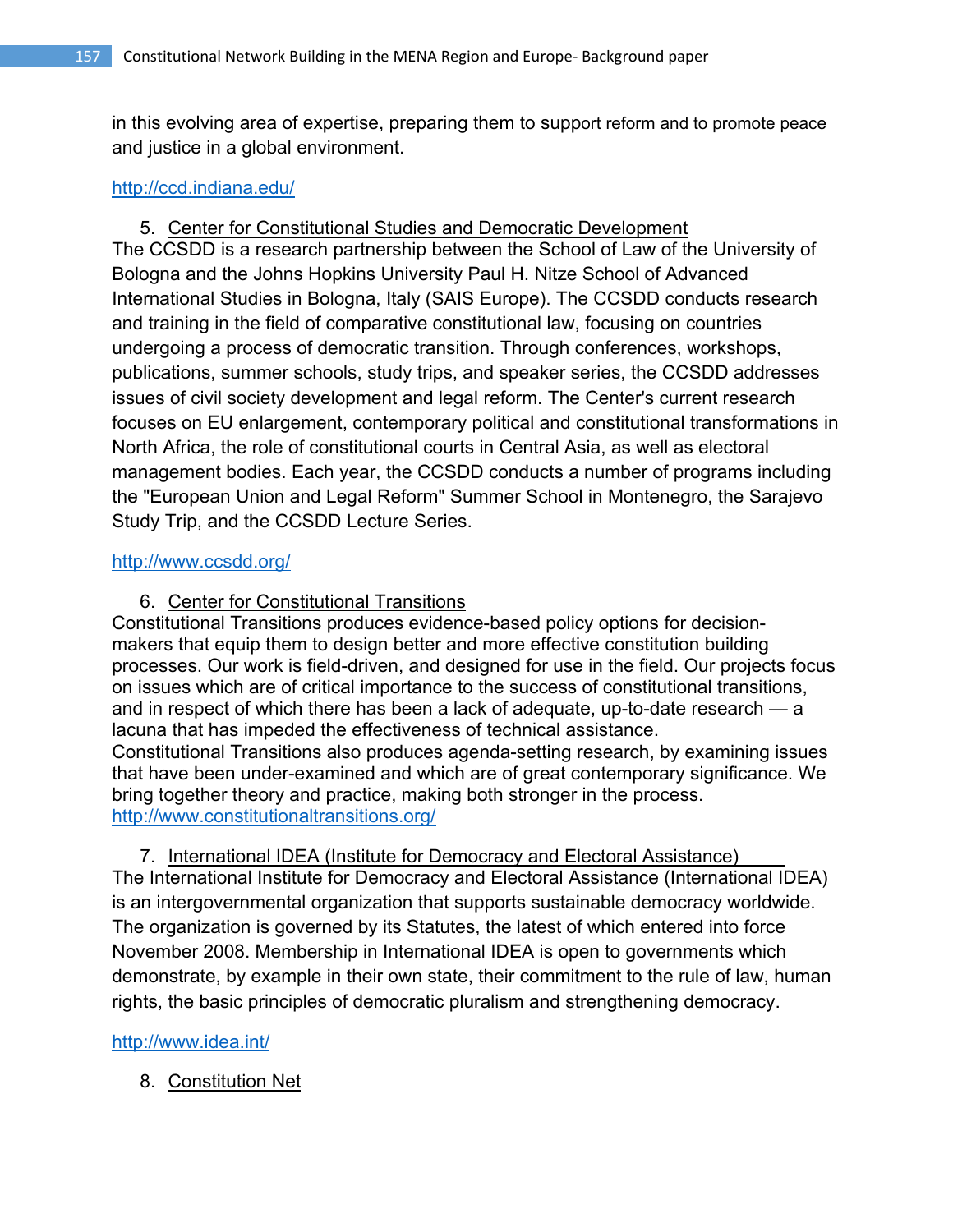in this evolving area of expertise, preparing them to support reform and to promote peace and justice in a global environment.

http://ccd.indiana.edu/

5. Center for Constitutional Studies and Democratic Development

The CCSDD is a research partnership between the School of Law of the University of Bologna and the Johns Hopkins University Paul H. Nitze School of Advanced International Studies in Bologna, Italy (SAIS Europe). The CCSDD conducts research and training in the field of comparative constitutional law, focusing on countries undergoing a process of democratic transition. Through conferences, workshops, publications, summer schools, study trips, and speaker series, the CCSDD addresses issues of civil society development and legal reform. The Center's current research focuses on EU enlargement, contemporary political and constitutional transformations in North Africa, the role of constitutional courts in Central Asia, as well as electoral management bodies. Each year, the CCSDD conducts a number of programs including the "European Union and Legal Reform" Summer School in Montenegro, the Sarajevo Study Trip, and the CCSDD Lecture Series.

http://www.ccsdd.org/

6. Center for Constitutional Transitions

Constitutional Transitions produces evidence-based policy options for decision-makers that equip them to design better and more effective constitution building processes. Our work is field-driven, and designed for use in the field. Our projects focus on issues which are of critical importance to the success of constitutional transitions, and in respect of which there has been a lack of adequate, up-to-date research — a lacuna that has impeded the effectiveness of technical assistance.
Constitutional Transitions also produces agenda-setting research, by examining issues that have been under-examined and which are of great contemporary significance. We bring together theory and practice, making both stronger in the process.
http://www.constitutionaltransitions.org/

7. International IDEA (Institute for Democracy and Electoral Assistance)

The International Institute for Democracy and Electoral Assistance (International IDEA) is an intergovernmental organization that supports sustainable democracy worldwide. The organization is governed by its Statutes, the latest of which entered into force November 2008. Membership in International IDEA is open to governments which demonstrate, by example in their own state, their commitment to the rule of law, human rights, the basic principles of democratic pluralism and strengthening democracy.

http://www.idea.int/

8. Constitution Net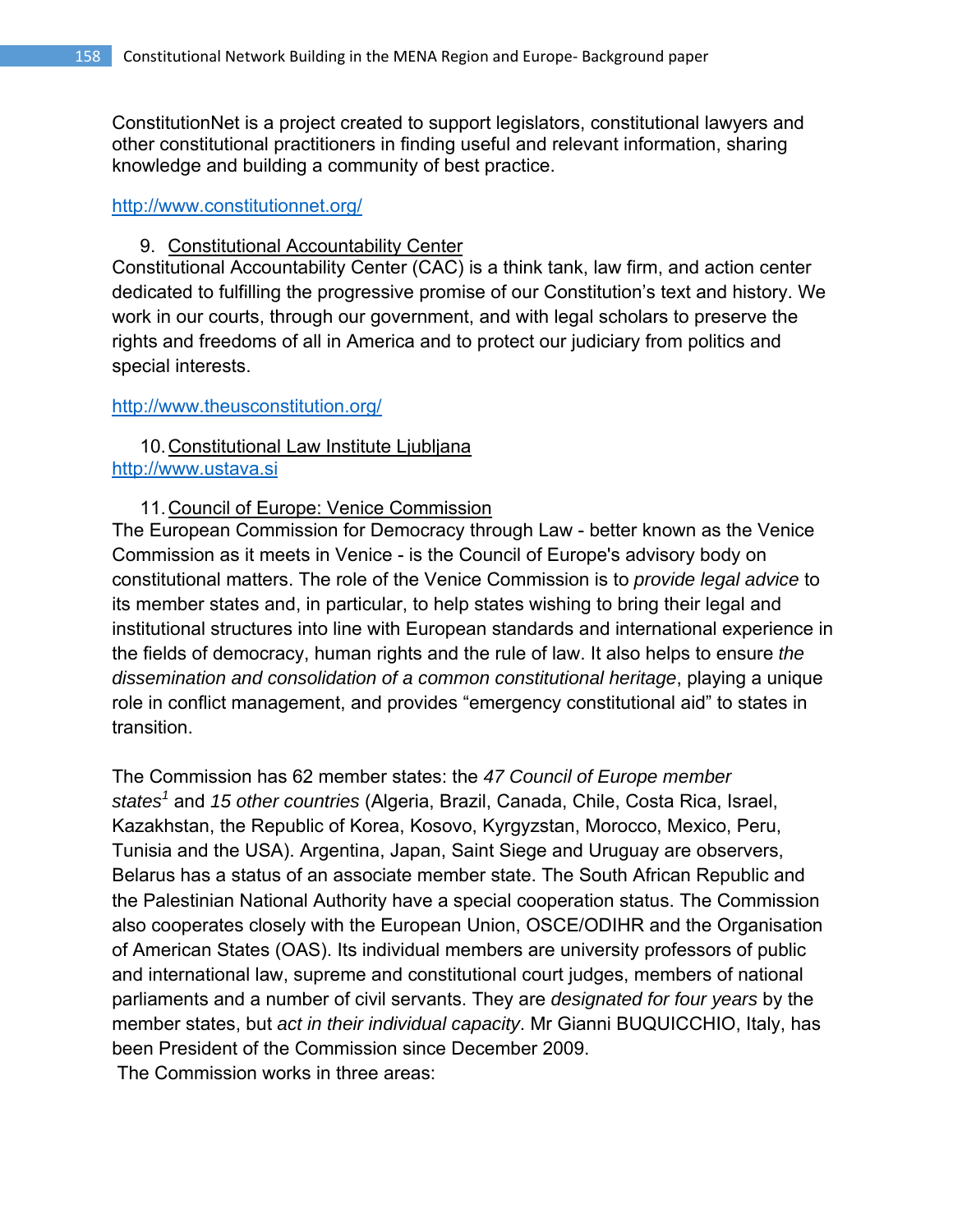ConstitutionNet is a project created to support legislators, constitutional lawyers and other constitutional practitioners in finding useful and relevant information, sharing knowledge and building a community of best practice.

http://www.constitutionnet.org/

9. Constitutional Accountability Center

Constitutional Accountability Center (CAC) is a think tank, law firm, and action center dedicated to fulfilling the progressive promise of our Constitution's text and history. We work in our courts, through our government, and with legal scholars to preserve the rights and freedoms of all in America and to protect our judiciary from politics and special interests.

http://www.theusconstitution.org/

10. Constitutional Law Institute Ljubljana

http://www.ustava.si

11. Council of Europe: Venice Commission

The European Commission for Democracy through Law - better known as the Venice Commission as it meets in Venice - is the Council of Europe's advisory body on constitutional matters. The role of the Venice Commission is to *provide legal advice* to its member states and, in particular, to help states wishing to bring their legal and institutional structures into line with European standards and international experience in the fields of democracy, human rights and the rule of law. It also helps to ensure *the dissemination and consolidation of a common constitutional heritage*, playing a unique role in conflict management, and provides "emergency constitutional aid" to states in transition.

The Commission has 62 member states: the *47 Council of Europe member states*[1] and *15 other countries* (Algeria, Brazil, Canada, Chile, Costa Rica, Israel, Kazakhstan, the Republic of Korea, Kosovo, Kyrgyzstan, Morocco, Mexico, Peru, Tunisia and the USA). Argentina, Japan, Saint Siege and Uruguay are observers, Belarus has a status of an associate member state. The South African Republic and the Palestinian National Authority have a special cooperation status. The Commission also cooperates closely with the European Union, OSCE/ODIHR and the Organisation of American States (OAS). Its individual members are university professors of public and international law, supreme and constitutional court judges, members of national parliaments and a number of civil servants. They are *designated for four years* by the member states, but *act in their individual capacity*. Mr Gianni BUQUICCHIO, Italy, has been President of the Commission since December 2009.

The Commission works in three areas: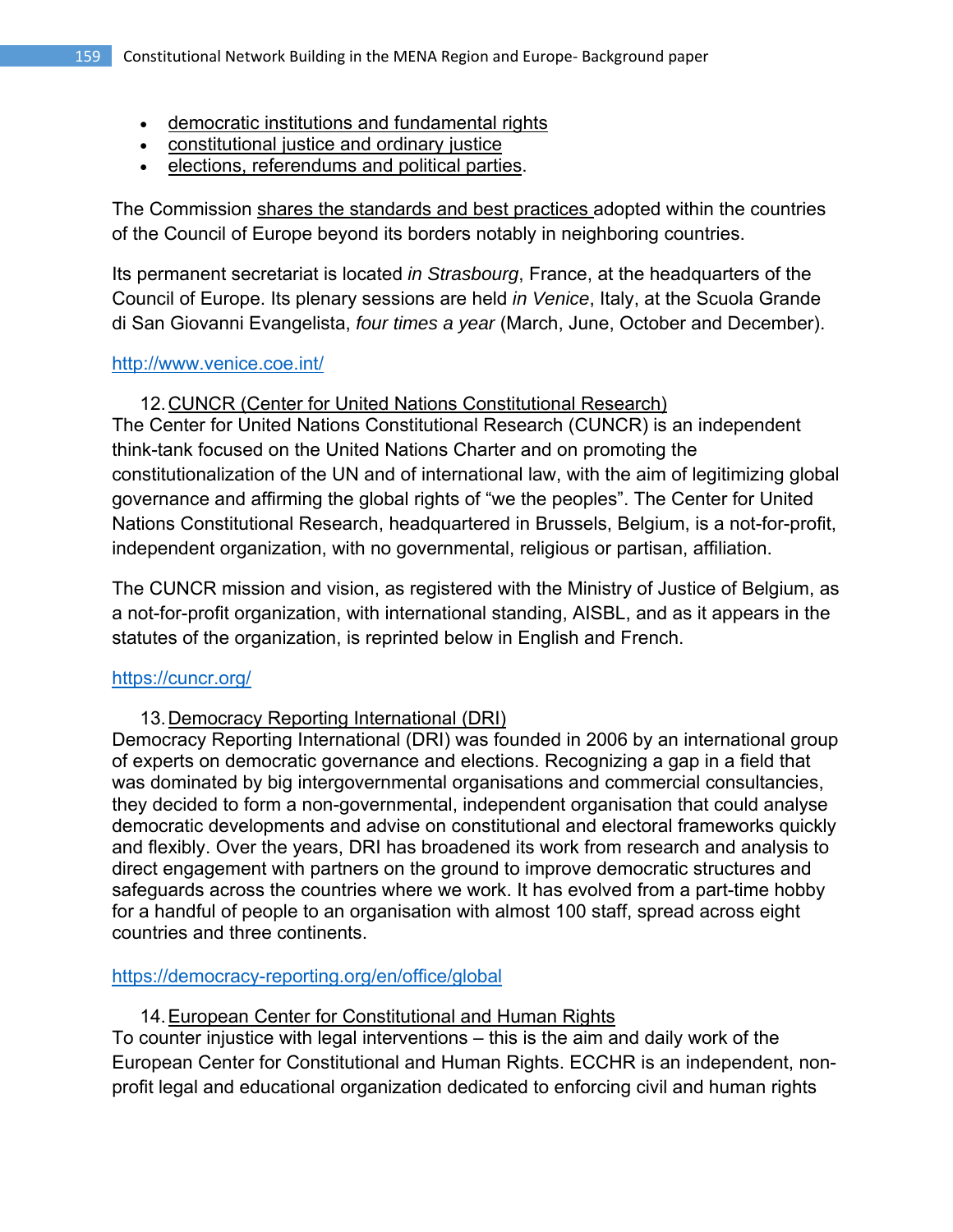- democratic institutions and fundamental rights
- constitutional justice and ordinary justice
- elections, referendums and political parties.

The Commission shares the standards and best practices adopted within the countries of the Council of Europe beyond its borders notably in neighboring countries.

Its permanent secretariat is located *in Strasbourg*, France, at the headquarters of the Council of Europe. Its plenary sessions are held *in Venice*, Italy, at the Scuola Grande di San Giovanni Evangelista, *four times a year* (March, June, October and December).

http://www.venice.coe.int/

12. CUNCR (Center for United Nations Constitutional Research)

The Center for United Nations Constitutional Research (CUNCR) is an independent think-tank focused on the United Nations Charter and on promoting the constitutionalization of the UN and of international law, with the aim of legitimizing global governance and affirming the global rights of "we the peoples". The Center for United Nations Constitutional Research, headquartered in Brussels, Belgium, is a not-for-profit, independent organization, with no governmental, religious or partisan, affiliation.

The CUNCR mission and vision, as registered with the Ministry of Justice of Belgium, as a not-for-profit organization, with international standing, AISBL, and as it appears in the statutes of the organization, is reprinted below in English and French.

https://cuncr.org/

13. Democracy Reporting International (DRI)

Democracy Reporting International (DRI) was founded in 2006 by an international group of experts on democratic governance and elections. Recognizing a gap in a field that was dominated by big intergovernmental organisations and commercial consultancies, they decided to form a non-governmental, independent organisation that could analyse democratic developments and advise on constitutional and electoral frameworks quickly and flexibly. Over the years, DRI has broadened its work from research and analysis to direct engagement with partners on the ground to improve democratic structures and safeguards across the countries where we work. It has evolved from a part-time hobby for a handful of people to an organisation with almost 100 staff, spread across eight countries and three continents.

https://democracy-reporting.org/en/office/global

14. European Center for Constitutional and Human Rights

To counter injustice with legal interventions – this is the aim and daily work of the European Center for Constitutional and Human Rights. ECCHR is an independent, non-profit legal and educational organization dedicated to enforcing civil and human rights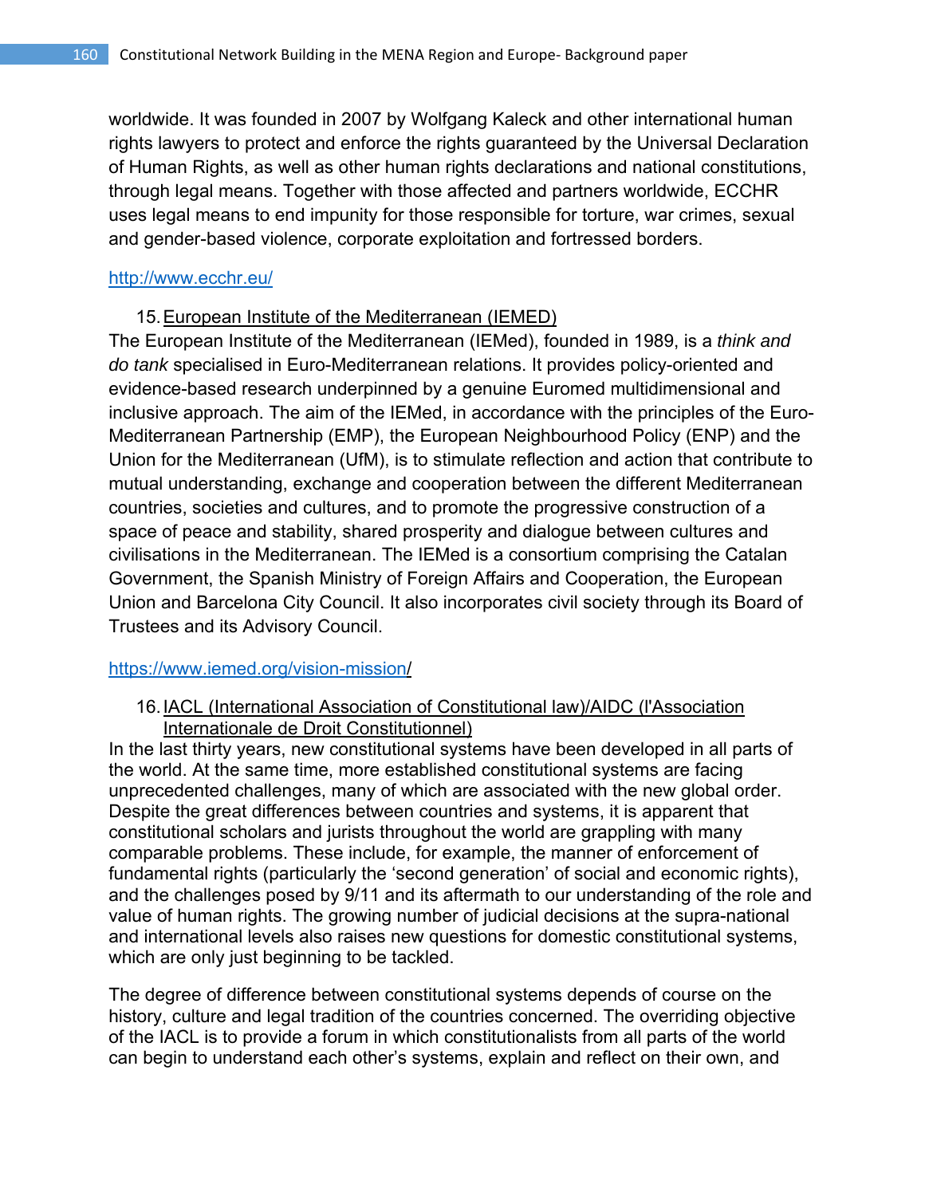worldwide. It was founded in 2007 by Wolfgang Kaleck and other international human rights lawyers to protect and enforce the rights guaranteed by the Universal Declaration of Human Rights, as well as other human rights declarations and national constitutions, through legal means. Together with those affected and partners worldwide, ECCHR uses legal means to end impunity for those responsible for torture, war crimes, sexual and gender-based violence, corporate exploitation and fortressed borders.

http://www.ecchr.eu/

15. European Institute of the Mediterranean (IEMED)

The European Institute of the Mediterranean (IEMed), founded in 1989, is a *think and do tank* specialised in Euro-Mediterranean relations. It provides policy-oriented and evidence-based research underpinned by a genuine Euromed multidimensional and inclusive approach. The aim of the IEMed, in accordance with the principles of the Euro-Mediterranean Partnership (EMP), the European Neighbourhood Policy (ENP) and the Union for the Mediterranean (UfM), is to stimulate reflection and action that contribute to mutual understanding, exchange and cooperation between the different Mediterranean countries, societies and cultures, and to promote the progressive construction of a space of peace and stability, shared prosperity and dialogue between cultures and civilisations in the Mediterranean. The IEMed is a consortium comprising the Catalan Government, the Spanish Ministry of Foreign Affairs and Cooperation, the European Union and Barcelona City Council. It also incorporates civil society through its Board of Trustees and its Advisory Council.

https://www.iemed.org/vision-mission/

16. IACL (International Association of Constitutional law)/AIDC (l'Association Internationale de Droit Constitutionnel)

In the last thirty years, new constitutional systems have been developed in all parts of the world. At the same time, more established constitutional systems are facing unprecedented challenges, many of which are associated with the new global order. Despite the great differences between countries and systems, it is apparent that constitutional scholars and jurists throughout the world are grappling with many comparable problems. These include, for example, the manner of enforcement of fundamental rights (particularly the 'second generation' of social and economic rights), and the challenges posed by 9/11 and its aftermath to our understanding of the role and value of human rights. The growing number of judicial decisions at the supra-national and international levels also raises new questions for domestic constitutional systems, which are only just beginning to be tackled.

The degree of difference between constitutional systems depends of course on the history, culture and legal tradition of the countries concerned. The overriding objective of the IACL is to provide a forum in which constitutionalists from all parts of the world can begin to understand each other's systems, explain and reflect on their own, and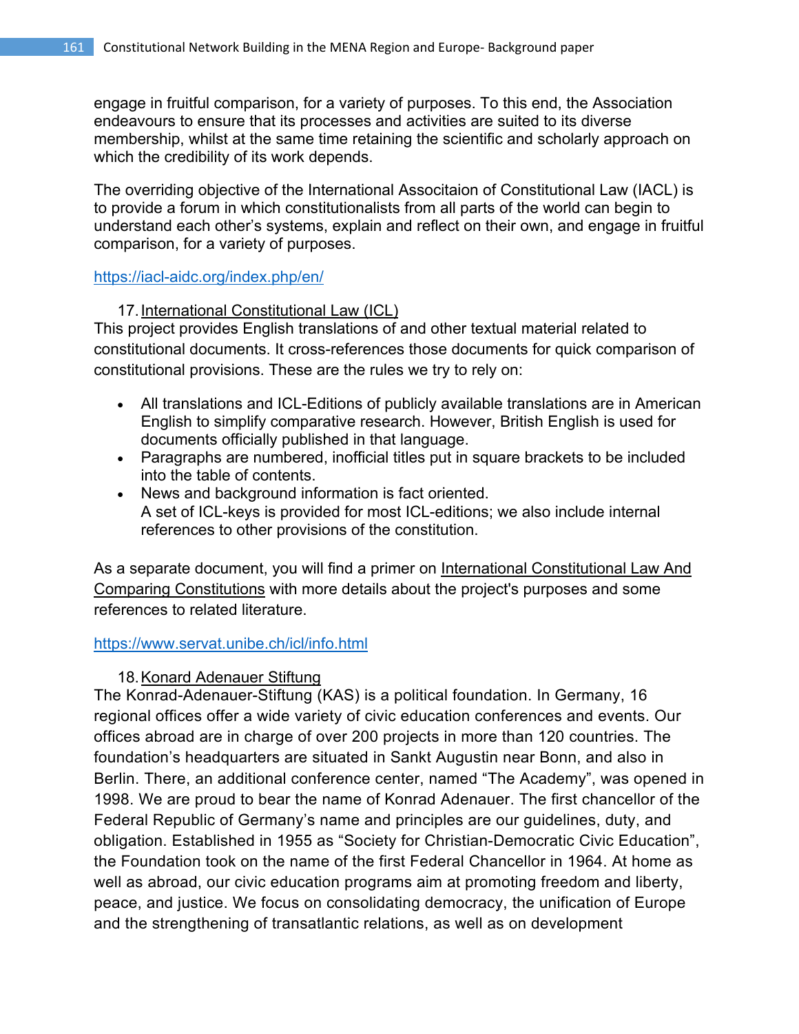engage in fruitful comparison, for a variety of purposes. To this end, the Association endeavours to ensure that its processes and activities are suited to its diverse membership, whilst at the same time retaining the scientific and scholarly approach on which the credibility of its work depends.

The overriding objective of the International Associtaion of Constitutional Law (IACL) is to provide a forum in which constitutionalists from all parts of the world can begin to understand each other's systems, explain and reflect on their own, and engage in fruitful comparison, for a variety of purposes.

https://iacl-aidc.org/index.php/en/

17. International Constitutional Law (ICL)

This project provides English translations of and other textual material related to constitutional documents. It cross-references those documents for quick comparison of constitutional provisions. These are the rules we try to rely on:

- All translations and ICL-Editions of publicly available translations are in American English to simplify comparative research. However, British English is used for documents officially published in that language.
- Paragraphs are numbered, inofficial titles put in square brackets to be included into the table of contents.
- News and background information is fact oriented.
  A set of ICL-keys is provided for most ICL-editions; we also include internal references to other provisions of the constitution.

As a separate document, you will find a primer on International Constitutional Law And Comparing Constitutions with more details about the project's purposes and some references to related literature.

https://www.servat.unibe.ch/icl/info.html

18. Konard Adenauer Stiftung

The Konrad-Adenauer-Stiftung (KAS) is a political foundation. In Germany, 16 regional offices offer a wide variety of civic education conferences and events. Our offices abroad are in charge of over 200 projects in more than 120 countries. The foundation's headquarters are situated in Sankt Augustin near Bonn, and also in Berlin. There, an additional conference center, named "The Academy", was opened in 1998. We are proud to bear the name of Konrad Adenauer. The first chancellor of the Federal Republic of Germany's name and principles are our guidelines, duty, and obligation. Established in 1955 as "Society for Christian-Democratic Civic Education", the Foundation took on the name of the first Federal Chancellor in 1964. At home as well as abroad, our civic education programs aim at promoting freedom and liberty, peace, and justice. We focus on consolidating democracy, the unification of Europe and the strengthening of transatlantic relations, as well as on development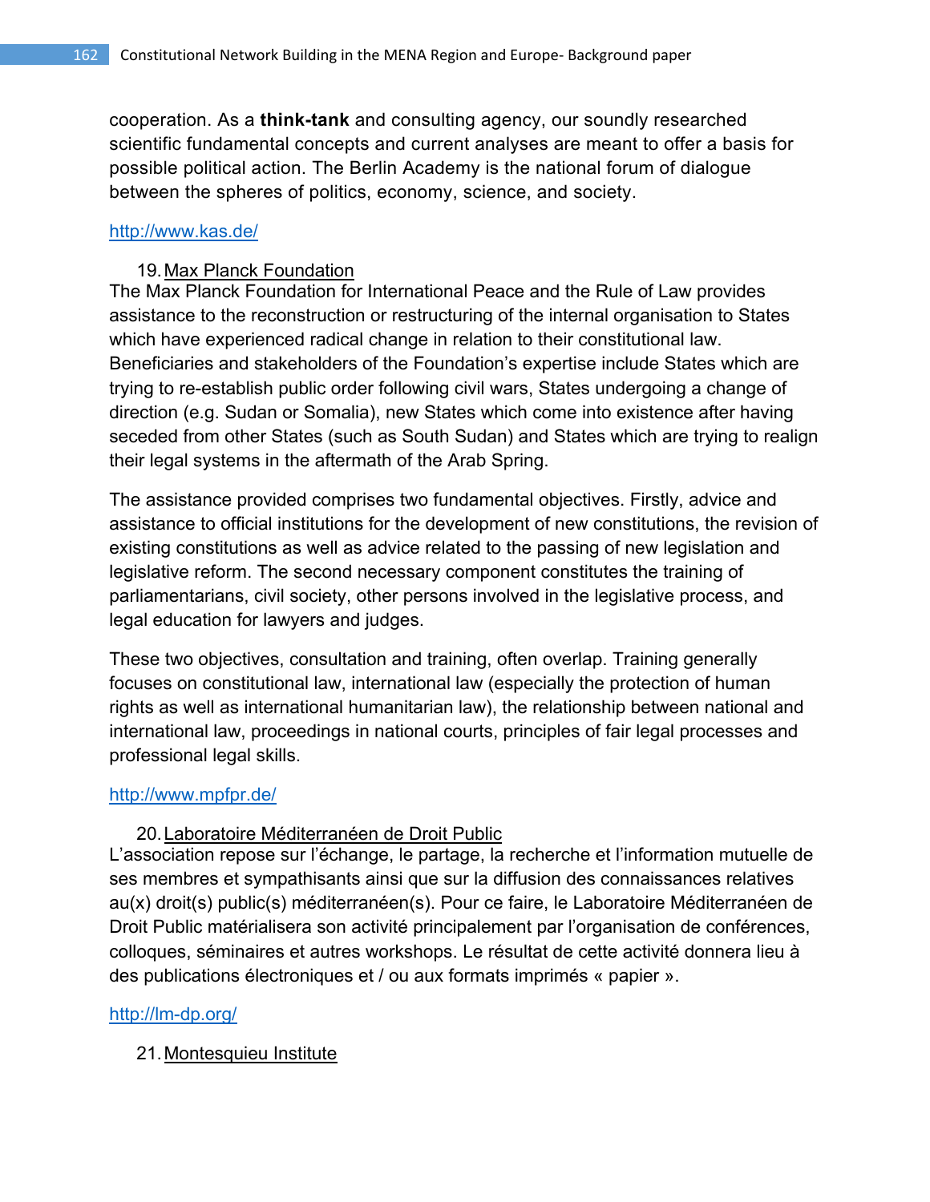cooperation. As a **think-tank** and consulting agency, our soundly researched scientific fundamental concepts and current analyses are meant to offer a basis for possible political action. The Berlin Academy is the national forum of dialogue between the spheres of politics, economy, science, and society.

http://www.kas.de/

19. Max Planck Foundation

The Max Planck Foundation for International Peace and the Rule of Law provides assistance to the reconstruction or restructuring of the internal organisation to States which have experienced radical change in relation to their constitutional law. Beneficiaries and stakeholders of the Foundation's expertise include States which are trying to re-establish public order following civil wars, States undergoing a change of direction (e.g. Sudan or Somalia), new States which come into existence after having seceded from other States (such as South Sudan) and States which are trying to realign their legal systems in the aftermath of the Arab Spring.

The assistance provided comprises two fundamental objectives. Firstly, advice and assistance to official institutions for the development of new constitutions, the revision of existing constitutions as well as advice related to the passing of new legislation and legislative reform. The second necessary component constitutes the training of parliamentarians, civil society, other persons involved in the legislative process, and legal education for lawyers and judges.

These two objectives, consultation and training, often overlap. Training generally focuses on constitutional law, international law (especially the protection of human rights as well as international humanitarian law), the relationship between national and international law, proceedings in national courts, principles of fair legal processes and professional legal skills.

http://www.mpfpr.de/

20. Laboratoire Méditerranéen de Droit Public

L'association repose sur l'échange, le partage, la recherche et l'information mutuelle de ses membres et sympathisants ainsi que sur la diffusion des connaissances relatives au(x) droit(s) public(s) méditerranéen(s). Pour ce faire, le Laboratoire Méditerranéen de Droit Public matérialisera son activité principalement par l'organisation de conférences, colloques, séminaires et autres workshops. Le résultat de cette activité donnera lieu à des publications électroniques et / ou aux formats imprimés « papier ».

http://lm-dp.org/

21. Montesquieu Institute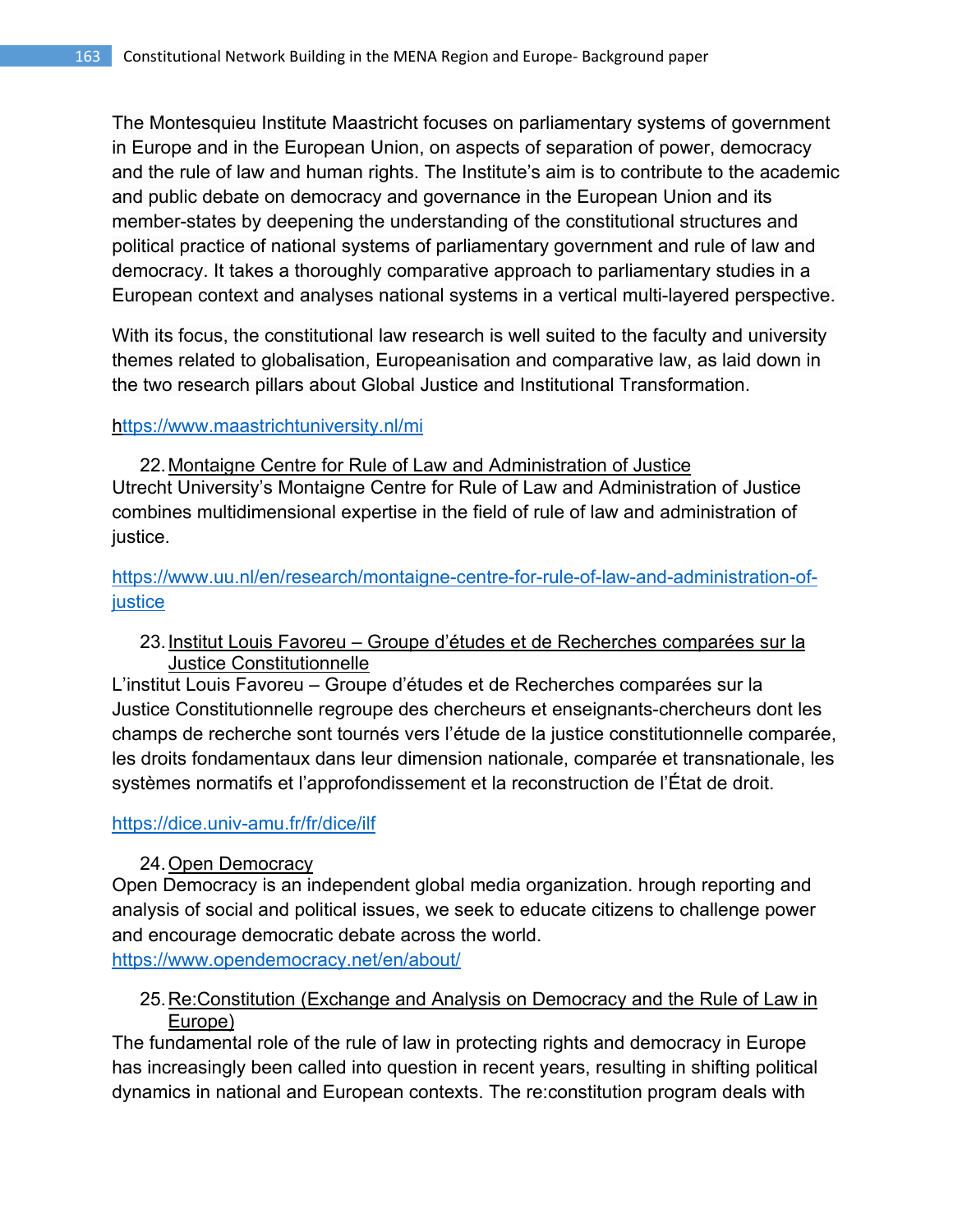The Montesquieu Institute Maastricht focuses on parliamentary systems of government in Europe and in the European Union, on aspects of separation of power, democracy and the rule of law and human rights. The Institute's aim is to contribute to the academic and public debate on democracy and governance in the European Union and its member-states by deepening the understanding of the constitutional structures and political practice of national systems of parliamentary government and rule of law and democracy. It takes a thoroughly comparative approach to parliamentary studies in a European context and analyses national systems in a vertical multi-layered perspective.

With its focus, the constitutional law research is well suited to the faculty and university themes related to globalisation, Europeanisation and comparative law, as laid down in the two research pillars about Global Justice and Institutional Transformation.

https://www.maastrichtuniversity.nl/mi

22. Montaigne Centre for Rule of Law and Administration of Justice

Utrecht University's Montaigne Centre for Rule of Law and Administration of Justice combines multidimensional expertise in the field of rule of law and administration of justice.

https://www.uu.nl/en/research/montaigne-centre-for-rule-of-law-and-administration-of-justice

23. Institut Louis Favoreu – Groupe d'études et de Recherches comparées sur la Justice Constitutionnelle

L'institut Louis Favoreu – Groupe d'études et de Recherches comparées sur la Justice Constitutionnelle regroupe des chercheurs et enseignants-chercheurs dont les champs de recherche sont tournés vers l'étude de la justice constitutionnelle comparée, les droits fondamentaux dans leur dimension nationale, comparée et transnationale, les systèmes normatifs et l'approfondissement et la reconstruction de l'État de droit.

https://dice.univ-amu.fr/fr/dice/ilf

24. Open Democracy

Open Democracy is an independent global media organization. hrough reporting and analysis of social and political issues, we seek to educate citizens to challenge power and encourage democratic debate across the world.
https://www.opendemocracy.net/en/about/

25. Re:Constitution (Exchange and Analysis on Democracy and the Rule of Law in Europe)

The fundamental role of the rule of law in protecting rights and democracy in Europe has increasingly been called into question in recent years, resulting in shifting political dynamics in national and European contexts. The re:constitution program deals with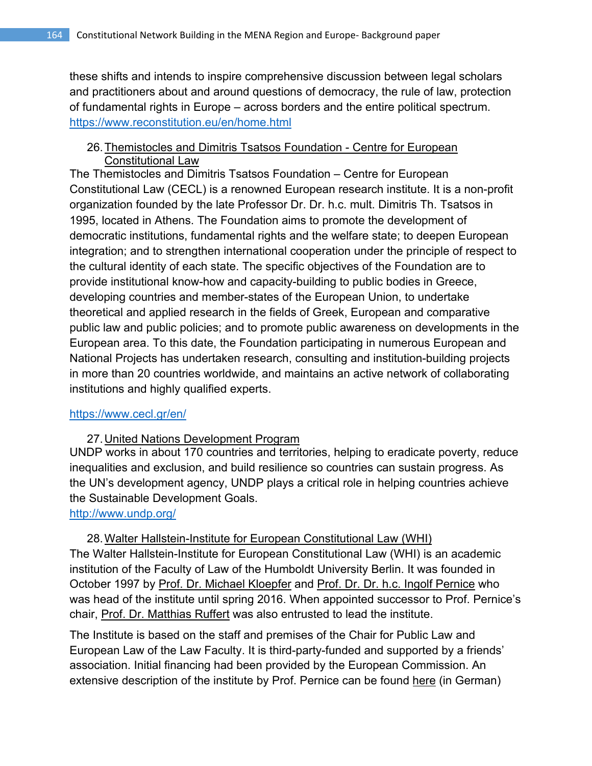these shifts and intends to inspire comprehensive discussion between legal scholars and practitioners about and around questions of democracy, the rule of law, protection of fundamental rights in Europe – across borders and the entire political spectrum.
https://www.reconstitution.eu/en/home.html

26. Themistocles and Dimitris Tsatsos Foundation - Centre for European Constitutional Law

The Themistocles and Dimitris Tsatsos Foundation – Centre for European Constitutional Law (CECL) is a renowned European research institute. It is a non-profit organization founded by the late Professor Dr. Dr. h.c. mult. Dimitris Th. Tsatsos in 1995, located in Athens. The Foundation aims to promote the development of democratic institutions, fundamental rights and the welfare state; to deepen European integration; and to strengthen international cooperation under the principle of respect to the cultural identity of each state. The specific objectives of the Foundation are to provide institutional know-how and capacity-building to public bodies in Greece, developing countries and member-states of the European Union, to undertake theoretical and applied research in the fields of Greek, European and comparative public law and public policies; and to promote public awareness on developments in the European area. To this date, the Foundation participating in numerous European and National Projects has undertaken research, consulting and institution-building projects in more than 20 countries worldwide, and maintains an active network of collaborating institutions and highly qualified experts.

https://www.cecl.gr/en/

27. United Nations Development Program

UNDP works in about 170 countries and territories, helping to eradicate poverty, reduce inequalities and exclusion, and build resilience so countries can sustain progress. As the UN's development agency, UNDP plays a critical role in helping countries achieve the Sustainable Development Goals.
http://www.undp.org/

28. Walter Hallstein-Institute for European Constitutional Law (WHI)

The Walter Hallstein-Institute for European Constitutional Law (WHI) is an academic institution of the Faculty of Law of the Humboldt University Berlin. It was founded in October 1997 by Prof. Dr. Michael Kloepfer and Prof. Dr. Dr. h.c. Ingolf Pernice who was head of the institute until spring 2016. When appointed successor to Prof. Pernice's chair, Prof. Dr. Matthias Ruffert was also entrusted to lead the institute.

The Institute is based on the staff and premises of the Chair for Public Law and European Law of the Law Faculty. It is third-party-funded and supported by a friends' association. Initial financing had been provided by the European Commission. An extensive description of the institute by Prof. Pernice can be found here (in German)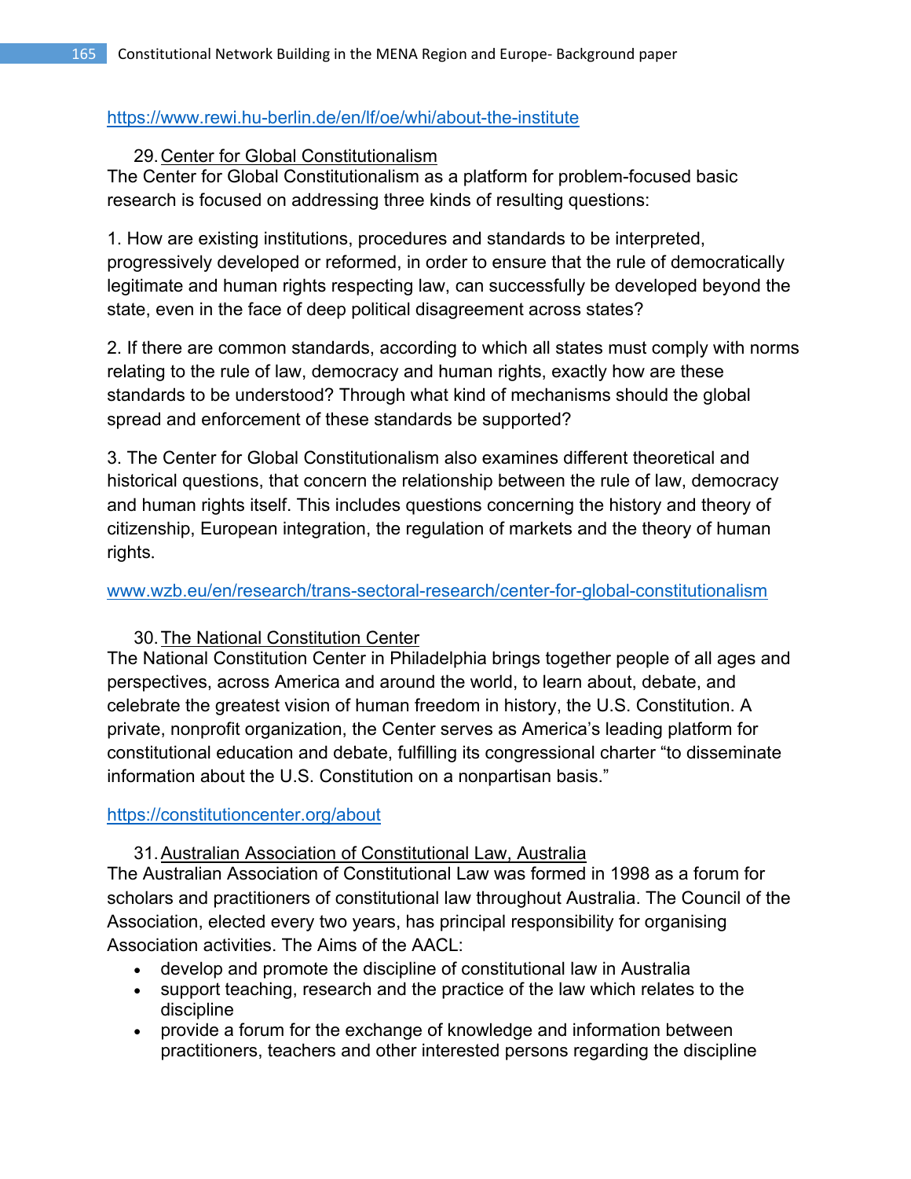https://www.rewi.hu-berlin.de/en/lf/oe/whi/about-the-institute

29. Center for Global Constitutionalism

The Center for Global Constitutionalism as a platform for problem-focused basic research is focused on addressing three kinds of resulting questions:

1. How are existing institutions, procedures and standards to be interpreted, progressively developed or reformed, in order to ensure that the rule of democratically legitimate and human rights respecting law, can successfully be developed beyond the state, even in the face of deep political disagreement across states?

2. If there are common standards, according to which all states must comply with norms relating to the rule of law, democracy and human rights, exactly how are these standards to be understood? Through what kind of mechanisms should the global spread and enforcement of these standards be supported?

3. The Center for Global Constitutionalism also examines different theoretical and historical questions, that concern the relationship between the rule of law, democracy and human rights itself. This includes questions concerning the history and theory of citizenship, European integration, the regulation of markets and the theory of human rights.

www.wzb.eu/en/research/trans-sectoral-research/center-for-global-constitutionalism

30. The National Constitution Center

The National Constitution Center in Philadelphia brings together people of all ages and perspectives, across America and around the world, to learn about, debate, and celebrate the greatest vision of human freedom in history, the U.S. Constitution. A private, nonprofit organization, the Center serves as America's leading platform for constitutional education and debate, fulfilling its congressional charter "to disseminate information about the U.S. Constitution on a nonpartisan basis."

https://constitutioncenter.org/about

31. Australian Association of Constitutional Law, Australia

The Australian Association of Constitutional Law was formed in 1998 as a forum for scholars and practitioners of constitutional law throughout Australia. The Council of the Association, elected every two years, has principal responsibility for organising Association activities. The Aims of the AACL:

- develop and promote the discipline of constitutional law in Australia
- support teaching, research and the practice of the law which relates to the discipline
- provide a forum for the exchange of knowledge and information between practitioners, teachers and other interested persons regarding the discipline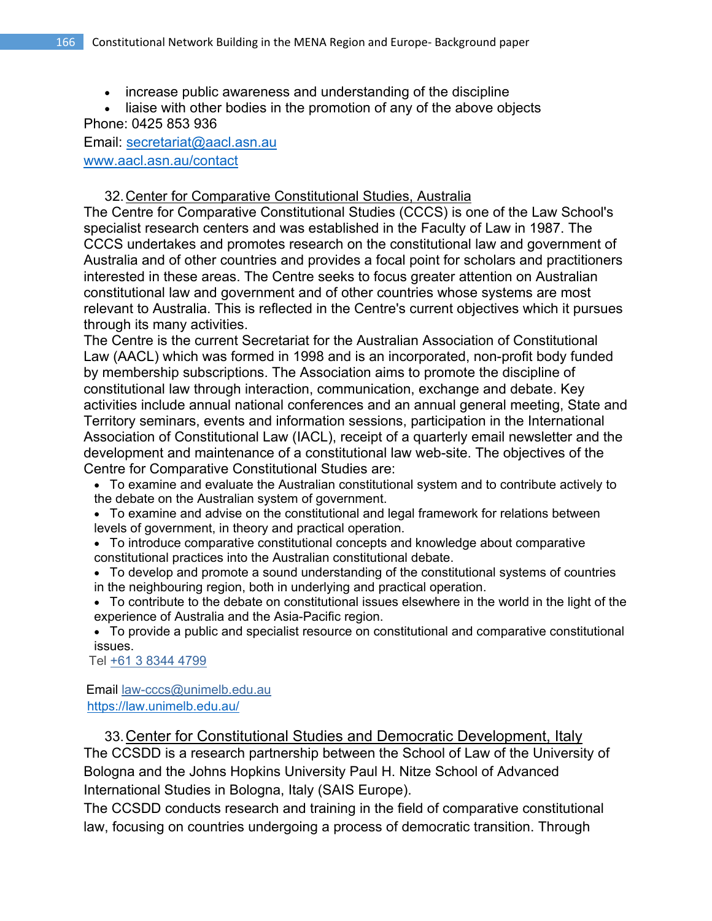- increase public awareness and understanding of the discipline
- liaise with other bodies in the promotion of any of the above objects

Phone: 0425 853 936

Email: secretariat@aacl.asn.au

www.aacl.asn.au/contact

32. Center for Comparative Constitutional Studies, Australia

The Centre for Comparative Constitutional Studies (CCCS) is one of the Law School's specialist research centers and was established in the Faculty of Law in 1987. The CCCS undertakes and promotes research on the constitutional law and government of Australia and of other countries and provides a focal point for scholars and practitioners interested in these areas. The Centre seeks to focus greater attention on Australian constitutional law and government and of other countries whose systems are most relevant to Australia. This is reflected in the Centre's current objectives which it pursues through its many activities.

The Centre is the current Secretariat for the Australian Association of Constitutional Law (AACL) which was formed in 1998 and is an incorporated, non-profit body funded by membership subscriptions. The Association aims to promote the discipline of constitutional law through interaction, communication, exchange and debate. Key activities include annual national conferences and an annual general meeting, State and Territory seminars, events and information sessions, participation in the International Association of Constitutional Law (IACL), receipt of a quarterly email newsletter and the development and maintenance of a constitutional law web-site. The objectives of the Centre for Comparative Constitutional Studies are:

- To examine and evaluate the Australian constitutional system and to contribute actively to the debate on the Australian system of government.
- To examine and advise on the constitutional and legal framework for relations between levels of government, in theory and practical operation.
- To introduce comparative constitutional concepts and knowledge about comparative constitutional practices into the Australian constitutional debate.
- To develop and promote a sound understanding of the constitutional systems of countries in the neighbouring region, both in underlying and practical operation.
- To contribute to the debate on constitutional issues elsewhere in the world in the light of the experience of Australia and the Asia-Pacific region.
- To provide a public and specialist resource on constitutional and comparative constitutional issues.

Tel +61 3 8344 4799

Email law-cccs@unimelb.edu.au

https://law.unimelb.edu.au/

33. Center for Constitutional Studies and Democratic Development, Italy

The CCSDD is a research partnership between the School of Law of the University of Bologna and the Johns Hopkins University Paul H. Nitze School of Advanced International Studies in Bologna, Italy (SAIS Europe).

The CCSDD conducts research and training in the field of comparative constitutional law, focusing on countries undergoing a process of democratic transition. Through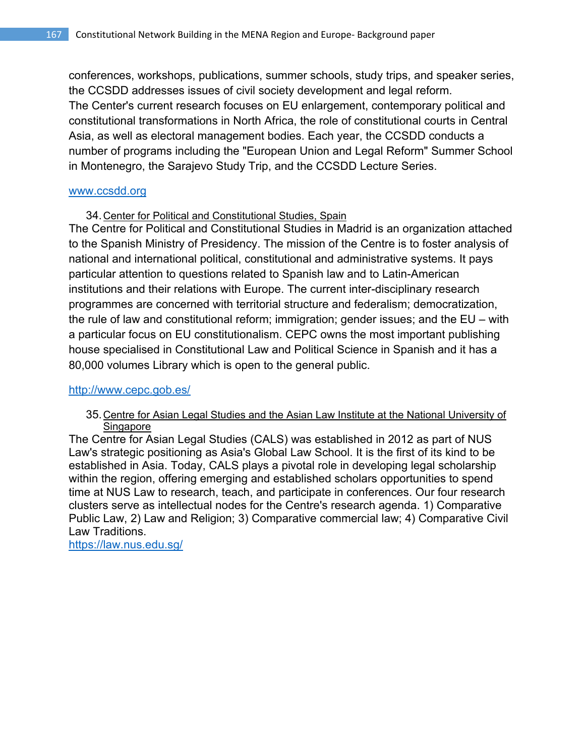conferences, workshops, publications, summer schools, study trips, and speaker series, the CCSDD addresses issues of civil society development and legal reform.
The Center's current research focuses on EU enlargement, contemporary political and constitutional transformations in North Africa, the role of constitutional courts in Central Asia, as well as electoral management bodies. Each year, the CCSDD conducts a number of programs including the "European Union and Legal Reform" Summer School in Montenegro, the Sarajevo Study Trip, and the CCSDD Lecture Series.

www.ccsdd.org

34. Center for Political and Constitutional Studies, Spain

The Centre for Political and Constitutional Studies in Madrid is an organization attached to the Spanish Ministry of Presidency. The mission of the Centre is to foster analysis of national and international political, constitutional and administrative systems. It pays particular attention to questions related to Spanish law and to Latin-American institutions and their relations with Europe. The current inter-disciplinary research programmes are concerned with territorial structure and federalism; democratization, the rule of law and constitutional reform; immigration; gender issues; and the EU – with a particular focus on EU constitutionalism. CEPC owns the most important publishing house specialised in Constitutional Law and Political Science in Spanish and it has a 80,000 volumes Library which is open to the general public.

http://www.cepc.gob.es/

35. Centre for Asian Legal Studies and the Asian Law Institute at the National University of Singapore

The Centre for Asian Legal Studies (CALS) was established in 2012 as part of NUS Law's strategic positioning as Asia's Global Law School. It is the first of its kind to be established in Asia. Today, CALS plays a pivotal role in developing legal scholarship within the region, offering emerging and established scholars opportunities to spend time at NUS Law to research, teach, and participate in conferences. Our four research clusters serve as intellectual nodes for the Centre's research agenda. 1) Comparative Public Law, 2) Law and Religion; 3) Comparative commercial law; 4) Comparative Civil Law Traditions.
https://law.nus.edu.sg/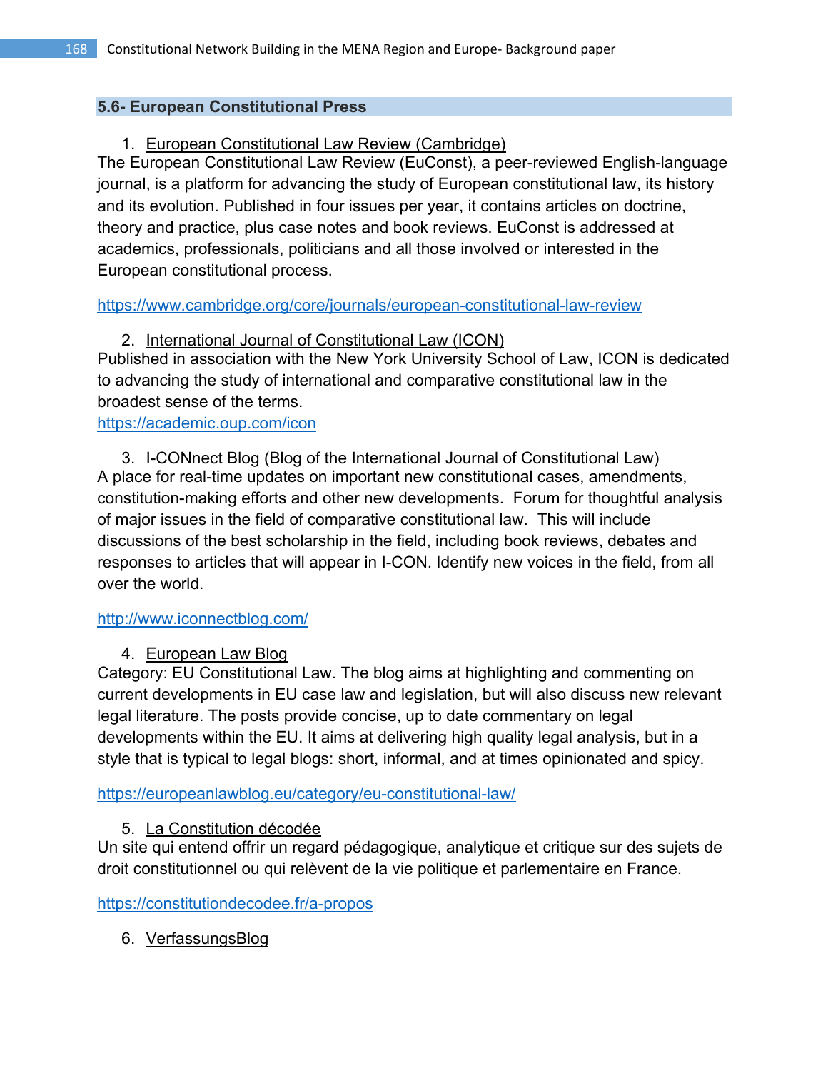## 5.6- European Constitutional Press

1. European Constitutional Law Review (Cambridge)

The European Constitutional Law Review (EuConst), a peer-reviewed English-language journal, is a platform for advancing the study of European constitutional law, its history and its evolution. Published in four issues per year, it contains articles on doctrine, theory and practice, plus case notes and book reviews. EuConst is addressed at academics, professionals, politicians and all those involved or interested in the European constitutional process.

https://www.cambridge.org/core/journals/european-constitutional-law-review

2. International Journal of Constitutional Law (ICON)

Published in association with the New York University School of Law, ICON is dedicated to advancing the study of international and comparative constitutional law in the broadest sense of the terms.
https://academic.oup.com/icon

3. I-CONNect Blog (Blog of the International Journal of Constitutional Law)

A place for real-time updates on important new constitutional cases, amendments, constitution-making efforts and other new developments. Forum for thoughtful analysis of major issues in the field of comparative constitutional law. This will include discussions of the best scholarship in the field, including book reviews, debates and responses to articles that will appear in I-CON. Identify new voices in the field, from all over the world.

http://www.iconnectblog.com/

4. European Law Blog

Category: EU Constitutional Law. The blog aims at highlighting and commenting on current developments in EU case law and legislation, but will also discuss new relevant legal literature. The posts provide concise, up to date commentary on legal developments within the EU. It aims at delivering high quality legal analysis, but in a style that is typical to legal blogs: short, informal, and at times opinionated and spicy.

https://europeanlawblog.eu/category/eu-constitutional-law/

5. La Constitution décodée

Un site qui entend offrir un regard pédagogique, analytique et critique sur des sujets de droit constitutionnel ou qui relèvent de la vie politique et parlementaire en France.

https://constitutiondecodee.fr/a-propos

6. VerfassungsBlog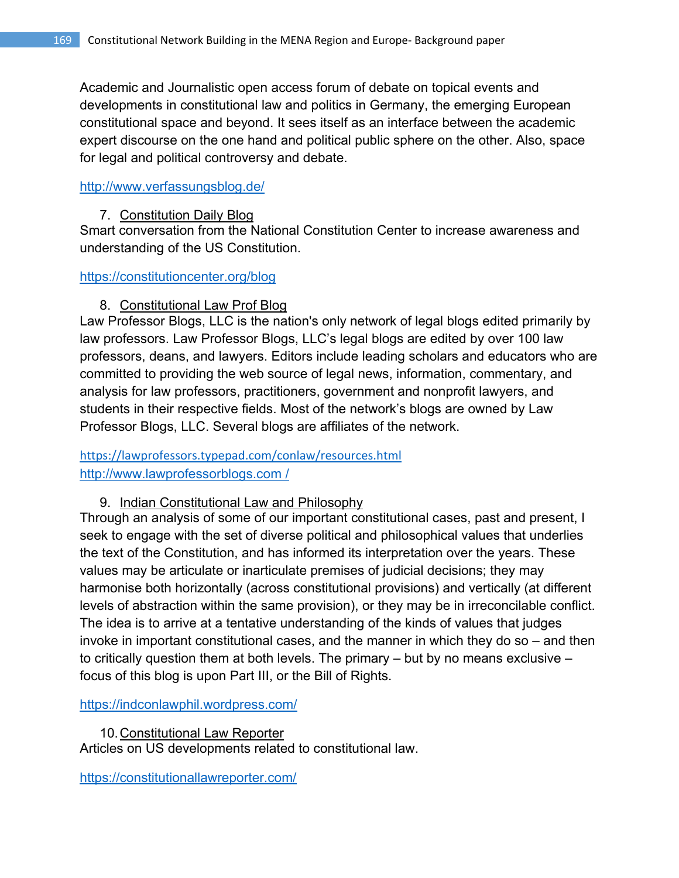Academic and Journalistic open access forum of debate on topical events and developments in constitutional law and politics in Germany, the emerging European constitutional space and beyond. It sees itself as an interface between the academic expert discourse on the one hand and political public sphere on the other. Also, space for legal and political controversy and debate.

http://www.verfassungsblog.de/

7. Constitution Daily Blog

Smart conversation from the National Constitution Center to increase awareness and understanding of the US Constitution.

https://constitutioncenter.org/blog

8. Constitutional Law Prof Blog

Law Professor Blogs, LLC is the nation's only network of legal blogs edited primarily by law professors. Law Professor Blogs, LLC's legal blogs are edited by over 100 law professors, deans, and lawyers. Editors include leading scholars and educators who are committed to providing the web source of legal news, information, commentary, and analysis for law professors, practitioners, government and nonprofit lawyers, and students in their respective fields. Most of the network's blogs are owned by Law Professor Blogs, LLC. Several blogs are affiliates of the network.

https://lawprofessors.typepad.com/conlaw/resources.html
http://www.lawprofessorblogs.com /

9. Indian Constitutional Law and Philosophy

Through an analysis of some of our important constitutional cases, past and present, I seek to engage with the set of diverse political and philosophical values that underlies the text of the Constitution, and has informed its interpretation over the years. These values may be articulate or inarticulate premises of judicial decisions; they may harmonise both horizontally (across constitutional provisions) and vertically (at different levels of abstraction within the same provision), or they may be in irreconcilable conflict. The idea is to arrive at a tentative understanding of the kinds of values that judges invoke in important constitutional cases, and the manner in which they do so – and then to critically question them at both levels. The primary – but by no means exclusive – focus of this blog is upon Part III, or the Bill of Rights.

https://indconlawphil.wordpress.com/

10. Constitutional Law Reporter

Articles on US developments related to constitutional law.

https://constitutionallawreporter.com/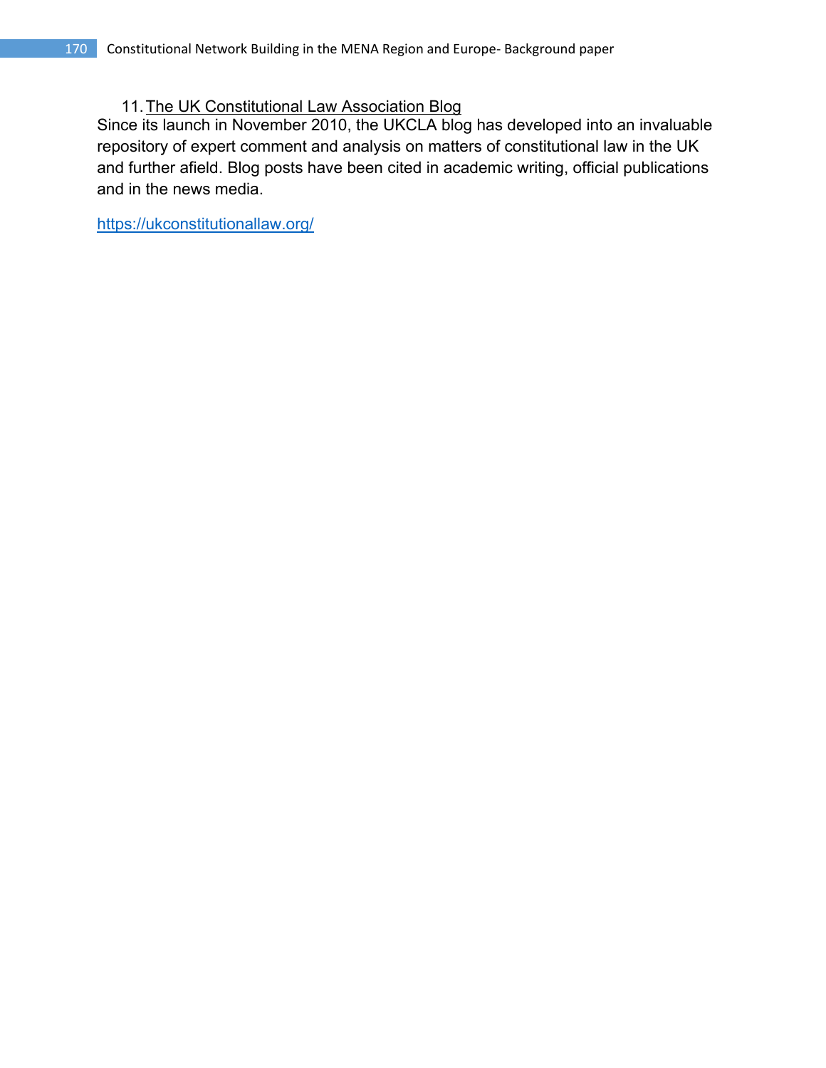11. The UK Constitutional Law Association Blog

Since its launch in November 2010, the UKCLA blog has developed into an invaluable repository of expert comment and analysis on matters of constitutional law in the UK and further afield. Blog posts have been cited in academic writing, official publications and in the news media.

https://ukconstitutionallaw.org/